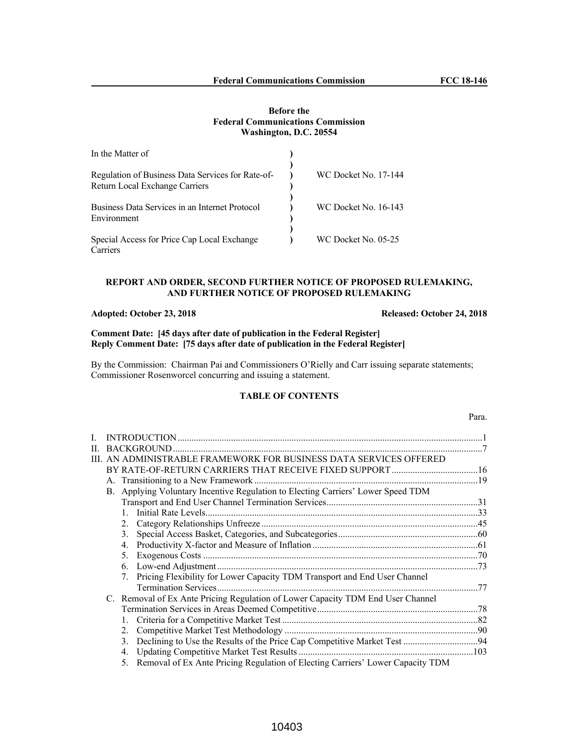**Before the**
**Federal Communications Commission**
**Washington, D.C. 20554**

| In the Matter of | ) | |
|---|---|---|
| | ) | |
| Regulation of Business Data Services for Rate-of-Return Local Exchange Carriers | ) | WC Docket No. 17-144 |
| | ) | |
| Business Data Services in an Internet Protocol Environment | ) | WC Docket No. 16-143 |
| | ) | |
| Special Access for Price Cap Local Exchange Carriers | ) | WC Docket No. 05-25 |

**REPORT AND ORDER, SECOND FURTHER NOTICE OF PROPOSED RULEMAKING, AND FURTHER NOTICE OF PROPOSED RULEMAKING**

**Adopted: October 23, 2018** **Released: October 24, 2018**

**Comment Date: [45 days after date of publication in the Federal Register]**
**Reply Comment Date: [75 days after date of publication in the Federal Register]**

By the Commission: Chairman Pai and Commissioners O'Rielly and Carr issuing separate statements; Commissioner Rosenworcel concurring and issuing a statement.

**TABLE OF CONTENTS**

Para.

I. INTRODUCTION .......... 1
II. BACKGROUND .......... 7
III. AN ADMINISTRABLE FRAMEWORK FOR BUSINESS DATA SERVICES OFFERED BY RATE-OF-RETURN CARRIERS THAT RECEIVE FIXED SUPPORT .......... 16
  A. Transitioning to a New Framework .......... 19
  B. Applying Voluntary Incentive Regulation to Electing Carriers' Lower Speed TDM Transport and End User Channel Termination Services .......... 31
    1. Initial Rate Levels .......... 33
    2. Category Relationships Unfreeze .......... 45
    3. Special Access Basket, Categories, and Subcategories .......... 60
    4. Productivity X-factor and Measure of Inflation .......... 61
    5. Exogenous Costs .......... 70
    6. Low-end Adjustment .......... 73
    7. Pricing Flexibility for Lower Capacity TDM Transport and End User Channel Termination Services .......... 77
  C. Removal of Ex Ante Pricing Regulation of Lower Capacity TDM End User Channel Termination Services in Areas Deemed Competitive .......... 78
    1. Criteria for a Competitive Market Test .......... 82
    2. Competitive Market Test Methodology .......... 90
    3. Declining to Use the Results of the Price Cap Competitive Market Test .......... 94
    4. Updating Competitive Market Test Results .......... 103
    5. Removal of Ex Ante Pricing Regulation of Electing Carriers' Lower Capacity TDM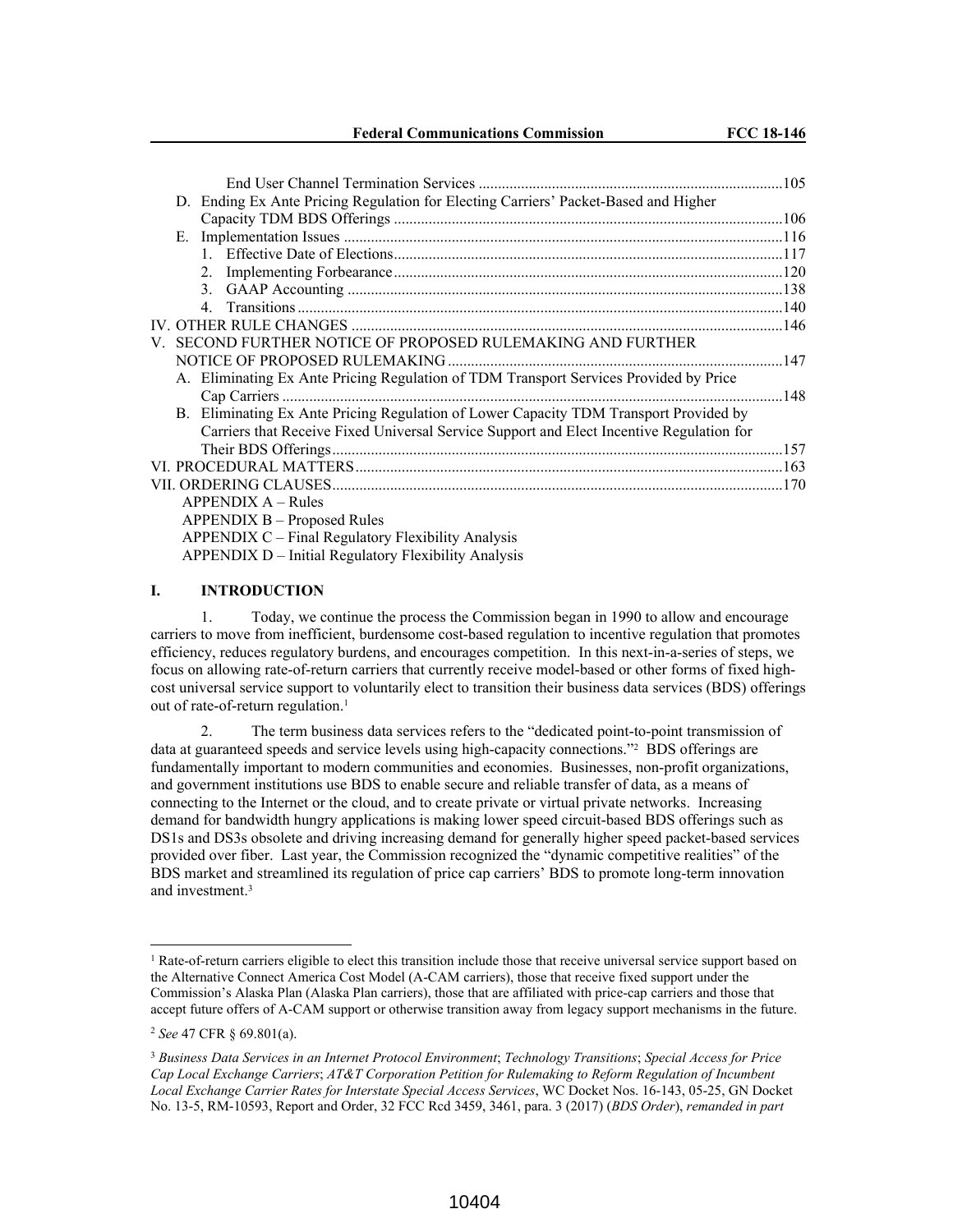End User Channel Termination Services ..................................................................................105

D. Ending Ex Ante Pricing Regulation for Electing Carriers' Packet-Based and Higher Capacity TDM BDS Offerings ....................................................................................................106

E. Implementation Issues ....................................................................................................116

1. Effective Date of Elections..........................................................................................117
2. Implementing Forbearance..........................................................................................120
3. GAAP Accounting .......................................................................................................138
4. Transitions ...................................................................................................................140

IV. OTHER RULE CHANGES .................................................................................................146

V. SECOND FURTHER NOTICE OF PROPOSED RULEMAKING AND FURTHER NOTICE OF PROPOSED RULEMAKING..........................................................................147

A. Eliminating Ex Ante Pricing Regulation of TDM Transport Services Provided by Price Cap Carriers ..........................................................................................................................148

B. Eliminating Ex Ante Pricing Regulation of Lower Capacity TDM Transport Provided by Carriers that Receive Fixed Universal Service Support and Elect Incentive Regulation for Their BDS Offerings...........................................................................................................157

VI. PROCEDURAL MATTERS..................................................................................................163

VII. ORDERING CLAUSES.......................................................................................................170

APPENDIX A – Rules
APPENDIX B – Proposed Rules
APPENDIX C – Final Regulatory Flexibility Analysis
APPENDIX D – Initial Regulatory Flexibility Analysis

# I. INTRODUCTION

1. Today, we continue the process the Commission began in 1990 to allow and encourage carriers to move from inefficient, burdensome cost-based regulation to incentive regulation that promotes efficiency, reduces regulatory burdens, and encourages competition. In this next-in-a-series of steps, we focus on allowing rate-of-return carriers that currently receive model-based or other forms of fixed high-cost universal service support to voluntarily elect to transition their business data services (BDS) offerings out of rate-of-return regulation.[1]

2. The term business data services refers to the "dedicated point-to-point transmission of data at guaranteed speeds and service levels using high-capacity connections."[2] BDS offerings are fundamentally important to modern communities and economies. Businesses, non-profit organizations, and government institutions use BDS to enable secure and reliable transfer of data, as a means of connecting to the Internet or the cloud, and to create private or virtual private networks. Increasing demand for bandwidth hungry applications is making lower speed circuit-based BDS offerings such as DS1s and DS3s obsolete and driving increasing demand for generally higher speed packet-based services provided over fiber. Last year, the Commission recognized the "dynamic competitive realities" of the BDS market and streamlined its regulation of price cap carriers' BDS to promote long-term innovation and investment.[3]

---

[1] Rate-of-return carriers eligible to elect this transition include those that receive universal service support based on the Alternative Connect America Cost Model (A-CAM carriers), those that receive fixed support under the Commission's Alaska Plan (Alaska Plan carriers), those that are affiliated with price-cap carriers and those that accept future offers of A-CAM support or otherwise transition away from legacy support mechanisms in the future.

[2] *See* 47 CFR § 69.801(a).

[3] *Business Data Services in an Internet Protocol Environment*; *Technology Transitions*; *Special Access for Price Cap Local Exchange Carriers*; *AT&T Corporation Petition for Rulemaking to Reform Regulation of Incumbent Local Exchange Carrier Rates for Interstate Special Access Services*, WC Docket Nos. 16-143, 05-25, GN Docket No. 13-5, RM-10593, Report and Order, 32 FCC Rcd 3459, 3461, para. 3 (2017) (*BDS Order*), *remanded in part*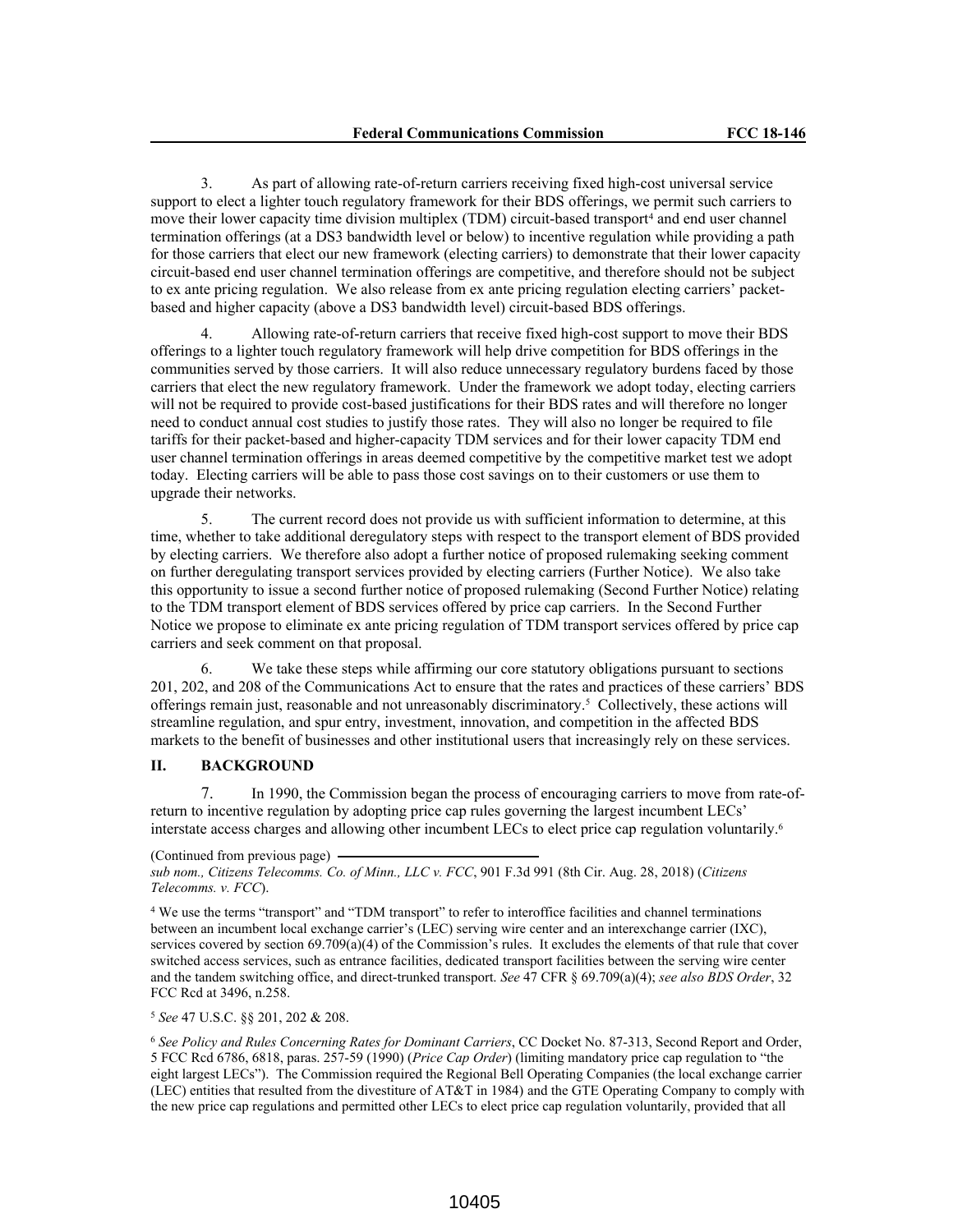3. As part of allowing rate-of-return carriers receiving fixed high-cost universal service support to elect a lighter touch regulatory framework for their BDS offerings, we permit such carriers to move their lower capacity time division multiplex (TDM) circuit-based transport[4] and end user channel termination offerings (at a DS3 bandwidth level or below) to incentive regulation while providing a path for those carriers that elect our new framework (electing carriers) to demonstrate that their lower capacity circuit-based end user channel termination offerings are competitive, and therefore should not be subject to ex ante pricing regulation. We also release from ex ante pricing regulation electing carriers' packet-based and higher capacity (above a DS3 bandwidth level) circuit-based BDS offerings.

4. Allowing rate-of-return carriers that receive fixed high-cost support to move their BDS offerings to a lighter touch regulatory framework will help drive competition for BDS offerings in the communities served by those carriers. It will also reduce unnecessary regulatory burdens faced by those carriers that elect the new regulatory framework. Under the framework we adopt today, electing carriers will not be required to provide cost-based justifications for their BDS rates and will therefore no longer need to conduct annual cost studies to justify those rates. They will also no longer be required to file tariffs for their packet-based and higher-capacity TDM services and for their lower capacity TDM end user channel termination offerings in areas deemed competitive by the competitive market test we adopt today. Electing carriers will be able to pass those cost savings on to their customers or use them to upgrade their networks.

5. The current record does not provide us with sufficient information to determine, at this time, whether to take additional deregulatory steps with respect to the transport element of BDS provided by electing carriers. We therefore also adopt a further notice of proposed rulemaking seeking comment on further deregulating transport services provided by electing carriers (Further Notice). We also take this opportunity to issue a second further notice of proposed rulemaking (Second Further Notice) relating to the TDM transport element of BDS services offered by price cap carriers. In the Second Further Notice we propose to eliminate ex ante pricing regulation of TDM transport services offered by price cap carriers and seek comment on that proposal.

6. We take these steps while affirming our core statutory obligations pursuant to sections 201, 202, and 208 of the Communications Act to ensure that the rates and practices of these carriers' BDS offerings remain just, reasonable and not unreasonably discriminatory.[5] Collectively, these actions will streamline regulation, and spur entry, investment, innovation, and competition in the affected BDS markets to the benefit of businesses and other institutional users that increasingly rely on these services.

## II. BACKGROUND

7. In 1990, the Commission began the process of encouraging carriers to move from rate-of-return to incentive regulation by adopting price cap rules governing the largest incumbent LECs' interstate access charges and allowing other incumbent LECs to elect price cap regulation voluntarily.[6]

(Continued from previous page) *sub nom., Citizens Telecomms. Co. of Minn., LLC v. FCC*, 901 F.3d 991 (8th Cir. Aug. 28, 2018) (*Citizens Telecomms. v. FCC*).

[4] We use the terms "transport" and "TDM transport" to refer to interoffice facilities and channel terminations between an incumbent local exchange carrier's (LEC) serving wire center and an interexchange carrier (IXC), services covered by section 69.709(a)(4) of the Commission's rules. It excludes the elements of that rule that cover switched access services, such as entrance facilities, dedicated transport facilities between the serving wire center and the tandem switching office, and direct-trunked transport. *See* 47 CFR § 69.709(a)(4); *see also BDS Order*, 32 FCC Rcd at 3496, n.258.

[5] *See* 47 U.S.C. §§ 201, 202 & 208.

[6] *See Policy and Rules Concerning Rates for Dominant Carriers*, CC Docket No. 87-313, Second Report and Order, 5 FCC Rcd 6786, 6818, paras. 257-59 (1990) (*Price Cap Order*) (limiting mandatory price cap regulation to "the eight largest LECs"). The Commission required the Regional Bell Operating Companies (the local exchange carrier (LEC) entities that resulted from the divestiture of AT&T in 1984) and the GTE Operating Company to comply with the new price cap regulations and permitted other LECs to elect price cap regulation voluntarily, provided that all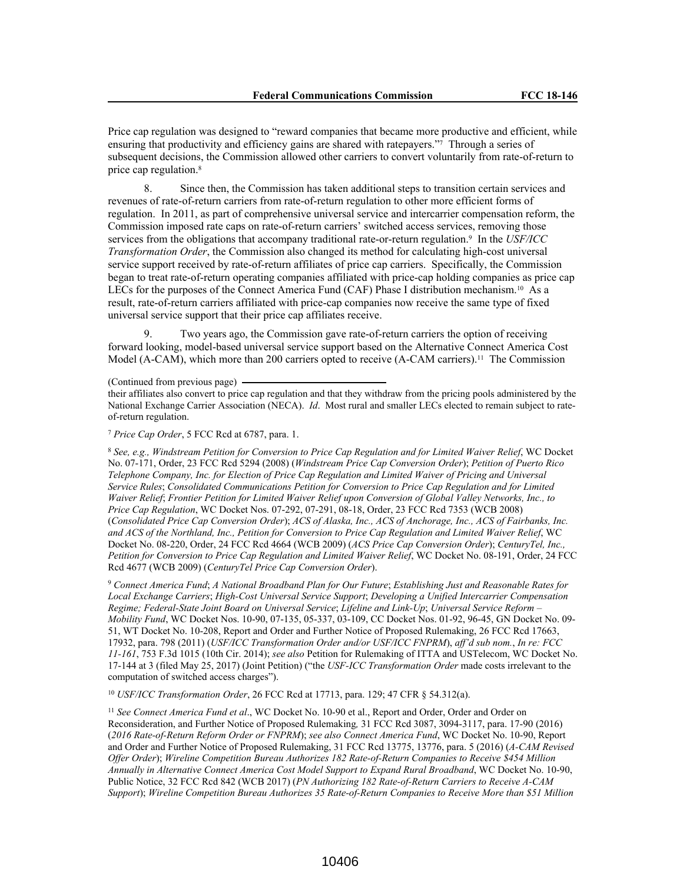Price cap regulation was designed to "reward companies that became more productive and efficient, while ensuring that productivity and efficiency gains are shared with ratepayers."[7] Through a series of subsequent decisions, the Commission allowed other carriers to convert voluntarily from rate-of-return to price cap regulation.[8]

8. Since then, the Commission has taken additional steps to transition certain services and revenues of rate-of-return carriers from rate-of-return regulation to other more efficient forms of regulation. In 2011, as part of comprehensive universal service and intercarrier compensation reform, the Commission imposed rate caps on rate-of-return carriers' switched access services, removing those services from the obligations that accompany traditional rate-or-return regulation.[9] In the *USF/ICC Transformation Order*, the Commission also changed its method for calculating high-cost universal service support received by rate-of-return affiliates of price cap carriers. Specifically, the Commission began to treat rate-of-return operating companies affiliated with price-cap holding companies as price cap LECs for the purposes of the Connect America Fund (CAF) Phase I distribution mechanism.[10] As a result, rate-of-return carriers affiliated with price-cap companies now receive the same type of fixed universal service support that their price cap affiliates receive.

9. Two years ago, the Commission gave rate-of-return carriers the option of receiving forward looking, model-based universal service support based on the Alternative Connect America Cost Model (A-CAM), which more than 200 carriers opted to receive (A-CAM carriers).[11] The Commission

(Continued from previous page)
their affiliates also convert to price cap regulation and that they withdraw from the pricing pools administered by the National Exchange Carrier Association (NECA). *Id*. Most rural and smaller LECs elected to remain subject to rate-of-return regulation.

[7] *Price Cap Order*, 5 FCC Rcd at 6787, para. 1.

[8] *See, e.g., Windstream Petition for Conversion to Price Cap Regulation and for Limited Waiver Relief*, WC Docket No. 07-171, Order, 23 FCC Rcd 5294 (2008) (*Windstream Price Cap Conversion Order*); *Petition of Puerto Rico Telephone Company, Inc. for Election of Price Cap Regulation and Limited Waiver of Pricing and Universal Service Rules*; *Consolidated Communications Petition for Conversion to Price Cap Regulation and for Limited Waiver Relief*; *Frontier Petition for Limited Waiver Relief upon Conversion of Global Valley Networks, Inc., to Price Cap Regulation*, WC Docket Nos. 07-292, 07-291, 08-18, Order, 23 FCC Rcd 7353 (WCB 2008) (*Consolidated Price Cap Conversion Order*); *ACS of Alaska, Inc., ACS of Anchorage, Inc., ACS of Fairbanks, Inc. and ACS of the Northland, Inc., Petition for Conversion to Price Cap Regulation and Limited Waiver Relief*, WC Docket No. 08-220, Order, 24 FCC Rcd 4664 (WCB 2009) (*ACS Price Cap Conversion Order*); *CenturyTel, Inc., Petition for Conversion to Price Cap Regulation and Limited Waiver Relief*, WC Docket No. 08-191, Order, 24 FCC Rcd 4677 (WCB 2009) (*CenturyTel Price Cap Conversion Order*).

[9] *Connect America Fund*; *A National Broadband Plan for Our Future*; *Establishing Just and Reasonable Rates for Local Exchange Carriers*; *High-Cost Universal Service Support*; *Developing a Unified Intercarrier Compensation Regime; Federal-State Joint Board on Universal Service*; *Lifeline and Link-Up*; *Universal Service Reform – Mobility Fund*, WC Docket Nos. 10-90, 07-135, 05-337, 03-109, CC Docket Nos. 01-92, 96-45, GN Docket No. 09-51, WT Docket No. 10-208, Report and Order and Further Notice of Proposed Rulemaking, 26 FCC Rcd 17663, 17932, para. 798 (2011) (*USF/ICC Transformation Order and/or USF/ICC FNPRM*), *aff'd sub nom.*, *In re: FCC 11-161*, 753 F.3d 1015 (10th Cir. 2014); *see also* Petition for Rulemaking of ITTA and USTelecom, WC Docket No. 17-144 at 3 (filed May 25, 2017) (Joint Petition) ("the *USF-ICC Transformation Order* made costs irrelevant to the computation of switched access charges").

[10] *USF/ICC Transformation Order*, 26 FCC Rcd at 17713, para. 129; 47 CFR § 54.312(a).

[11] *See Connect America Fund et al*., WC Docket No. 10-90 et al., Report and Order, Order and Order on Reconsideration, and Further Notice of Proposed Rulemaking*,* 31 FCC Rcd 3087, 3094-3117, para. 17-90 (2016) (*2016 Rate-of-Return Reform Order or FNPRM*); *see also Connect America Fund*, WC Docket No. 10-90, Report and Order and Further Notice of Proposed Rulemaking, 31 FCC Rcd 13775, 13776, para. 5 (2016) (*A-CAM Revised Offer Order*); *Wireline Competition Bureau Authorizes 182 Rate-of-Return Companies to Receive $454 Million Annually in Alternative Connect America Cost Model Support to Expand Rural Broadband*, WC Docket No. 10-90, Public Notice, 32 FCC Rcd 842 (WCB 2017) (*PN Authorizing 182 Rate-of-Return Carriers to Receive A-CAM Support*); *Wireline Competition Bureau Authorizes 35 Rate-of-Return Companies to Receive More than $51 Million*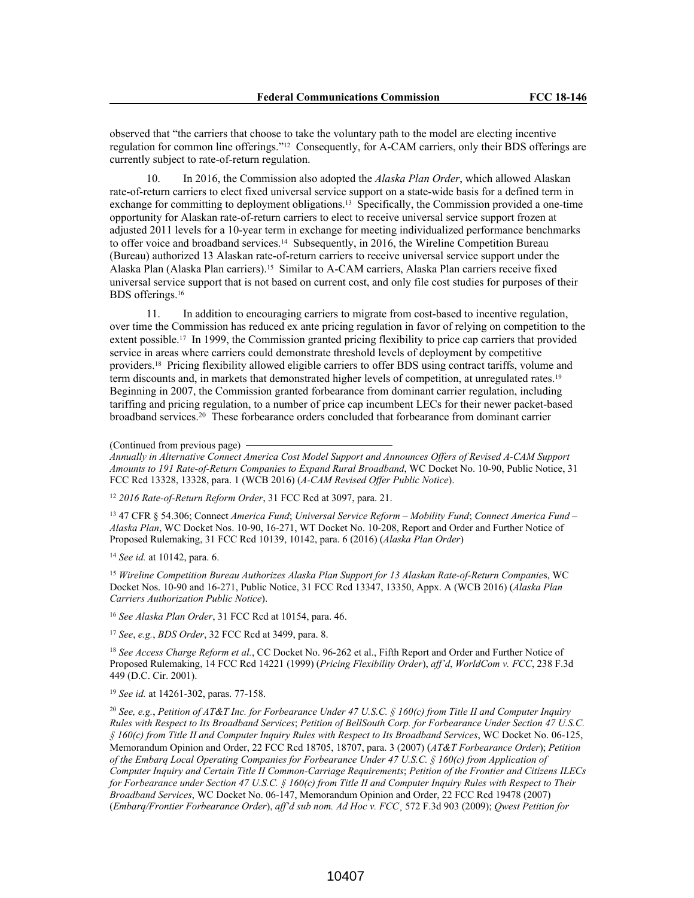observed that "the carriers that choose to take the voluntary path to the model are electing incentive regulation for common line offerings."[12] Consequently, for A-CAM carriers, only their BDS offerings are currently subject to rate-of-return regulation.

10. In 2016, the Commission also adopted the *Alaska Plan Order*, which allowed Alaskan rate-of-return carriers to elect fixed universal service support on a state-wide basis for a defined term in exchange for committing to deployment obligations.[13] Specifically, the Commission provided a one-time opportunity for Alaskan rate-of-return carriers to elect to receive universal service support frozen at adjusted 2011 levels for a 10-year term in exchange for meeting individualized performance benchmarks to offer voice and broadband services.[14] Subsequently, in 2016, the Wireline Competition Bureau (Bureau) authorized 13 Alaskan rate-of-return carriers to receive universal service support under the Alaska Plan (Alaska Plan carriers).[15] Similar to A-CAM carriers, Alaska Plan carriers receive fixed universal service support that is not based on current cost, and only file cost studies for purposes of their BDS offerings.[16]

11. In addition to encouraging carriers to migrate from cost-based to incentive regulation, over time the Commission has reduced ex ante pricing regulation in favor of relying on competition to the extent possible.[17] In 1999, the Commission granted pricing flexibility to price cap carriers that provided service in areas where carriers could demonstrate threshold levels of deployment by competitive providers.[18] Pricing flexibility allowed eligible carriers to offer BDS using contract tariffs, volume and term discounts and, in markets that demonstrated higher levels of competition, at unregulated rates.[19] Beginning in 2007, the Commission granted forbearance from dominant carrier regulation, including tariffing and pricing regulation, to a number of price cap incumbent LECs for their newer packet-based broadband services.[20] These forbearance orders concluded that forbearance from dominant carrier

(Continued from previous page)
*Annually in Alternative Connect America Cost Model Support and Announces Offers of Revised A-CAM Support Amounts to 191 Rate-of-Return Companies to Expand Rural Broadband*, WC Docket No. 10-90, Public Notice, 31 FCC Rcd 13328, 13328, para. 1 (WCB 2016) (*A-CAM Revised Offer Public Notice*).

[12] *2016 Rate-of-Return Reform Order*, 31 FCC Rcd at 3097, para. 21.

[13] 47 CFR § 54.306; Connect *America Fund*; *Universal Service Reform – Mobility Fund*; *Connect America Fund – Alaska Plan*, WC Docket Nos. 10-90, 16-271, WT Docket No. 10-208, Report and Order and Further Notice of Proposed Rulemaking, 31 FCC Rcd 10139, 10142, para. 6 (2016) (*Alaska Plan Order*)

[14] *See id.* at 10142, para. 6.

[15] *Wireline Competition Bureau Authorizes Alaska Plan Support for 13 Alaskan Rate-of-Return Companie*s, WC Docket Nos. 10-90 and 16-271, Public Notice, 31 FCC Rcd 13347, 13350, Appx. A (WCB 2016) (*Alaska Plan Carriers Authorization Public Notice*).

[16] *See Alaska Plan Order*, 31 FCC Rcd at 10154, para. 46.

[17] *See*, *e.g.*, *BDS Order*, 32 FCC Rcd at 3499, para. 8.

[18] *See Access Charge Reform et al.*, CC Docket No. 96-262 et al., Fifth Report and Order and Further Notice of Proposed Rulemaking, 14 FCC Rcd 14221 (1999) (*Pricing Flexibility Order*), *aff'd*, *WorldCom v. FCC*, 238 F.3d 449 (D.C. Cir. 2001).

[19] *See id.* at 14261-302, paras. 77-158.

[20] *See, e.g.*, *Petition of AT&T Inc. for Forbearance Under 47 U.S.C. § 160(c) from Title II and Computer Inquiry Rules with Respect to Its Broadband Services*; *Petition of BellSouth Corp. for Forbearance Under Section 47 U.S.C. § 160(c) from Title II and Computer Inquiry Rules with Respect to Its Broadband Services*, WC Docket No. 06-125, Memorandum Opinion and Order, 22 FCC Rcd 18705, 18707, para. 3 (2007) (*AT&T Forbearance Order*); *Petition of the Embarq Local Operating Companies for Forbearance Under 47 U.S.C. § 160(c) from Application of Computer Inquiry and Certain Title II Common-Carriage Requirements*; *Petition of the Frontier and Citizens ILECs for Forbearance under Section 47 U.S.C. § 160(c) from Title II and Computer Inquiry Rules with Respect to Their Broadband Services*, WC Docket No. 06-147, Memorandum Opinion and Order, 22 FCC Rcd 19478 (2007) (*Embarq/Frontier Forbearance Order*), *aff'd sub nom. Ad Hoc v. FCC*, 572 F.3d 903 (2009); *Qwest Petition for*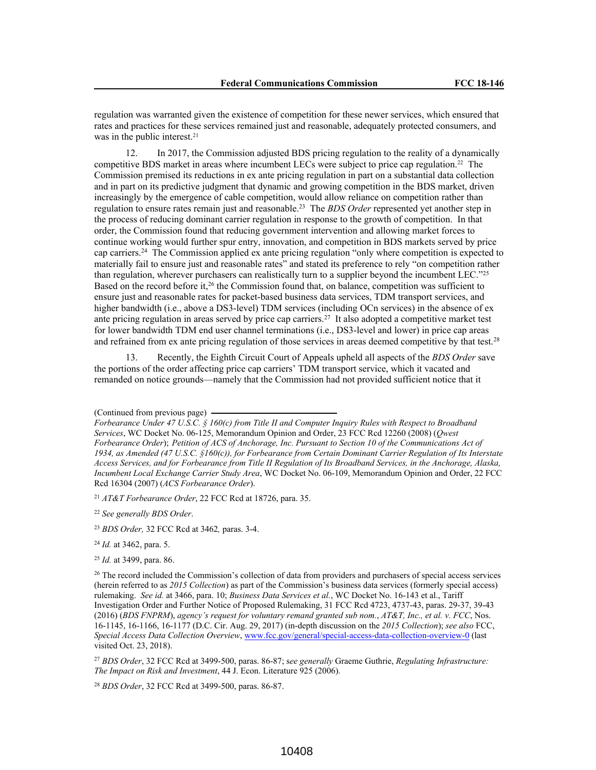regulation was warranted given the existence of competition for these newer services, which ensured that rates and practices for these services remained just and reasonable, adequately protected consumers, and was in the public interest.[21]

12. In 2017, the Commission adjusted BDS pricing regulation to the reality of a dynamically competitive BDS market in areas where incumbent LECs were subject to price cap regulation.[22] The Commission premised its reductions in ex ante pricing regulation in part on a substantial data collection and in part on its predictive judgment that dynamic and growing competition in the BDS market, driven increasingly by the emergence of cable competition, would allow reliance on competition rather than regulation to ensure rates remain just and reasonable.[23] The *BDS Order* represented yet another step in the process of reducing dominant carrier regulation in response to the growth of competition. In that order, the Commission found that reducing government intervention and allowing market forces to continue working would further spur entry, innovation, and competition in BDS markets served by price cap carriers.[24] The Commission applied ex ante pricing regulation "only where competition is expected to materially fail to ensure just and reasonable rates" and stated its preference to rely "on competition rather than regulation, wherever purchasers can realistically turn to a supplier beyond the incumbent LEC."[25] Based on the record before it,[26] the Commission found that, on balance, competition was sufficient to ensure just and reasonable rates for packet-based business data services, TDM transport services, and higher bandwidth (i.e., above a DS3-level) TDM services (including OCn services) in the absence of ex ante pricing regulation in areas served by price cap carriers.[27] It also adopted a competitive market test for lower bandwidth TDM end user channel terminations (i.e., DS3-level and lower) in price cap areas and refrained from ex ante pricing regulation of those services in areas deemed competitive by that test.[28]

13. Recently, the Eighth Circuit Court of Appeals upheld all aspects of the *BDS Order* save the portions of the order affecting price cap carriers' TDM transport service, which it vacated and remanded on notice grounds—namely that the Commission had not provided sufficient notice that it

(Continued from previous page) *Forbearance Under 47 U.S.C. § 160(c) from Title II and Computer Inquiry Rules with Respect to Broadband Services*, WC Docket No. 06-125, Memorandum Opinion and Order, 23 FCC Rcd 12260 (2008) (*Qwest Forbearance Order*); *Petition of ACS of Anchorage, Inc. Pursuant to Section 10 of the Communications Act of 1934, as Amended (47 U.S.C. §160(c)), for Forbearance from Certain Dominant Carrier Regulation of Its Interstate Access Services, and for Forbearance from Title II Regulation of Its Broadband Services, in the Anchorage, Alaska, Incumbent Local Exchange Carrier Study Area*, WC Docket No. 06-109, Memorandum Opinion and Order, 22 FCC Rcd 16304 (2007) (*ACS Forbearance Order*).

[21] *AT&T Forbearance Order*, 22 FCC Rcd at 18726, para. 35.

[22] *See generally BDS Order*.

[23] *BDS Order,* 32 FCC Rcd at 3462*,* paras. 3-4.

[24] *Id.* at 3462, para. 5.

[25] *Id.* at 3499, para. 86.

[26] The record included the Commission's collection of data from providers and purchasers of special access services (herein referred to as *2015 Collection*) as part of the Commission's business data services (formerly special access) rulemaking. *See id.* at 3466, para. 10; *Business Data Services et al.*, WC Docket No. 16-143 et al., Tariff Investigation Order and Further Notice of Proposed Rulemaking, 31 FCC Rcd 4723, 4737-43, paras. 29-37, 39-43 (2016) (*BDS FNPRM*), *agency's request for voluntary remand granted sub nom.*, *AT&T, Inc., et al. v. FCC*, Nos. 16-1145, 16-1166, 16-1177 (D.C. Cir. Aug. 29, 2017) (in-depth discussion on the *2015 Collection*); *see also* FCC, *Special Access Data Collection Overview*, www.fcc.gov/general/special-access-data-collection-overview-0 (last visited Oct. 23, 2018).

[27] *BDS Order*, 32 FCC Rcd at 3499-500, paras. 86-87; s*ee generally* Graeme Guthrie, *Regulating Infrastructure: The Impact on Risk and Investment*, 44 J. Econ. Literature 925 (2006).

[28] *BDS Order*, 32 FCC Rcd at 3499-500, paras. 86-87.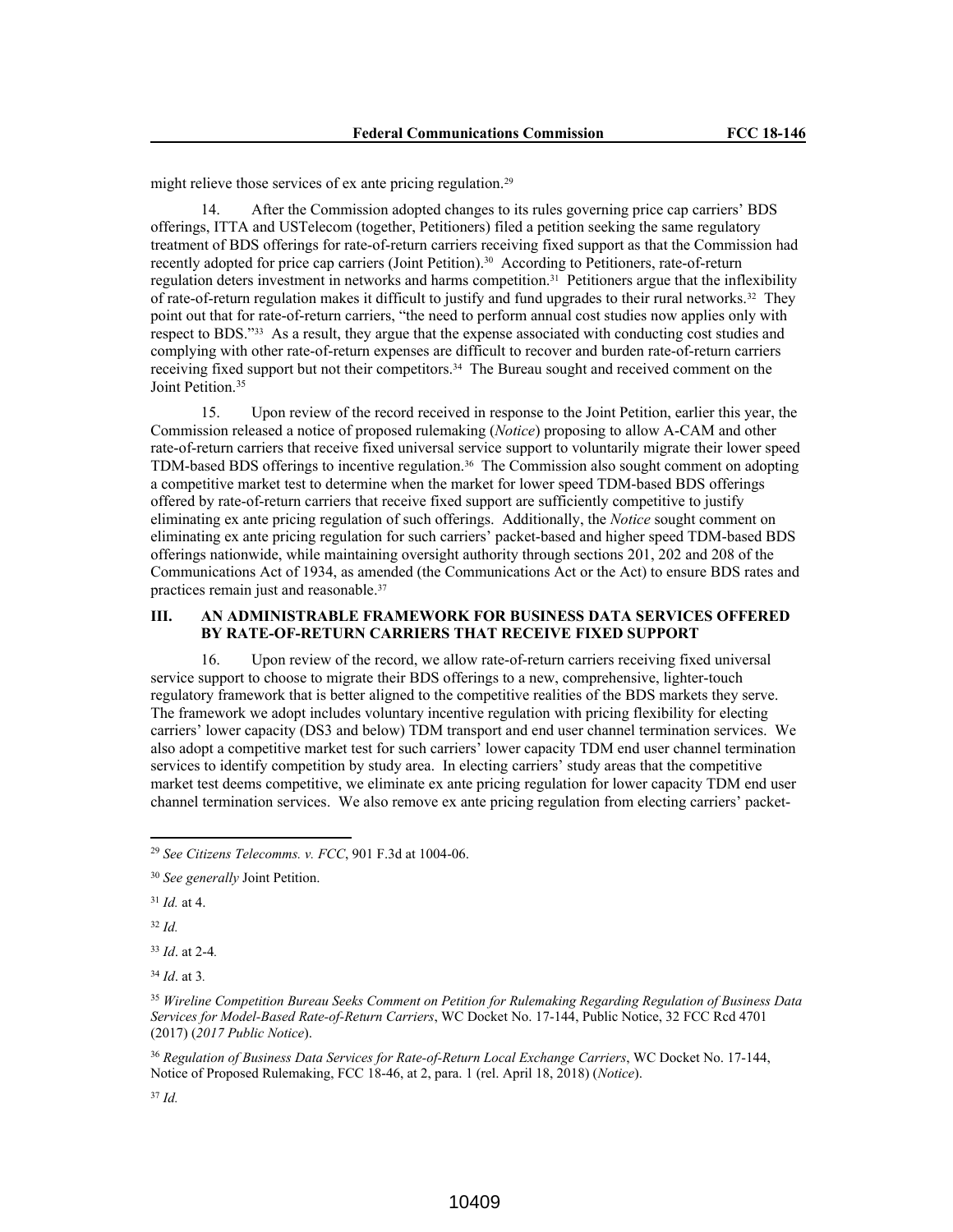might relieve those services of ex ante pricing regulation.[29]

14. After the Commission adopted changes to its rules governing price cap carriers' BDS offerings, ITTA and USTelecom (together, Petitioners) filed a petition seeking the same regulatory treatment of BDS offerings for rate-of-return carriers receiving fixed support as that the Commission had recently adopted for price cap carriers (Joint Petition).[30] According to Petitioners, rate-of-return regulation deters investment in networks and harms competition.[31] Petitioners argue that the inflexibility of rate-of-return regulation makes it difficult to justify and fund upgrades to their rural networks.[32] They point out that for rate-of-return carriers, "the need to perform annual cost studies now applies only with respect to BDS."[33] As a result, they argue that the expense associated with conducting cost studies and complying with other rate-of-return expenses are difficult to recover and burden rate-of-return carriers receiving fixed support but not their competitors.[34] The Bureau sought and received comment on the Joint Petition.[35]

15. Upon review of the record received in response to the Joint Petition, earlier this year, the Commission released a notice of proposed rulemaking (*Notice*) proposing to allow A-CAM and other rate-of-return carriers that receive fixed universal service support to voluntarily migrate their lower speed TDM-based BDS offerings to incentive regulation.[36] The Commission also sought comment on adopting a competitive market test to determine when the market for lower speed TDM-based BDS offerings offered by rate-of-return carriers that receive fixed support are sufficiently competitive to justify eliminating ex ante pricing regulation of such offerings. Additionally, the *Notice* sought comment on eliminating ex ante pricing regulation for such carriers' packet-based and higher speed TDM-based BDS offerings nationwide, while maintaining oversight authority through sections 201, 202 and 208 of the Communications Act of 1934, as amended (the Communications Act or the Act) to ensure BDS rates and practices remain just and reasonable.[37]

## III. AN ADMINISTRABLE FRAMEWORK FOR BUSINESS DATA SERVICES OFFERED BY RATE-OF-RETURN CARRIERS THAT RECEIVE FIXED SUPPORT

16. Upon review of the record, we allow rate-of-return carriers receiving fixed universal service support to choose to migrate their BDS offerings to a new, comprehensive, lighter-touch regulatory framework that is better aligned to the competitive realities of the BDS markets they serve. The framework we adopt includes voluntary incentive regulation with pricing flexibility for electing carriers' lower capacity (DS3 and below) TDM transport and end user channel termination services. We also adopt a competitive market test for such carriers' lower capacity TDM end user channel termination services to identify competition by study area. In electing carriers' study areas that the competitive market test deems competitive, we eliminate ex ante pricing regulation for lower capacity TDM end user channel termination services. We also remove ex ante pricing regulation from electing carriers' packet-

---

[29] *See Citizens Telecomms. v. FCC*, 901 F.3d at 1004-06.

[30] *See generally* Joint Petition.

[31] *Id.* at 4.

[32] *Id.*

[33] *Id*. at 2-4*.*

[34] *Id*. at 3*.*

[35] *Wireline Competition Bureau Seeks Comment on Petition for Rulemaking Regarding Regulation of Business Data Services for Model-Based Rate-of-Return Carriers*, WC Docket No. 17-144, Public Notice, 32 FCC Rcd 4701 (2017) (*2017 Public Notice*).

[36] *Regulation of Business Data Services for Rate-of-Return Local Exchange Carriers*, WC Docket No. 17-144, Notice of Proposed Rulemaking, FCC 18-46, at 2, para. 1 (rel. April 18, 2018) (*Notice*).

[37] *Id.*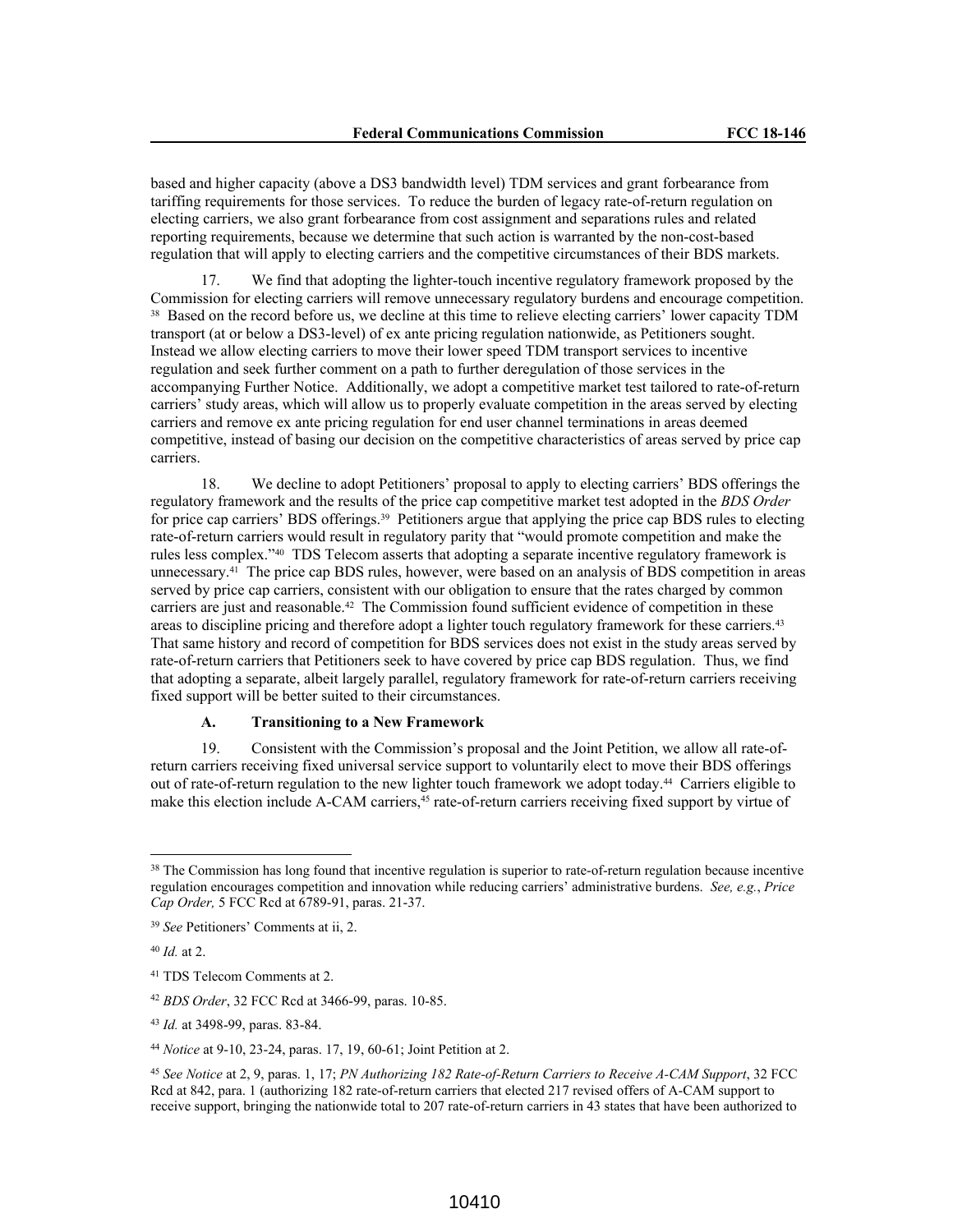based and higher capacity (above a DS3 bandwidth level) TDM services and grant forbearance from tariffing requirements for those services. To reduce the burden of legacy rate-of-return regulation on electing carriers, we also grant forbearance from cost assignment and separations rules and related reporting requirements, because we determine that such action is warranted by the non-cost-based regulation that will apply to electing carriers and the competitive circumstances of their BDS markets.

17. We find that adopting the lighter-touch incentive regulatory framework proposed by the Commission for electing carriers will remove unnecessary regulatory burdens and encourage competition.[38] Based on the record before us, we decline at this time to relieve electing carriers' lower capacity TDM transport (at or below a DS3-level) of ex ante pricing regulation nationwide, as Petitioners sought. Instead we allow electing carriers to move their lower speed TDM transport services to incentive regulation and seek further comment on a path to further deregulation of those services in the accompanying Further Notice. Additionally, we adopt a competitive market test tailored to rate-of-return carriers' study areas, which will allow us to properly evaluate competition in the areas served by electing carriers and remove ex ante pricing regulation for end user channel terminations in areas deemed competitive, instead of basing our decision on the competitive characteristics of areas served by price cap carriers.

18. We decline to adopt Petitioners' proposal to apply to electing carriers' BDS offerings the regulatory framework and the results of the price cap competitive market test adopted in the *BDS Order* for price cap carriers' BDS offerings.[39] Petitioners argue that applying the price cap BDS rules to electing rate-of-return carriers would result in regulatory parity that "would promote competition and make the rules less complex."[40] TDS Telecom asserts that adopting a separate incentive regulatory framework is unnecessary.[41] The price cap BDS rules, however, were based on an analysis of BDS competition in areas served by price cap carriers, consistent with our obligation to ensure that the rates charged by common carriers are just and reasonable.[42] The Commission found sufficient evidence of competition in these areas to discipline pricing and therefore adopt a lighter touch regulatory framework for these carriers.[43] That same history and record of competition for BDS services does not exist in the study areas served by rate-of-return carriers that Petitioners seek to have covered by price cap BDS regulation. Thus, we find that adopting a separate, albeit largely parallel, regulatory framework for rate-of-return carriers receiving fixed support will be better suited to their circumstances.

### A. Transitioning to a New Framework

19. Consistent with the Commission's proposal and the Joint Petition, we allow all rate-of-return carriers receiving fixed universal service support to voluntarily elect to move their BDS offerings out of rate-of-return regulation to the new lighter touch framework we adopt today.[44] Carriers eligible to make this election include A-CAM carriers,[45] rate-of-return carriers receiving fixed support by virtue of

---

[38] The Commission has long found that incentive regulation is superior to rate-of-return regulation because incentive regulation encourages competition and innovation while reducing carriers' administrative burdens. *See, e.g.*, *Price Cap Order,* 5 FCC Rcd at 6789-91, paras. 21-37.

[39] *See* Petitioners' Comments at ii, 2.

[40] *Id.* at 2.

[41] TDS Telecom Comments at 2.

[42] *BDS Order*, 32 FCC Rcd at 3466-99, paras. 10-85.

[43] *Id.* at 3498-99, paras. 83-84.

[44] *Notice* at 9-10, 23-24, paras. 17, 19, 60-61; Joint Petition at 2.

[45] *See Notice* at 2, 9, paras. 1, 17; *PN Authorizing 182 Rate-of-Return Carriers to Receive A-CAM Support*, 32 FCC Rcd at 842, para. 1 (authorizing 182 rate-of-return carriers that elected 217 revised offers of A-CAM support to receive support, bringing the nationwide total to 207 rate-of-return carriers in 43 states that have been authorized to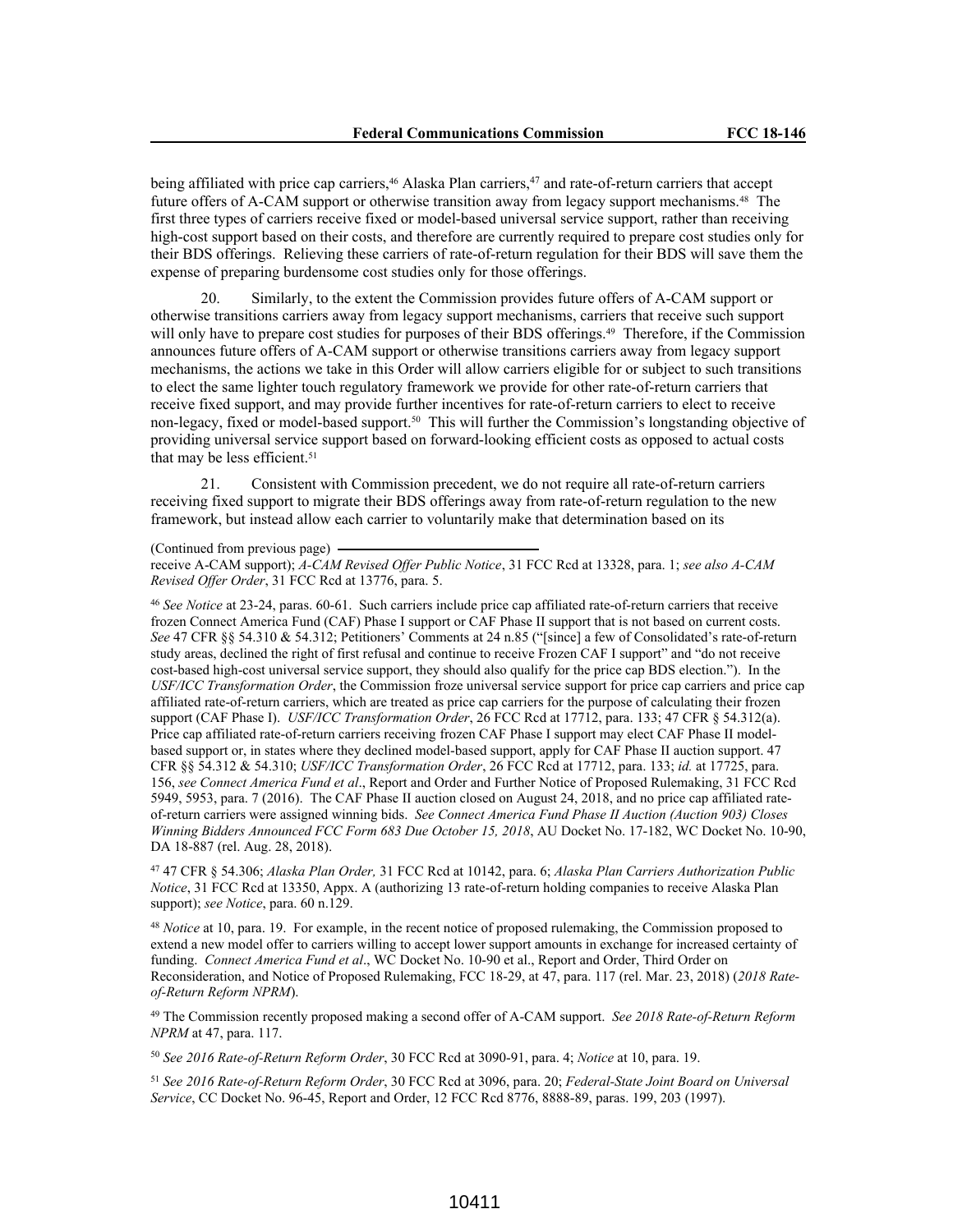being affiliated with price cap carriers,[46] Alaska Plan carriers,[47] and rate-of-return carriers that accept future offers of A-CAM support or otherwise transition away from legacy support mechanisms.[48] The first three types of carriers receive fixed or model-based universal service support, rather than receiving high-cost support based on their costs, and therefore are currently required to prepare cost studies only for their BDS offerings. Relieving these carriers of rate-of-return regulation for their BDS will save them the expense of preparing burdensome cost studies only for those offerings.

20. Similarly, to the extent the Commission provides future offers of A-CAM support or otherwise transitions carriers away from legacy support mechanisms, carriers that receive such support will only have to prepare cost studies for purposes of their BDS offerings.[49] Therefore, if the Commission announces future offers of A-CAM support or otherwise transitions carriers away from legacy support mechanisms, the actions we take in this Order will allow carriers eligible for or subject to such transitions to elect the same lighter touch regulatory framework we provide for other rate-of-return carriers that receive fixed support, and may provide further incentives for rate-of-return carriers to elect to receive non-legacy, fixed or model-based support.[50] This will further the Commission's longstanding objective of providing universal service support based on forward-looking efficient costs as opposed to actual costs that may be less efficient.[51]

21. Consistent with Commission precedent, we do not require all rate-of-return carriers receiving fixed support to migrate their BDS offerings away from rate-of-return regulation to the new framework, but instead allow each carrier to voluntarily make that determination based on its

(Continued from previous page) receive A-CAM support); *A-CAM Revised Offer Public Notice*, 31 FCC Rcd at 13328, para. 1; *see also A-CAM Revised Offer Order*, 31 FCC Rcd at 13776, para. 5.

[46] *See Notice* at 23-24, paras. 60-61. Such carriers include price cap affiliated rate-of-return carriers that receive frozen Connect America Fund (CAF) Phase I support or CAF Phase II support that is not based on current costs. *See* 47 CFR §§ 54.310 & 54.312; Petitioners' Comments at 24 n.85 ("[since] a few of Consolidated's rate-of-return study areas, declined the right of first refusal and continue to receive Frozen CAF I support" and "do not receive cost-based high-cost universal service support, they should also qualify for the price cap BDS election."). In the *USF/ICC Transformation Order*, the Commission froze universal service support for price cap carriers and price cap affiliated rate-of-return carriers, which are treated as price cap carriers for the purpose of calculating their frozen support (CAF Phase I). *USF/ICC Transformation Order*, 26 FCC Rcd at 17712, para. 133; 47 CFR § 54.312(a). Price cap affiliated rate-of-return carriers receiving frozen CAF Phase I support may elect CAF Phase II model-based support or, in states where they declined model-based support, apply for CAF Phase II auction support. 47 CFR §§ 54.312 & 54.310; *USF/ICC Transformation Order*, 26 FCC Rcd at 17712, para. 133; *id.* at 17725, para. 156, *see Connect America Fund et al*., Report and Order and Further Notice of Proposed Rulemaking, 31 FCC Rcd 5949, 5953, para. 7 (2016). The CAF Phase II auction closed on August 24, 2018, and no price cap affiliated rate-of-return carriers were assigned winning bids. *See Connect America Fund Phase II Auction (Auction 903) Closes Winning Bidders Announced FCC Form 683 Due October 15, 2018*, AU Docket No. 17-182, WC Docket No. 10-90, DA 18-887 (rel. Aug. 28, 2018).

[47] 47 CFR § 54.306; *Alaska Plan Order,* 31 FCC Rcd at 10142, para. 6; *Alaska Plan Carriers Authorization Public Notice*, 31 FCC Rcd at 13350, Appx. A (authorizing 13 rate-of-return holding companies to receive Alaska Plan support); *see Notice*, para. 60 n.129.

[48] *Notice* at 10, para. 19. For example, in the recent notice of proposed rulemaking, the Commission proposed to extend a new model offer to carriers willing to accept lower support amounts in exchange for increased certainty of funding. *Connect America Fund et al*., WC Docket No. 10-90 et al., Report and Order, Third Order on Reconsideration, and Notice of Proposed Rulemaking, FCC 18-29, at 47, para. 117 (rel. Mar. 23, 2018) (*2018 Rate-of-Return Reform NPRM*).

[49] The Commission recently proposed making a second offer of A-CAM support. *See 2018 Rate-of-Return Reform NPRM* at 47, para. 117.

[50] *See 2016 Rate-of-Return Reform Order*, 30 FCC Rcd at 3090-91, para. 4; *Notice* at 10, para. 19.

[51] *See 2016 Rate-of-Return Reform Order*, 30 FCC Rcd at 3096, para. 20; *Federal-State Joint Board on Universal Service*, CC Docket No. 96-45, Report and Order, 12 FCC Rcd 8776, 8888-89, paras. 199, 203 (1997).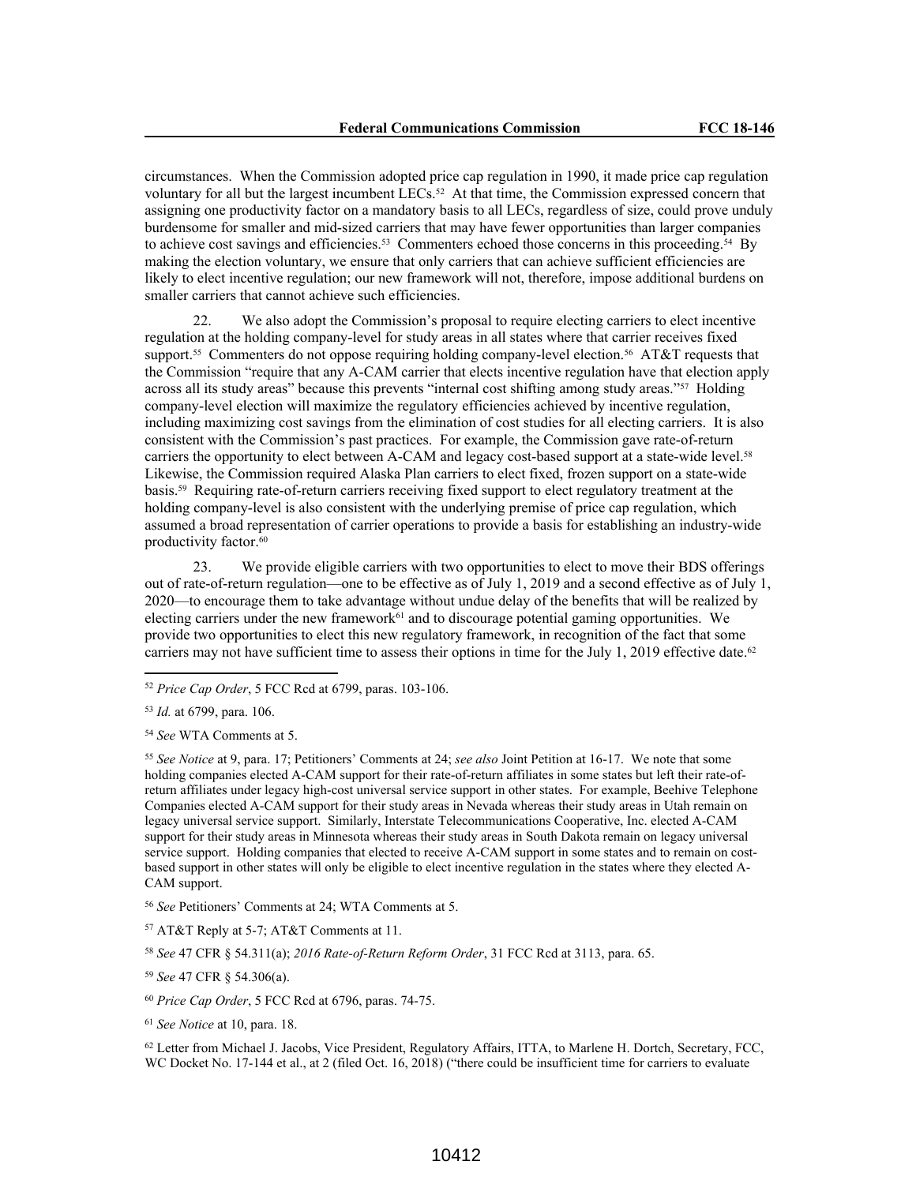circumstances. When the Commission adopted price cap regulation in 1990, it made price cap regulation voluntary for all but the largest incumbent LECs.[52] At that time, the Commission expressed concern that assigning one productivity factor on a mandatory basis to all LECs, regardless of size, could prove unduly burdensome for smaller and mid-sized carriers that may have fewer opportunities than larger companies to achieve cost savings and efficiencies.[53] Commenters echoed those concerns in this proceeding.[54] By making the election voluntary, we ensure that only carriers that can achieve sufficient efficiencies are likely to elect incentive regulation; our new framework will not, therefore, impose additional burdens on smaller carriers that cannot achieve such efficiencies.

22. We also adopt the Commission's proposal to require electing carriers to elect incentive regulation at the holding company-level for study areas in all states where that carrier receives fixed support.[55] Commenters do not oppose requiring holding company-level election.[56] AT&T requests that the Commission "require that any A-CAM carrier that elects incentive regulation have that election apply across all its study areas" because this prevents "internal cost shifting among study areas."[57] Holding company-level election will maximize the regulatory efficiencies achieved by incentive regulation, including maximizing cost savings from the elimination of cost studies for all electing carriers. It is also consistent with the Commission's past practices. For example, the Commission gave rate-of-return carriers the opportunity to elect between A-CAM and legacy cost-based support at a state-wide level.[58] Likewise, the Commission required Alaska Plan carriers to elect fixed, frozen support on a state-wide basis.[59] Requiring rate-of-return carriers receiving fixed support to elect regulatory treatment at the holding company-level is also consistent with the underlying premise of price cap regulation, which assumed a broad representation of carrier operations to provide a basis for establishing an industry-wide productivity factor.[60]

23. We provide eligible carriers with two opportunities to elect to move their BDS offerings out of rate-of-return regulation—one to be effective as of July 1, 2019 and a second effective as of July 1, 2020—to encourage them to take advantage without undue delay of the benefits that will be realized by electing carriers under the new framework[61] and to discourage potential gaming opportunities. We provide two opportunities to elect this new regulatory framework, in recognition of the fact that some carriers may not have sufficient time to assess their options in time for the July 1, 2019 effective date.[62]

---

[52] *Price Cap Order*, 5 FCC Rcd at 6799, paras. 103-106.

[53] *Id.* at 6799, para. 106.

[54] *See* WTA Comments at 5.

[55] *See Notice* at 9, para. 17; Petitioners' Comments at 24; *see also* Joint Petition at 16-17. We note that some holding companies elected A-CAM support for their rate-of-return affiliates in some states but left their rate-of-return affiliates under legacy high-cost universal service support in other states. For example, Beehive Telephone Companies elected A-CAM support for their study areas in Nevada whereas their study areas in Utah remain on legacy universal service support. Similarly, Interstate Telecommunications Cooperative, Inc. elected A-CAM support for their study areas in Minnesota whereas their study areas in South Dakota remain on legacy universal service support. Holding companies that elected to receive A-CAM support in some states and to remain on cost-based support in other states will only be eligible to elect incentive regulation in the states where they elected A-CAM support.

[56] *See* Petitioners' Comments at 24; WTA Comments at 5.

[57] AT&T Reply at 5-7; AT&T Comments at 11.

[58] *See* 47 CFR § 54.311(a); *2016 Rate-of-Return Reform Order*, 31 FCC Rcd at 3113, para. 65.

[59] *See* 47 CFR § 54.306(a).

[60] *Price Cap Order*, 5 FCC Rcd at 6796, paras. 74-75.

[61] *See Notice* at 10, para. 18.

[62] Letter from Michael J. Jacobs, Vice President, Regulatory Affairs, ITTA, to Marlene H. Dortch, Secretary, FCC, WC Docket No. 17-144 et al., at 2 (filed Oct. 16, 2018) ("there could be insufficient time for carriers to evaluate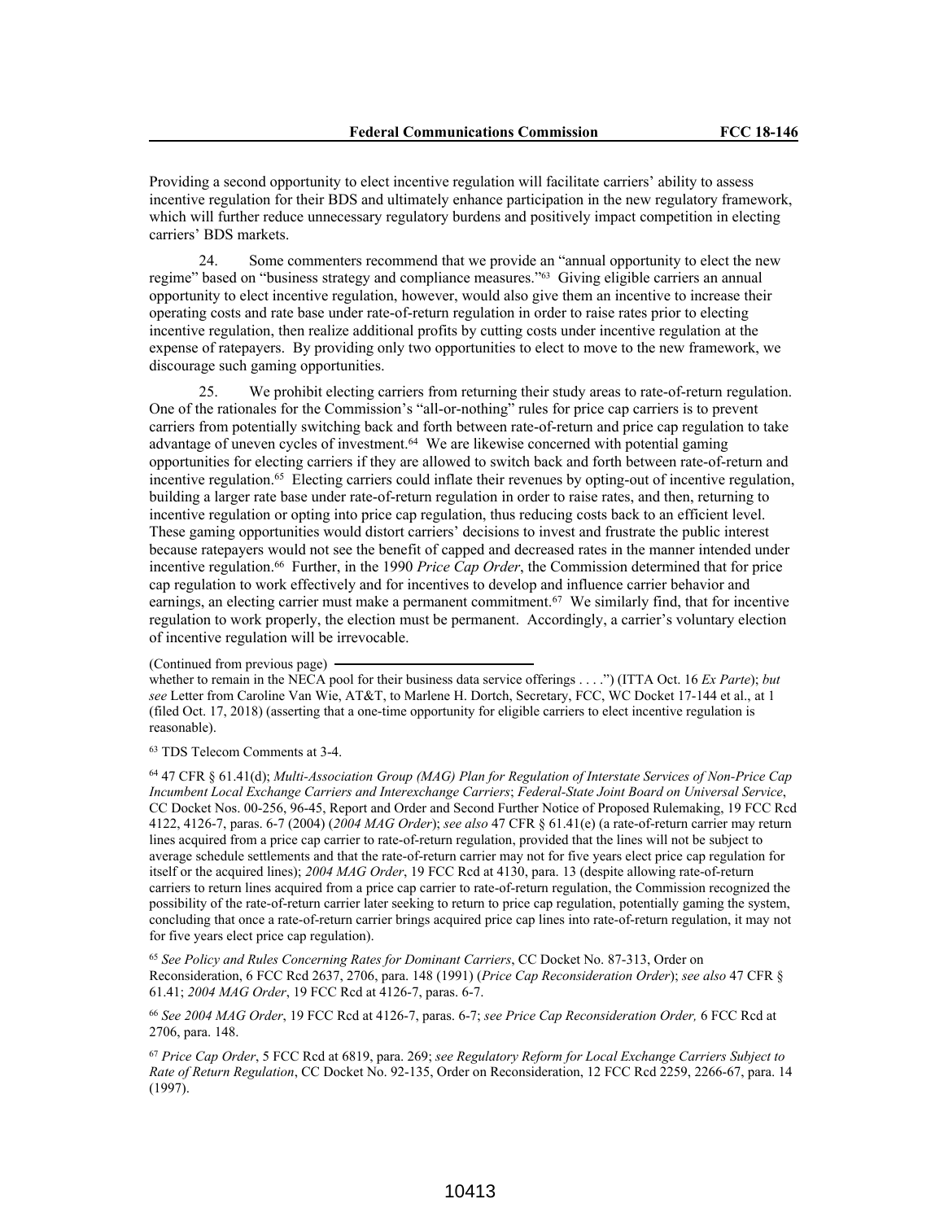Providing a second opportunity to elect incentive regulation will facilitate carriers' ability to assess incentive regulation for their BDS and ultimately enhance participation in the new regulatory framework, which will further reduce unnecessary regulatory burdens and positively impact competition in electing carriers' BDS markets.

24. Some commenters recommend that we provide an "annual opportunity to elect the new regime" based on "business strategy and compliance measures."[63] Giving eligible carriers an annual opportunity to elect incentive regulation, however, would also give them an incentive to increase their operating costs and rate base under rate-of-return regulation in order to raise rates prior to electing incentive regulation, then realize additional profits by cutting costs under incentive regulation at the expense of ratepayers. By providing only two opportunities to elect to move to the new framework, we discourage such gaming opportunities.

25. We prohibit electing carriers from returning their study areas to rate-of-return regulation. One of the rationales for the Commission's "all-or-nothing" rules for price cap carriers is to prevent carriers from potentially switching back and forth between rate-of-return and price cap regulation to take advantage of uneven cycles of investment.[64] We are likewise concerned with potential gaming opportunities for electing carriers if they are allowed to switch back and forth between rate-of-return and incentive regulation.[65] Electing carriers could inflate their revenues by opting-out of incentive regulation, building a larger rate base under rate-of-return regulation in order to raise rates, and then, returning to incentive regulation or opting into price cap regulation, thus reducing costs back to an efficient level. These gaming opportunities would distort carriers' decisions to invest and frustrate the public interest because ratepayers would not see the benefit of capped and decreased rates in the manner intended under incentive regulation.[66] Further, in the 1990 *Price Cap Order*, the Commission determined that for price cap regulation to work effectively and for incentives to develop and influence carrier behavior and earnings, an electing carrier must make a permanent commitment.[67] We similarly find, that for incentive regulation to work properly, the election must be permanent. Accordingly, a carrier's voluntary election of incentive regulation will be irrevocable.

(Continued from previous page)

whether to remain in the NECA pool for their business data service offerings . . . .") (ITTA Oct. 16 *Ex Parte*); *but see* Letter from Caroline Van Wie, AT&T, to Marlene H. Dortch, Secretary, FCC, WC Docket 17-144 et al., at 1 (filed Oct. 17, 2018) (asserting that a one-time opportunity for eligible carriers to elect incentive regulation is reasonable).

[63] TDS Telecom Comments at 3-4.

[64] 47 CFR § 61.41(d); *Multi-Association Group (MAG) Plan for Regulation of Interstate Services of Non-Price Cap Incumbent Local Exchange Carriers and Interexchange Carriers*; *Federal-State Joint Board on Universal Service*, CC Docket Nos. 00-256, 96-45, Report and Order and Second Further Notice of Proposed Rulemaking, 19 FCC Rcd 4122, 4126-7, paras. 6-7 (2004) (*2004 MAG Order*); *see also* 47 CFR § 61.41(e) (a rate-of-return carrier may return lines acquired from a price cap carrier to rate-of-return regulation, provided that the lines will not be subject to average schedule settlements and that the rate-of-return carrier may not for five years elect price cap regulation for itself or the acquired lines); *2004 MAG Order*, 19 FCC Rcd at 4130, para. 13 (despite allowing rate-of-return carriers to return lines acquired from a price cap carrier to rate-of-return regulation, the Commission recognized the possibility of the rate-of-return carrier later seeking to return to price cap regulation, potentially gaming the system, concluding that once a rate-of-return carrier brings acquired price cap lines into rate-of-return regulation, it may not for five years elect price cap regulation).

[65] *See Policy and Rules Concerning Rates for Dominant Carriers*, CC Docket No. 87-313, Order on Reconsideration, 6 FCC Rcd 2637, 2706, para. 148 (1991) (*Price Cap Reconsideration Order*); *see also* 47 CFR § 61.41; *2004 MAG Order*, 19 FCC Rcd at 4126-7, paras. 6-7.

[66] *See 2004 MAG Order*, 19 FCC Rcd at 4126-7, paras. 6-7; *see Price Cap Reconsideration Order,* 6 FCC Rcd at 2706, para. 148.

[67] *Price Cap Order*, 5 FCC Rcd at 6819, para. 269; *see Regulatory Reform for Local Exchange Carriers Subject to Rate of Return Regulation*, CC Docket No. 92-135, Order on Reconsideration, 12 FCC Rcd 2259, 2266-67, para. 14 (1997).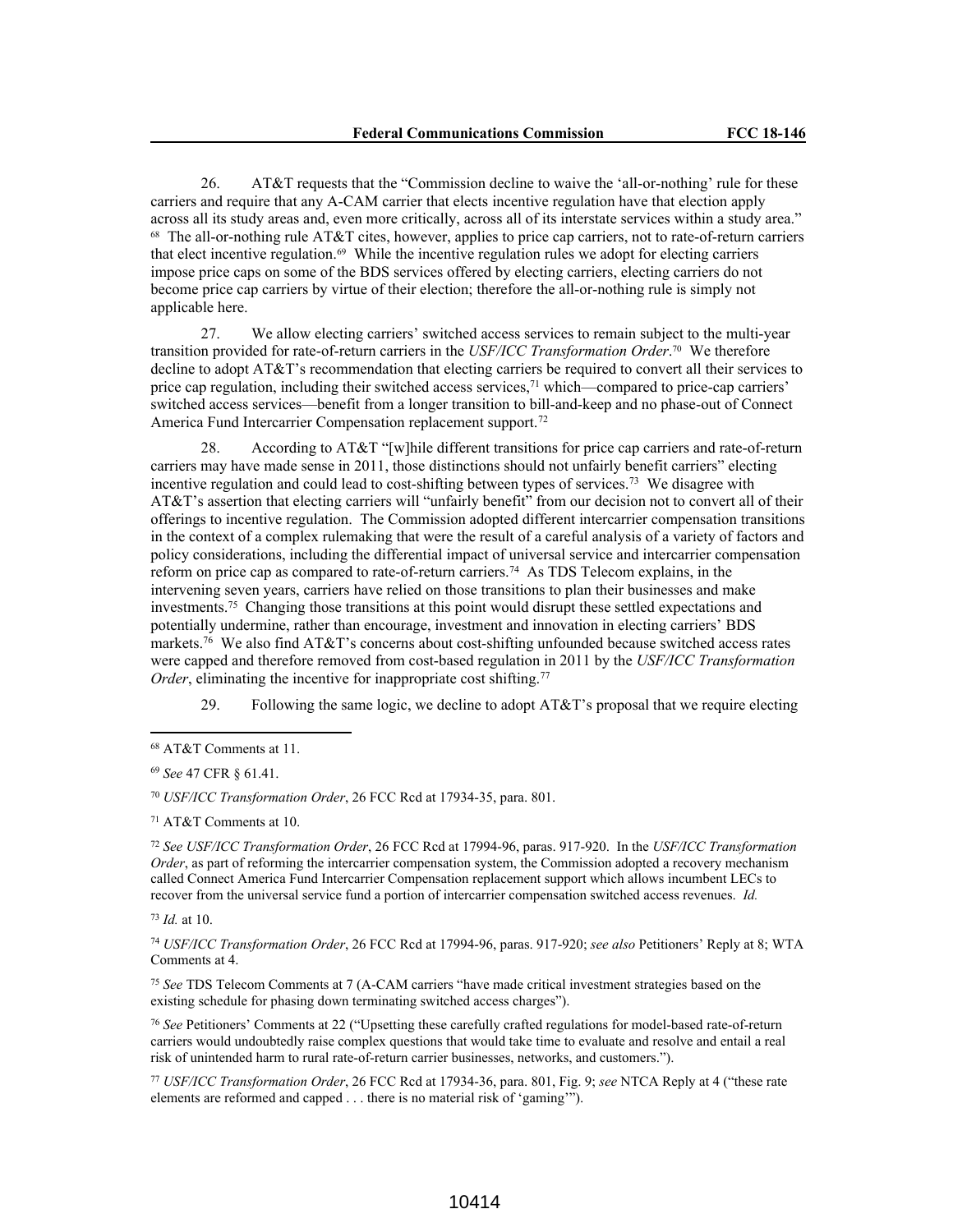26. AT&T requests that the "Commission decline to waive the 'all-or-nothing' rule for these carriers and require that any A-CAM carrier that elects incentive regulation have that election apply across all its study areas and, even more critically, across all of its interstate services within a study area."[68] The all-or-nothing rule AT&T cites, however, applies to price cap carriers, not to rate-of-return carriers that elect incentive regulation.[69] While the incentive regulation rules we adopt for electing carriers impose price caps on some of the BDS services offered by electing carriers, electing carriers do not become price cap carriers by virtue of their election; therefore the all-or-nothing rule is simply not applicable here.

27. We allow electing carriers' switched access services to remain subject to the multi-year transition provided for rate-of-return carriers in the *USF/ICC Transformation Order*.[70] We therefore decline to adopt AT&T's recommendation that electing carriers be required to convert all their services to price cap regulation, including their switched access services,[71] which—compared to price-cap carriers' switched access services—benefit from a longer transition to bill-and-keep and no phase-out of Connect America Fund Intercarrier Compensation replacement support.[72]

28. According to AT&T "[w]hile different transitions for price cap carriers and rate-of-return carriers may have made sense in 2011, those distinctions should not unfairly benefit carriers" electing incentive regulation and could lead to cost-shifting between types of services.[73] We disagree with AT&T's assertion that electing carriers will "unfairly benefit" from our decision not to convert all of their offerings to incentive regulation. The Commission adopted different intercarrier compensation transitions in the context of a complex rulemaking that were the result of a careful analysis of a variety of factors and policy considerations, including the differential impact of universal service and intercarrier compensation reform on price cap as compared to rate-of-return carriers.[74] As TDS Telecom explains, in the intervening seven years, carriers have relied on those transitions to plan their businesses and make investments.[75] Changing those transitions at this point would disrupt these settled expectations and potentially undermine, rather than encourage, investment and innovation in electing carriers' BDS markets.[76] We also find AT&T's concerns about cost-shifting unfounded because switched access rates were capped and therefore removed from cost-based regulation in 2011 by the *USF/ICC Transformation Order*, eliminating the incentive for inappropriate cost shifting.[77]

29. Following the same logic, we decline to adopt AT&T's proposal that we require electing

---

[68] AT&T Comments at 11.

[69] *See* 47 CFR § 61.41.

[70] *USF/ICC Transformation Order*, 26 FCC Rcd at 17934-35, para. 801.

[71] AT&T Comments at 10.

[72] *See USF/ICC Transformation Order*, 26 FCC Rcd at 17994-96, paras. 917-920. In the *USF/ICC Transformation Order*, as part of reforming the intercarrier compensation system, the Commission adopted a recovery mechanism called Connect America Fund Intercarrier Compensation replacement support which allows incumbent LECs to recover from the universal service fund a portion of intercarrier compensation switched access revenues. *Id.*

[73] *Id.* at 10.

[74] *USF/ICC Transformation Order*, 26 FCC Rcd at 17994-96, paras. 917-920; *see also* Petitioners' Reply at 8; WTA Comments at 4.

[75] *See* TDS Telecom Comments at 7 (A-CAM carriers "have made critical investment strategies based on the existing schedule for phasing down terminating switched access charges").

[76] *See* Petitioners' Comments at 22 ("Upsetting these carefully crafted regulations for model-based rate-of-return carriers would undoubtedly raise complex questions that would take time to evaluate and resolve and entail a real risk of unintended harm to rural rate-of-return carrier businesses, networks, and customers.").

[77] *USF/ICC Transformation Order*, 26 FCC Rcd at 17934-36, para. 801, Fig. 9; *see* NTCA Reply at 4 ("these rate elements are reformed and capped . . . there is no material risk of 'gaming'").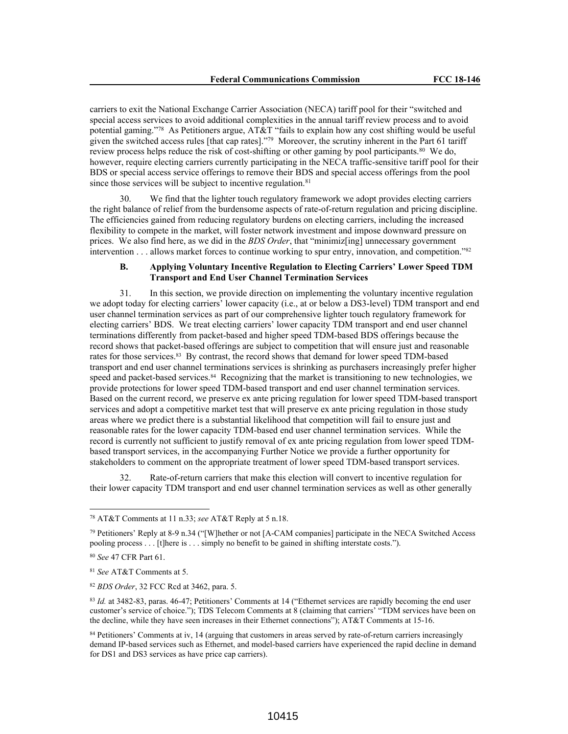carriers to exit the National Exchange Carrier Association (NECA) tariff pool for their "switched and special access services to avoid additional complexities in the annual tariff review process and to avoid potential gaming."[78] As Petitioners argue, AT&T "fails to explain how any cost shifting would be useful given the switched access rules [that cap rates]."[79] Moreover, the scrutiny inherent in the Part 61 tariff review process helps reduce the risk of cost-shifting or other gaming by pool participants.[80] We do, however, require electing carriers currently participating in the NECA traffic-sensitive tariff pool for their BDS or special access service offerings to remove their BDS and special access offerings from the pool since those services will be subject to incentive regulation.[81]

30. We find that the lighter touch regulatory framework we adopt provides electing carriers the right balance of relief from the burdensome aspects of rate-of-return regulation and pricing discipline. The efficiencies gained from reducing regulatory burdens on electing carriers, including the increased flexibility to compete in the market, will foster network investment and impose downward pressure on prices. We also find here, as we did in the *BDS Order*, that "minimiz[ing] unnecessary government intervention . . . allows market forces to continue working to spur entry, innovation, and competition."[82]

### B. Applying Voluntary Incentive Regulation to Electing Carriers' Lower Speed TDM Transport and End User Channel Termination Services

31. In this section, we provide direction on implementing the voluntary incentive regulation we adopt today for electing carriers' lower capacity (i.e., at or below a DS3-level) TDM transport and end user channel termination services as part of our comprehensive lighter touch regulatory framework for electing carriers' BDS. We treat electing carriers' lower capacity TDM transport and end user channel terminations differently from packet-based and higher speed TDM-based BDS offerings because the record shows that packet-based offerings are subject to competition that will ensure just and reasonable rates for those services.[83] By contrast, the record shows that demand for lower speed TDM-based transport and end user channel terminations services is shrinking as purchasers increasingly prefer higher speed and packet-based services.[84] Recognizing that the market is transitioning to new technologies, we provide protections for lower speed TDM-based transport and end user channel termination services. Based on the current record, we preserve ex ante pricing regulation for lower speed TDM-based transport services and adopt a competitive market test that will preserve ex ante pricing regulation in those study areas where we predict there is a substantial likelihood that competition will fail to ensure just and reasonable rates for the lower capacity TDM-based end user channel termination services. While the record is currently not sufficient to justify removal of ex ante pricing regulation from lower speed TDM-based transport services, in the accompanying Further Notice we provide a further opportunity for stakeholders to comment on the appropriate treatment of lower speed TDM-based transport services.

32. Rate-of-return carriers that make this election will convert to incentive regulation for their lower capacity TDM transport and end user channel termination services as well as other generally

---

[78] AT&T Comments at 11 n.33; *see* AT&T Reply at 5 n.18.

[79] Petitioners' Reply at 8-9 n.34 ("[W]hether or not [A-CAM companies] participate in the NECA Switched Access pooling process . . . [t]here is . . . simply no benefit to be gained in shifting interstate costs.").

[80] *See* 47 CFR Part 61.

[81] *See* AT&T Comments at 5.

[82] *BDS Order*, 32 FCC Rcd at 3462, para. 5.

[83] *Id.* at 3482-83, paras. 46-47; Petitioners' Comments at 14 ("Ethernet services are rapidly becoming the end user customer's service of choice."); TDS Telecom Comments at 8 (claiming that carriers' "TDM services have been on the decline, while they have seen increases in their Ethernet connections"); AT&T Comments at 15-16.

[84] Petitioners' Comments at iv, 14 (arguing that customers in areas served by rate-of-return carriers increasingly demand IP-based services such as Ethernet, and model-based carriers have experienced the rapid decline in demand for DS1 and DS3 services as have price cap carriers).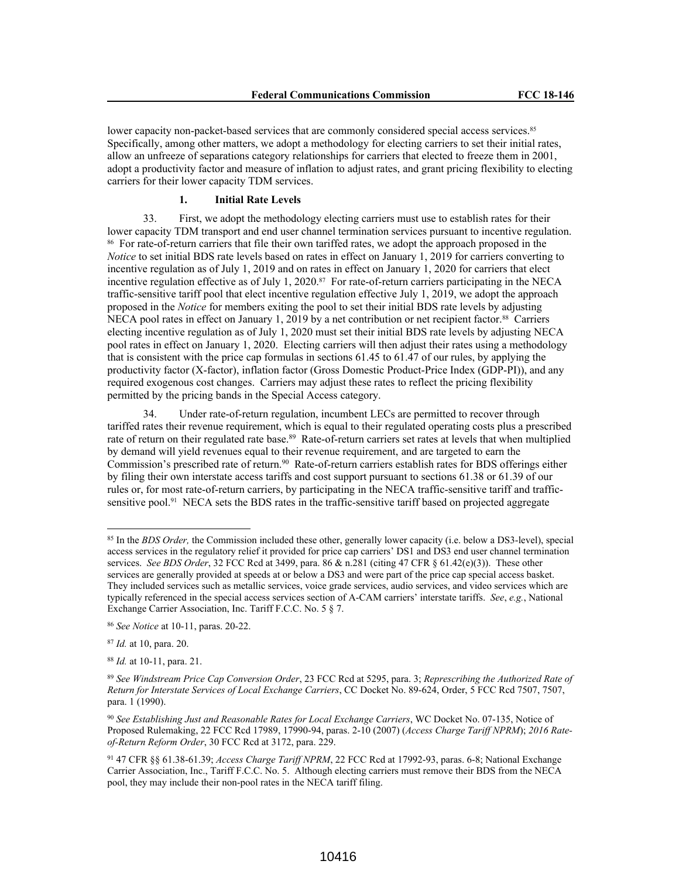lower capacity non-packet-based services that are commonly considered special access services.[85] Specifically, among other matters, we adopt a methodology for electing carriers to set their initial rates, allow an unfreeze of separations category relationships for carriers that elected to freeze them in 2001, adopt a productivity factor and measure of inflation to adjust rates, and grant pricing flexibility to electing carriers for their lower capacity TDM services.

### 1. Initial Rate Levels

33. First, we adopt the methodology electing carriers must use to establish rates for their lower capacity TDM transport and end user channel termination services pursuant to incentive regulation.[86] For rate-of-return carriers that file their own tariffed rates, we adopt the approach proposed in the *Notice* to set initial BDS rate levels based on rates in effect on January 1, 2019 for carriers converting to incentive regulation as of July 1, 2019 and on rates in effect on January 1, 2020 for carriers that elect incentive regulation effective as of July 1, 2020.[87] For rate-of-return carriers participating in the NECA traffic-sensitive tariff pool that elect incentive regulation effective July 1, 2019, we adopt the approach proposed in the *Notice* for members exiting the pool to set their initial BDS rate levels by adjusting NECA pool rates in effect on January 1, 2019 by a net contribution or net recipient factor.[88] Carriers electing incentive regulation as of July 1, 2020 must set their initial BDS rate levels by adjusting NECA pool rates in effect on January 1, 2020. Electing carriers will then adjust their rates using a methodology that is consistent with the price cap formulas in sections 61.45 to 61.47 of our rules, by applying the productivity factor (X-factor), inflation factor (Gross Domestic Product-Price Index (GDP-PI)), and any required exogenous cost changes. Carriers may adjust these rates to reflect the pricing flexibility permitted by the pricing bands in the Special Access category.

34. Under rate-of-return regulation, incumbent LECs are permitted to recover through tariffed rates their revenue requirement, which is equal to their regulated operating costs plus a prescribed rate of return on their regulated rate base.[89] Rate-of-return carriers set rates at levels that when multiplied by demand will yield revenues equal to their revenue requirement, and are targeted to earn the Commission's prescribed rate of return.[90] Rate-of-return carriers establish rates for BDS offerings either by filing their own interstate access tariffs and cost support pursuant to sections 61.38 or 61.39 of our rules or, for most rate-of-return carriers, by participating in the NECA traffic-sensitive tariff and traffic-sensitive pool.[91] NECA sets the BDS rates in the traffic-sensitive tariff based on projected aggregate

---

[85] In the *BDS Order,* the Commission included these other, generally lower capacity (i.e. below a DS3-level), special access services in the regulatory relief it provided for price cap carriers' DS1 and DS3 end user channel termination services. *See BDS Order*, 32 FCC Rcd at 3499, para. 86 & n.281 (citing 47 CFR § 61.42(e)(3)). These other services are generally provided at speeds at or below a DS3 and were part of the price cap special access basket. They included services such as metallic services, voice grade services, audio services, and video services which are typically referenced in the special access services section of A-CAM carriers' interstate tariffs. *See*, *e.g.*, National Exchange Carrier Association, Inc. Tariff F.C.C. No. 5 § 7.

[86] *See Notice* at 10-11, paras. 20-22.

[87] *Id.* at 10, para. 20.

[88] *Id.* at 10-11, para. 21.

[89] *See Windstream Price Cap Conversion Order*, 23 FCC Rcd at 5295, para. 3; *Represcribing the Authorized Rate of Return for Interstate Services of Local Exchange Carriers*, CC Docket No. 89-624, Order, 5 FCC Rcd 7507, 7507, para. 1 (1990).

[90] *See Establishing Just and Reasonable Rates for Local Exchange Carriers*, WC Docket No. 07-135, Notice of Proposed Rulemaking, 22 FCC Rcd 17989, 17990-94, paras. 2-10 (2007) (*Access Charge Tariff NPRM*); *2016 Rate-of-Return Reform Order*, 30 FCC Rcd at 3172, para. 229.

[91] 47 CFR §§ 61.38-61.39; *Access Charge Tariff NPRM*, 22 FCC Rcd at 17992-93, paras. 6-8; National Exchange Carrier Association, Inc., Tariff F.C.C. No. 5. Although electing carriers must remove their BDS from the NECA pool, they may include their non-pool rates in the NECA tariff filing.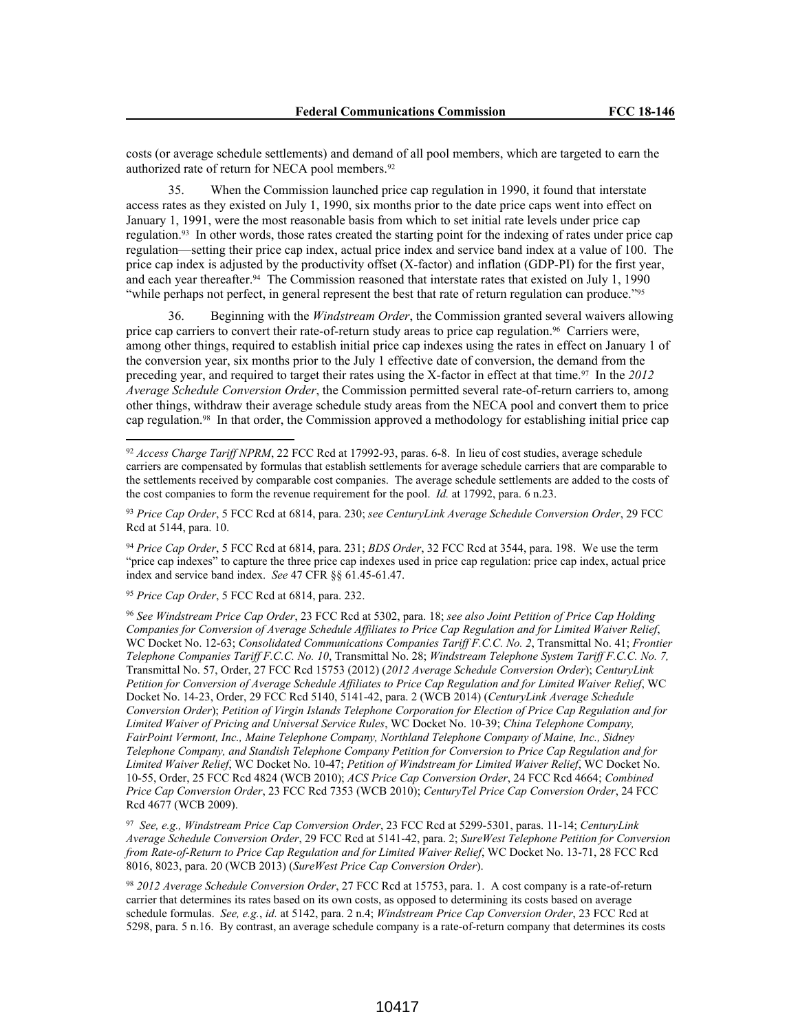costs (or average schedule settlements) and demand of all pool members, which are targeted to earn the authorized rate of return for NECA pool members.[92]

35. When the Commission launched price cap regulation in 1990, it found that interstate access rates as they existed on July 1, 1990, six months prior to the date price caps went into effect on January 1, 1991, were the most reasonable basis from which to set initial rate levels under price cap regulation.[93] In other words, those rates created the starting point for the indexing of rates under price cap regulation—setting their price cap index, actual price index and service band index at a value of 100. The price cap index is adjusted by the productivity offset (X-factor) and inflation (GDP-PI) for the first year, and each year thereafter.[94] The Commission reasoned that interstate rates that existed on July 1, 1990 "while perhaps not perfect, in general represent the best that rate of return regulation can produce."[95]

36. Beginning with the *Windstream Order*, the Commission granted several waivers allowing price cap carriers to convert their rate-of-return study areas to price cap regulation.[96] Carriers were, among other things, required to establish initial price cap indexes using the rates in effect on January 1 of the conversion year, six months prior to the July 1 effective date of conversion, the demand from the preceding year, and required to target their rates using the X-factor in effect at that time.[97] In the *2012 Average Schedule Conversion Order*, the Commission permitted several rate-of-return carriers to, among other things, withdraw their average schedule study areas from the NECA pool and convert them to price cap regulation.[98] In that order, the Commission approved a methodology for establishing initial price cap

---

[92] *Access Charge Tariff NPRM*, 22 FCC Rcd at 17992-93, paras. 6-8. In lieu of cost studies, average schedule carriers are compensated by formulas that establish settlements for average schedule carriers that are comparable to the settlements received by comparable cost companies. The average schedule settlements are added to the costs of the cost companies to form the revenue requirement for the pool. *Id.* at 17992, para. 6 n.23.

[93] *Price Cap Order*, 5 FCC Rcd at 6814, para. 230; *see CenturyLink Average Schedule Conversion Order*, 29 FCC Rcd at 5144, para. 10.

[94] *Price Cap Order*, 5 FCC Rcd at 6814, para. 231; *BDS Order*, 32 FCC Rcd at 3544, para. 198. We use the term "price cap indexes" to capture the three price cap indexes used in price cap regulation: price cap index, actual price index and service band index. *See* 47 CFR §§ 61.45-61.47.

[95] *Price Cap Order*, 5 FCC Rcd at 6814, para. 232.

[96] *See Windstream Price Cap Order*, 23 FCC Rcd at 5302, para. 18; *see also Joint Petition of Price Cap Holding Companies for Conversion of Average Schedule Affiliates to Price Cap Regulation and for Limited Waiver Relief*, WC Docket No. 12-63; *Consolidated Communications Companies Tariff F.C.C. No. 2*, Transmittal No. 41; *Frontier Telephone Companies Tariff F.C.C. No. 10*, Transmittal No. 28; *Windstream Telephone System Tariff F.C.C. No. 7,* Transmittal No. 57, Order, 27 FCC Rcd 15753 (2012) (*2012 Average Schedule Conversion Order*); *CenturyLink Petition for Conversion of Average Schedule Affiliates to Price Cap Regulation and for Limited Waiver Relief*, WC Docket No. 14-23, Order, 29 FCC Rcd 5140, 5141-42, para. 2 (WCB 2014) (*CenturyLink Average Schedule Conversion Order*); *Petition of Virgin Islands Telephone Corporation for Election of Price Cap Regulation and for Limited Waiver of Pricing and Universal Service Rules*, WC Docket No. 10-39; *China Telephone Company, FairPoint Vermont, Inc., Maine Telephone Company, Northland Telephone Company of Maine, Inc., Sidney Telephone Company, and Standish Telephone Company Petition for Conversion to Price Cap Regulation and for Limited Waiver Relief*, WC Docket No. 10-47; *Petition of Windstream for Limited Waiver Relief*, WC Docket No. 10-55, Order, 25 FCC Rcd 4824 (WCB 2010); *ACS Price Cap Conversion Order*, 24 FCC Rcd 4664; *Combined Price Cap Conversion Order*, 23 FCC Rcd 7353 (WCB 2010); *CenturyTel Price Cap Conversion Order*, 24 FCC Rcd 4677 (WCB 2009).

[97] *See, e.g., Windstream Price Cap Conversion Order*, 23 FCC Rcd at 5299-5301, paras. 11-14; *CenturyLink Average Schedule Conversion Order*, 29 FCC Rcd at 5141-42, para. 2; *SureWest Telephone Petition for Conversion from Rate-of-Return to Price Cap Regulation and for Limited Waiver Relief*, WC Docket No. 13-71, 28 FCC Rcd 8016, 8023, para. 20 (WCB 2013) (*SureWest Price Cap Conversion Order*).

[98] *2012 Average Schedule Conversion Order*, 27 FCC Rcd at 15753, para. 1. A cost company is a rate-of-return carrier that determines its rates based on its own costs, as opposed to determining its costs based on average schedule formulas. *See, e.g.*, *id.* at 5142, para. 2 n.4; *Windstream Price Cap Conversion Order*, 23 FCC Rcd at 5298, para. 5 n.16. By contrast, an average schedule company is a rate-of-return company that determines its costs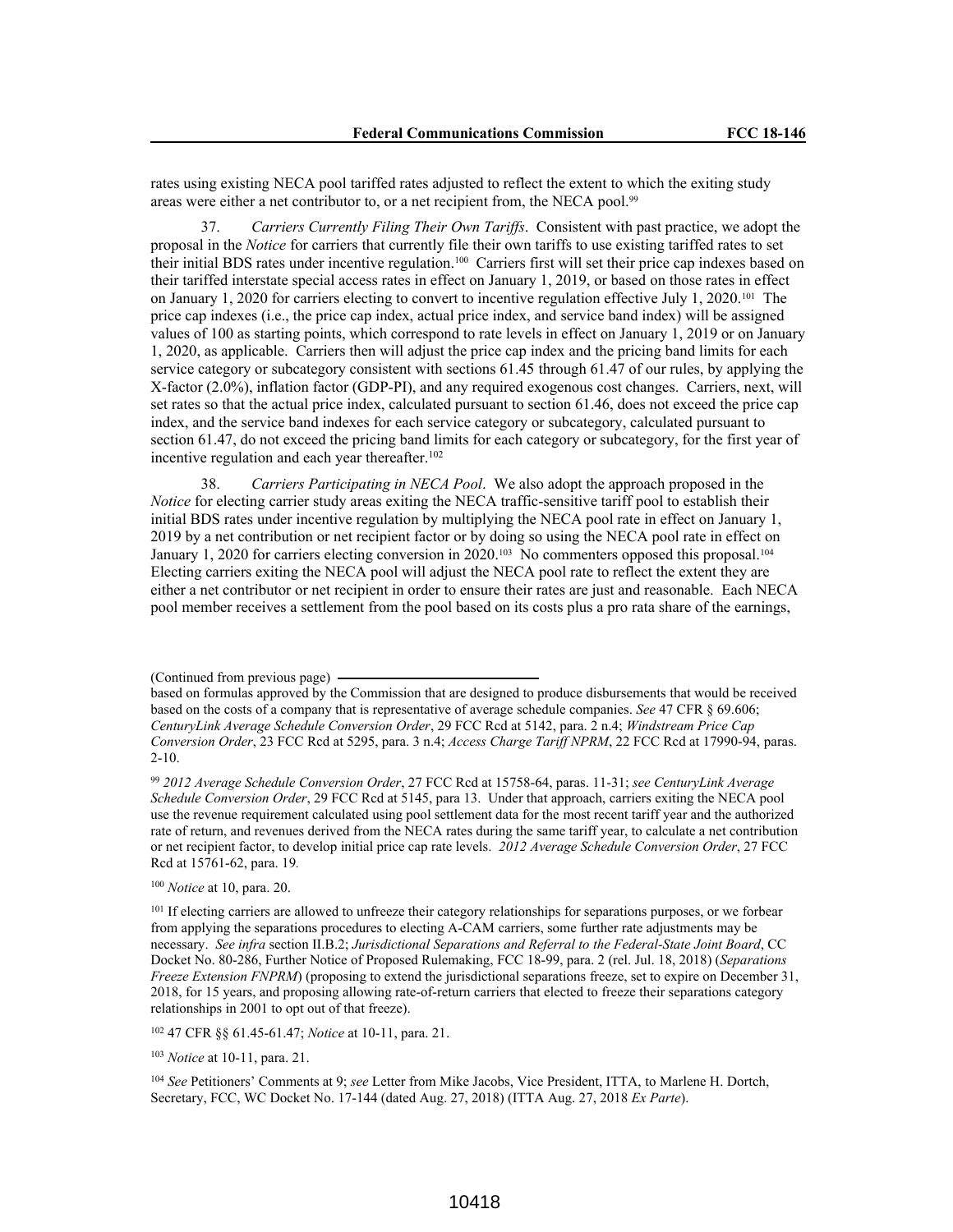rates using existing NECA pool tariffed rates adjusted to reflect the extent to which the exiting study areas were either a net contributor to, or a net recipient from, the NECA pool.[99]

37. *Carriers Currently Filing Their Own Tariffs*. Consistent with past practice, we adopt the proposal in the *Notice* for carriers that currently file their own tariffs to use existing tariffed rates to set their initial BDS rates under incentive regulation.[100] Carriers first will set their price cap indexes based on their tariffed interstate special access rates in effect on January 1, 2019, or based on those rates in effect on January 1, 2020 for carriers electing to convert to incentive regulation effective July 1, 2020.[101] The price cap indexes (i.e., the price cap index, actual price index, and service band index) will be assigned values of 100 as starting points, which correspond to rate levels in effect on January 1, 2019 or on January 1, 2020, as applicable. Carriers then will adjust the price cap index and the pricing band limits for each service category or subcategory consistent with sections 61.45 through 61.47 of our rules, by applying the X-factor (2.0%), inflation factor (GDP-PI), and any required exogenous cost changes. Carriers, next, will set rates so that the actual price index, calculated pursuant to section 61.46, does not exceed the price cap index, and the service band indexes for each service category or subcategory, calculated pursuant to section 61.47, do not exceed the pricing band limits for each category or subcategory, for the first year of incentive regulation and each year thereafter.[102]

38. *Carriers Participating in NECA Pool*. We also adopt the approach proposed in the *Notice* for electing carrier study areas exiting the NECA traffic-sensitive tariff pool to establish their initial BDS rates under incentive regulation by multiplying the NECA pool rate in effect on January 1, 2019 by a net contribution or net recipient factor or by doing so using the NECA pool rate in effect on January 1, 2020 for carriers electing conversion in 2020.[103] No commenters opposed this proposal.[104] Electing carriers exiting the NECA pool will adjust the NECA pool rate to reflect the extent they are either a net contributor or net recipient in order to ensure their rates are just and reasonable. Each NECA pool member receives a settlement from the pool based on its costs plus a pro rata share of the earnings,

---

(Continued from previous page)

based on formulas approved by the Commission that are designed to produce disbursements that would be received based on the costs of a company that is representative of average schedule companies. *See* 47 CFR § 69.606; *CenturyLink Average Schedule Conversion Order*, 29 FCC Rcd at 5142, para. 2 n.4; *Windstream Price Cap Conversion Order*, 23 FCC Rcd at 5295, para. 3 n.4; *Access Charge Tariff NPRM*, 22 FCC Rcd at 17990-94, paras. 2-10.

[99] *2012 Average Schedule Conversion Order*, 27 FCC Rcd at 15758-64, paras. 11-31; *see CenturyLink Average Schedule Conversion Order*, 29 FCC Rcd at 5145, para 13. Under that approach, carriers exiting the NECA pool use the revenue requirement calculated using pool settlement data for the most recent tariff year and the authorized rate of return, and revenues derived from the NECA rates during the same tariff year, to calculate a net contribution or net recipient factor, to develop initial price cap rate levels. *2012 Average Schedule Conversion Order*, 27 FCC Rcd at 15761-62, para. 19*.*

[100] *Notice* at 10, para. 20.

[101] If electing carriers are allowed to unfreeze their category relationships for separations purposes, or we forbear from applying the separations procedures to electing A-CAM carriers, some further rate adjustments may be necessary. *See infra* section II.B.2; *Jurisdictional Separations and Referral to the Federal-State Joint Board*, CC Docket No. 80-286, Further Notice of Proposed Rulemaking, FCC 18-99, para. 2 (rel. Jul. 18, 2018) (*Separations Freeze Extension FNPRM*) (proposing to extend the jurisdictional separations freeze, set to expire on December 31, 2018, for 15 years, and proposing allowing rate-of-return carriers that elected to freeze their separations category relationships in 2001 to opt out of that freeze).

[102] 47 CFR §§ 61.45-61.47; *Notice* at 10-11, para. 21.

[103] *Notice* at 10-11, para. 21.

[104] *See* Petitioners' Comments at 9; *see* Letter from Mike Jacobs, Vice President, ITTA, to Marlene H. Dortch, Secretary, FCC, WC Docket No. 17-144 (dated Aug. 27, 2018) (ITTA Aug. 27, 2018 *Ex Parte*).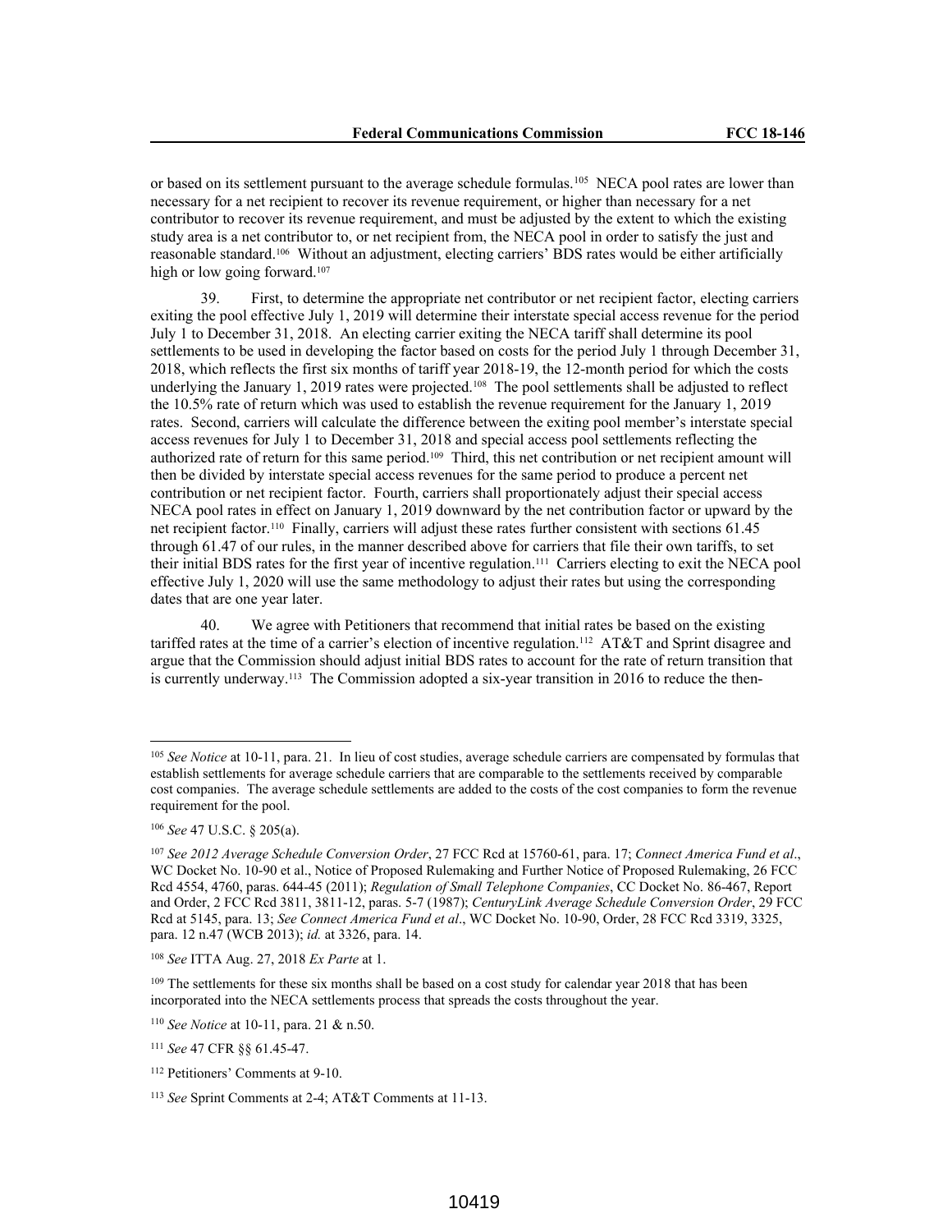or based on its settlement pursuant to the average schedule formulas.[105] NECA pool rates are lower than necessary for a net recipient to recover its revenue requirement, or higher than necessary for a net contributor to recover its revenue requirement, and must be adjusted by the extent to which the existing study area is a net contributor to, or net recipient from, the NECA pool in order to satisfy the just and reasonable standard.[106] Without an adjustment, electing carriers' BDS rates would be either artificially high or low going forward.[107]

39. First, to determine the appropriate net contributor or net recipient factor, electing carriers exiting the pool effective July 1, 2019 will determine their interstate special access revenue for the period July 1 to December 31, 2018. An electing carrier exiting the NECA tariff shall determine its pool settlements to be used in developing the factor based on costs for the period July 1 through December 31, 2018, which reflects the first six months of tariff year 2018-19, the 12-month period for which the costs underlying the January 1, 2019 rates were projected.[108] The pool settlements shall be adjusted to reflect the 10.5% rate of return which was used to establish the revenue requirement for the January 1, 2019 rates. Second, carriers will calculate the difference between the exiting pool member's interstate special access revenues for July 1 to December 31, 2018 and special access pool settlements reflecting the authorized rate of return for this same period.[109] Third, this net contribution or net recipient amount will then be divided by interstate special access revenues for the same period to produce a percent net contribution or net recipient factor. Fourth, carriers shall proportionately adjust their special access NECA pool rates in effect on January 1, 2019 downward by the net contribution factor or upward by the net recipient factor.[110] Finally, carriers will adjust these rates further consistent with sections 61.45 through 61.47 of our rules, in the manner described above for carriers that file their own tariffs, to set their initial BDS rates for the first year of incentive regulation.[111] Carriers electing to exit the NECA pool effective July 1, 2020 will use the same methodology to adjust their rates but using the corresponding dates that are one year later.

40. We agree with Petitioners that recommend that initial rates be based on the existing tariffed rates at the time of a carrier's election of incentive regulation.[112] AT&T and Sprint disagree and argue that the Commission should adjust initial BDS rates to account for the rate of return transition that is currently underway.[113] The Commission adopted a six-year transition in 2016 to reduce the then-

---

[105] *See Notice* at 10-11, para. 21. In lieu of cost studies, average schedule carriers are compensated by formulas that establish settlements for average schedule carriers that are comparable to the settlements received by comparable cost companies. The average schedule settlements are added to the costs of the cost companies to form the revenue requirement for the pool.

[106] *See* 47 U.S.C. § 205(a).

[107] *See 2012 Average Schedule Conversion Order*, 27 FCC Rcd at 15760-61, para. 17; *Connect America Fund et al*., WC Docket No. 10-90 et al., Notice of Proposed Rulemaking and Further Notice of Proposed Rulemaking, 26 FCC Rcd 4554, 4760, paras. 644-45 (2011); *Regulation of Small Telephone Companies*, CC Docket No. 86-467, Report and Order, 2 FCC Rcd 3811, 3811-12, paras. 5-7 (1987); *CenturyLink Average Schedule Conversion Order*, 29 FCC Rcd at 5145, para. 13; *See Connect America Fund et al*., WC Docket No. 10-90, Order, 28 FCC Rcd 3319, 3325, para. 12 n.47 (WCB 2013); *id.* at 3326, para. 14.

[108] *See* ITTA Aug. 27, 2018 *Ex Parte* at 1.

[109] The settlements for these six months shall be based on a cost study for calendar year 2018 that has been incorporated into the NECA settlements process that spreads the costs throughout the year.

[110] *See Notice* at 10-11, para. 21 & n.50.

[111] *See* 47 CFR §§ 61.45-47.

[112] Petitioners' Comments at 9-10.

[113] *See* Sprint Comments at 2-4; AT&T Comments at 11-13.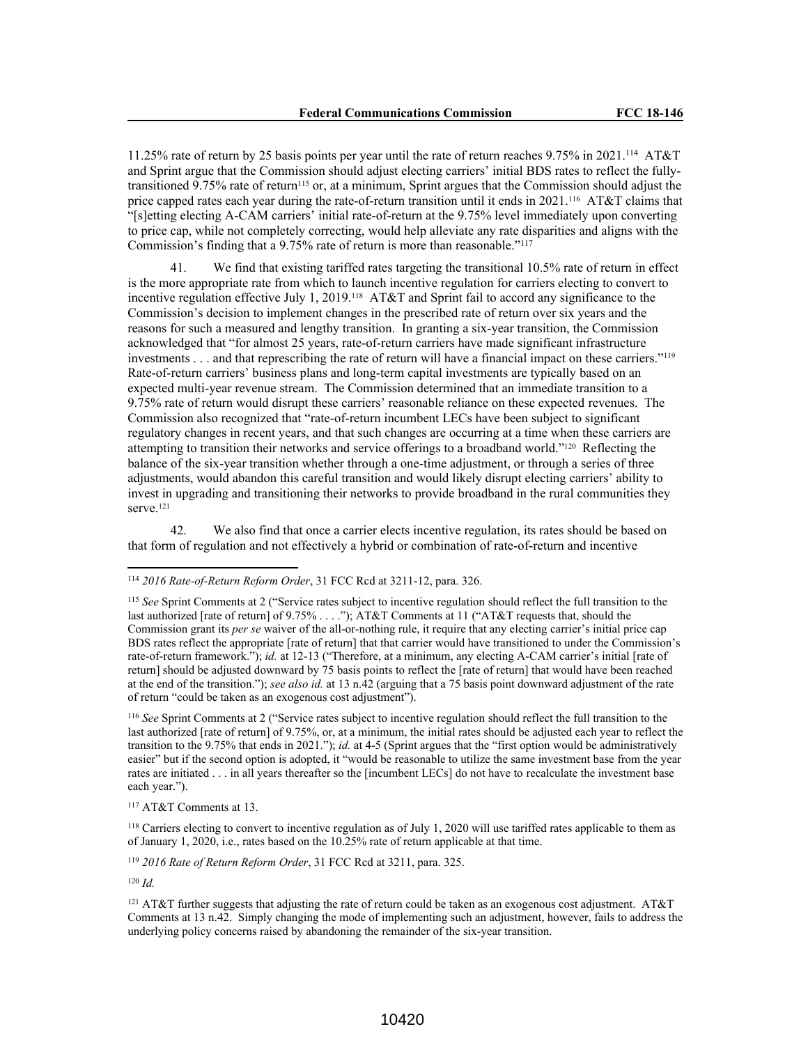11.25% rate of return by 25 basis points per year until the rate of return reaches 9.75% in 2021.[114] AT&T and Sprint argue that the Commission should adjust electing carriers' initial BDS rates to reflect the fully-transitioned 9.75% rate of return[115] or, at a minimum, Sprint argues that the Commission should adjust the price capped rates each year during the rate-of-return transition until it ends in 2021.[116] AT&T claims that "[s]etting electing A-CAM carriers' initial rate-of-return at the 9.75% level immediately upon converting to price cap, while not completely correcting, would help alleviate any rate disparities and aligns with the Commission's finding that a 9.75% rate of return is more than reasonable."[117]

41. We find that existing tariffed rates targeting the transitional 10.5% rate of return in effect is the more appropriate rate from which to launch incentive regulation for carriers electing to convert to incentive regulation effective July 1, 2019.[118] AT&T and Sprint fail to accord any significance to the Commission's decision to implement changes in the prescribed rate of return over six years and the reasons for such a measured and lengthy transition. In granting a six-year transition, the Commission acknowledged that "for almost 25 years, rate-of-return carriers have made significant infrastructure investments . . . and that represcribing the rate of return will have a financial impact on these carriers."[119] Rate-of-return carriers' business plans and long-term capital investments are typically based on an expected multi-year revenue stream. The Commission determined that an immediate transition to a 9.75% rate of return would disrupt these carriers' reasonable reliance on these expected revenues. The Commission also recognized that "rate-of-return incumbent LECs have been subject to significant regulatory changes in recent years, and that such changes are occurring at a time when these carriers are attempting to transition their networks and service offerings to a broadband world."[120] Reflecting the balance of the six-year transition whether through a one-time adjustment, or through a series of three adjustments, would abandon this careful transition and would likely disrupt electing carriers' ability to invest in upgrading and transitioning their networks to provide broadband in the rural communities they serve.[121]

42. We also find that once a carrier elects incentive regulation, its rates should be based on that form of regulation and not effectively a hybrid or combination of rate-of-return and incentive

---

[114] *2016 Rate-of-Return Reform Order*, 31 FCC Rcd at 3211-12, para. 326.

[115] *See* Sprint Comments at 2 ("Service rates subject to incentive regulation should reflect the full transition to the last authorized [rate of return] of 9.75% . . . ."); AT&T Comments at 11 ("AT&T requests that, should the Commission grant its *per se* waiver of the all-or-nothing rule, it require that any electing carrier's initial price cap BDS rates reflect the appropriate [rate of return] that that carrier would have transitioned to under the Commission's rate-of-return framework."); *id.* at 12-13 ("Therefore, at a minimum, any electing A-CAM carrier's initial [rate of return] should be adjusted downward by 75 basis points to reflect the [rate of return] that would have been reached at the end of the transition."); *see also id.* at 13 n.42 (arguing that a 75 basis point downward adjustment of the rate of return "could be taken as an exogenous cost adjustment").

[116] *See* Sprint Comments at 2 ("Service rates subject to incentive regulation should reflect the full transition to the last authorized [rate of return] of 9.75%, or, at a minimum, the initial rates should be adjusted each year to reflect the transition to the 9.75% that ends in 2021."); *id.* at 4-5 (Sprint argues that the "first option would be administratively easier" but if the second option is adopted, it "would be reasonable to utilize the same investment base from the year rates are initiated . . . in all years thereafter so the [incumbent LECs] do not have to recalculate the investment base each year.").

[117] AT&T Comments at 13.

[118] Carriers electing to convert to incentive regulation as of July 1, 2020 will use tariffed rates applicable to them as of January 1, 2020, i.e., rates based on the 10.25% rate of return applicable at that time.

[119] *2016 Rate of Return Reform Order*, 31 FCC Rcd at 3211, para. 325.

[120] *Id.*

[121] AT&T further suggests that adjusting the rate of return could be taken as an exogenous cost adjustment. AT&T Comments at 13 n.42. Simply changing the mode of implementing such an adjustment, however, fails to address the underlying policy concerns raised by abandoning the remainder of the six-year transition.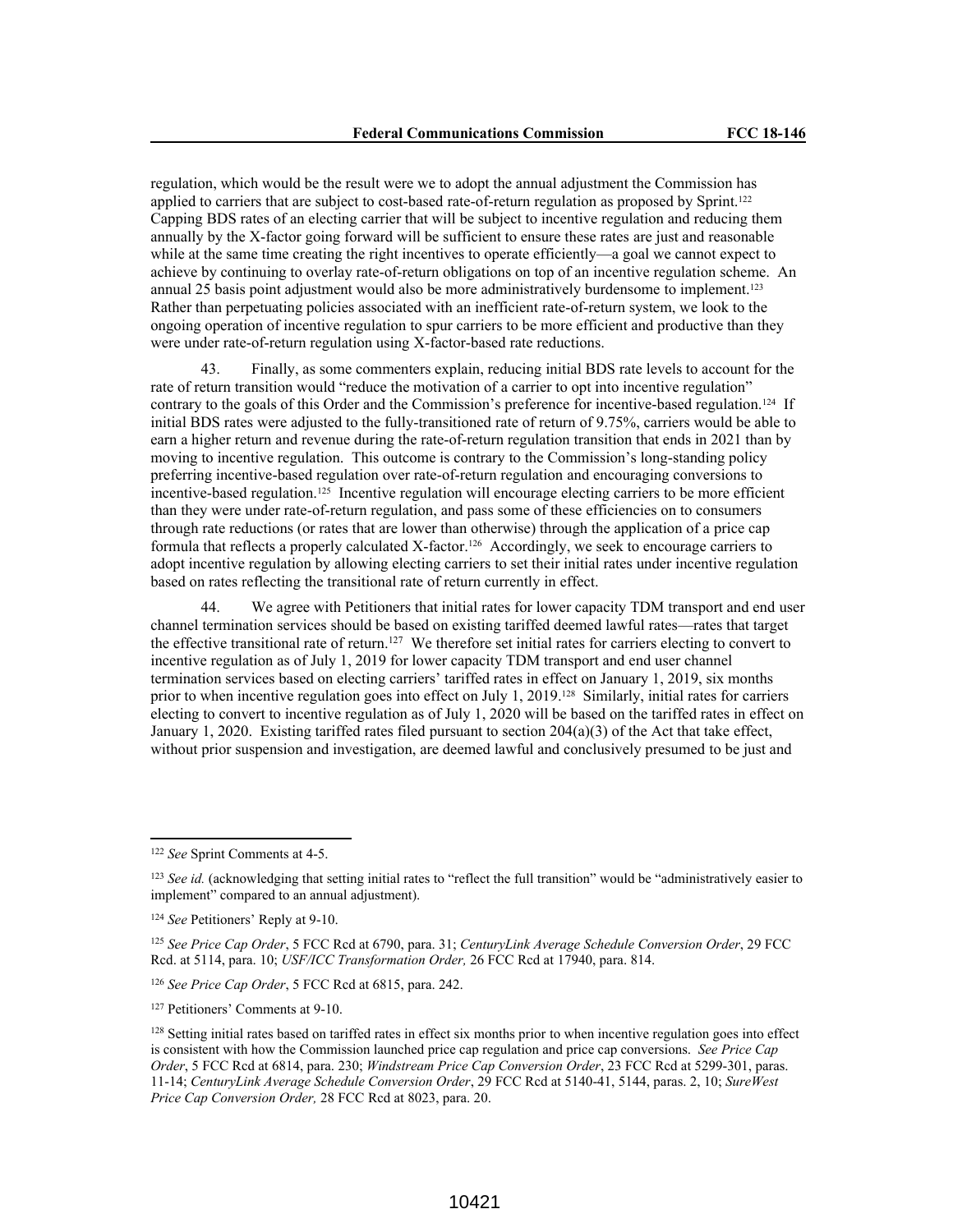regulation, which would be the result were we to adopt the annual adjustment the Commission has applied to carriers that are subject to cost-based rate-of-return regulation as proposed by Sprint.[122] Capping BDS rates of an electing carrier that will be subject to incentive regulation and reducing them annually by the X-factor going forward will be sufficient to ensure these rates are just and reasonable while at the same time creating the right incentives to operate efficiently—a goal we cannot expect to achieve by continuing to overlay rate-of-return obligations on top of an incentive regulation scheme. An annual 25 basis point adjustment would also be more administratively burdensome to implement.[123] Rather than perpetuating policies associated with an inefficient rate-of-return system, we look to the ongoing operation of incentive regulation to spur carriers to be more efficient and productive than they were under rate-of-return regulation using X-factor-based rate reductions.

43. Finally, as some commenters explain, reducing initial BDS rate levels to account for the rate of return transition would "reduce the motivation of a carrier to opt into incentive regulation" contrary to the goals of this Order and the Commission's preference for incentive-based regulation.[124] If initial BDS rates were adjusted to the fully-transitioned rate of return of 9.75%, carriers would be able to earn a higher return and revenue during the rate-of-return regulation transition that ends in 2021 than by moving to incentive regulation. This outcome is contrary to the Commission's long-standing policy preferring incentive-based regulation over rate-of-return regulation and encouraging conversions to incentive-based regulation.[125] Incentive regulation will encourage electing carriers to be more efficient than they were under rate-of-return regulation, and pass some of these efficiencies on to consumers through rate reductions (or rates that are lower than otherwise) through the application of a price cap formula that reflects a properly calculated X-factor.[126] Accordingly, we seek to encourage carriers to adopt incentive regulation by allowing electing carriers to set their initial rates under incentive regulation based on rates reflecting the transitional rate of return currently in effect.

44. We agree with Petitioners that initial rates for lower capacity TDM transport and end user channel termination services should be based on existing tariffed deemed lawful rates—rates that target the effective transitional rate of return.[127] We therefore set initial rates for carriers electing to convert to incentive regulation as of July 1, 2019 for lower capacity TDM transport and end user channel termination services based on electing carriers' tariffed rates in effect on January 1, 2019, six months prior to when incentive regulation goes into effect on July 1, 2019.[128] Similarly, initial rates for carriers electing to convert to incentive regulation as of July 1, 2020 will be based on the tariffed rates in effect on January 1, 2020. Existing tariffed rates filed pursuant to section 204(a)(3) of the Act that take effect, without prior suspension and investigation, are deemed lawful and conclusively presumed to be just and

---

[122] *See* Sprint Comments at 4-5.

[123] *See id.* (acknowledging that setting initial rates to "reflect the full transition" would be "administratively easier to implement" compared to an annual adjustment).

[124] *See* Petitioners' Reply at 9-10.

[125] *See Price Cap Order*, 5 FCC Rcd at 6790, para. 31; *CenturyLink Average Schedule Conversion Order*, 29 FCC Rcd. at 5114, para. 10; *USF/ICC Transformation Order,* 26 FCC Rcd at 17940, para. 814.

[126] *See Price Cap Order*, 5 FCC Rcd at 6815, para. 242.

[127] Petitioners' Comments at 9-10.

[128] Setting initial rates based on tariffed rates in effect six months prior to when incentive regulation goes into effect is consistent with how the Commission launched price cap regulation and price cap conversions. *See Price Cap Order*, 5 FCC Rcd at 6814, para. 230; *Windstream Price Cap Conversion Order*, 23 FCC Rcd at 5299-301, paras. 11-14; *CenturyLink Average Schedule Conversion Order*, 29 FCC Rcd at 5140-41, 5144, paras. 2, 10; *SureWest Price Cap Conversion Order,* 28 FCC Rcd at 8023, para. 20.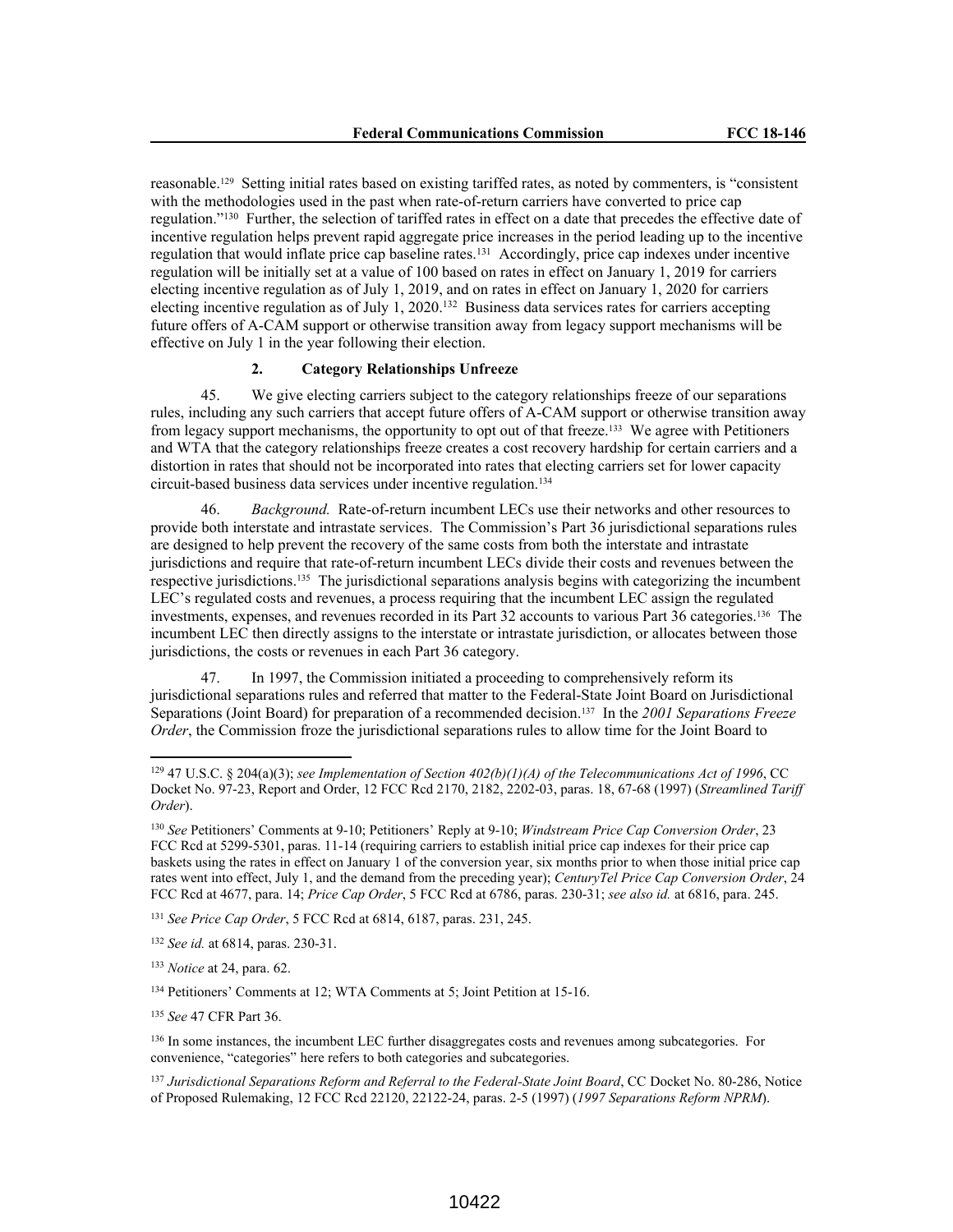reasonable.[129] Setting initial rates based on existing tariffed rates, as noted by commenters, is "consistent with the methodologies used in the past when rate-of-return carriers have converted to price cap regulation."[130] Further, the selection of tariffed rates in effect on a date that precedes the effective date of incentive regulation helps prevent rapid aggregate price increases in the period leading up to the incentive regulation that would inflate price cap baseline rates.[131] Accordingly, price cap indexes under incentive regulation will be initially set at a value of 100 based on rates in effect on January 1, 2019 for carriers electing incentive regulation as of July 1, 2019, and on rates in effect on January 1, 2020 for carriers electing incentive regulation as of July 1, 2020.[132] Business data services rates for carriers accepting future offers of A-CAM support or otherwise transition away from legacy support mechanisms will be effective on July 1 in the year following their election.

#### 2. Category Relationships Unfreeze

45. We give electing carriers subject to the category relationships freeze of our separations rules, including any such carriers that accept future offers of A-CAM support or otherwise transition away from legacy support mechanisms, the opportunity to opt out of that freeze.[133] We agree with Petitioners and WTA that the category relationships freeze creates a cost recovery hardship for certain carriers and a distortion in rates that should not be incorporated into rates that electing carriers set for lower capacity circuit-based business data services under incentive regulation.[134]

46. *Background.* Rate-of-return incumbent LECs use their networks and other resources to provide both interstate and intrastate services. The Commission's Part 36 jurisdictional separations rules are designed to help prevent the recovery of the same costs from both the interstate and intrastate jurisdictions and require that rate-of-return incumbent LECs divide their costs and revenues between the respective jurisdictions.[135] The jurisdictional separations analysis begins with categorizing the incumbent LEC's regulated costs and revenues, a process requiring that the incumbent LEC assign the regulated investments, expenses, and revenues recorded in its Part 32 accounts to various Part 36 categories.[136] The incumbent LEC then directly assigns to the interstate or intrastate jurisdiction, or allocates between those jurisdictions, the costs or revenues in each Part 36 category.

47. In 1997, the Commission initiated a proceeding to comprehensively reform its jurisdictional separations rules and referred that matter to the Federal-State Joint Board on Jurisdictional Separations (Joint Board) for preparation of a recommended decision.[137] In the *2001 Separations Freeze Order*, the Commission froze the jurisdictional separations rules to allow time for the Joint Board to

---

[129] 47 U.S.C. § 204(a)(3); *see Implementation of Section 402(b)(1)(A) of the Telecommunications Act of 1996*, CC Docket No. 97-23, Report and Order, 12 FCC Rcd 2170, 2182, 2202-03, paras. 18, 67-68 (1997) (*Streamlined Tariff Order*).

[130] *See* Petitioners' Comments at 9-10; Petitioners' Reply at 9-10; *Windstream Price Cap Conversion Order*, 23 FCC Rcd at 5299-5301, paras. 11-14 (requiring carriers to establish initial price cap indexes for their price cap baskets using the rates in effect on January 1 of the conversion year, six months prior to when those initial price cap rates went into effect, July 1, and the demand from the preceding year); *CenturyTel Price Cap Conversion Order*, 24 FCC Rcd at 4677, para. 14; *Price Cap Order*, 5 FCC Rcd at 6786, paras. 230-31; *see also id.* at 6816, para. 245.

[131] *See Price Cap Order*, 5 FCC Rcd at 6814, 6187, paras. 231, 245.

[132] *See id.* at 6814, paras. 230-31.

[133] *Notice* at 24, para. 62.

[134] Petitioners' Comments at 12; WTA Comments at 5; Joint Petition at 15-16.

[135] *See* 47 CFR Part 36.

[136] In some instances, the incumbent LEC further disaggregates costs and revenues among subcategories. For convenience, "categories" here refers to both categories and subcategories.

[137] *Jurisdictional Separations Reform and Referral to the Federal-State Joint Board*, CC Docket No. 80-286, Notice of Proposed Rulemaking, 12 FCC Rcd 22120, 22122-24, paras. 2-5 (1997) (*1997 Separations Reform NPRM*).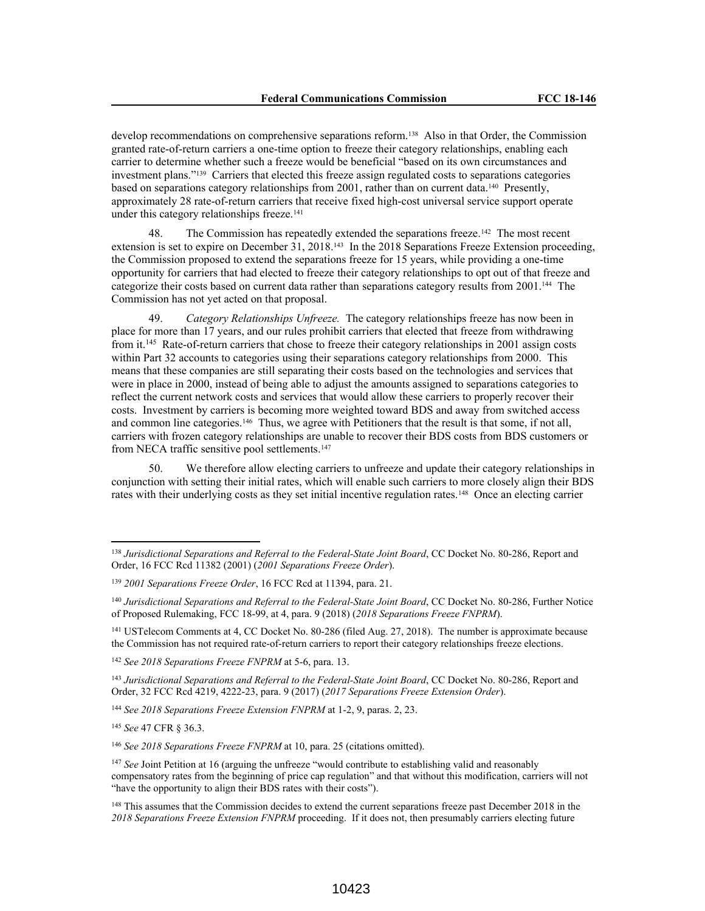develop recommendations on comprehensive separations reform.[138] Also in that Order, the Commission granted rate-of-return carriers a one-time option to freeze their category relationships, enabling each carrier to determine whether such a freeze would be beneficial "based on its own circumstances and investment plans."[139] Carriers that elected this freeze assign regulated costs to separations categories based on separations category relationships from 2001, rather than on current data.[140] Presently, approximately 28 rate-of-return carriers that receive fixed high-cost universal service support operate under this category relationships freeze.[141]

48. The Commission has repeatedly extended the separations freeze.[142] The most recent extension is set to expire on December 31, 2018.[143] In the 2018 Separations Freeze Extension proceeding, the Commission proposed to extend the separations freeze for 15 years, while providing a one-time opportunity for carriers that had elected to freeze their category relationships to opt out of that freeze and categorize their costs based on current data rather than separations category results from 2001.[144] The Commission has not yet acted on that proposal.

49. *Category Relationships Unfreeze.* The category relationships freeze has now been in place for more than 17 years, and our rules prohibit carriers that elected that freeze from withdrawing from it.[145] Rate-of-return carriers that chose to freeze their category relationships in 2001 assign costs within Part 32 accounts to categories using their separations category relationships from 2000. This means that these companies are still separating their costs based on the technologies and services that were in place in 2000, instead of being able to adjust the amounts assigned to separations categories to reflect the current network costs and services that would allow these carriers to properly recover their costs. Investment by carriers is becoming more weighted toward BDS and away from switched access and common line categories.[146] Thus, we agree with Petitioners that the result is that some, if not all, carriers with frozen category relationships are unable to recover their BDS costs from BDS customers or from NECA traffic sensitive pool settlements.[147]

50. We therefore allow electing carriers to unfreeze and update their category relationships in conjunction with setting their initial rates, which will enable such carriers to more closely align their BDS rates with their underlying costs as they set initial incentive regulation rates.[148] Once an electing carrier

---

[138] *Jurisdictional Separations and Referral to the Federal-State Joint Board*, CC Docket No. 80-286, Report and Order, 16 FCC Rcd 11382 (2001) (*2001 Separations Freeze Order*).

[139] *2001 Separations Freeze Order*, 16 FCC Rcd at 11394, para. 21.

[140] *Jurisdictional Separations and Referral to the Federal-State Joint Board*, CC Docket No. 80-286, Further Notice of Proposed Rulemaking, FCC 18-99, at 4, para. 9 (2018) (*2018 Separations Freeze FNPRM*).

[141] USTelecom Comments at 4, CC Docket No. 80-286 (filed Aug. 27, 2018). The number is approximate because the Commission has not required rate-of-return carriers to report their category relationships freeze elections.

[142] *See 2018 Separations Freeze FNPRM* at 5-6, para. 13.

[143] *Jurisdictional Separations and Referral to the Federal-State Joint Board*, CC Docket No. 80-286, Report and Order, 32 FCC Rcd 4219, 4222-23, para. 9 (2017) (*2017 Separations Freeze Extension Order*).

[144] *See 2018 Separations Freeze Extension FNPRM* at 1-2, 9, paras. 2, 23.

[145] *See* 47 CFR § 36.3.

[146] *See 2018 Separations Freeze FNPRM* at 10, para. 25 (citations omitted).

[147] *See* Joint Petition at 16 (arguing the unfreeze "would contribute to establishing valid and reasonably compensatory rates from the beginning of price cap regulation" and that without this modification, carriers will not "have the opportunity to align their BDS rates with their costs").

[148] This assumes that the Commission decides to extend the current separations freeze past December 2018 in the *2018 Separations Freeze Extension FNPRM* proceeding. If it does not, then presumably carriers electing future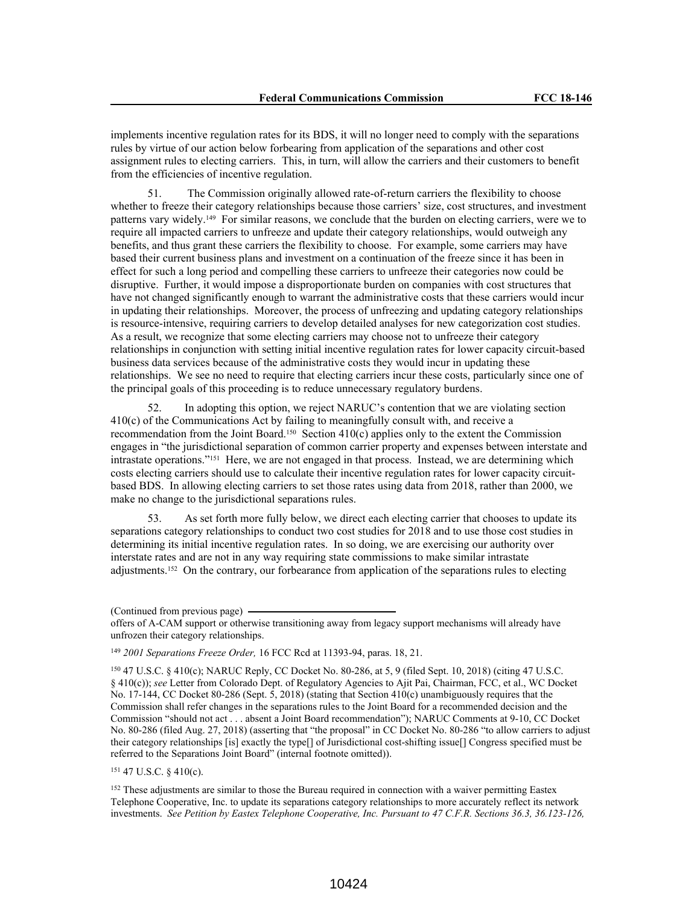implements incentive regulation rates for its BDS, it will no longer need to comply with the separations rules by virtue of our action below forbearing from application of the separations and other cost assignment rules to electing carriers. This, in turn, will allow the carriers and their customers to benefit from the efficiencies of incentive regulation.

51. The Commission originally allowed rate-of-return carriers the flexibility to choose whether to freeze their category relationships because those carriers' size, cost structures, and investment patterns vary widely.[149] For similar reasons, we conclude that the burden on electing carriers, were we to require all impacted carriers to unfreeze and update their category relationships, would outweigh any benefits, and thus grant these carriers the flexibility to choose. For example, some carriers may have based their current business plans and investment on a continuation of the freeze since it has been in effect for such a long period and compelling these carriers to unfreeze their categories now could be disruptive. Further, it would impose a disproportionate burden on companies with cost structures that have not changed significantly enough to warrant the administrative costs that these carriers would incur in updating their relationships. Moreover, the process of unfreezing and updating category relationships is resource-intensive, requiring carriers to develop detailed analyses for new categorization cost studies. As a result, we recognize that some electing carriers may choose not to unfreeze their category relationships in conjunction with setting initial incentive regulation rates for lower capacity circuit-based business data services because of the administrative costs they would incur in updating these relationships. We see no need to require that electing carriers incur these costs, particularly since one of the principal goals of this proceeding is to reduce unnecessary regulatory burdens.

52. In adopting this option, we reject NARUC's contention that we are violating section 410(c) of the Communications Act by failing to meaningfully consult with, and receive a recommendation from the Joint Board.[150] Section 410(c) applies only to the extent the Commission engages in "the jurisdictional separation of common carrier property and expenses between interstate and intrastate operations."[151] Here, we are not engaged in that process. Instead, we are determining which costs electing carriers should use to calculate their incentive regulation rates for lower capacity circuit-based BDS. In allowing electing carriers to set those rates using data from 2018, rather than 2000, we make no change to the jurisdictional separations rules.

53. As set forth more fully below, we direct each electing carrier that chooses to update its separations category relationships to conduct two cost studies for 2018 and to use those cost studies in determining its initial incentive regulation rates. In so doing, we are exercising our authority over interstate rates and are not in any way requiring state commissions to make similar intrastate adjustments.[152] On the contrary, our forbearance from application of the separations rules to electing

(Continued from previous page)
offers of A-CAM support or otherwise transitioning away from legacy support mechanisms will already have unfrozen their category relationships.

[149] *2001 Separations Freeze Order,* 16 FCC Rcd at 11393-94, paras. 18, 21.

[150] 47 U.S.C. § 410(c); NARUC Reply, CC Docket No. 80-286, at 5, 9 (filed Sept. 10, 2018) (citing 47 U.S.C. § 410(c)); *see* Letter from Colorado Dept. of Regulatory Agencies to Ajit Pai, Chairman, FCC, et al., WC Docket No. 17-144, CC Docket 80-286 (Sept. 5, 2018) (stating that Section 410(c) unambiguously requires that the Commission shall refer changes in the separations rules to the Joint Board for a recommended decision and the Commission "should not act . . . absent a Joint Board recommendation"); NARUC Comments at 9-10, CC Docket No. 80-286 (filed Aug. 27, 2018) (asserting that "the proposal" in CC Docket No. 80-286 "to allow carriers to adjust their category relationships [is] exactly the type[] of Jurisdictional cost-shifting issue[] Congress specified must be referred to the Separations Joint Board" (internal footnote omitted)).

[151] 47 U.S.C. § 410(c).

[152] These adjustments are similar to those the Bureau required in connection with a waiver permitting Eastex Telephone Cooperative, Inc. to update its separations category relationships to more accurately reflect its network investments. *See Petition by Eastex Telephone Cooperative, Inc. Pursuant to 47 C.F.R. Sections 36.3, 36.123-126,*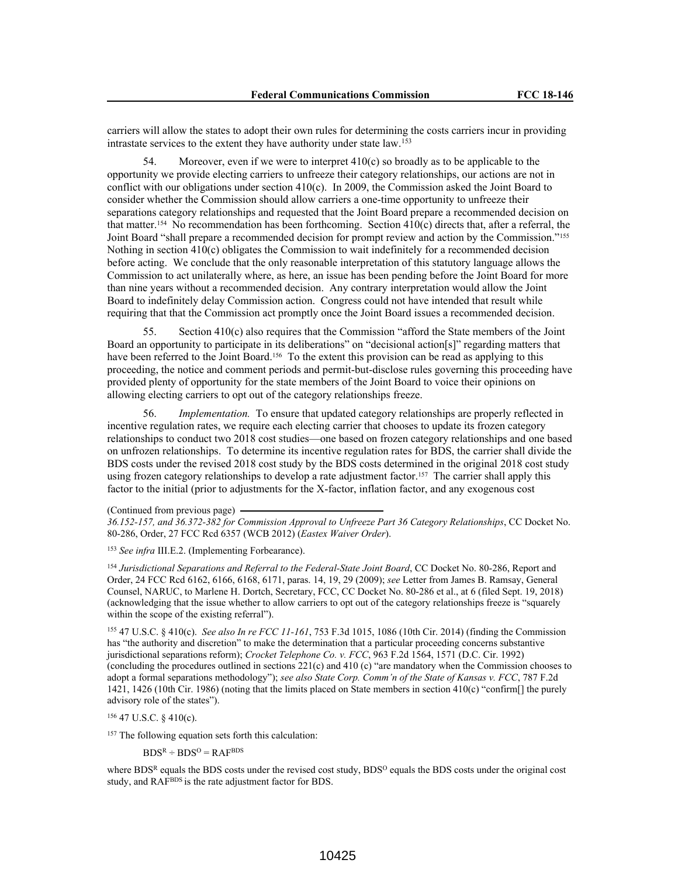carriers will allow the states to adopt their own rules for determining the costs carriers incur in providing intrastate services to the extent they have authority under state law.[153]

54. Moreover, even if we were to interpret 410(c) so broadly as to be applicable to the opportunity we provide electing carriers to unfreeze their category relationships, our actions are not in conflict with our obligations under section 410(c). In 2009, the Commission asked the Joint Board to consider whether the Commission should allow carriers a one-time opportunity to unfreeze their separations category relationships and requested that the Joint Board prepare a recommended decision on that matter.[154] No recommendation has been forthcoming. Section 410(c) directs that, after a referral, the Joint Board "shall prepare a recommended decision for prompt review and action by the Commission."[155] Nothing in section 410(c) obligates the Commission to wait indefinitely for a recommended decision before acting. We conclude that the only reasonable interpretation of this statutory language allows the Commission to act unilaterally where, as here, an issue has been pending before the Joint Board for more than nine years without a recommended decision. Any contrary interpretation would allow the Joint Board to indefinitely delay Commission action. Congress could not have intended that result while requiring that that the Commission act promptly once the Joint Board issues a recommended decision.

55. Section 410(c) also requires that the Commission "afford the State members of the Joint Board an opportunity to participate in its deliberations" on "decisional action[s]" regarding matters that have been referred to the Joint Board.[156] To the extent this provision can be read as applying to this proceeding, the notice and comment periods and permit-but-disclose rules governing this proceeding have provided plenty of opportunity for the state members of the Joint Board to voice their opinions on allowing electing carriers to opt out of the category relationships freeze.

56. *Implementation.* To ensure that updated category relationships are properly reflected in incentive regulation rates, we require each electing carrier that chooses to update its frozen category relationships to conduct two 2018 cost studies—one based on frozen category relationships and one based on unfrozen relationships. To determine its incentive regulation rates for BDS, the carrier shall divide the BDS costs under the revised 2018 cost study by the BDS costs determined in the original 2018 cost study using frozen category relationships to develop a rate adjustment factor.[157] The carrier shall apply this factor to the initial (prior to adjustments for the X-factor, inflation factor, and any exogenous cost

(Continued from previous page)

*36.152-157, and 36.372-382 for Commission Approval to Unfreeze Part 36 Category Relationships*, CC Docket No. 80-286, Order, 27 FCC Rcd 6357 (WCB 2012) (*Eastex Waiver Order*).

[153] *See infra* III.E.2. (Implementing Forbearance).

[154] *Jurisdictional Separations and Referral to the Federal-State Joint Board*, CC Docket No. 80-286, Report and Order, 24 FCC Rcd 6162, 6166, 6168, 6171, paras. 14, 19, 29 (2009); *see* Letter from James B. Ramsay, General Counsel, NARUC, to Marlene H. Dortch, Secretary, FCC, CC Docket No. 80-286 et al., at 6 (filed Sept. 19, 2018) (acknowledging that the issue whether to allow carriers to opt out of the category relationships freeze is "squarely within the scope of the existing referral").

[155] 47 U.S.C. § 410(c). *See also In re FCC 11-161*, 753 F.3d 1015, 1086 (10th Cir. 2014) (finding the Commission has "the authority and discretion" to make the determination that a particular proceeding concerns substantive jurisdictional separations reform); *Crocket Telephone Co. v. FCC*, 963 F.2d 1564, 1571 (D.C. Cir. 1992) (concluding the procedures outlined in sections 221(c) and 410 (c) "are mandatory when the Commission chooses to adopt a formal separations methodology"); *see also State Corp. Comm'n of the State of Kansas v. FCC*, 787 F.2d 1421, 1426 (10th Cir. 1986) (noting that the limits placed on State members in section 410(c) "confirm[] the purely advisory role of the states").

[156] 47 U.S.C. § 410(c).

[157] The following equation sets forth this calculation:

$$BDS^{R} \div BDS^{O} = RAF^{BDS}$$

where $BDS^{R}$ equals the BDS costs under the revised cost study, $BDS^{O}$ equals the BDS costs under the original cost study, and $RAF^{BDS}$ is the rate adjustment factor for BDS.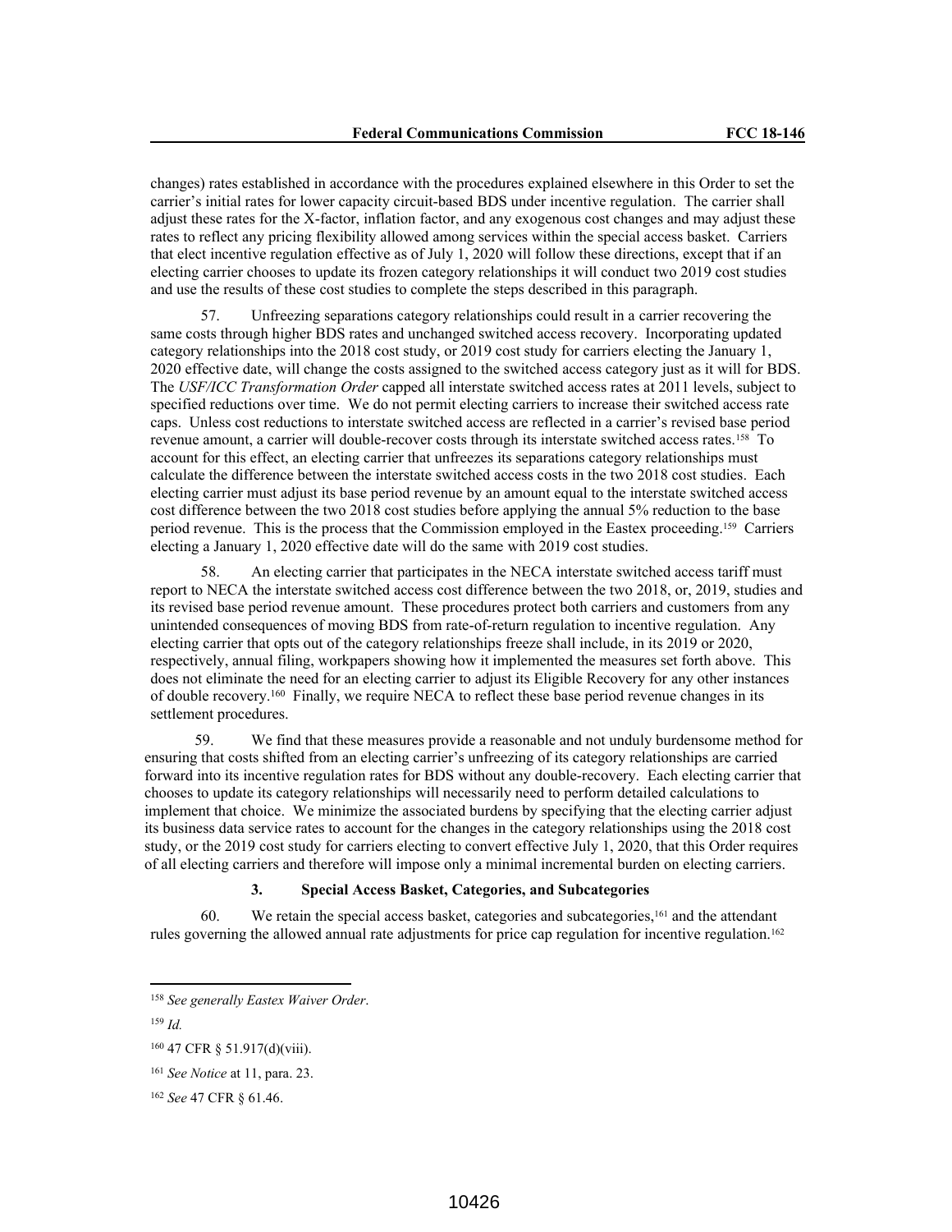changes) rates established in accordance with the procedures explained elsewhere in this Order to set the carrier's initial rates for lower capacity circuit-based BDS under incentive regulation. The carrier shall adjust these rates for the X-factor, inflation factor, and any exogenous cost changes and may adjust these rates to reflect any pricing flexibility allowed among services within the special access basket. Carriers that elect incentive regulation effective as of July 1, 2020 will follow these directions, except that if an electing carrier chooses to update its frozen category relationships it will conduct two 2019 cost studies and use the results of these cost studies to complete the steps described in this paragraph.

57. Unfreezing separations category relationships could result in a carrier recovering the same costs through higher BDS rates and unchanged switched access recovery. Incorporating updated category relationships into the 2018 cost study, or 2019 cost study for carriers electing the January 1, 2020 effective date, will change the costs assigned to the switched access category just as it will for BDS. The *USF/ICC Transformation Order* capped all interstate switched access rates at 2011 levels, subject to specified reductions over time. We do not permit electing carriers to increase their switched access rate caps. Unless cost reductions to interstate switched access are reflected in a carrier's revised base period revenue amount, a carrier will double-recover costs through its interstate switched access rates.[158] To account for this effect, an electing carrier that unfreezes its separations category relationships must calculate the difference between the interstate switched access costs in the two 2018 cost studies. Each electing carrier must adjust its base period revenue by an amount equal to the interstate switched access cost difference between the two 2018 cost studies before applying the annual 5% reduction to the base period revenue. This is the process that the Commission employed in the Eastex proceeding.[159] Carriers electing a January 1, 2020 effective date will do the same with 2019 cost studies.

58. An electing carrier that participates in the NECA interstate switched access tariff must report to NECA the interstate switched access cost difference between the two 2018, or, 2019, studies and its revised base period revenue amount. These procedures protect both carriers and customers from any unintended consequences of moving BDS from rate-of-return regulation to incentive regulation. Any electing carrier that opts out of the category relationships freeze shall include, in its 2019 or 2020, respectively, annual filing, workpapers showing how it implemented the measures set forth above. This does not eliminate the need for an electing carrier to adjust its Eligible Recovery for any other instances of double recovery.[160] Finally, we require NECA to reflect these base period revenue changes in its settlement procedures.

59. We find that these measures provide a reasonable and not unduly burdensome method for ensuring that costs shifted from an electing carrier's unfreezing of its category relationships are carried forward into its incentive regulation rates for BDS without any double-recovery. Each electing carrier that chooses to update its category relationships will necessarily need to perform detailed calculations to implement that choice. We minimize the associated burdens by specifying that the electing carrier adjust its business data service rates to account for the changes in the category relationships using the 2018 cost study, or the 2019 cost study for carriers electing to convert effective July 1, 2020, that this Order requires of all electing carriers and therefore will impose only a minimal incremental burden on electing carriers.

### 3. Special Access Basket, Categories, and Subcategories

60. We retain the special access basket, categories and subcategories,[161] and the attendant rules governing the allowed annual rate adjustments for price cap regulation for incentive regulation.[162]

---

[158] *See generally Eastex Waiver Order*.

[159] *Id.*

[160] 47 CFR § 51.917(d)(viii).

[161] *See Notice* at 11, para. 23.

[162] *See* 47 CFR § 61.46.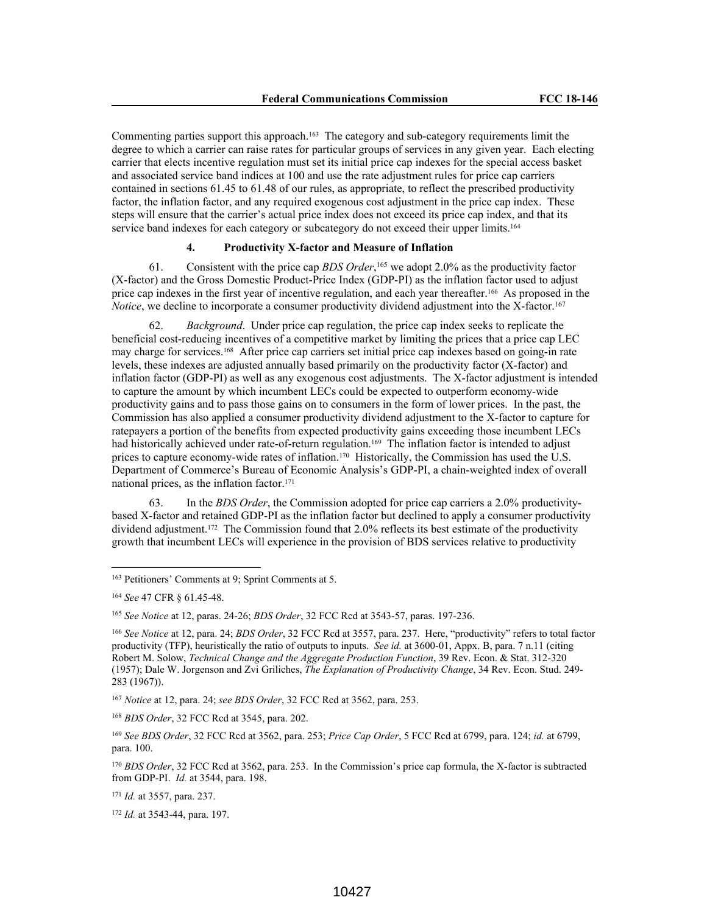Commenting parties support this approach.[163] The category and sub-category requirements limit the degree to which a carrier can raise rates for particular groups of services in any given year. Each electing carrier that elects incentive regulation must set its initial price cap indexes for the special access basket and associated service band indices at 100 and use the rate adjustment rules for price cap carriers contained in sections 61.45 to 61.48 of our rules, as appropriate, to reflect the prescribed productivity factor, the inflation factor, and any required exogenous cost adjustment in the price cap index. These steps will ensure that the carrier's actual price index does not exceed its price cap index, and that its service band indexes for each category or subcategory do not exceed their upper limits.[164]

#### 4. Productivity X-factor and Measure of Inflation

61. Consistent with the price cap *BDS Order*,[165] we adopt 2.0% as the productivity factor (X-factor) and the Gross Domestic Product-Price Index (GDP-PI) as the inflation factor used to adjust price cap indexes in the first year of incentive regulation, and each year thereafter.[166] As proposed in the *Notice*, we decline to incorporate a consumer productivity dividend adjustment into the X-factor.[167]

62. *Background*. Under price cap regulation, the price cap index seeks to replicate the beneficial cost-reducing incentives of a competitive market by limiting the prices that a price cap LEC may charge for services.[168] After price cap carriers set initial price cap indexes based on going-in rate levels, these indexes are adjusted annually based primarily on the productivity factor (X-factor) and inflation factor (GDP-PI) as well as any exogenous cost adjustments. The X-factor adjustment is intended to capture the amount by which incumbent LECs could be expected to outperform economy-wide productivity gains and to pass those gains on to consumers in the form of lower prices. In the past, the Commission has also applied a consumer productivity dividend adjustment to the X-factor to capture for ratepayers a portion of the benefits from expected productivity gains exceeding those incumbent LECs had historically achieved under rate-of-return regulation.[169] The inflation factor is intended to adjust prices to capture economy-wide rates of inflation.[170] Historically, the Commission has used the U.S. Department of Commerce's Bureau of Economic Analysis's GDP-PI, a chain-weighted index of overall national prices, as the inflation factor.[171]

63. In the *BDS Order*, the Commission adopted for price cap carriers a 2.0% productivity-based X-factor and retained GDP-PI as the inflation factor but declined to apply a consumer productivity dividend adjustment.[172] The Commission found that 2.0% reflects its best estimate of the productivity growth that incumbent LECs will experience in the provision of BDS services relative to productivity

---

[163] Petitioners' Comments at 9; Sprint Comments at 5.

[164] *See* 47 CFR § 61.45-48.

[165] *See Notice* at 12, paras. 24-26; *BDS Order*, 32 FCC Rcd at 3543-57, paras. 197-236.

[166] *See Notice* at 12, para. 24; *BDS Order*, 32 FCC Rcd at 3557, para. 237. Here, "productivity" refers to total factor productivity (TFP), heuristically the ratio of outputs to inputs. *See id.* at 3600-01, Appx. B, para. 7 n.11 (citing Robert M. Solow, *Technical Change and the Aggregate Production Function*, 39 Rev. Econ. & Stat. 312-320 (1957); Dale W. Jorgenson and Zvi Griliches, *The Explanation of Productivity Change*, 34 Rev. Econ. Stud. 249-283 (1967)).

[167] *Notice* at 12, para. 24; *see BDS Order*, 32 FCC Rcd at 3562, para. 253.

[168] *BDS Order*, 32 FCC Rcd at 3545, para. 202.

[169] *See BDS Order*, 32 FCC Rcd at 3562, para. 253; *Price Cap Order*, 5 FCC Rcd at 6799, para. 124; *id.* at 6799, para. 100.

[170] *BDS Order*, 32 FCC Rcd at 3562, para. 253. In the Commission's price cap formula, the X-factor is subtracted from GDP-PI. *Id.* at 3544, para. 198.

[171] *Id.* at 3557, para. 237.

[172] *Id.* at 3543-44, para. 197.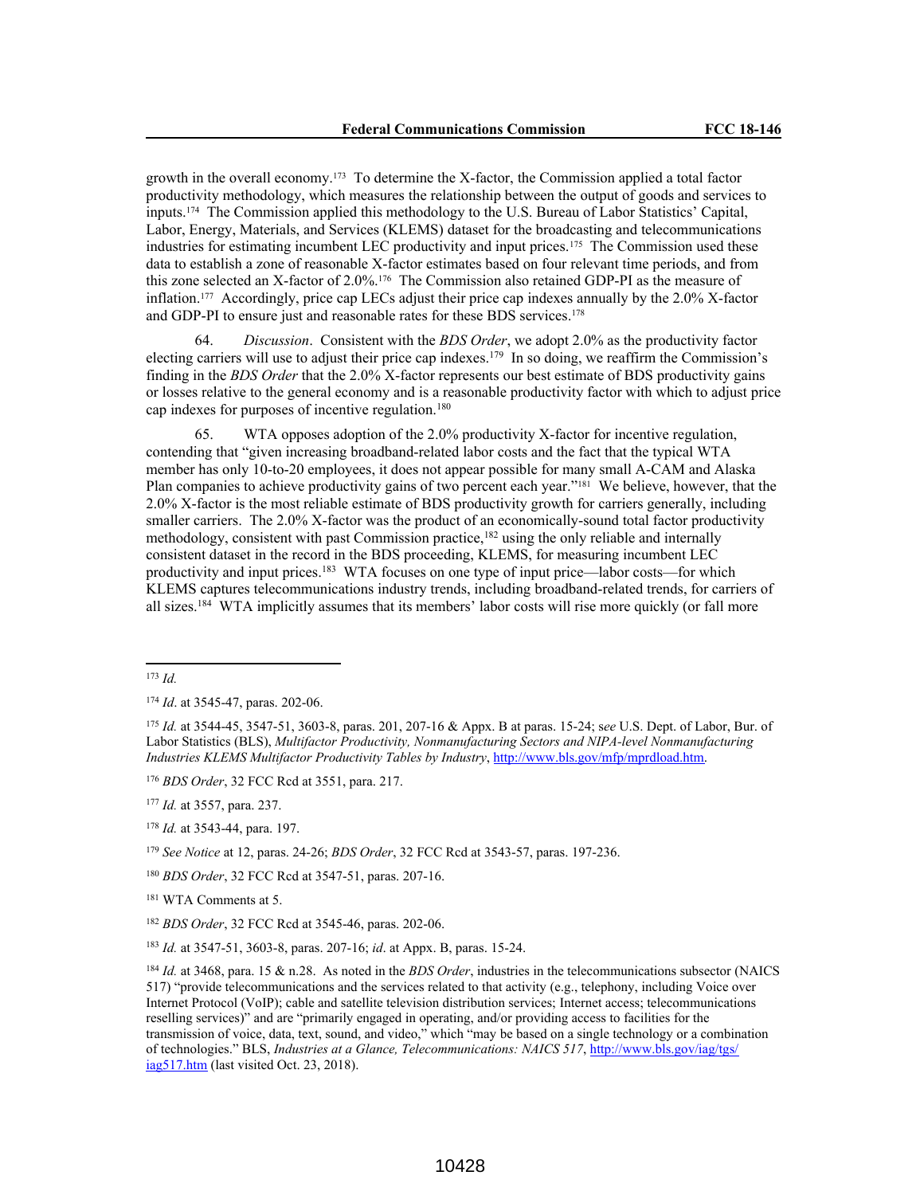growth in the overall economy.[173] To determine the X-factor, the Commission applied a total factor productivity methodology, which measures the relationship between the output of goods and services to inputs.[174] The Commission applied this methodology to the U.S. Bureau of Labor Statistics' Capital, Labor, Energy, Materials, and Services (KLEMS) dataset for the broadcasting and telecommunications industries for estimating incumbent LEC productivity and input prices.[175] The Commission used these data to establish a zone of reasonable X-factor estimates based on four relevant time periods, and from this zone selected an X-factor of 2.0%.[176] The Commission also retained GDP-PI as the measure of inflation.[177] Accordingly, price cap LECs adjust their price cap indexes annually by the 2.0% X-factor and GDP-PI to ensure just and reasonable rates for these BDS services.[178]

64. *Discussion*. Consistent with the *BDS Order*, we adopt 2.0% as the productivity factor electing carriers will use to adjust their price cap indexes.[179] In so doing, we reaffirm the Commission's finding in the *BDS Order* that the 2.0% X-factor represents our best estimate of BDS productivity gains or losses relative to the general economy and is a reasonable productivity factor with which to adjust price cap indexes for purposes of incentive regulation.[180]

65. WTA opposes adoption of the 2.0% productivity X-factor for incentive regulation, contending that "given increasing broadband-related labor costs and the fact that the typical WTA member has only 10-to-20 employees, it does not appear possible for many small A-CAM and Alaska Plan companies to achieve productivity gains of two percent each year."[181] We believe, however, that the 2.0% X-factor is the most reliable estimate of BDS productivity growth for carriers generally, including smaller carriers. The 2.0% X-factor was the product of an economically-sound total factor productivity methodology, consistent with past Commission practice,[182] using the only reliable and internally consistent dataset in the record in the BDS proceeding, KLEMS, for measuring incumbent LEC productivity and input prices.[183] WTA focuses on one type of input price—labor costs—for which KLEMS captures telecommunications industry trends, including broadband-related trends, for carriers of all sizes.[184] WTA implicitly assumes that its members' labor costs will rise more quickly (or fall more

---

[173] *Id.*

[174] *Id*. at 3545-47, paras. 202-06.

[175] *Id.* at 3544-45, 3547-51, 3603-8, paras. 201, 207-16 & Appx. B at paras. 15-24; s*ee* U.S. Dept. of Labor, Bur. of Labor Statistics (BLS), *Multifactor Productivity, Nonmanufacturing Sectors and NIPA-level Nonmanufacturing Industries KLEMS Multifactor Productivity Tables by Industry*, http://www.bls.gov/mfp/mprdload.htm.

[176] *BDS Order*, 32 FCC Rcd at 3551, para. 217.

[177] *Id.* at 3557, para. 237.

[178] *Id.* at 3543-44, para. 197.

[179] *See Notice* at 12, paras. 24-26; *BDS Order*, 32 FCC Rcd at 3543-57, paras. 197-236.

[180] *BDS Order*, 32 FCC Rcd at 3547-51, paras. 207-16.

[181] WTA Comments at 5.

[182] *BDS Order*, 32 FCC Rcd at 3545-46, paras. 202-06.

[183] *Id.* at 3547-51, 3603-8, paras. 207-16; *id*. at Appx. B, paras. 15-24.

[184] *Id.* at 3468, para. 15 & n.28. As noted in the *BDS Order*, industries in the telecommunications subsector (NAICS 517) "provide telecommunications and the services related to that activity (e.g., telephony, including Voice over Internet Protocol (VoIP); cable and satellite television distribution services; Internet access; telecommunications reselling services)" and are "primarily engaged in operating, and/or providing access to facilities for the transmission of voice, data, text, sound, and video," which "may be based on a single technology or a combination of technologies." BLS, *Industries at a Glance, Telecommunications: NAICS 517*, http://www.bls.gov/iag/tgs/iag517.htm (last visited Oct. 23, 2018).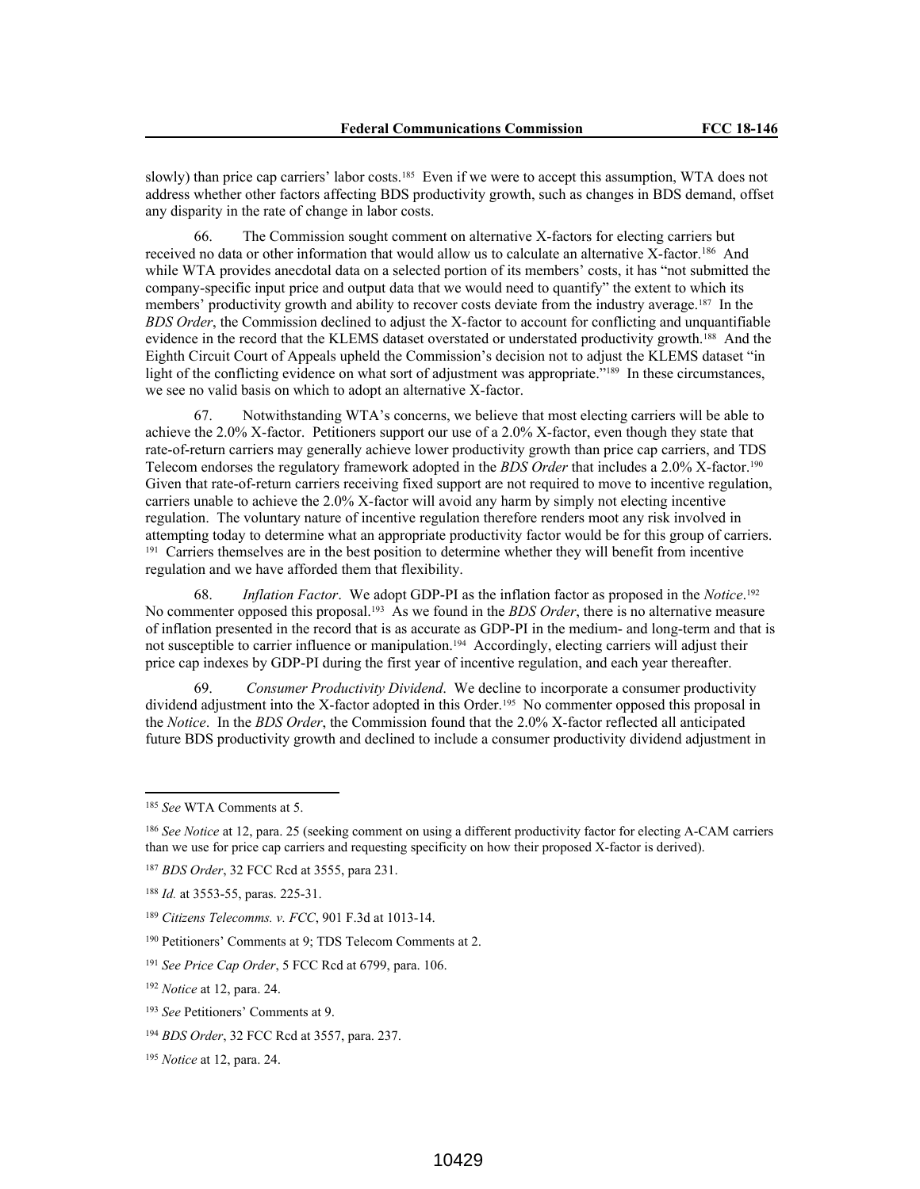slowly) than price cap carriers' labor costs.[185] Even if we were to accept this assumption, WTA does not address whether other factors affecting BDS productivity growth, such as changes in BDS demand, offset any disparity in the rate of change in labor costs.

66. The Commission sought comment on alternative X-factors for electing carriers but received no data or other information that would allow us to calculate an alternative X-factor.[186] And while WTA provides anecdotal data on a selected portion of its members' costs, it has "not submitted the company-specific input price and output data that we would need to quantify" the extent to which its members' productivity growth and ability to recover costs deviate from the industry average.[187] In the *BDS Order*, the Commission declined to adjust the X-factor to account for conflicting and unquantifiable evidence in the record that the KLEMS dataset overstated or understated productivity growth.[188] And the Eighth Circuit Court of Appeals upheld the Commission's decision not to adjust the KLEMS dataset "in light of the conflicting evidence on what sort of adjustment was appropriate."[189] In these circumstances, we see no valid basis on which to adopt an alternative X-factor.

67. Notwithstanding WTA's concerns, we believe that most electing carriers will be able to achieve the 2.0% X-factor. Petitioners support our use of a 2.0% X-factor, even though they state that rate-of-return carriers may generally achieve lower productivity growth than price cap carriers, and TDS Telecom endorses the regulatory framework adopted in the *BDS Order* that includes a 2.0% X-factor.[190] Given that rate-of-return carriers receiving fixed support are not required to move to incentive regulation, carriers unable to achieve the 2.0% X-factor will avoid any harm by simply not electing incentive regulation. The voluntary nature of incentive regulation therefore renders moot any risk involved in attempting today to determine what an appropriate productivity factor would be for this group of carriers.[191] Carriers themselves are in the best position to determine whether they will benefit from incentive regulation and we have afforded them that flexibility.

68. *Inflation Factor*. We adopt GDP-PI as the inflation factor as proposed in the *Notice*.[192] No commenter opposed this proposal.[193] As we found in the *BDS Order*, there is no alternative measure of inflation presented in the record that is as accurate as GDP-PI in the medium- and long-term and that is not susceptible to carrier influence or manipulation.[194] Accordingly, electing carriers will adjust their price cap indexes by GDP-PI during the first year of incentive regulation, and each year thereafter.

69. *Consumer Productivity Dividend*. We decline to incorporate a consumer productivity dividend adjustment into the X-factor adopted in this Order.[195] No commenter opposed this proposal in the *Notice*. In the *BDS Order*, the Commission found that the 2.0% X-factor reflected all anticipated future BDS productivity growth and declined to include a consumer productivity dividend adjustment in

---

[185] *See* WTA Comments at 5.

[186] *See Notice* at 12, para. 25 (seeking comment on using a different productivity factor for electing A-CAM carriers than we use for price cap carriers and requesting specificity on how their proposed X-factor is derived).

[187] *BDS Order*, 32 FCC Rcd at 3555, para 231.

[188] *Id.* at 3553-55, paras. 225-31.

[189] *Citizens Telecomms. v. FCC*, 901 F.3d at 1013-14.

[190] Petitioners' Comments at 9; TDS Telecom Comments at 2.

[191] *See Price Cap Order*, 5 FCC Rcd at 6799, para. 106.

[192] *Notice* at 12, para. 24.

[193] *See* Petitioners' Comments at 9.

[194] *BDS Order*, 32 FCC Rcd at 3557, para. 237.

[195] *Notice* at 12, para. 24.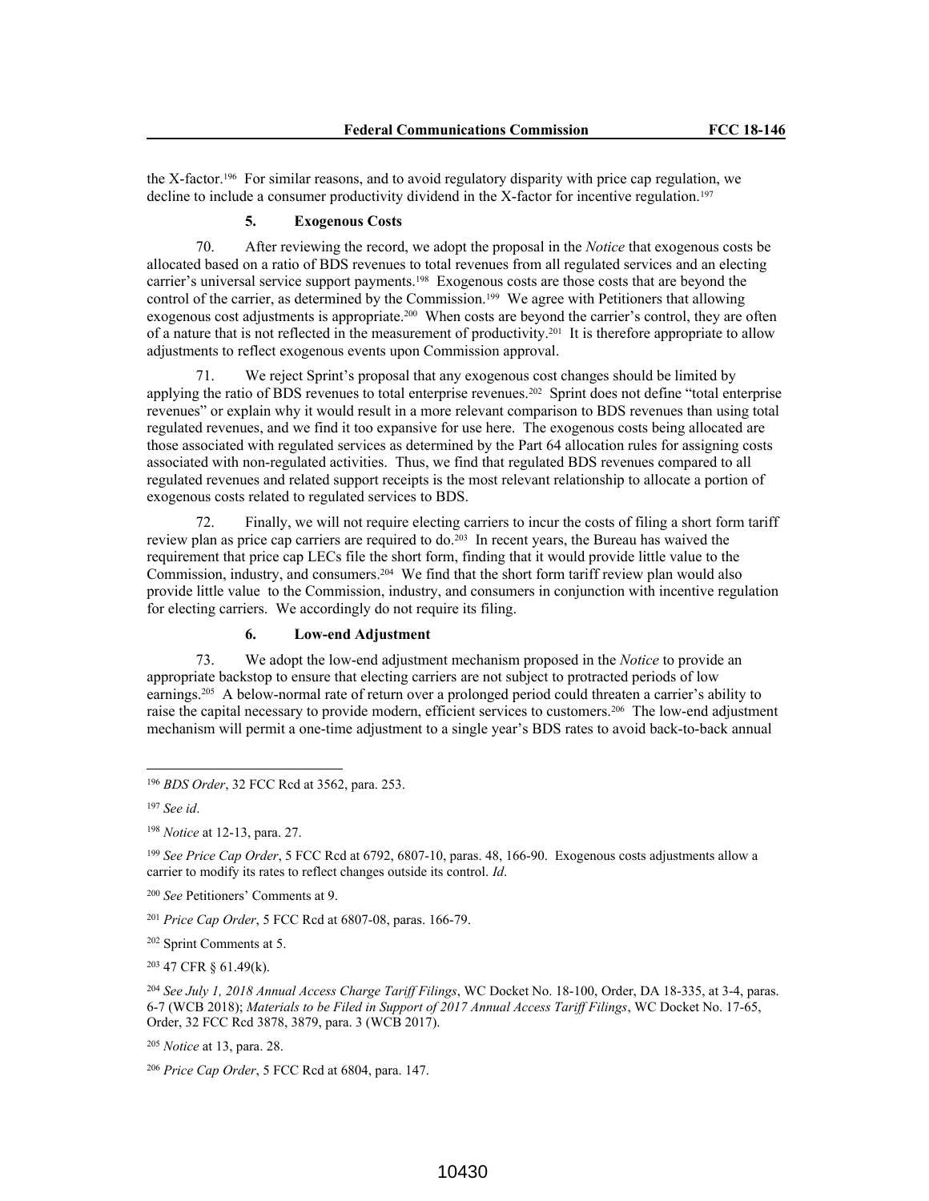the X-factor.[196] For similar reasons, and to avoid regulatory disparity with price cap regulation, we decline to include a consumer productivity dividend in the X-factor for incentive regulation.[197]

### 5. Exogenous Costs

70. After reviewing the record, we adopt the proposal in the *Notice* that exogenous costs be allocated based on a ratio of BDS revenues to total revenues from all regulated services and an electing carrier's universal service support payments.[198] Exogenous costs are those costs that are beyond the control of the carrier, as determined by the Commission.[199] We agree with Petitioners that allowing exogenous cost adjustments is appropriate.[200] When costs are beyond the carrier's control, they are often of a nature that is not reflected in the measurement of productivity.[201] It is therefore appropriate to allow adjustments to reflect exogenous events upon Commission approval.

71. We reject Sprint's proposal that any exogenous cost changes should be limited by applying the ratio of BDS revenues to total enterprise revenues.[202] Sprint does not define "total enterprise revenues" or explain why it would result in a more relevant comparison to BDS revenues than using total regulated revenues, and we find it too expansive for use here. The exogenous costs being allocated are those associated with regulated services as determined by the Part 64 allocation rules for assigning costs associated with non-regulated activities. Thus, we find that regulated BDS revenues compared to all regulated revenues and related support receipts is the most relevant relationship to allocate a portion of exogenous costs related to regulated services to BDS.

72. Finally, we will not require electing carriers to incur the costs of filing a short form tariff review plan as price cap carriers are required to do.[203] In recent years, the Bureau has waived the requirement that price cap LECs file the short form, finding that it would provide little value to the Commission, industry, and consumers.[204] We find that the short form tariff review plan would also provide little value to the Commission, industry, and consumers in conjunction with incentive regulation for electing carriers. We accordingly do not require its filing.

### 6. Low-end Adjustment

73. We adopt the low-end adjustment mechanism proposed in the *Notice* to provide an appropriate backstop to ensure that electing carriers are not subject to protracted periods of low earnings.[205] A below-normal rate of return over a prolonged period could threaten a carrier's ability to raise the capital necessary to provide modern, efficient services to customers.[206] The low-end adjustment mechanism will permit a one-time adjustment to a single year's BDS rates to avoid back-to-back annual

---

[196] *BDS Order*, 32 FCC Rcd at 3562, para. 253.

[197] *See id*.

[198] *Notice* at 12-13, para. 27.

[199] *See Price Cap Order*, 5 FCC Rcd at 6792, 6807-10, paras. 48, 166-90. Exogenous costs adjustments allow a carrier to modify its rates to reflect changes outside its control. *Id*.

[200] *See* Petitioners' Comments at 9.

[201] *Price Cap Order*, 5 FCC Rcd at 6807-08, paras. 166-79.

[202] Sprint Comments at 5.

[203] 47 CFR § 61.49(k).

[204] *See July 1, 2018 Annual Access Charge Tariff Filings*, WC Docket No. 18-100, Order, DA 18-335, at 3-4, paras. 6-7 (WCB 2018); *Materials to be Filed in Support of 2017 Annual Access Tariff Filings*, WC Docket No. 17-65, Order, 32 FCC Rcd 3878, 3879, para. 3 (WCB 2017).

[205] *Notice* at 13, para. 28.

[206] *Price Cap Order*, 5 FCC Rcd at 6804, para. 147.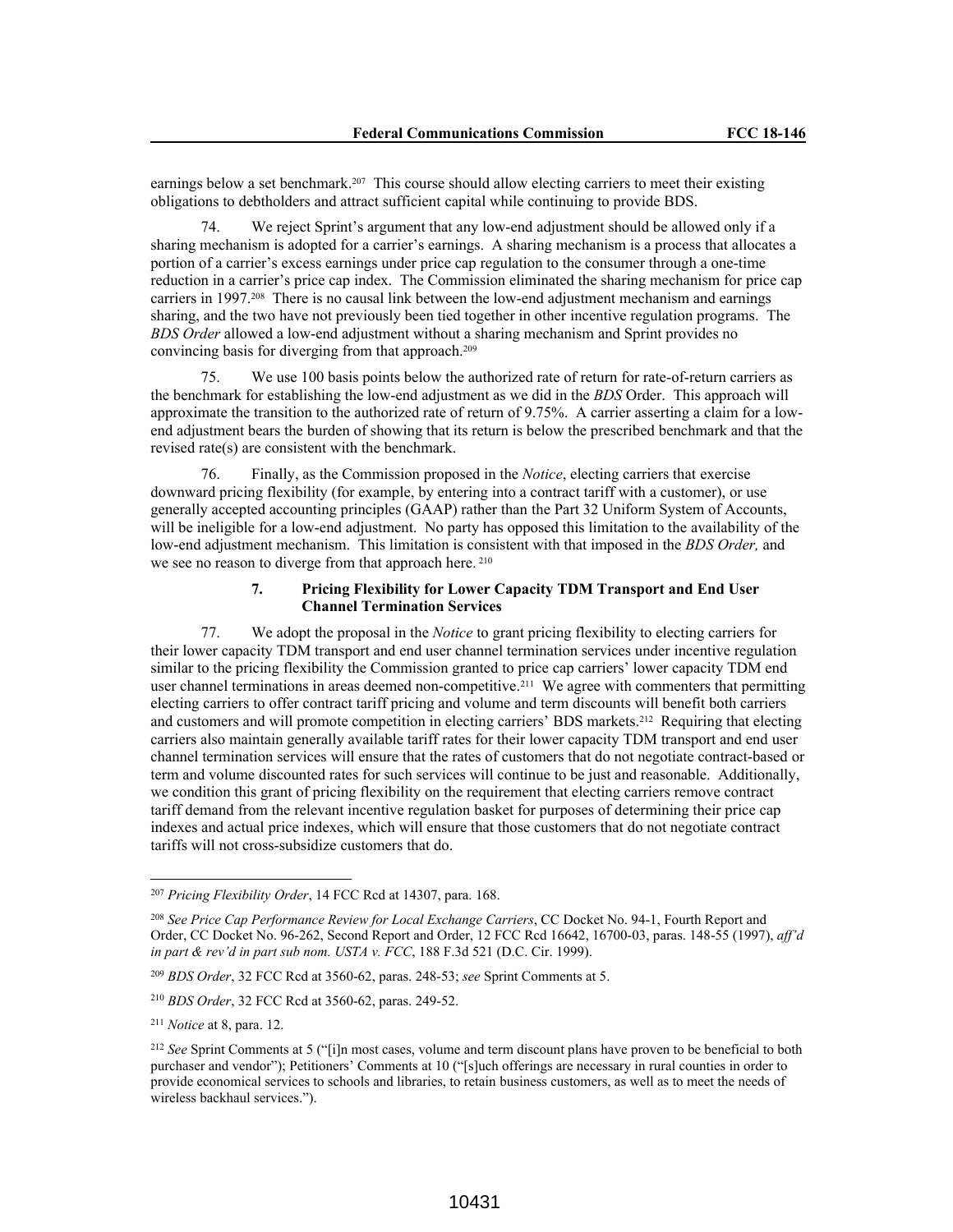earnings below a set benchmark.[207] This course should allow electing carriers to meet their existing obligations to debtholders and attract sufficient capital while continuing to provide BDS.

74. We reject Sprint's argument that any low-end adjustment should be allowed only if a sharing mechanism is adopted for a carrier's earnings. A sharing mechanism is a process that allocates a portion of a carrier's excess earnings under price cap regulation to the consumer through a one-time reduction in a carrier's price cap index. The Commission eliminated the sharing mechanism for price cap carriers in 1997.[208] There is no causal link between the low-end adjustment mechanism and earnings sharing, and the two have not previously been tied together in other incentive regulation programs. The *BDS Order* allowed a low-end adjustment without a sharing mechanism and Sprint provides no convincing basis for diverging from that approach.[209]

75. We use 100 basis points below the authorized rate of return for rate-of-return carriers as the benchmark for establishing the low-end adjustment as we did in the *BDS* Order. This approach will approximate the transition to the authorized rate of return of 9.75%. A carrier asserting a claim for a low-end adjustment bears the burden of showing that its return is below the prescribed benchmark and that the revised rate(s) are consistent with the benchmark.

76. Finally, as the Commission proposed in the *Notice*, electing carriers that exercise downward pricing flexibility (for example, by entering into a contract tariff with a customer), or use generally accepted accounting principles (GAAP) rather than the Part 32 Uniform System of Accounts, will be ineligible for a low-end adjustment. No party has opposed this limitation to the availability of the low-end adjustment mechanism. This limitation is consistent with that imposed in the *BDS Order,* and we see no reason to diverge from that approach here.[210]

#### 7. Pricing Flexibility for Lower Capacity TDM Transport and End User Channel Termination Services

77. We adopt the proposal in the *Notice* to grant pricing flexibility to electing carriers for their lower capacity TDM transport and end user channel termination services under incentive regulation similar to the pricing flexibility the Commission granted to price cap carriers' lower capacity TDM end user channel terminations in areas deemed non-competitive.[211] We agree with commenters that permitting electing carriers to offer contract tariff pricing and volume and term discounts will benefit both carriers and customers and will promote competition in electing carriers' BDS markets.[212] Requiring that electing carriers also maintain generally available tariff rates for their lower capacity TDM transport and end user channel termination services will ensure that the rates of customers that do not negotiate contract-based or term and volume discounted rates for such services will continue to be just and reasonable. Additionally, we condition this grant of pricing flexibility on the requirement that electing carriers remove contract tariff demand from the relevant incentive regulation basket for purposes of determining their price cap indexes and actual price indexes, which will ensure that those customers that do not negotiate contract tariffs will not cross-subsidize customers that do.

---

[207] *Pricing Flexibility Order*, 14 FCC Rcd at 14307, para. 168.

[208] *See Price Cap Performance Review for Local Exchange Carriers*, CC Docket No. 94-1, Fourth Report and Order, CC Docket No. 96-262, Second Report and Order, 12 FCC Rcd 16642, 16700-03, paras. 148-55 (1997), *aff'd in part & rev'd in part sub nom. USTA v. FCC*, 188 F.3d 521 (D.C. Cir. 1999).

[209] *BDS Order*, 32 FCC Rcd at 3560-62, paras. 248-53; *see* Sprint Comments at 5.

[210] *BDS Order*, 32 FCC Rcd at 3560-62, paras. 249-52.

[211] *Notice* at 8, para. 12.

[212] *See* Sprint Comments at 5 ("[i]n most cases, volume and term discount plans have proven to be beneficial to both purchaser and vendor"); Petitioners' Comments at 10 ("[s]uch offerings are necessary in rural counties in order to provide economical services to schools and libraries, to retain business customers, as well as to meet the needs of wireless backhaul services.").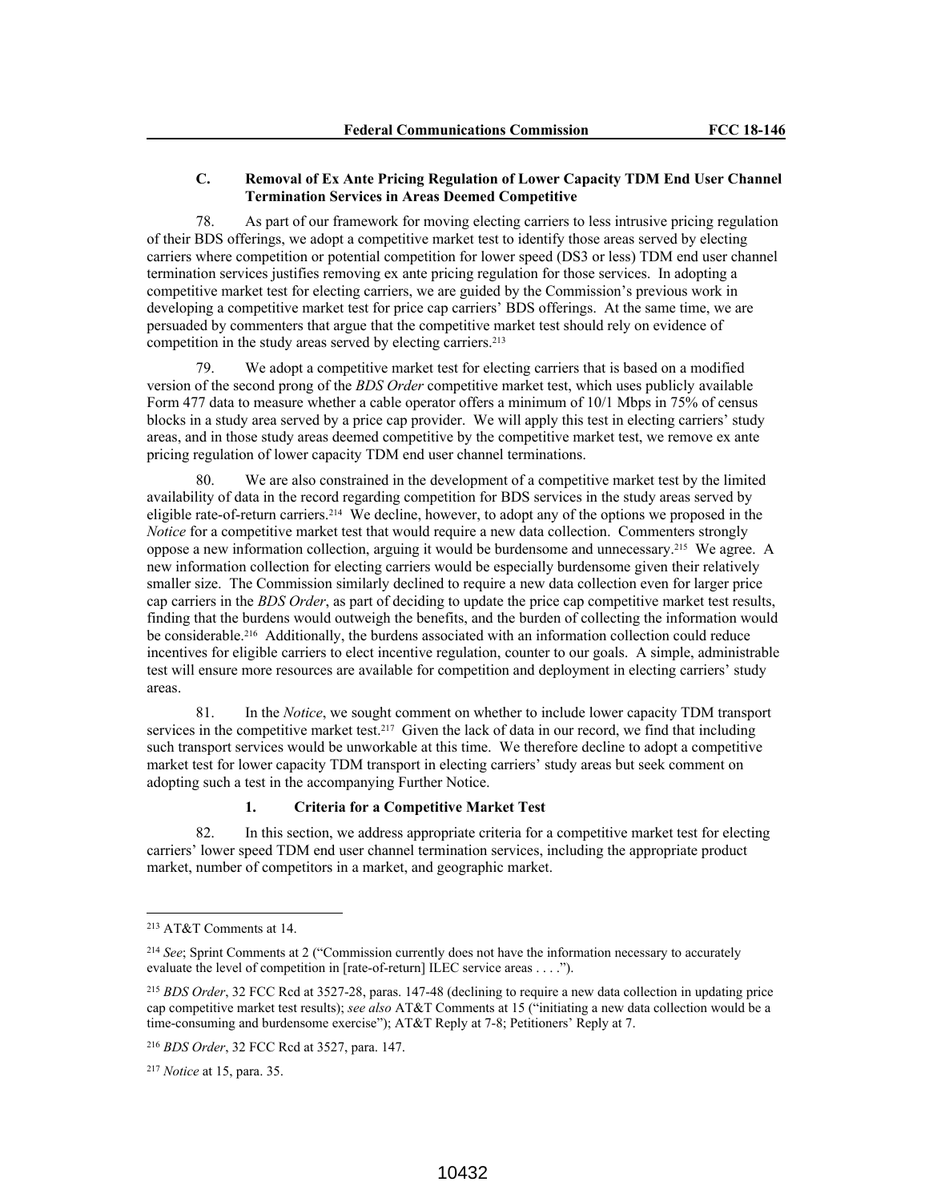### C. Removal of Ex Ante Pricing Regulation of Lower Capacity TDM End User Channel Termination Services in Areas Deemed Competitive

78. As part of our framework for moving electing carriers to less intrusive pricing regulation of their BDS offerings, we adopt a competitive market test to identify those areas served by electing carriers where competition or potential competition for lower speed (DS3 or less) TDM end user channel termination services justifies removing ex ante pricing regulation for those services. In adopting a competitive market test for electing carriers, we are guided by the Commission's previous work in developing a competitive market test for price cap carriers' BDS offerings. At the same time, we are persuaded by commenters that argue that the competitive market test should rely on evidence of competition in the study areas served by electing carriers.[213]

79. We adopt a competitive market test for electing carriers that is based on a modified version of the second prong of the *BDS Order* competitive market test, which uses publicly available Form 477 data to measure whether a cable operator offers a minimum of 10/1 Mbps in 75% of census blocks in a study area served by a price cap provider. We will apply this test in electing carriers' study areas, and in those study areas deemed competitive by the competitive market test, we remove ex ante pricing regulation of lower capacity TDM end user channel terminations.

80. We are also constrained in the development of a competitive market test by the limited availability of data in the record regarding competition for BDS services in the study areas served by eligible rate-of-return carriers.[214] We decline, however, to adopt any of the options we proposed in the *Notice* for a competitive market test that would require a new data collection. Commenters strongly oppose a new information collection, arguing it would be burdensome and unnecessary.[215] We agree. A new information collection for electing carriers would be especially burdensome given their relatively smaller size. The Commission similarly declined to require a new data collection even for larger price cap carriers in the *BDS Order*, as part of deciding to update the price cap competitive market test results, finding that the burdens would outweigh the benefits, and the burden of collecting the information would be considerable.[216] Additionally, the burdens associated with an information collection could reduce incentives for eligible carriers to elect incentive regulation, counter to our goals. A simple, administrable test will ensure more resources are available for competition and deployment in electing carriers' study areas.

81. In the *Notice*, we sought comment on whether to include lower capacity TDM transport services in the competitive market test.[217] Given the lack of data in our record, we find that including such transport services would be unworkable at this time. We therefore decline to adopt a competitive market test for lower capacity TDM transport in electing carriers' study areas but seek comment on adopting such a test in the accompanying Further Notice.

#### 1. Criteria for a Competitive Market Test

82. In this section, we address appropriate criteria for a competitive market test for electing carriers' lower speed TDM end user channel termination services, including the appropriate product market, number of competitors in a market, and geographic market.

---

[213] AT&T Comments at 14.

[214] *See*; Sprint Comments at 2 ("Commission currently does not have the information necessary to accurately evaluate the level of competition in [rate-of-return] ILEC service areas . . . .").

[215] *BDS Order*, 32 FCC Rcd at 3527-28, paras. 147-48 (declining to require a new data collection in updating price cap competitive market test results); *see also* AT&T Comments at 15 ("initiating a new data collection would be a time-consuming and burdensome exercise"); AT&T Reply at 7-8; Petitioners' Reply at 7.

[216] *BDS Order*, 32 FCC Rcd at 3527, para. 147.

[217] *Notice* at 15, para. 35.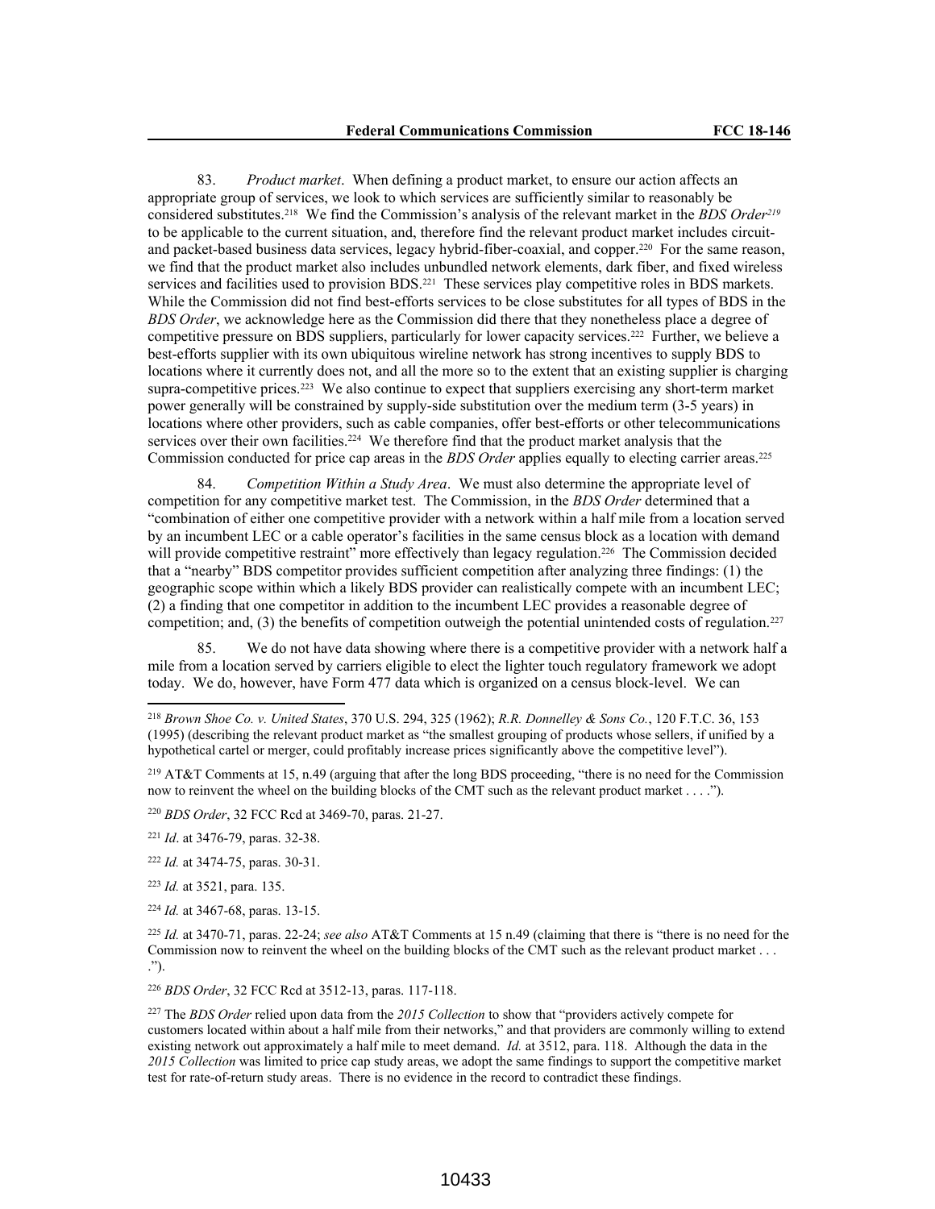83. *Product market*. When defining a product market, to ensure our action affects an appropriate group of services, we look to which services are sufficiently similar to reasonably be considered substitutes.[218] We find the Commission's analysis of the relevant market in the *BDS Order*[219] to be applicable to the current situation, and, therefore find the relevant product market includes circuit- and packet-based business data services, legacy hybrid-fiber-coaxial, and copper.[220] For the same reason, we find that the product market also includes unbundled network elements, dark fiber, and fixed wireless services and facilities used to provision BDS.[221] These services play competitive roles in BDS markets. While the Commission did not find best-efforts services to be close substitutes for all types of BDS in the *BDS Order*, we acknowledge here as the Commission did there that they nonetheless place a degree of competitive pressure on BDS suppliers, particularly for lower capacity services.[222] Further, we believe a best-efforts supplier with its own ubiquitous wireline network has strong incentives to supply BDS to locations where it currently does not, and all the more so to the extent that an existing supplier is charging supra-competitive prices.[223] We also continue to expect that suppliers exercising any short-term market power generally will be constrained by supply-side substitution over the medium term (3-5 years) in locations where other providers, such as cable companies, offer best-efforts or other telecommunications services over their own facilities.[224] We therefore find that the product market analysis that the Commission conducted for price cap areas in the *BDS Order* applies equally to electing carrier areas.[225]

84. *Competition Within a Study Area*. We must also determine the appropriate level of competition for any competitive market test. The Commission, in the *BDS Order* determined that a "combination of either one competitive provider with a network within a half mile from a location served by an incumbent LEC or a cable operator's facilities in the same census block as a location with demand will provide competitive restraint" more effectively than legacy regulation.[226] The Commission decided that a "nearby" BDS competitor provides sufficient competition after analyzing three findings: (1) the geographic scope within which a likely BDS provider can realistically compete with an incumbent LEC; (2) a finding that one competitor in addition to the incumbent LEC provides a reasonable degree of competition; and, (3) the benefits of competition outweigh the potential unintended costs of regulation.[227]

85. We do not have data showing where there is a competitive provider with a network half a mile from a location served by carriers eligible to elect the lighter touch regulatory framework we adopt today. We do, however, have Form 477 data which is organized on a census block-level. We can

---

[218] *Brown Shoe Co. v. United States*, 370 U.S. 294, 325 (1962); *R.R. Donnelley & Sons Co.*, 120 F.T.C. 36, 153 (1995) (describing the relevant product market as "the smallest grouping of products whose sellers, if unified by a hypothetical cartel or merger, could profitably increase prices significantly above the competitive level").

[219] AT&T Comments at 15, n.49 (arguing that after the long BDS proceeding, "there is no need for the Commission now to reinvent the wheel on the building blocks of the CMT such as the relevant product market . . . .").

[220] *BDS Order*, 32 FCC Rcd at 3469-70, paras. 21-27.

[221] *Id*. at 3476-79, paras. 32-38.

[222] *Id.* at 3474-75, paras. 30-31.

[223] *Id.* at 3521, para. 135.

[224] *Id.* at 3467-68, paras. 13-15.

[225] *Id.* at 3470-71, paras. 22-24; *see also* AT&T Comments at 15 n.49 (claiming that there is "there is no need for the Commission now to reinvent the wheel on the building blocks of the CMT such as the relevant product market . . . .").

[226] *BDS Order*, 32 FCC Rcd at 3512-13, paras. 117-118.

[227] The *BDS Order* relied upon data from the *2015 Collection* to show that "providers actively compete for customers located within about a half mile from their networks," and that providers are commonly willing to extend existing network out approximately a half mile to meet demand. *Id.* at 3512, para. 118. Although the data in the *2015 Collection* was limited to price cap study areas, we adopt the same findings to support the competitive market test for rate-of-return study areas. There is no evidence in the record to contradict these findings.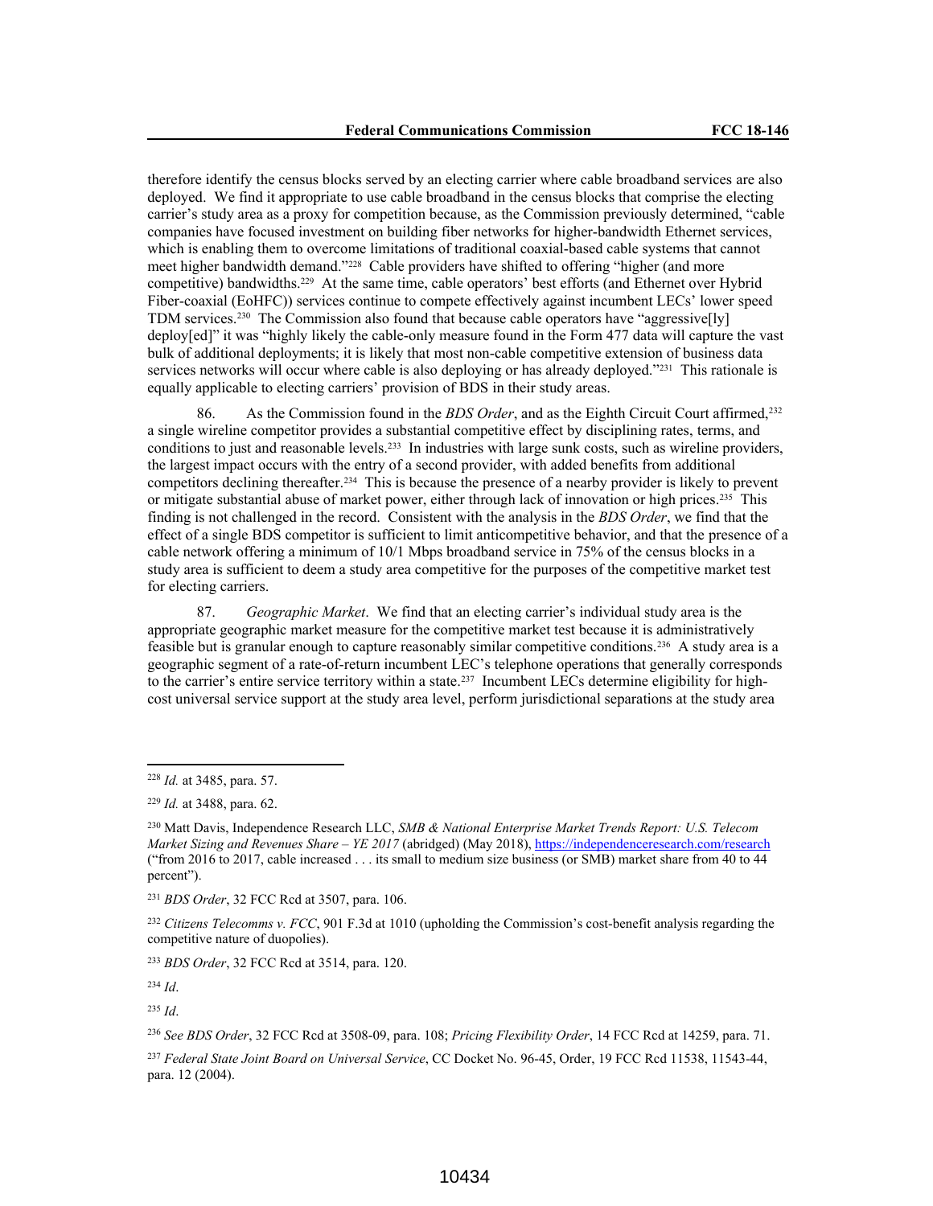therefore identify the census blocks served by an electing carrier where cable broadband services are also deployed. We find it appropriate to use cable broadband in the census blocks that comprise the electing carrier's study area as a proxy for competition because, as the Commission previously determined, "cable companies have focused investment on building fiber networks for higher-bandwidth Ethernet services, which is enabling them to overcome limitations of traditional coaxial-based cable systems that cannot meet higher bandwidth demand."[228] Cable providers have shifted to offering "higher (and more competitive) bandwidths.[229] At the same time, cable operators' best efforts (and Ethernet over Hybrid Fiber-coaxial (EoHFC)) services continue to compete effectively against incumbent LECs' lower speed TDM services.[230] The Commission also found that because cable operators have "aggressive[ly] deploy[ed]" it was "highly likely the cable-only measure found in the Form 477 data will capture the vast bulk of additional deployments; it is likely that most non-cable competitive extension of business data services networks will occur where cable is also deploying or has already deployed."[231] This rationale is equally applicable to electing carriers' provision of BDS in their study areas.

86. As the Commission found in the *BDS Order*, and as the Eighth Circuit Court affirmed,[232] a single wireline competitor provides a substantial competitive effect by disciplining rates, terms, and conditions to just and reasonable levels.[233] In industries with large sunk costs, such as wireline providers, the largest impact occurs with the entry of a second provider, with added benefits from additional competitors declining thereafter.[234] This is because the presence of a nearby provider is likely to prevent or mitigate substantial abuse of market power, either through lack of innovation or high prices.[235] This finding is not challenged in the record. Consistent with the analysis in the *BDS Order*, we find that the effect of a single BDS competitor is sufficient to limit anticompetitive behavior, and that the presence of a cable network offering a minimum of 10/1 Mbps broadband service in 75% of the census blocks in a study area is sufficient to deem a study area competitive for the purposes of the competitive market test for electing carriers.

87. *Geographic Market*. We find that an electing carrier's individual study area is the appropriate geographic market measure for the competitive market test because it is administratively feasible but is granular enough to capture reasonably similar competitive conditions.[236] A study area is a geographic segment of a rate-of-return incumbent LEC's telephone operations that generally corresponds to the carrier's entire service territory within a state.[237] Incumbent LECs determine eligibility for high-cost universal service support at the study area level, perform jurisdictional separations at the study area

---

[228] *Id.* at 3485, para. 57.

[229] *Id.* at 3488, para. 62.

[230] Matt Davis, Independence Research LLC, *SMB & National Enterprise Market Trends Report: U.S. Telecom Market Sizing and Revenues Share – YE 2017* (abridged) (May 2018), https://independenceresearch.com/research ("from 2016 to 2017, cable increased . . . its small to medium size business (or SMB) market share from 40 to 44 percent").

[231] *BDS Order*, 32 FCC Rcd at 3507, para. 106.

[232] *Citizens Telecomms v. FCC*, 901 F.3d at 1010 (upholding the Commission's cost-benefit analysis regarding the competitive nature of duopolies).

[233] *BDS Order*, 32 FCC Rcd at 3514, para. 120.

[234] *Id*.

[235] *Id*.

[236] *See BDS Order*, 32 FCC Rcd at 3508-09, para. 108; *Pricing Flexibility Order*, 14 FCC Rcd at 14259, para. 71.

[237] *Federal State Joint Board on Universal Service*, CC Docket No. 96-45, Order, 19 FCC Rcd 11538, 11543-44, para. 12 (2004).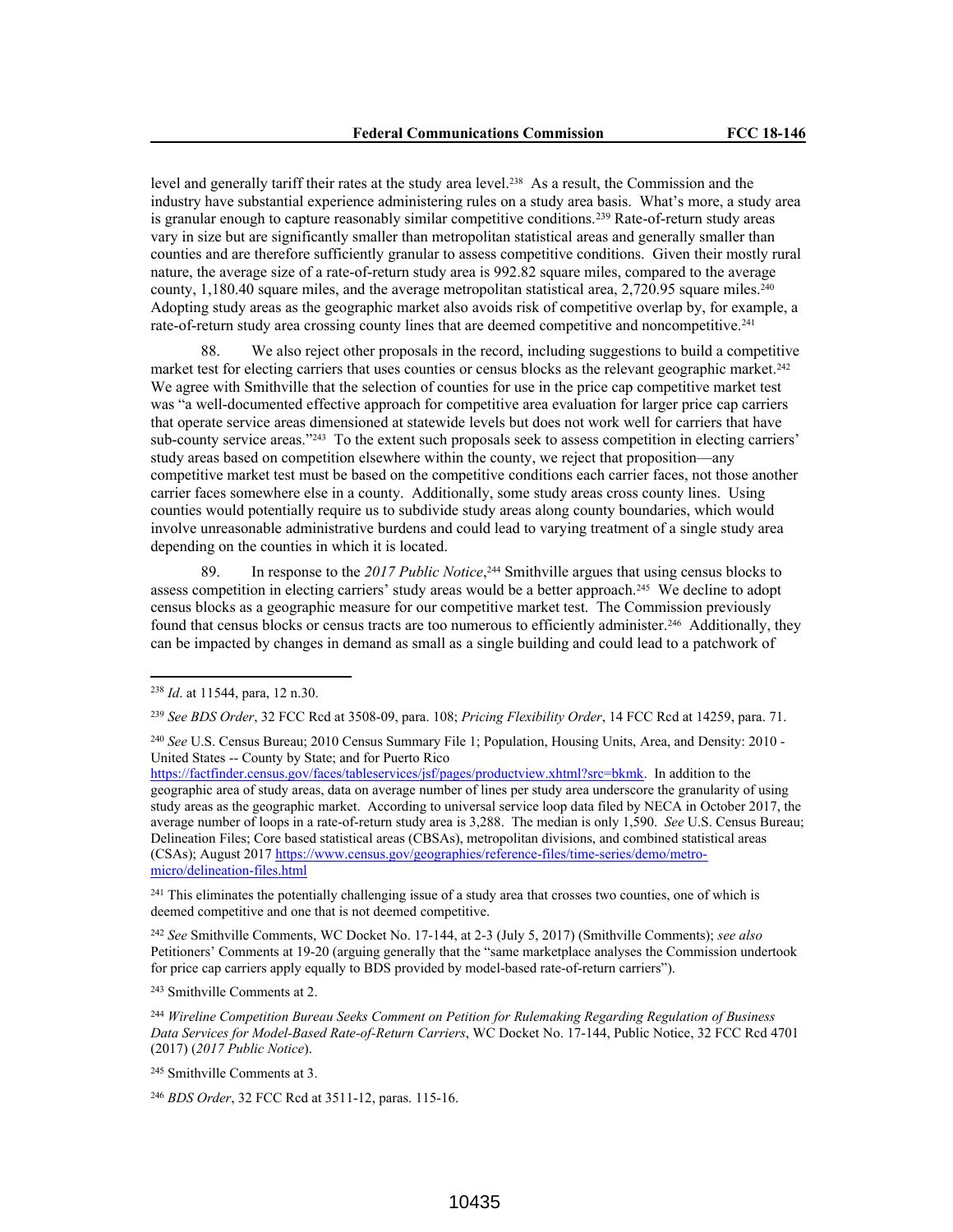level and generally tariff their rates at the study area level.[238] As a result, the Commission and the industry have substantial experience administering rules on a study area basis. What's more, a study area is granular enough to capture reasonably similar competitive conditions.[239] Rate-of-return study areas vary in size but are significantly smaller than metropolitan statistical areas and generally smaller than counties and are therefore sufficiently granular to assess competitive conditions. Given their mostly rural nature, the average size of a rate-of-return study area is 992.82 square miles, compared to the average county, 1,180.40 square miles, and the average metropolitan statistical area, 2,720.95 square miles.[240] Adopting study areas as the geographic market also avoids risk of competitive overlap by, for example, a rate-of-return study area crossing county lines that are deemed competitive and noncompetitive.[241]

88. We also reject other proposals in the record, including suggestions to build a competitive market test for electing carriers that uses counties or census blocks as the relevant geographic market.[242] We agree with Smithville that the selection of counties for use in the price cap competitive market test was "a well-documented effective approach for competitive area evaluation for larger price cap carriers that operate service areas dimensioned at statewide levels but does not work well for carriers that have sub-county service areas."[243] To the extent such proposals seek to assess competition in electing carriers' study areas based on competition elsewhere within the county, we reject that proposition—any competitive market test must be based on the competitive conditions each carrier faces, not those another carrier faces somewhere else in a county. Additionally, some study areas cross county lines. Using counties would potentially require us to subdivide study areas along county boundaries, which would involve unreasonable administrative burdens and could lead to varying treatment of a single study area depending on the counties in which it is located.

89. In response to the *2017 Public Notice*,[244] Smithville argues that using census blocks to assess competition in electing carriers' study areas would be a better approach.[245] We decline to adopt census blocks as a geographic measure for our competitive market test. The Commission previously found that census blocks or census tracts are too numerous to efficiently administer.[246] Additionally, they can be impacted by changes in demand as small as a single building and could lead to a patchwork of

---

[238] *Id*. at 11544, para, 12 n.30.

[239] *See BDS Order*, 32 FCC Rcd at 3508-09, para. 108; *Pricing Flexibility Order*, 14 FCC Rcd at 14259, para. 71.

[240] *See* U.S. Census Bureau; 2010 Census Summary File 1; Population, Housing Units, Area, and Density: 2010 - United States -- County by State; and for Puerto Rico https://factfinder.census.gov/faces/tableservices/jsf/pages/productview.xhtml?src=bkmk. In addition to the geographic area of study areas, data on average number of lines per study area underscore the granularity of using study areas as the geographic market. According to universal service loop data filed by NECA in October 2017, the average number of loops in a rate-of-return study area is 3,288. The median is only 1,590. *See* U.S. Census Bureau; Delineation Files; Core based statistical areas (CBSAs), metropolitan divisions, and combined statistical areas (CSAs); August 2017 https://www.census.gov/geographies/reference-files/time-series/demo/metro-micro/delineation-files.html

[241] This eliminates the potentially challenging issue of a study area that crosses two counties, one of which is deemed competitive and one that is not deemed competitive.

[242] *See* Smithville Comments, WC Docket No. 17-144, at 2-3 (July 5, 2017) (Smithville Comments); *see also* Petitioners' Comments at 19-20 (arguing generally that the "same marketplace analyses the Commission undertook for price cap carriers apply equally to BDS provided by model-based rate-of-return carriers").

[243] Smithville Comments at 2.

[244] *Wireline Competition Bureau Seeks Comment on Petition for Rulemaking Regarding Regulation of Business Data Services for Model-Based Rate-of-Return Carriers*, WC Docket No. 17-144, Public Notice, 32 FCC Rcd 4701 (2017) (*2017 Public Notice*).

[245] Smithville Comments at 3.

[246] *BDS Order*, 32 FCC Rcd at 3511-12, paras. 115-16.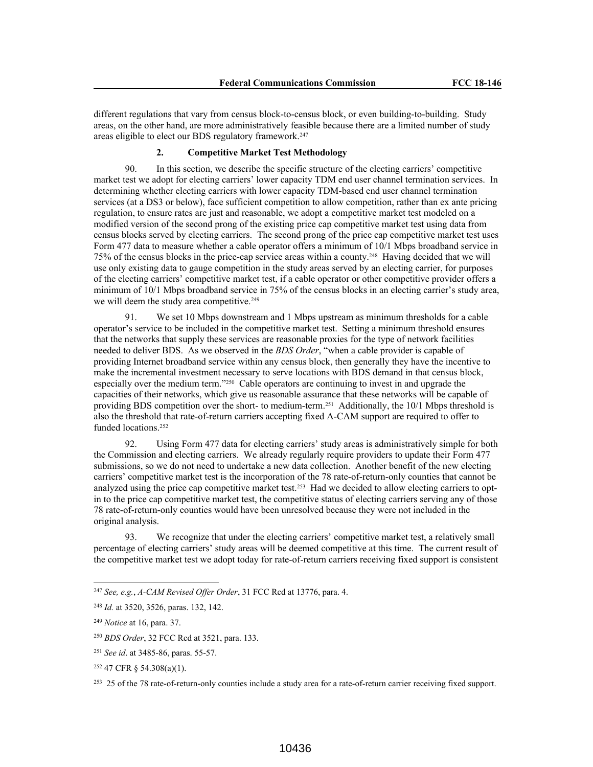different regulations that vary from census block-to-census block, or even building-to-building. Study areas, on the other hand, are more administratively feasible because there are a limited number of study areas eligible to elect our BDS regulatory framework.[247]

### 2. Competitive Market Test Methodology

90. In this section, we describe the specific structure of the electing carriers' competitive market test we adopt for electing carriers' lower capacity TDM end user channel termination services. In determining whether electing carriers with lower capacity TDM-based end user channel termination services (at a DS3 or below), face sufficient competition to allow competition, rather than ex ante pricing regulation, to ensure rates are just and reasonable, we adopt a competitive market test modeled on a modified version of the second prong of the existing price cap competitive market test using data from census blocks served by electing carriers. The second prong of the price cap competitive market test uses Form 477 data to measure whether a cable operator offers a minimum of 10/1 Mbps broadband service in 75% of the census blocks in the price-cap service areas within a county.[248] Having decided that we will use only existing data to gauge competition in the study areas served by an electing carrier, for purposes of the electing carriers' competitive market test, if a cable operator or other competitive provider offers a minimum of 10/1 Mbps broadband service in 75% of the census blocks in an electing carrier's study area, we will deem the study area competitive.[249]

91. We set 10 Mbps downstream and 1 Mbps upstream as minimum thresholds for a cable operator's service to be included in the competitive market test. Setting a minimum threshold ensures that the networks that supply these services are reasonable proxies for the type of network facilities needed to deliver BDS. As we observed in the *BDS Order*, "when a cable provider is capable of providing Internet broadband service within any census block, then generally they have the incentive to make the incremental investment necessary to serve locations with BDS demand in that census block, especially over the medium term."[250] Cable operators are continuing to invest in and upgrade the capacities of their networks, which give us reasonable assurance that these networks will be capable of providing BDS competition over the short- to medium-term.[251] Additionally, the 10/1 Mbps threshold is also the threshold that rate-of-return carriers accepting fixed A-CAM support are required to offer to funded locations.[252]

92. Using Form 477 data for electing carriers' study areas is administratively simple for both the Commission and electing carriers. We already regularly require providers to update their Form 477 submissions, so we do not need to undertake a new data collection. Another benefit of the new electing carriers' competitive market test is the incorporation of the 78 rate-of-return-only counties that cannot be analyzed using the price cap competitive market test.[253] Had we decided to allow electing carriers to opt-in to the price cap competitive market test, the competitive status of electing carriers serving any of those 78 rate-of-return-only counties would have been unresolved because they were not included in the original analysis.

93. We recognize that under the electing carriers' competitive market test, a relatively small percentage of electing carriers' study areas will be deemed competitive at this time. The current result of the competitive market test we adopt today for rate-of-return carriers receiving fixed support is consistent

---

[247] *See, e.g.*, *A-CAM Revised Offer Order*, 31 FCC Rcd at 13776, para. 4.

[248] *Id.* at 3520, 3526, paras. 132, 142.

[249] *Notice* at 16, para. 37.

[250] *BDS Order*, 32 FCC Rcd at 3521, para. 133.

[251] *See id*. at 3485-86, paras. 55-57.

[252] 47 CFR § 54.308(a)(1).

[253] 25 of the 78 rate-of-return-only counties include a study area for a rate-of-return carrier receiving fixed support.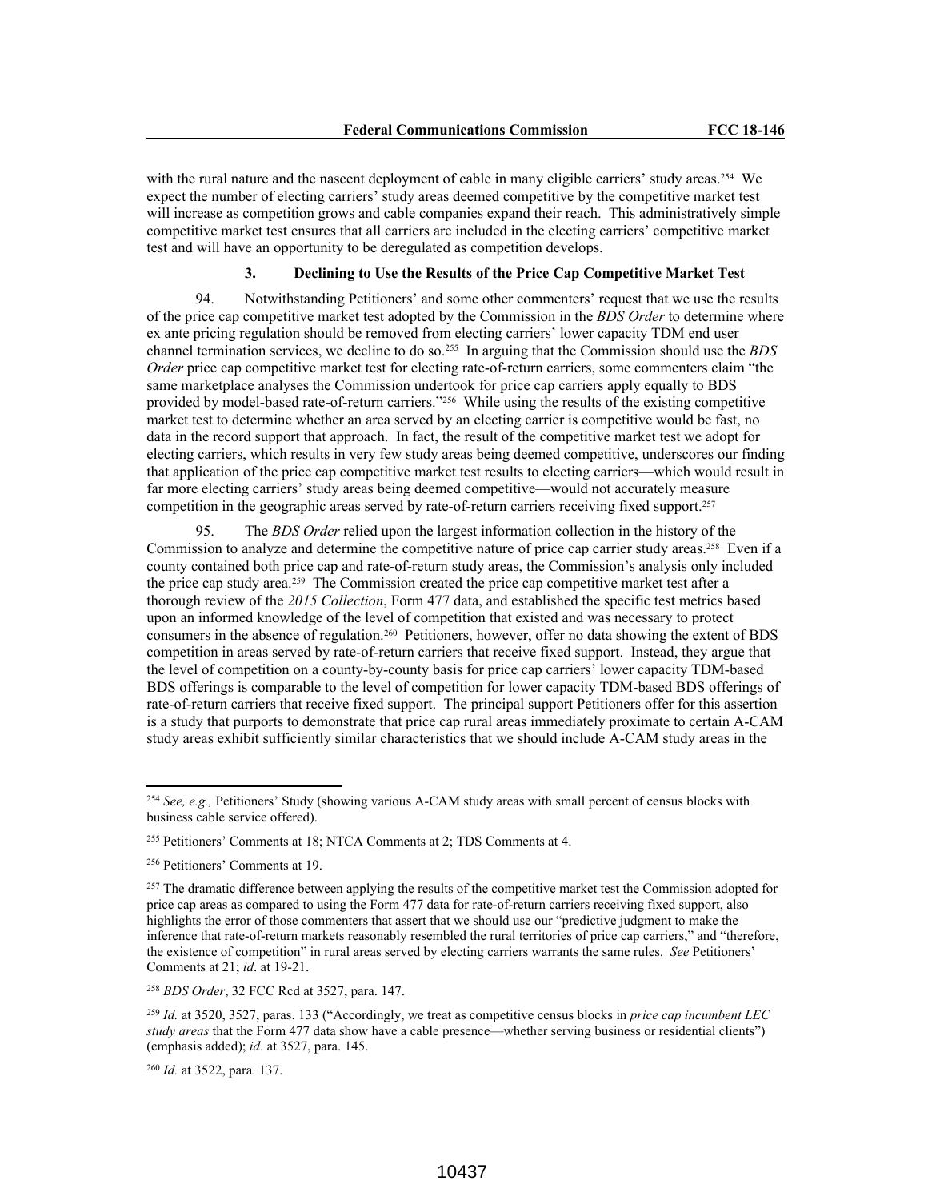with the rural nature and the nascent deployment of cable in many eligible carriers' study areas.[254] We expect the number of electing carriers' study areas deemed competitive by the competitive market test will increase as competition grows and cable companies expand their reach. This administratively simple competitive market test ensures that all carriers are included in the electing carriers' competitive market test and will have an opportunity to be deregulated as competition develops.

### 3. Declining to Use the Results of the Price Cap Competitive Market Test

94. Notwithstanding Petitioners' and some other commenters' request that we use the results of the price cap competitive market test adopted by the Commission in the *BDS Order* to determine where ex ante pricing regulation should be removed from electing carriers' lower capacity TDM end user channel termination services, we decline to do so.[255] In arguing that the Commission should use the *BDS Order* price cap competitive market test for electing rate-of-return carriers, some commenters claim "the same marketplace analyses the Commission undertook for price cap carriers apply equally to BDS provided by model-based rate-of-return carriers."[256] While using the results of the existing competitive market test to determine whether an area served by an electing carrier is competitive would be fast, no data in the record support that approach. In fact, the result of the competitive market test we adopt for electing carriers, which results in very few study areas being deemed competitive, underscores our finding that application of the price cap competitive market test results to electing carriers—which would result in far more electing carriers' study areas being deemed competitive—would not accurately measure competition in the geographic areas served by rate-of-return carriers receiving fixed support.[257]

95. The *BDS Order* relied upon the largest information collection in the history of the Commission to analyze and determine the competitive nature of price cap carrier study areas.[258] Even if a county contained both price cap and rate-of-return study areas, the Commission's analysis only included the price cap study area.[259] The Commission created the price cap competitive market test after a thorough review of the *2015 Collection*, Form 477 data, and established the specific test metrics based upon an informed knowledge of the level of competition that existed and was necessary to protect consumers in the absence of regulation.[260] Petitioners, however, offer no data showing the extent of BDS competition in areas served by rate-of-return carriers that receive fixed support. Instead, they argue that the level of competition on a county-by-county basis for price cap carriers' lower capacity TDM-based BDS offerings is comparable to the level of competition for lower capacity TDM-based BDS offerings of rate-of-return carriers that receive fixed support. The principal support Petitioners offer for this assertion is a study that purports to demonstrate that price cap rural areas immediately proximate to certain A-CAM study areas exhibit sufficiently similar characteristics that we should include A-CAM study areas in the

---

[254] *See, e.g.,* Petitioners' Study (showing various A-CAM study areas with small percent of census blocks with business cable service offered).

[255] Petitioners' Comments at 18; NTCA Comments at 2; TDS Comments at 4.

[256] Petitioners' Comments at 19.

[257] The dramatic difference between applying the results of the competitive market test the Commission adopted for price cap areas as compared to using the Form 477 data for rate-of-return carriers receiving fixed support, also highlights the error of those commenters that assert that we should use our "predictive judgment to make the inference that rate-of-return markets reasonably resembled the rural territories of price cap carriers," and "therefore, the existence of competition" in rural areas served by electing carriers warrants the same rules. *See* Petitioners' Comments at 21; *id*. at 19-21.

[258] *BDS Order*, 32 FCC Rcd at 3527, para. 147.

[259] *Id.* at 3520, 3527, paras. 133 ("Accordingly, we treat as competitive census blocks in *price cap incumbent LEC study areas* that the Form 477 data show have a cable presence—whether serving business or residential clients") (emphasis added); *id*. at 3527, para. 145.

[260] *Id.* at 3522, para. 137.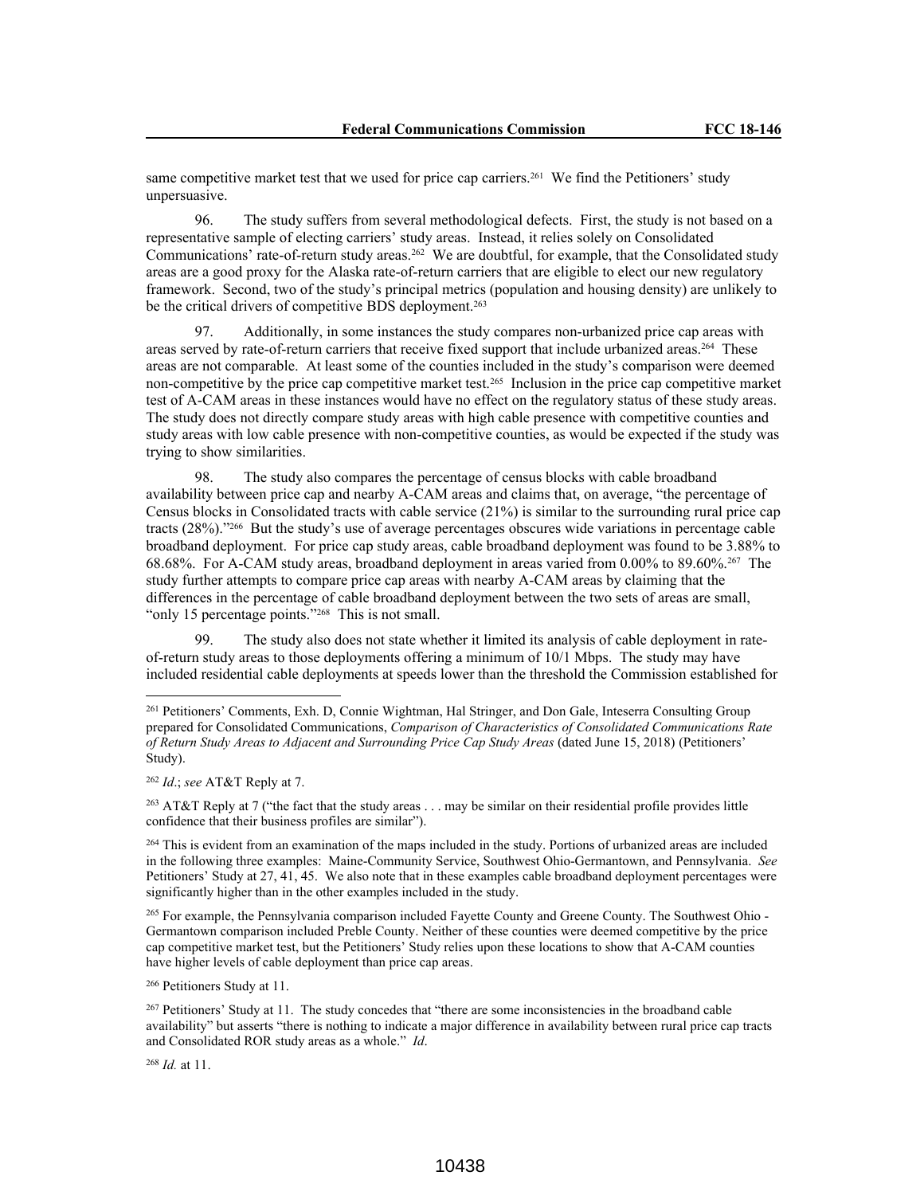same competitive market test that we used for price cap carriers.[261] We find the Petitioners' study unpersuasive.

96. The study suffers from several methodological defects. First, the study is not based on a representative sample of electing carriers' study areas. Instead, it relies solely on Consolidated Communications' rate-of-return study areas.[262] We are doubtful, for example, that the Consolidated study areas are a good proxy for the Alaska rate-of-return carriers that are eligible to elect our new regulatory framework. Second, two of the study's principal metrics (population and housing density) are unlikely to be the critical drivers of competitive BDS deployment.[263]

97. Additionally, in some instances the study compares non-urbanized price cap areas with areas served by rate-of-return carriers that receive fixed support that include urbanized areas.[264] These areas are not comparable. At least some of the counties included in the study's comparison were deemed non-competitive by the price cap competitive market test.[265] Inclusion in the price cap competitive market test of A-CAM areas in these instances would have no effect on the regulatory status of these study areas. The study does not directly compare study areas with high cable presence with competitive counties and study areas with low cable presence with non-competitive counties, as would be expected if the study was trying to show similarities.

98. The study also compares the percentage of census blocks with cable broadband availability between price cap and nearby A-CAM areas and claims that, on average, "the percentage of Census blocks in Consolidated tracts with cable service (21%) is similar to the surrounding rural price cap tracts (28%)."[266] But the study's use of average percentages obscures wide variations in percentage cable broadband deployment. For price cap study areas, cable broadband deployment was found to be 3.88% to 68.68%. For A-CAM study areas, broadband deployment in areas varied from 0.00% to 89.60%.[267] The study further attempts to compare price cap areas with nearby A-CAM areas by claiming that the differences in the percentage of cable broadband deployment between the two sets of areas are small, "only 15 percentage points."[268] This is not small.

99. The study also does not state whether it limited its analysis of cable deployment in rate-of-return study areas to those deployments offering a minimum of 10/1 Mbps. The study may have included residential cable deployments at speeds lower than the threshold the Commission established for

---

[261] Petitioners' Comments, Exh. D, Connie Wightman, Hal Stringer, and Don Gale, Inteserra Consulting Group prepared for Consolidated Communications, *Comparison of Characteristics of Consolidated Communications Rate of Return Study Areas to Adjacent and Surrounding Price Cap Study Areas* (dated June 15, 2018) (Petitioners' Study).

[262] *Id*.; *see* AT&T Reply at 7.

[263] AT&T Reply at 7 ("the fact that the study areas . . . may be similar on their residential profile provides little confidence that their business profiles are similar").

[264] This is evident from an examination of the maps included in the study. Portions of urbanized areas are included in the following three examples: Maine-Community Service, Southwest Ohio-Germantown, and Pennsylvania. *See* Petitioners' Study at 27, 41, 45. We also note that in these examples cable broadband deployment percentages were significantly higher than in the other examples included in the study.

[265] For example, the Pennsylvania comparison included Fayette County and Greene County. The Southwest Ohio - Germantown comparison included Preble County. Neither of these counties were deemed competitive by the price cap competitive market test, but the Petitioners' Study relies upon these locations to show that A-CAM counties have higher levels of cable deployment than price cap areas.

[266] Petitioners Study at 11.

[267] Petitioners' Study at 11. The study concedes that "there are some inconsistencies in the broadband cable availability" but asserts "there is nothing to indicate a major difference in availability between rural price cap tracts and Consolidated ROR study areas as a whole." *Id*.

[268] *Id.* at 11.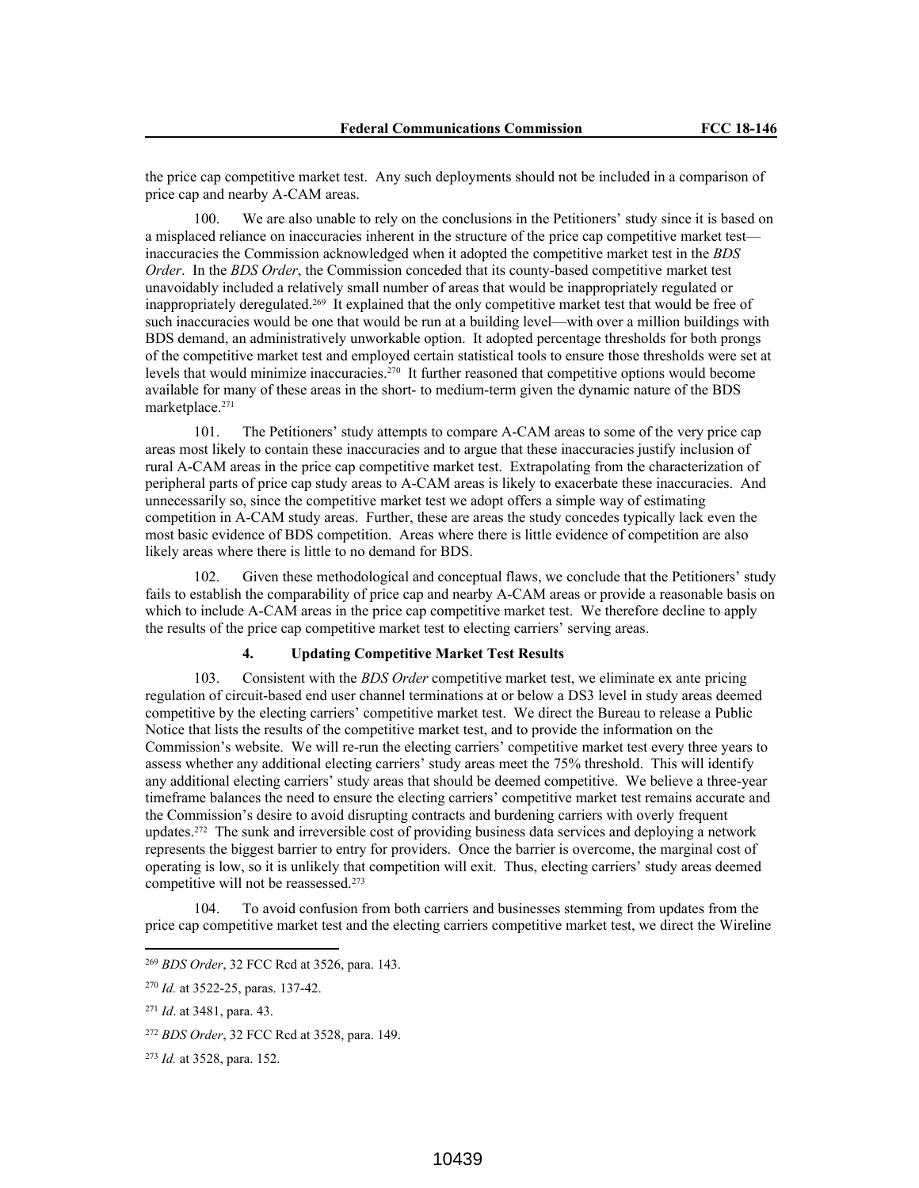the price cap competitive market test. Any such deployments should not be included in a comparison of price cap and nearby A-CAM areas.

100. We are also unable to rely on the conclusions in the Petitioners' study since it is based on a misplaced reliance on inaccuracies inherent in the structure of the price cap competitive market test—inaccuracies the Commission acknowledged when it adopted the competitive market test in the *BDS Order*. In the *BDS Order*, the Commission conceded that its county-based competitive market test unavoidably included a relatively small number of areas that would be inappropriately regulated or inappropriately deregulated.[269] It explained that the only competitive market test that would be free of such inaccuracies would be one that would be run at a building level—with over a million buildings with BDS demand, an administratively unworkable option. It adopted percentage thresholds for both prongs of the competitive market test and employed certain statistical tools to ensure those thresholds were set at levels that would minimize inaccuracies.[270] It further reasoned that competitive options would become available for many of these areas in the short- to medium-term given the dynamic nature of the BDS marketplace.[271]

101. The Petitioners' study attempts to compare A-CAM areas to some of the very price cap areas most likely to contain these inaccuracies and to argue that these inaccuracies justify inclusion of rural A-CAM areas in the price cap competitive market test. Extrapolating from the characterization of peripheral parts of price cap study areas to A-CAM areas is likely to exacerbate these inaccuracies. And unnecessarily so, since the competitive market test we adopt offers a simple way of estimating competition in A-CAM study areas. Further, these are areas the study concedes typically lack even the most basic evidence of BDS competition. Areas where there is little evidence of competition are also likely areas where there is little to no demand for BDS.

102. Given these methodological and conceptual flaws, we conclude that the Petitioners' study fails to establish the comparability of price cap and nearby A-CAM areas or provide a reasonable basis on which to include A-CAM areas in the price cap competitive market test. We therefore decline to apply the results of the price cap competitive market test to electing carriers' serving areas.

#### 4. Updating Competitive Market Test Results

103. Consistent with the *BDS Order* competitive market test, we eliminate ex ante pricing regulation of circuit-based end user channel terminations at or below a DS3 level in study areas deemed competitive by the electing carriers' competitive market test. We direct the Bureau to release a Public Notice that lists the results of the competitive market test, and to provide the information on the Commission's website. We will re-run the electing carriers' competitive market test every three years to assess whether any additional electing carriers' study areas meet the 75% threshold. This will identify any additional electing carriers' study areas that should be deemed competitive. We believe a three-year timeframe balances the need to ensure the electing carriers' competitive market test remains accurate and the Commission's desire to avoid disrupting contracts and burdening carriers with overly frequent updates.[272] The sunk and irreversible cost of providing business data services and deploying a network represents the biggest barrier to entry for providers. Once the barrier is overcome, the marginal cost of operating is low, so it is unlikely that competition will exit. Thus, electing carriers' study areas deemed competitive will not be reassessed.[273]

104. To avoid confusion from both carriers and businesses stemming from updates from the price cap competitive market test and the electing carriers competitive market test, we direct the Wireline

---

[269] *BDS Order*, 32 FCC Rcd at 3526, para. 143.

[270] *Id.* at 3522-25, paras. 137-42.

[271] *Id*. at 3481, para. 43.

[272] *BDS Order*, 32 FCC Rcd at 3528, para. 149.

[273] *Id.* at 3528, para. 152.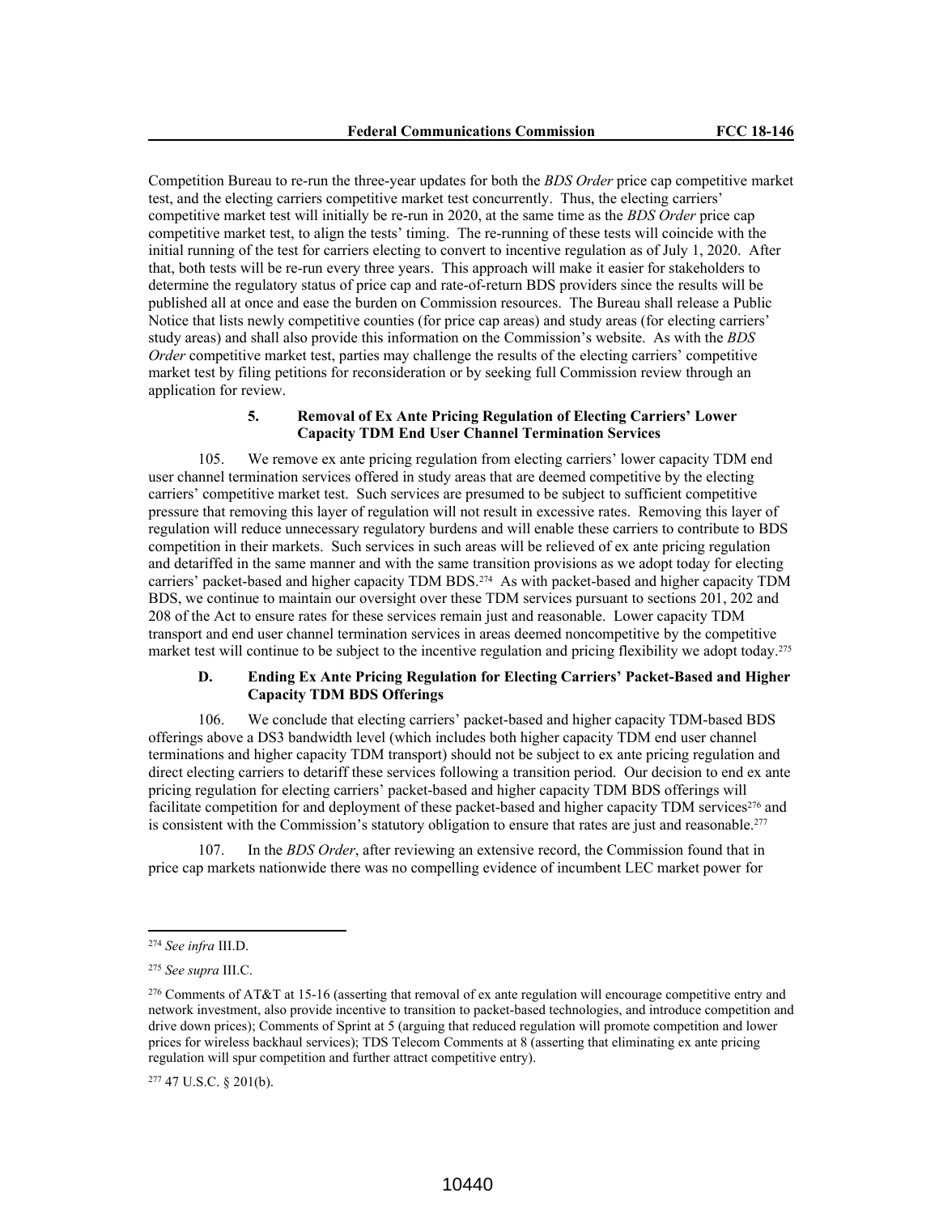Competition Bureau to re-run the three-year updates for both the *BDS Order* price cap competitive market test, and the electing carriers competitive market test concurrently. Thus, the electing carriers' competitive market test will initially be re-run in 2020, at the same time as the *BDS Order* price cap competitive market test, to align the tests' timing. The re-running of these tests will coincide with the initial running of the test for carriers electing to convert to incentive regulation as of July 1, 2020. After that, both tests will be re-run every three years. This approach will make it easier for stakeholders to determine the regulatory status of price cap and rate-of-return BDS providers since the results will be published all at once and ease the burden on Commission resources. The Bureau shall release a Public Notice that lists newly competitive counties (for price cap areas) and study areas (for electing carriers' study areas) and shall also provide this information on the Commission's website. As with the *BDS Order* competitive market test, parties may challenge the results of the electing carriers' competitive market test by filing petitions for reconsideration or by seeking full Commission review through an application for review.

#### 5. Removal of Ex Ante Pricing Regulation of Electing Carriers' Lower Capacity TDM End User Channel Termination Services

105. We remove ex ante pricing regulation from electing carriers' lower capacity TDM end user channel termination services offered in study areas that are deemed competitive by the electing carriers' competitive market test. Such services are presumed to be subject to sufficient competitive pressure that removing this layer of regulation will not result in excessive rates. Removing this layer of regulation will reduce unnecessary regulatory burdens and will enable these carriers to contribute to BDS competition in their markets. Such services in such areas will be relieved of ex ante pricing regulation and detariffed in the same manner and with the same transition provisions as we adopt today for electing carriers' packet-based and higher capacity TDM BDS.[274] As with packet-based and higher capacity TDM BDS, we continue to maintain our oversight over these TDM services pursuant to sections 201, 202 and 208 of the Act to ensure rates for these services remain just and reasonable. Lower capacity TDM transport and end user channel termination services in areas deemed noncompetitive by the competitive market test will continue to be subject to the incentive regulation and pricing flexibility we adopt today.[275]

### D. Ending Ex Ante Pricing Regulation for Electing Carriers' Packet-Based and Higher Capacity TDM BDS Offerings

106. We conclude that electing carriers' packet-based and higher capacity TDM-based BDS offerings above a DS3 bandwidth level (which includes both higher capacity TDM end user channel terminations and higher capacity TDM transport) should not be subject to ex ante pricing regulation and direct electing carriers to detariff these services following a transition period. Our decision to end ex ante pricing regulation for electing carriers' packet-based and higher capacity TDM BDS offerings will facilitate competition for and deployment of these packet-based and higher capacity TDM services[276] and is consistent with the Commission's statutory obligation to ensure that rates are just and reasonable.[277]

107. In the *BDS Order*, after reviewing an extensive record, the Commission found that in price cap markets nationwide there was no compelling evidence of incumbent LEC market power for

---

[274] *See infra* III.D.

[275] *See supra* III.C.

[276] Comments of AT&T at 15-16 (asserting that removal of ex ante regulation will encourage competitive entry and network investment, also provide incentive to transition to packet-based technologies, and introduce competition and drive down prices); Comments of Sprint at 5 (arguing that reduced regulation will promote competition and lower prices for wireless backhaul services); TDS Telecom Comments at 8 (asserting that eliminating ex ante pricing regulation will spur competition and further attract competitive entry).

[277] 47 U.S.C. § 201(b).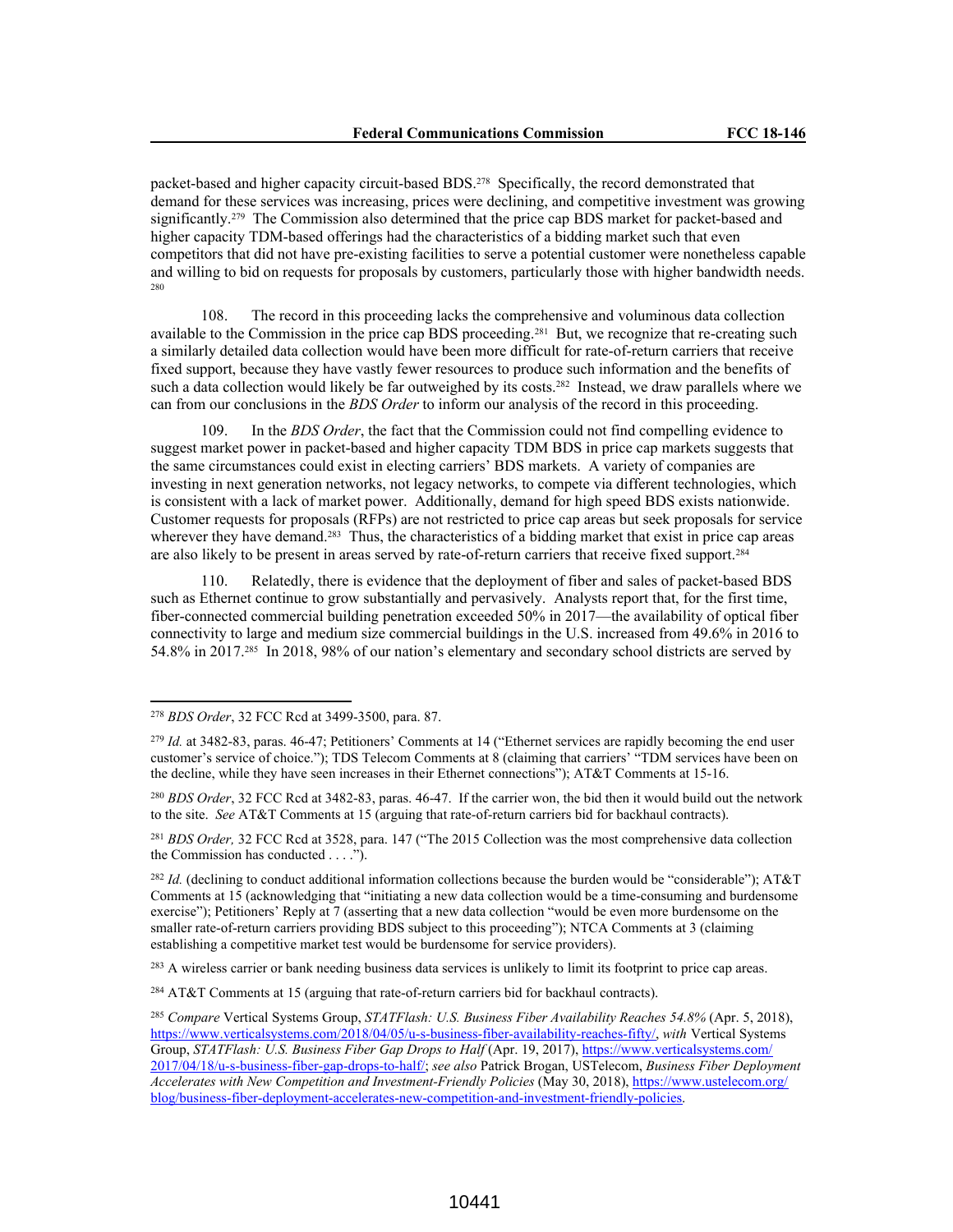packet-based and higher capacity circuit-based BDS.[278] Specifically, the record demonstrated that demand for these services was increasing, prices were declining, and competitive investment was growing significantly.[279] The Commission also determined that the price cap BDS market for packet-based and higher capacity TDM-based offerings had the characteristics of a bidding market such that even competitors that did not have pre-existing facilities to serve a potential customer were nonetheless capable and willing to bid on requests for proposals by customers, particularly those with higher bandwidth needs.[280]

108. The record in this proceeding lacks the comprehensive and voluminous data collection available to the Commission in the price cap BDS proceeding.[281] But, we recognize that re-creating such a similarly detailed data collection would have been more difficult for rate-of-return carriers that receive fixed support, because they have vastly fewer resources to produce such information and the benefits of such a data collection would likely be far outweighed by its costs.[282] Instead, we draw parallels where we can from our conclusions in the *BDS Order* to inform our analysis of the record in this proceeding.

109. In the *BDS Order*, the fact that the Commission could not find compelling evidence to suggest market power in packet-based and higher capacity TDM BDS in price cap markets suggests that the same circumstances could exist in electing carriers' BDS markets. A variety of companies are investing in next generation networks, not legacy networks, to compete via different technologies, which is consistent with a lack of market power. Additionally, demand for high speed BDS exists nationwide. Customer requests for proposals (RFPs) are not restricted to price cap areas but seek proposals for service wherever they have demand.[283] Thus, the characteristics of a bidding market that exist in price cap areas are also likely to be present in areas served by rate-of-return carriers that receive fixed support.[284]

110. Relatedly, there is evidence that the deployment of fiber and sales of packet-based BDS such as Ethernet continue to grow substantially and pervasively. Analysts report that, for the first time, fiber-connected commercial building penetration exceeded 50% in 2017—the availability of optical fiber connectivity to large and medium size commercial buildings in the U.S. increased from 49.6% in 2016 to 54.8% in 2017.[285] In 2018, 98% of our nation's elementary and secondary school districts are served by

---

[278] *BDS Order*, 32 FCC Rcd at 3499-3500, para. 87.

[279] *Id.* at 3482-83, paras. 46-47; Petitioners' Comments at 14 ("Ethernet services are rapidly becoming the end user customer's service of choice."); TDS Telecom Comments at 8 (claiming that carriers' "TDM services have been on the decline, while they have seen increases in their Ethernet connections"); AT&T Comments at 15-16.

[280] *BDS Order*, 32 FCC Rcd at 3482-83, paras. 46-47. If the carrier won, the bid then it would build out the network to the site. *See* AT&T Comments at 15 (arguing that rate-of-return carriers bid for backhaul contracts).

[281] *BDS Order,* 32 FCC Rcd at 3528, para. 147 ("The 2015 Collection was the most comprehensive data collection the Commission has conducted . . . .").

[282] *Id.* (declining to conduct additional information collections because the burden would be "considerable"); AT&T Comments at 15 (acknowledging that "initiating a new data collection would be a time-consuming and burdensome exercise"); Petitioners' Reply at 7 (asserting that a new data collection "would be even more burdensome on the smaller rate-of-return carriers providing BDS subject to this proceeding"); NTCA Comments at 3 (claiming establishing a competitive market test would be burdensome for service providers).

[283] A wireless carrier or bank needing business data services is unlikely to limit its footprint to price cap areas.

[284] AT&T Comments at 15 (arguing that rate-of-return carriers bid for backhaul contracts).

[285] *Compare* Vertical Systems Group, *STATFlash: U.S. Business Fiber Availability Reaches 54.8%* (Apr. 5, 2018), https://www.verticalsystems.com/2018/04/05/u-s-business-fiber-availability-reaches-fifty/, *with* Vertical Systems Group, *STATFlash: U.S. Business Fiber Gap Drops to Half* (Apr. 19, 2017), https://www.verticalsystems.com/2017/04/18/u-s-business-fiber-gap-drops-to-half/; *see also* Patrick Brogan, USTelecom, *Business Fiber Deployment Accelerates with New Competition and Investment-Friendly Policies* (May 30, 2018), https://www.ustelecom.org/blog/business-fiber-deployment-accelerates-new-competition-and-investment-friendly-policies.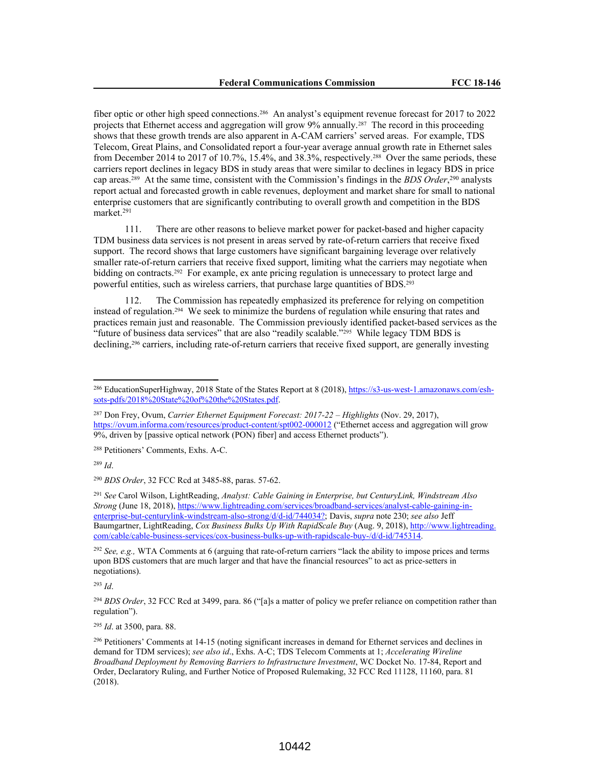fiber optic or other high speed connections.[286] An analyst's equipment revenue forecast for 2017 to 2022 projects that Ethernet access and aggregation will grow 9% annually.[287] The record in this proceeding shows that these growth trends are also apparent in A-CAM carriers' served areas. For example, TDS Telecom, Great Plains, and Consolidated report a four-year average annual growth rate in Ethernet sales from December 2014 to 2017 of 10.7%, 15.4%, and 38.3%, respectively.[288] Over the same periods, these carriers report declines in legacy BDS in study areas that were similar to declines in legacy BDS in price cap areas.[289] At the same time, consistent with the Commission's findings in the *BDS Order*,[290] analysts report actual and forecasted growth in cable revenues, deployment and market share for small to national enterprise customers that are significantly contributing to overall growth and competition in the BDS market.[291]

111. There are other reasons to believe market power for packet-based and higher capacity TDM business data services is not present in areas served by rate-of-return carriers that receive fixed support. The record shows that large customers have significant bargaining leverage over relatively smaller rate-of-return carriers that receive fixed support, limiting what the carriers may negotiate when bidding on contracts.[292] For example, ex ante pricing regulation is unnecessary to protect large and powerful entities, such as wireless carriers, that purchase large quantities of BDS.[293]

112. The Commission has repeatedly emphasized its preference for relying on competition instead of regulation.[294] We seek to minimize the burdens of regulation while ensuring that rates and practices remain just and reasonable. The Commission previously identified packet-based services as the "future of business data services" that are also "readily scalable."[295] While legacy TDM BDS is declining,[296] carriers, including rate-of-return carriers that receive fixed support, are generally investing

---

[286] EducationSuperHighway, 2018 State of the States Report at 8 (2018), https://s3-us-west-1.amazonaws.com/esh-sots-pdfs/2018%20State%20of%20the%20States.pdf.

[287] Don Frey, Ovum, *Carrier Ethernet Equipment Forecast: 2017-22 – Highlights* (Nov. 29, 2017), https://ovum.informa.com/resources/product-content/spt002-000012 ("Ethernet access and aggregation will grow 9%, driven by [passive optical network (PON) fiber] and access Ethernet products").

[288] Petitioners' Comments, Exhs. A-C.

[289] *Id*.

[290] *BDS Order*, 32 FCC Rcd at 3485-88, paras. 57-62.

[291] *See* Carol Wilson, LightReading, *Analyst: Cable Gaining in Enterprise, but CenturyLink, Windstream Also Strong* (June 18, 2018), https://www.lightreading.com/services/broadband-services/analyst-cable-gaining-in-enterprise-but-centurylink-windstream-also-strong/d/d-id/744034?; Davis, *supra* note 230; *see also* Jeff Baumgartner, LightReading, *Cox Business Bulks Up With RapidScale Buy* (Aug. 9, 2018), http://www.lightreading.com/cable/cable-business-services/cox-business-bulks-up-with-rapidscale-buy-/d/d-id/745314.

[292] *See, e.g.,* WTA Comments at 6 (arguing that rate-of-return carriers "lack the ability to impose prices and terms upon BDS customers that are much larger and that have the financial resources" to act as price-setters in negotiations).

[293] *Id*.

[294] *BDS Order*, 32 FCC Rcd at 3499, para. 86 ("[a]s a matter of policy we prefer reliance on competition rather than regulation").

[295] *Id*. at 3500, para. 88.

[296] Petitioners' Comments at 14-15 (noting significant increases in demand for Ethernet services and declines in demand for TDM services); *see also id*., Exhs. A-C; TDS Telecom Comments at 1; *Accelerating Wireline Broadband Deployment by Removing Barriers to Infrastructure Investment*, WC Docket No. 17-84, Report and Order, Declaratory Ruling, and Further Notice of Proposed Rulemaking, 32 FCC Rcd 11128, 11160, para. 81 (2018).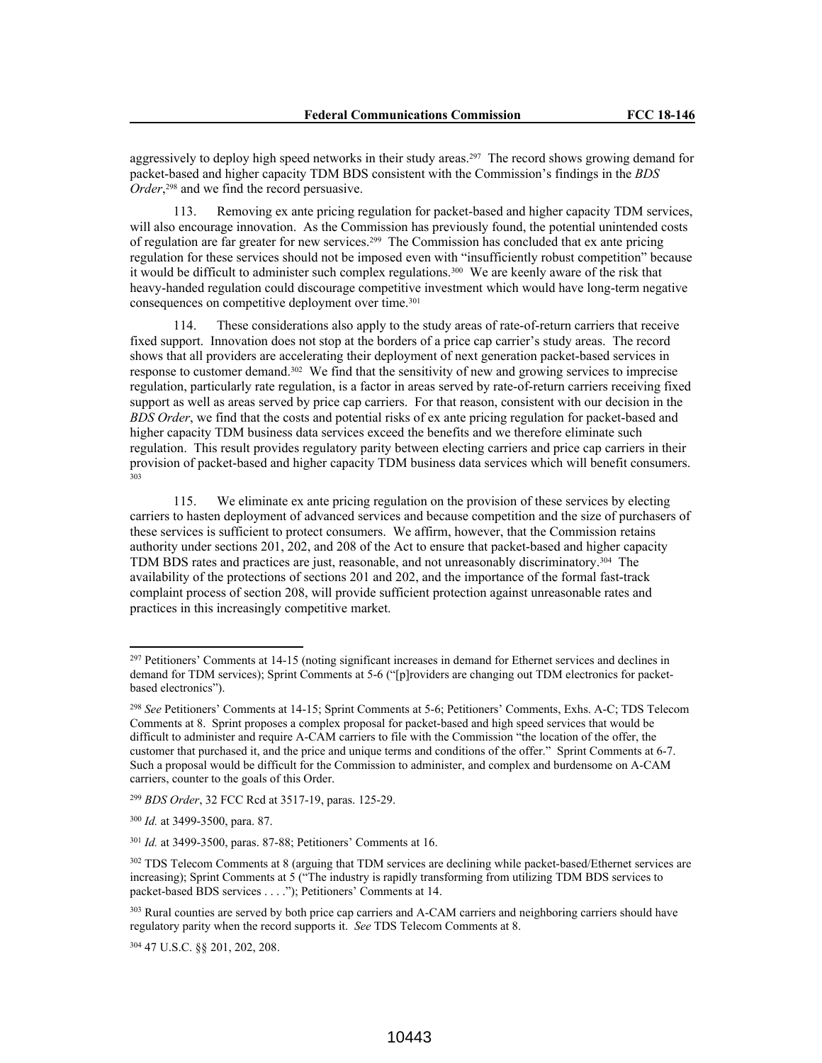aggressively to deploy high speed networks in their study areas.[297] The record shows growing demand for packet-based and higher capacity TDM BDS consistent with the Commission's findings in the *BDS Order*,[298] and we find the record persuasive.

113. Removing ex ante pricing regulation for packet-based and higher capacity TDM services, will also encourage innovation. As the Commission has previously found, the potential unintended costs of regulation are far greater for new services.[299] The Commission has concluded that ex ante pricing regulation for these services should not be imposed even with "insufficiently robust competition" because it would be difficult to administer such complex regulations.[300] We are keenly aware of the risk that heavy-handed regulation could discourage competitive investment which would have long-term negative consequences on competitive deployment over time.[301]

114. These considerations also apply to the study areas of rate-of-return carriers that receive fixed support. Innovation does not stop at the borders of a price cap carrier's study areas. The record shows that all providers are accelerating their deployment of next generation packet-based services in response to customer demand.[302] We find that the sensitivity of new and growing services to imprecise regulation, particularly rate regulation, is a factor in areas served by rate-of-return carriers receiving fixed support as well as areas served by price cap carriers. For that reason, consistent with our decision in the *BDS Order*, we find that the costs and potential risks of ex ante pricing regulation for packet-based and higher capacity TDM business data services exceed the benefits and we therefore eliminate such regulation. This result provides regulatory parity between electing carriers and price cap carriers in their provision of packet-based and higher capacity TDM business data services which will benefit consumers.[303]

115. We eliminate ex ante pricing regulation on the provision of these services by electing carriers to hasten deployment of advanced services and because competition and the size of purchasers of these services is sufficient to protect consumers. We affirm, however, that the Commission retains authority under sections 201, 202, and 208 of the Act to ensure that packet-based and higher capacity TDM BDS rates and practices are just, reasonable, and not unreasonably discriminatory.[304] The availability of the protections of sections 201 and 202, and the importance of the formal fast-track complaint process of section 208, will provide sufficient protection against unreasonable rates and practices in this increasingly competitive market.

---

[297] Petitioners' Comments at 14-15 (noting significant increases in demand for Ethernet services and declines in demand for TDM services); Sprint Comments at 5-6 ("[p]roviders are changing out TDM electronics for packet-based electronics").

[298] *See* Petitioners' Comments at 14-15; Sprint Comments at 5-6; Petitioners' Comments, Exhs. A-C; TDS Telecom Comments at 8. Sprint proposes a complex proposal for packet-based and high speed services that would be difficult to administer and require A-CAM carriers to file with the Commission "the location of the offer, the customer that purchased it, and the price and unique terms and conditions of the offer." Sprint Comments at 6-7. Such a proposal would be difficult for the Commission to administer, and complex and burdensome on A-CAM carriers, counter to the goals of this Order.

[299] *BDS Order*, 32 FCC Rcd at 3517-19, paras. 125-29.

[300] *Id.* at 3499-3500, para. 87.

[301] *Id.* at 3499-3500, paras. 87-88; Petitioners' Comments at 16.

[302] TDS Telecom Comments at 8 (arguing that TDM services are declining while packet-based/Ethernet services are increasing); Sprint Comments at 5 ("The industry is rapidly transforming from utilizing TDM BDS services to packet-based BDS services . . . ."); Petitioners' Comments at 14.

[303] Rural counties are served by both price cap carriers and A-CAM carriers and neighboring carriers should have regulatory parity when the record supports it. *See* TDS Telecom Comments at 8.

[304] 47 U.S.C. §§ 201, 202, 208.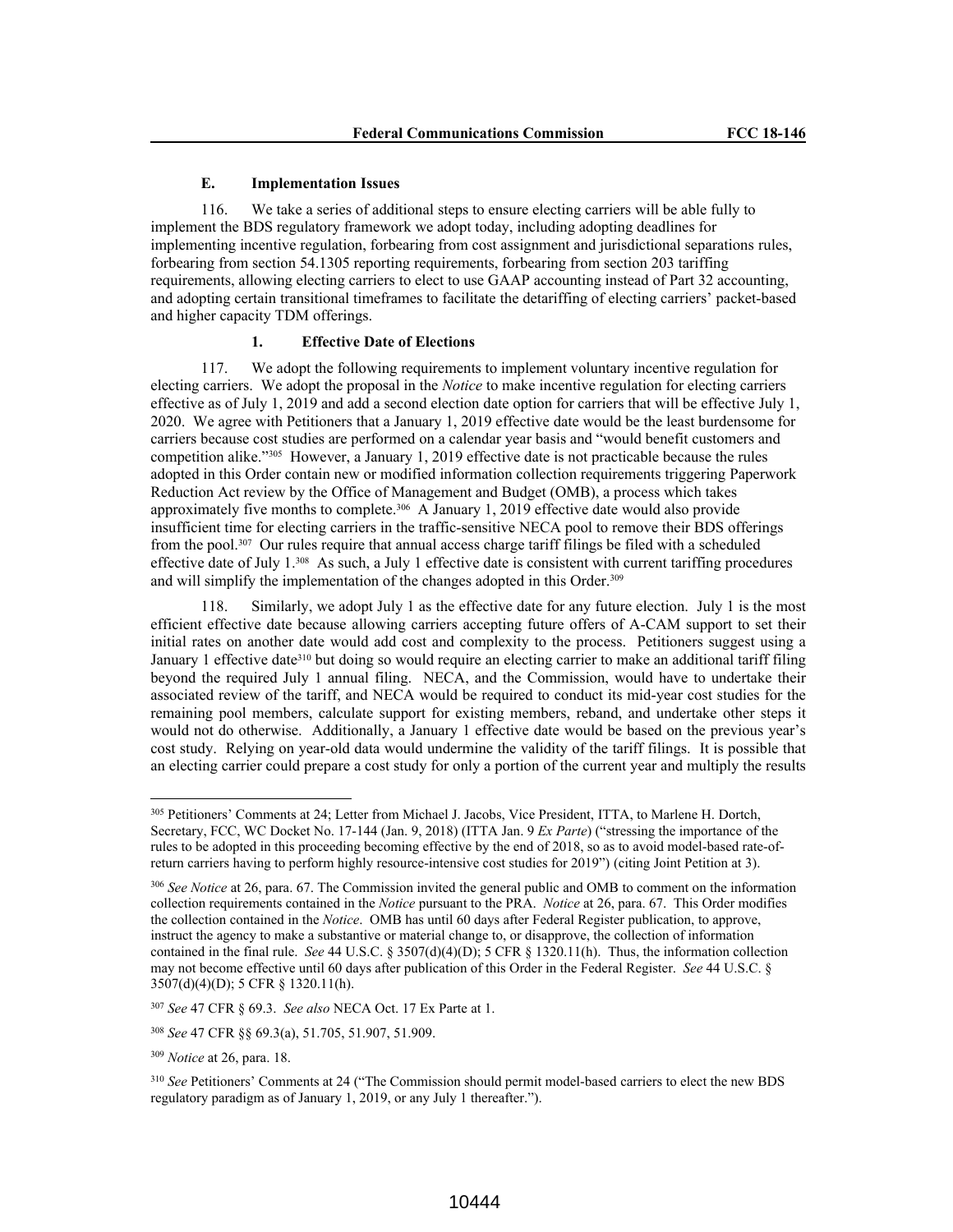### E. Implementation Issues

116. We take a series of additional steps to ensure electing carriers will be able fully to implement the BDS regulatory framework we adopt today, including adopting deadlines for implementing incentive regulation, forbearing from cost assignment and jurisdictional separations rules, forbearing from section 54.1305 reporting requirements, forbearing from section 203 tariffing requirements, allowing electing carriers to elect to use GAAP accounting instead of Part 32 accounting, and adopting certain transitional timeframes to facilitate the detariffing of electing carriers' packet-based and higher capacity TDM offerings.

#### 1. Effective Date of Elections

117. We adopt the following requirements to implement voluntary incentive regulation for electing carriers. We adopt the proposal in the *Notice* to make incentive regulation for electing carriers effective as of July 1, 2019 and add a second election date option for carriers that will be effective July 1, 2020. We agree with Petitioners that a January 1, 2019 effective date would be the least burdensome for carriers because cost studies are performed on a calendar year basis and "would benefit customers and competition alike."[305] However, a January 1, 2019 effective date is not practicable because the rules adopted in this Order contain new or modified information collection requirements triggering Paperwork Reduction Act review by the Office of Management and Budget (OMB), a process which takes approximately five months to complete.[306] A January 1, 2019 effective date would also provide insufficient time for electing carriers in the traffic-sensitive NECA pool to remove their BDS offerings from the pool.[307] Our rules require that annual access charge tariff filings be filed with a scheduled effective date of July 1.[308] As such, a July 1 effective date is consistent with current tariffing procedures and will simplify the implementation of the changes adopted in this Order.[309]

118. Similarly, we adopt July 1 as the effective date for any future election. July 1 is the most efficient effective date because allowing carriers accepting future offers of A-CAM support to set their initial rates on another date would add cost and complexity to the process. Petitioners suggest using a January 1 effective date[310] but doing so would require an electing carrier to make an additional tariff filing beyond the required July 1 annual filing. NECA, and the Commission, would have to undertake their associated review of the tariff, and NECA would be required to conduct its mid-year cost studies for the remaining pool members, calculate support for existing members, reband, and undertake other steps it would not do otherwise. Additionally, a January 1 effective date would be based on the previous year's cost study. Relying on year-old data would undermine the validity of the tariff filings. It is possible that an electing carrier could prepare a cost study for only a portion of the current year and multiply the results

---

[305] Petitioners' Comments at 24; Letter from Michael J. Jacobs, Vice President, ITTA, to Marlene H. Dortch, Secretary, FCC, WC Docket No. 17-144 (Jan. 9, 2018) (ITTA Jan. 9 *Ex Parte*) ("stressing the importance of the rules to be adopted in this proceeding becoming effective by the end of 2018, so as to avoid model-based rate-of-return carriers having to perform highly resource-intensive cost studies for 2019") (citing Joint Petition at 3).

[306] *See Notice* at 26, para. 67. The Commission invited the general public and OMB to comment on the information collection requirements contained in the *Notice* pursuant to the PRA. *Notice* at 26, para. 67. This Order modifies the collection contained in the *Notice*. OMB has until 60 days after Federal Register publication, to approve, instruct the agency to make a substantive or material change to, or disapprove, the collection of information contained in the final rule. *See* 44 U.S.C. § 3507(d)(4)(D); 5 CFR § 1320.11(h). Thus, the information collection may not become effective until 60 days after publication of this Order in the Federal Register. *See* 44 U.S.C. § 3507(d)(4)(D); 5 CFR § 1320.11(h).

[307] *See* 47 CFR § 69.3. *See also* NECA Oct. 17 Ex Parte at 1.

[308] *See* 47 CFR §§ 69.3(a), 51.705, 51.907, 51.909.

[309] *Notice* at 26, para. 18.

[310] *See* Petitioners' Comments at 24 ("The Commission should permit model-based carriers to elect the new BDS regulatory paradigm as of January 1, 2019, or any July 1 thereafter.").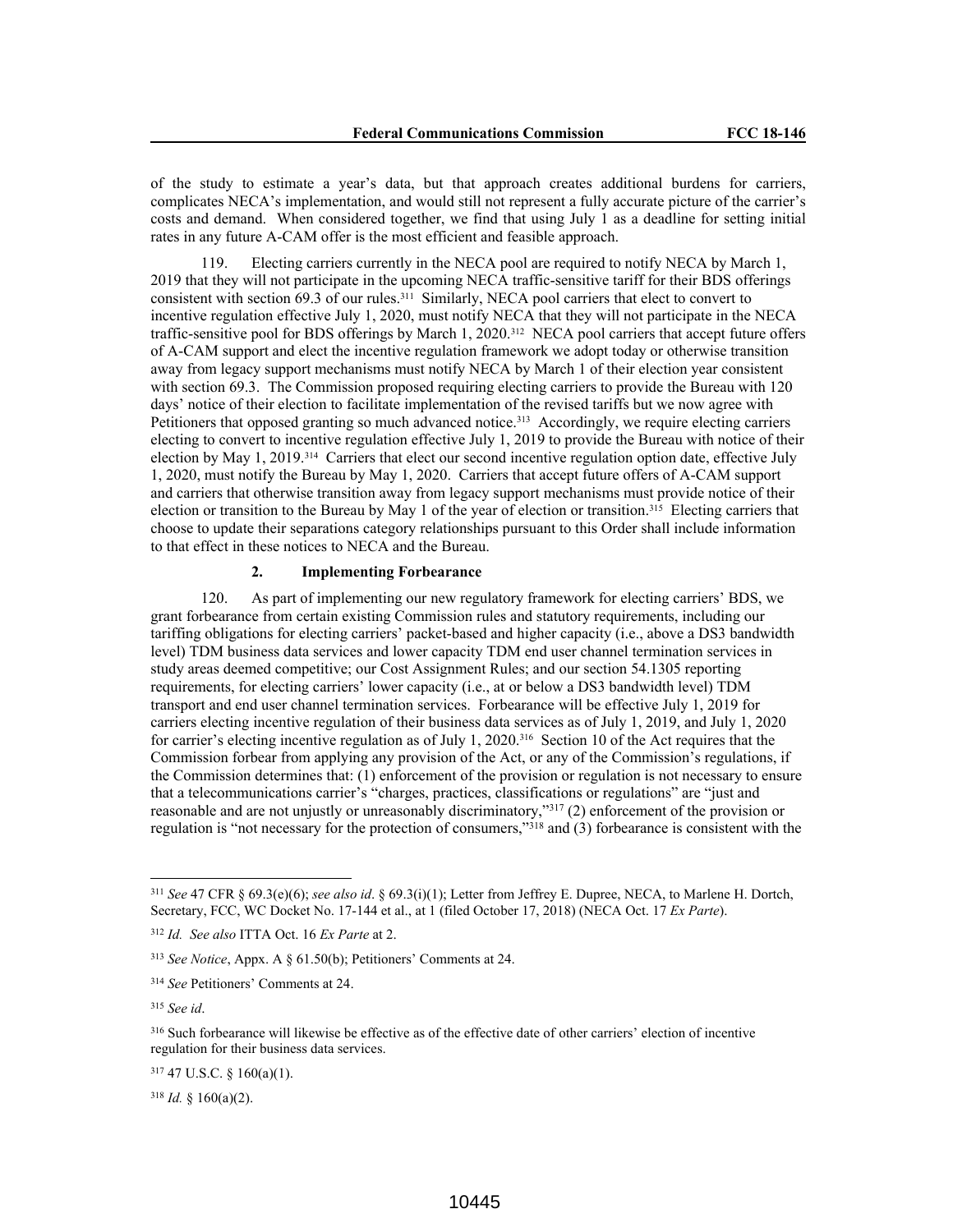of the study to estimate a year's data, but that approach creates additional burdens for carriers, complicates NECA's implementation, and would still not represent a fully accurate picture of the carrier's costs and demand. When considered together, we find that using July 1 as a deadline for setting initial rates in any future A-CAM offer is the most efficient and feasible approach.

119. Electing carriers currently in the NECA pool are required to notify NECA by March 1, 2019 that they will not participate in the upcoming NECA traffic-sensitive tariff for their BDS offerings consistent with section 69.3 of our rules.[311] Similarly, NECA pool carriers that elect to convert to incentive regulation effective July 1, 2020, must notify NECA that they will not participate in the NECA traffic-sensitive pool for BDS offerings by March 1, 2020.[312] NECA pool carriers that accept future offers of A-CAM support and elect the incentive regulation framework we adopt today or otherwise transition away from legacy support mechanisms must notify NECA by March 1 of their election year consistent with section 69.3. The Commission proposed requiring electing carriers to provide the Bureau with 120 days' notice of their election to facilitate implementation of the revised tariffs but we now agree with Petitioners that opposed granting so much advanced notice.[313] Accordingly, we require electing carriers electing to convert to incentive regulation effective July 1, 2019 to provide the Bureau with notice of their election by May 1, 2019.[314] Carriers that elect our second incentive regulation option date, effective July 1, 2020, must notify the Bureau by May 1, 2020. Carriers that accept future offers of A-CAM support and carriers that otherwise transition away from legacy support mechanisms must provide notice of their election or transition to the Bureau by May 1 of the year of election or transition.[315] Electing carriers that choose to update their separations category relationships pursuant to this Order shall include information to that effect in these notices to NECA and the Bureau.

### 2. Implementing Forbearance

120. As part of implementing our new regulatory framework for electing carriers' BDS, we grant forbearance from certain existing Commission rules and statutory requirements, including our tariffing obligations for electing carriers' packet-based and higher capacity (i.e., above a DS3 bandwidth level) TDM business data services and lower capacity TDM end user channel termination services in study areas deemed competitive; our Cost Assignment Rules; and our section 54.1305 reporting requirements, for electing carriers' lower capacity (i.e., at or below a DS3 bandwidth level) TDM transport and end user channel termination services. Forbearance will be effective July 1, 2019 for carriers electing incentive regulation of their business data services as of July 1, 2019, and July 1, 2020 for carrier's electing incentive regulation as of July 1, 2020.[316] Section 10 of the Act requires that the Commission forbear from applying any provision of the Act, or any of the Commission's regulations, if the Commission determines that: (1) enforcement of the provision or regulation is not necessary to ensure that a telecommunications carrier's "charges, practices, classifications or regulations" are "just and reasonable and are not unjustly or unreasonably discriminatory,"[317] (2) enforcement of the provision or regulation is "not necessary for the protection of consumers,"[318] and (3) forbearance is consistent with the

---

[311] *See* 47 CFR § 69.3(e)(6); *see also id*. § 69.3(i)(1); Letter from Jeffrey E. Dupree, NECA, to Marlene H. Dortch, Secretary, FCC, WC Docket No. 17-144 et al., at 1 (filed October 17, 2018) (NECA Oct. 17 *Ex Parte*).

[312] *Id. See also* ITTA Oct. 16 *Ex Parte* at 2.

[313] *See Notice*, Appx. A § 61.50(b); Petitioners' Comments at 24.

[314] *See* Petitioners' Comments at 24.

[315] *See id*.

[316] Such forbearance will likewise be effective as of the effective date of other carriers' election of incentive regulation for their business data services.

[317] 47 U.S.C. § 160(a)(1).

[318] *Id.* § 160(a)(2).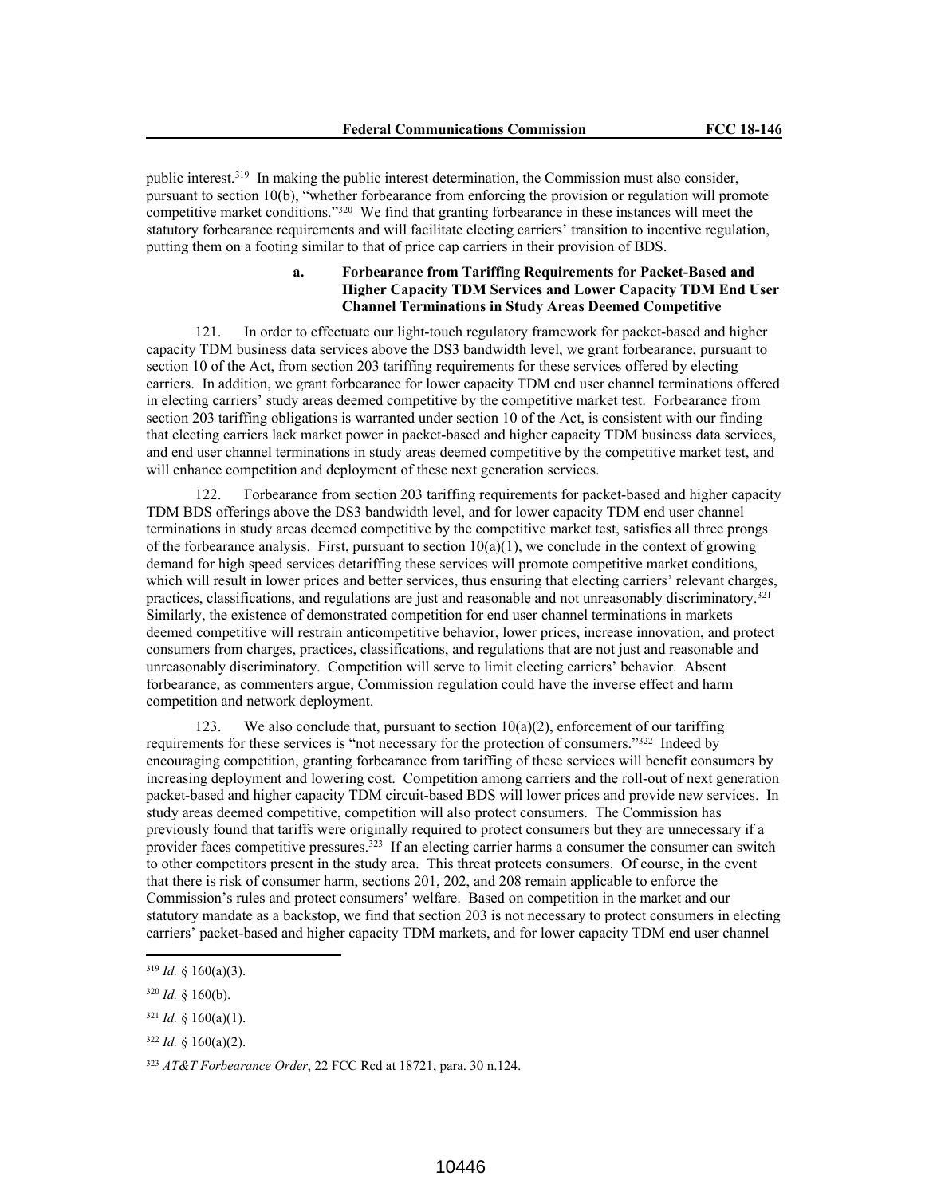public interest.[319] In making the public interest determination, the Commission must also consider, pursuant to section 10(b), "whether forbearance from enforcing the provision or regulation will promote competitive market conditions."[320] We find that granting forbearance in these instances will meet the statutory forbearance requirements and will facilitate electing carriers' transition to incentive regulation, putting them on a footing similar to that of price cap carriers in their provision of BDS.

#### a. Forbearance from Tariffing Requirements for Packet-Based and Higher Capacity TDM Services and Lower Capacity TDM End User Channel Terminations in Study Areas Deemed Competitive

121. In order to effectuate our light-touch regulatory framework for packet-based and higher capacity TDM business data services above the DS3 bandwidth level, we grant forbearance, pursuant to section 10 of the Act, from section 203 tariffing requirements for these services offered by electing carriers. In addition, we grant forbearance for lower capacity TDM end user channel terminations offered in electing carriers' study areas deemed competitive by the competitive market test. Forbearance from section 203 tariffing obligations is warranted under section 10 of the Act, is consistent with our finding that electing carriers lack market power in packet-based and higher capacity TDM business data services, and end user channel terminations in study areas deemed competitive by the competitive market test, and will enhance competition and deployment of these next generation services.

122. Forbearance from section 203 tariffing requirements for packet-based and higher capacity TDM BDS offerings above the DS3 bandwidth level, and for lower capacity TDM end user channel terminations in study areas deemed competitive by the competitive market test, satisfies all three prongs of the forbearance analysis. First, pursuant to section 10(a)(1), we conclude in the context of growing demand for high speed services detariffing these services will promote competitive market conditions, which will result in lower prices and better services, thus ensuring that electing carriers' relevant charges, practices, classifications, and regulations are just and reasonable and not unreasonably discriminatory.[321] Similarly, the existence of demonstrated competition for end user channel terminations in markets deemed competitive will restrain anticompetitive behavior, lower prices, increase innovation, and protect consumers from charges, practices, classifications, and regulations that are not just and reasonable and unreasonably discriminatory. Competition will serve to limit electing carriers' behavior. Absent forbearance, as commenters argue, Commission regulation could have the inverse effect and harm competition and network deployment.

123. We also conclude that, pursuant to section 10(a)(2), enforcement of our tariffing requirements for these services is "not necessary for the protection of consumers."[322] Indeed by encouraging competition, granting forbearance from tariffing of these services will benefit consumers by increasing deployment and lowering cost. Competition among carriers and the roll-out of next generation packet-based and higher capacity TDM circuit-based BDS will lower prices and provide new services. In study areas deemed competitive, competition will also protect consumers. The Commission has previously found that tariffs were originally required to protect consumers but they are unnecessary if a provider faces competitive pressures.[323] If an electing carrier harms a consumer the consumer can switch to other competitors present in the study area. This threat protects consumers. Of course, in the event that there is risk of consumer harm, sections 201, 202, and 208 remain applicable to enforce the Commission's rules and protect consumers' welfare. Based on competition in the market and our statutory mandate as a backstop, we find that section 203 is not necessary to protect consumers in electing carriers' packet-based and higher capacity TDM markets, and for lower capacity TDM end user channel

---

[319] *Id.* § 160(a)(3).

[320] *Id.* § 160(b).

[321] *Id.* § 160(a)(1).

[322] *Id.* § 160(a)(2).

[323] *AT&T Forbearance Order*, 22 FCC Rcd at 18721, para. 30 n.124.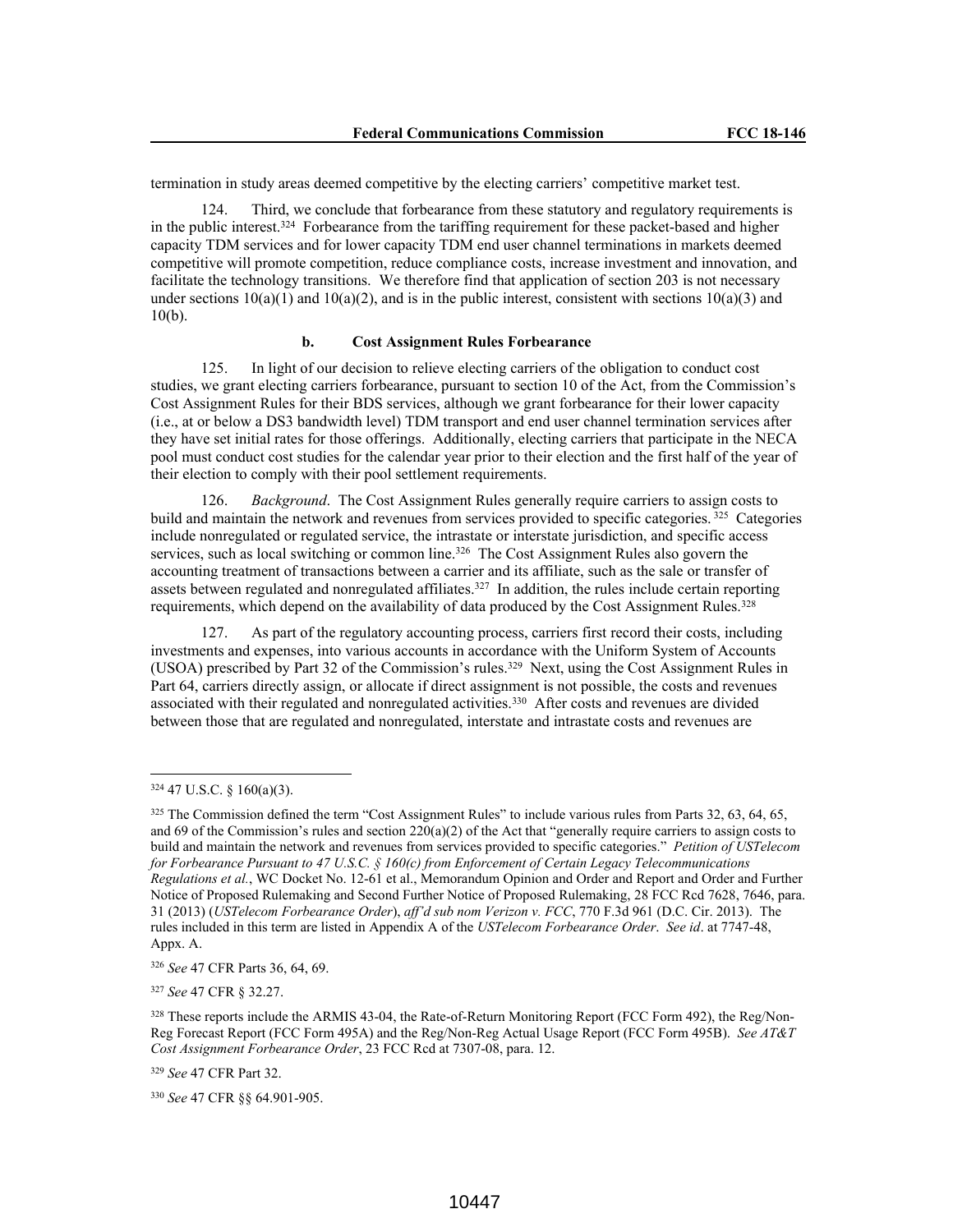termination in study areas deemed competitive by the electing carriers' competitive market test.

124. Third, we conclude that forbearance from these statutory and regulatory requirements is in the public interest.[324] Forbearance from the tariffing requirement for these packet-based and higher capacity TDM services and for lower capacity TDM end user channel terminations in markets deemed competitive will promote competition, reduce compliance costs, increase investment and innovation, and facilitate the technology transitions. We therefore find that application of section 203 is not necessary under sections 10(a)(1) and 10(a)(2), and is in the public interest, consistent with sections 10(a)(3) and 10(b).

**b. Cost Assignment Rules Forbearance**

125. In light of our decision to relieve electing carriers of the obligation to conduct cost studies, we grant electing carriers forbearance, pursuant to section 10 of the Act, from the Commission's Cost Assignment Rules for their BDS services, although we grant forbearance for their lower capacity (i.e., at or below a DS3 bandwidth level) TDM transport and end user channel termination services after they have set initial rates for those offerings. Additionally, electing carriers that participate in the NECA pool must conduct cost studies for the calendar year prior to their election and the first half of the year of their election to comply with their pool settlement requirements.

126. *Background*. The Cost Assignment Rules generally require carriers to assign costs to build and maintain the network and revenues from services provided to specific categories.[325] Categories include nonregulated or regulated service, the intrastate or interstate jurisdiction, and specific access services, such as local switching or common line.[326] The Cost Assignment Rules also govern the accounting treatment of transactions between a carrier and its affiliate, such as the sale or transfer of assets between regulated and nonregulated affiliates.[327] In addition, the rules include certain reporting requirements, which depend on the availability of data produced by the Cost Assignment Rules.[328]

127. As part of the regulatory accounting process, carriers first record their costs, including investments and expenses, into various accounts in accordance with the Uniform System of Accounts (USOA) prescribed by Part 32 of the Commission's rules.[329] Next, using the Cost Assignment Rules in Part 64, carriers directly assign, or allocate if direct assignment is not possible, the costs and revenues associated with their regulated and nonregulated activities.[330] After costs and revenues are divided between those that are regulated and nonregulated, interstate and intrastate costs and revenues are

---

[324] 47 U.S.C. § 160(a)(3).

[325] The Commission defined the term "Cost Assignment Rules" to include various rules from Parts 32, 63, 64, 65, and 69 of the Commission's rules and section 220(a)(2) of the Act that "generally require carriers to assign costs to build and maintain the network and revenues from services provided to specific categories." *Petition of USTelecom for Forbearance Pursuant to 47 U.S.C. § 160(c) from Enforcement of Certain Legacy Telecommunications Regulations et al.*, WC Docket No. 12-61 et al., Memorandum Opinion and Order and Report and Order and Further Notice of Proposed Rulemaking and Second Further Notice of Proposed Rulemaking, 28 FCC Rcd 7628, 7646, para. 31 (2013) (*USTelecom Forbearance Order*), *aff'd sub nom Verizon v. FCC*, 770 F.3d 961 (D.C. Cir. 2013). The rules included in this term are listed in Appendix A of the *USTelecom Forbearance Order*. *See id*. at 7747-48, Appx. A.

[326] *See* 47 CFR Parts 36, 64, 69.

[327] *See* 47 CFR § 32.27.

[328] These reports include the ARMIS 43-04, the Rate-of-Return Monitoring Report (FCC Form 492), the Reg/Non-Reg Forecast Report (FCC Form 495A) and the Reg/Non-Reg Actual Usage Report (FCC Form 495B). *See AT&T Cost Assignment Forbearance Order*, 23 FCC Rcd at 7307-08, para. 12.

[329] *See* 47 CFR Part 32.

[330] *See* 47 CFR §§ 64.901-905.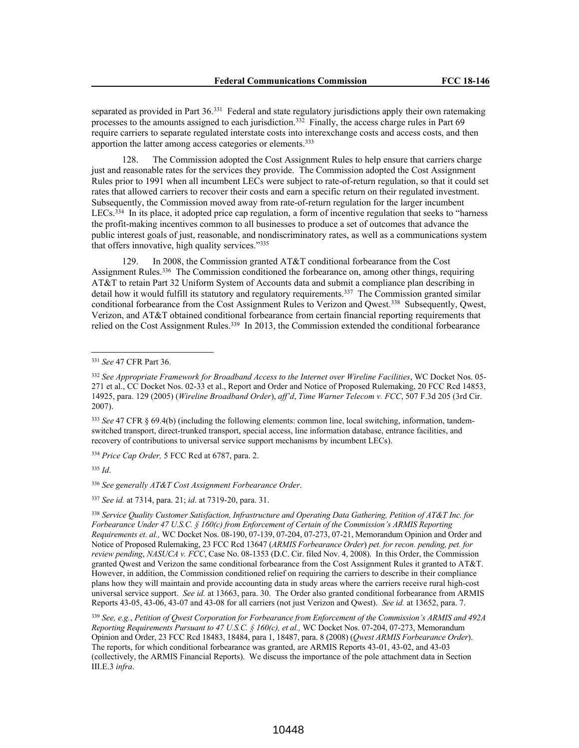separated as provided in Part 36.[331] Federal and state regulatory jurisdictions apply their own ratemaking processes to the amounts assigned to each jurisdiction.[332] Finally, the access charge rules in Part 69 require carriers to separate regulated interstate costs into interexchange costs and access costs, and then apportion the latter among access categories or elements.[333]

128. The Commission adopted the Cost Assignment Rules to help ensure that carriers charge just and reasonable rates for the services they provide. The Commission adopted the Cost Assignment Rules prior to 1991 when all incumbent LECs were subject to rate-of-return regulation, so that it could set rates that allowed carriers to recover their costs and earn a specific return on their regulated investment. Subsequently, the Commission moved away from rate-of-return regulation for the larger incumbent LECs.[334] In its place, it adopted price cap regulation, a form of incentive regulation that seeks to "harness the profit-making incentives common to all businesses to produce a set of outcomes that advance the public interest goals of just, reasonable, and nondiscriminatory rates, as well as a communications system that offers innovative, high quality services."[335]

129. In 2008, the Commission granted AT&T conditional forbearance from the Cost Assignment Rules.[336] The Commission conditioned the forbearance on, among other things, requiring AT&T to retain Part 32 Uniform System of Accounts data and submit a compliance plan describing in detail how it would fulfill its statutory and regulatory requirements.[337] The Commission granted similar conditional forbearance from the Cost Assignment Rules to Verizon and Qwest.[338] Subsequently, Qwest, Verizon, and AT&T obtained conditional forbearance from certain financial reporting requirements that relied on the Cost Assignment Rules.[339] In 2013, the Commission extended the conditional forbearance

---

[331] *See* 47 CFR Part 36.

[332] *See Appropriate Framework for Broadband Access to the Internet over Wireline Facilities*, WC Docket Nos. 05-271 et al., CC Docket Nos. 02-33 et al., Report and Order and Notice of Proposed Rulemaking, 20 FCC Rcd 14853, 14925, para. 129 (2005) (*Wireline Broadband Order*), *aff'd*, *Time Warner Telecom v. FCC*, 507 F.3d 205 (3rd Cir. 2007).

[333] *See* 47 CFR § 69.4(b) (including the following elements: common line, local switching, information, tandem-switched transport, direct-trunked transport, special access, line information database, entrance facilities, and recovery of contributions to universal service support mechanisms by incumbent LECs).

[334] *Price Cap Order,* 5 FCC Rcd at 6787, para. 2.

[335] *Id*.

[336] *See generally AT&T Cost Assignment Forbearance Order*.

[337] *See id.* at 7314, para. 21; *id*. at 7319-20, para. 31.

[338] *Service Quality Customer Satisfaction, Infrastructure and Operating Data Gathering, Petition of AT&T Inc. for Forbearance Under 47 U.S.C. § 160(c) from Enforcement of Certain of the Commission's ARMIS Reporting Requirements et. al.,* WC Docket Nos. 08-190, 07-139, 07-204, 07-273, 07-21, Memorandum Opinion and Order and Notice of Proposed Rulemaking, 23 FCC Rcd 13647 (*ARMIS Forbearance Order*) *pet. for recon. pending, pet. for review pending*, *NASUCA v. FCC*, Case No. 08-1353 (D.C. Cir. filed Nov. 4, 2008). In this Order, the Commission granted Qwest and Verizon the same conditional forbearance from the Cost Assignment Rules it granted to AT&T. However, in addition, the Commission conditioned relief on requiring the carriers to describe in their compliance plans how they will maintain and provide accounting data in study areas where the carriers receive rural high-cost universal service support. *See id.* at 13663, para. 30. The Order also granted conditional forbearance from ARMIS Reports 43-05, 43-06, 43-07 and 43-08 for all carriers (not just Verizon and Qwest). *See id.* at 13652, para. 7.

[339] *See, e.g.*, *Petition of Qwest Corporation for Forbearance from Enforcement of the Commission's ARMIS and 492A Reporting Requirements Pursuant to 47 U.S.C. § 160(c), et al.,* WC Docket Nos. 07-204, 07-273, Memorandum Opinion and Order, 23 FCC Rcd 18483, 18484, para 1, 18487, para. 8 (2008) (*Qwest ARMIS Forbearance Order*). The reports, for which conditional forbearance was granted, are ARMIS Reports 43-01, 43-02, and 43-03 (collectively, the ARMIS Financial Reports). We discuss the importance of the pole attachment data in Section III.E.3 *infra*.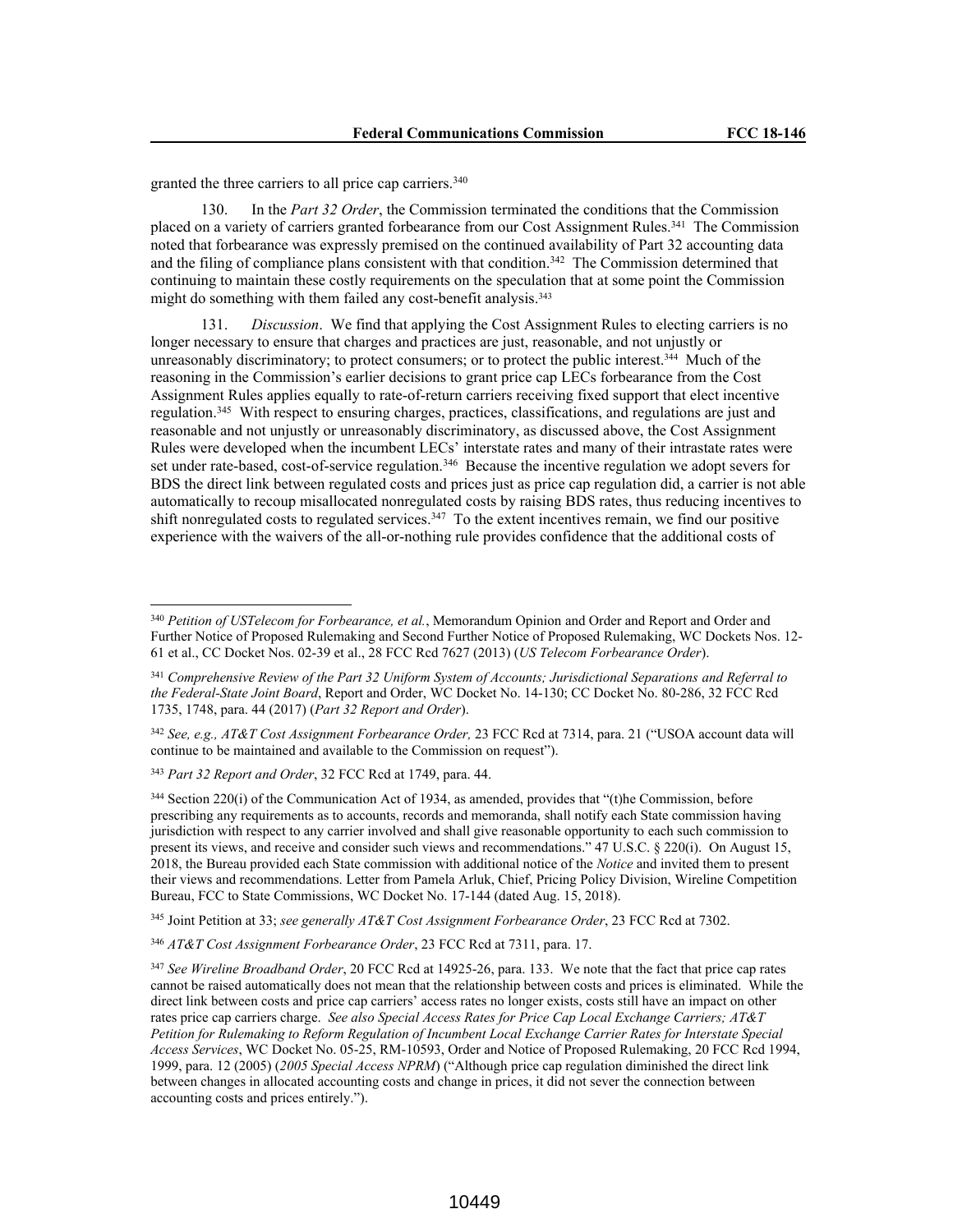granted the three carriers to all price cap carriers.[340]

130. In the *Part 32 Order*, the Commission terminated the conditions that the Commission placed on a variety of carriers granted forbearance from our Cost Assignment Rules.[341] The Commission noted that forbearance was expressly premised on the continued availability of Part 32 accounting data and the filing of compliance plans consistent with that condition.[342] The Commission determined that continuing to maintain these costly requirements on the speculation that at some point the Commission might do something with them failed any cost-benefit analysis.[343]

131. *Discussion*. We find that applying the Cost Assignment Rules to electing carriers is no longer necessary to ensure that charges and practices are just, reasonable, and not unjustly or unreasonably discriminatory; to protect consumers; or to protect the public interest.[344] Much of the reasoning in the Commission's earlier decisions to grant price cap LECs forbearance from the Cost Assignment Rules applies equally to rate-of-return carriers receiving fixed support that elect incentive regulation.[345] With respect to ensuring charges, practices, classifications, and regulations are just and reasonable and not unjustly or unreasonably discriminatory, as discussed above, the Cost Assignment Rules were developed when the incumbent LECs' interstate rates and many of their intrastate rates were set under rate-based, cost-of-service regulation.[346] Because the incentive regulation we adopt severs for BDS the direct link between regulated costs and prices just as price cap regulation did, a carrier is not able automatically to recoup misallocated nonregulated costs by raising BDS rates, thus reducing incentives to shift nonregulated costs to regulated services.[347] To the extent incentives remain, we find our positive experience with the waivers of the all-or-nothing rule provides confidence that the additional costs of

---

[340] *Petition of USTelecom for Forbearance, et al.*, Memorandum Opinion and Order and Report and Order and Further Notice of Proposed Rulemaking and Second Further Notice of Proposed Rulemaking, WC Dockets Nos. 12-61 et al., CC Docket Nos. 02-39 et al., 28 FCC Rcd 7627 (2013) (*US Telecom Forbearance Order*).

[341] *Comprehensive Review of the Part 32 Uniform System of Accounts; Jurisdictional Separations and Referral to the Federal-State Joint Board*, Report and Order, WC Docket No. 14-130; CC Docket No. 80-286, 32 FCC Rcd 1735, 1748, para. 44 (2017) (*Part 32 Report and Order*).

[342] *See, e.g., AT&T Cost Assignment Forbearance Order,* 23 FCC Rcd at 7314, para. 21 ("USOA account data will continue to be maintained and available to the Commission on request").

[343] *Part 32 Report and Order*, 32 FCC Rcd at 1749, para. 44.

[344] Section 220(i) of the Communication Act of 1934, as amended, provides that "(t)he Commission, before prescribing any requirements as to accounts, records and memoranda, shall notify each State commission having jurisdiction with respect to any carrier involved and shall give reasonable opportunity to each such commission to present its views, and receive and consider such views and recommendations." 47 U.S.C. § 220(i). On August 15, 2018, the Bureau provided each State commission with additional notice of the *Notice* and invited them to present their views and recommendations. Letter from Pamela Arluk, Chief, Pricing Policy Division, Wireline Competition Bureau, FCC to State Commissions, WC Docket No. 17-144 (dated Aug. 15, 2018).

[345] Joint Petition at 33; *see generally AT&T Cost Assignment Forbearance Order*, 23 FCC Rcd at 7302.

[346] *AT&T Cost Assignment Forbearance Order*, 23 FCC Rcd at 7311, para. 17.

[347] *See Wireline Broadband Order*, 20 FCC Rcd at 14925-26, para. 133. We note that the fact that price cap rates cannot be raised automatically does not mean that the relationship between costs and prices is eliminated. While the direct link between costs and price cap carriers' access rates no longer exists, costs still have an impact on other rates price cap carriers charge. *See also Special Access Rates for Price Cap Local Exchange Carriers; AT&T Petition for Rulemaking to Reform Regulation of Incumbent Local Exchange Carrier Rates for Interstate Special Access Services*, WC Docket No. 05-25, RM-10593, Order and Notice of Proposed Rulemaking, 20 FCC Rcd 1994, 1999, para. 12 (2005) (*2005 Special Access NPRM*) ("Although price cap regulation diminished the direct link between changes in allocated accounting costs and change in prices, it did not sever the connection between accounting costs and prices entirely.").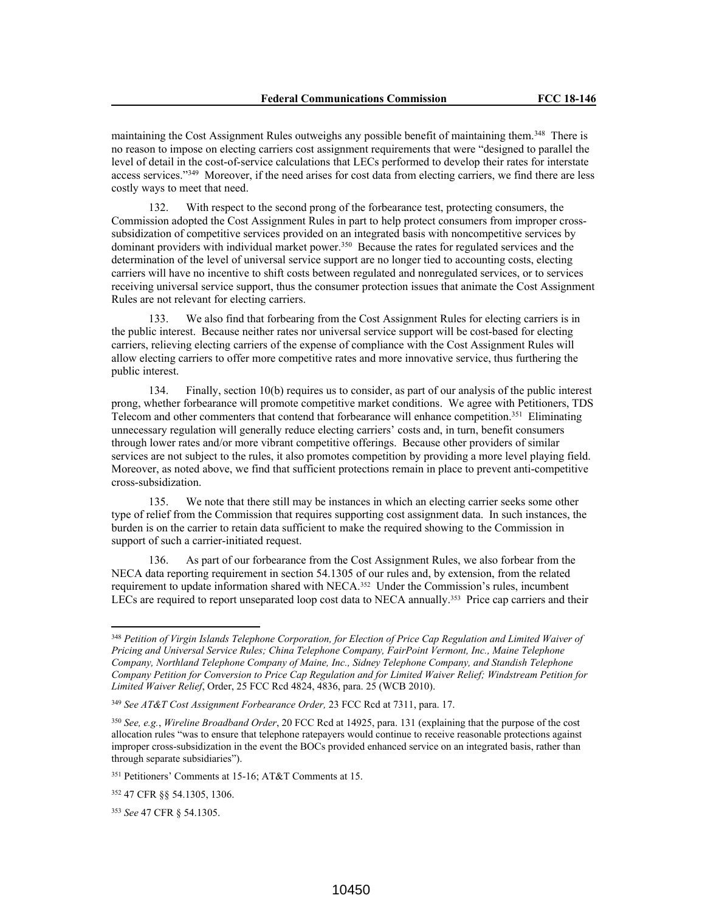maintaining the Cost Assignment Rules outweighs any possible benefit of maintaining them.[348] There is no reason to impose on electing carriers cost assignment requirements that were "designed to parallel the level of detail in the cost-of-service calculations that LECs performed to develop their rates for interstate access services."[349] Moreover, if the need arises for cost data from electing carriers, we find there are less costly ways to meet that need.

132. With respect to the second prong of the forbearance test, protecting consumers, the Commission adopted the Cost Assignment Rules in part to help protect consumers from improper cross-subsidization of competitive services provided on an integrated basis with noncompetitive services by dominant providers with individual market power.[350] Because the rates for regulated services and the determination of the level of universal service support are no longer tied to accounting costs, electing carriers will have no incentive to shift costs between regulated and nonregulated services, or to services receiving universal service support, thus the consumer protection issues that animate the Cost Assignment Rules are not relevant for electing carriers.

133. We also find that forbearing from the Cost Assignment Rules for electing carriers is in the public interest. Because neither rates nor universal service support will be cost-based for electing carriers, relieving electing carriers of the expense of compliance with the Cost Assignment Rules will allow electing carriers to offer more competitive rates and more innovative service, thus furthering the public interest.

134. Finally, section 10(b) requires us to consider, as part of our analysis of the public interest prong, whether forbearance will promote competitive market conditions. We agree with Petitioners, TDS Telecom and other commenters that contend that forbearance will enhance competition.[351] Eliminating unnecessary regulation will generally reduce electing carriers' costs and, in turn, benefit consumers through lower rates and/or more vibrant competitive offerings. Because other providers of similar services are not subject to the rules, it also promotes competition by providing a more level playing field. Moreover, as noted above, we find that sufficient protections remain in place to prevent anti-competitive cross-subsidization.

135. We note that there still may be instances in which an electing carrier seeks some other type of relief from the Commission that requires supporting cost assignment data. In such instances, the burden is on the carrier to retain data sufficient to make the required showing to the Commission in support of such a carrier-initiated request.

136. As part of our forbearance from the Cost Assignment Rules, we also forbear from the NECA data reporting requirement in section 54.1305 of our rules and, by extension, from the related requirement to update information shared with NECA.[352] Under the Commission's rules, incumbent LECs are required to report unseparated loop cost data to NECA annually.[353] Price cap carriers and their

---

[348] *Petition of Virgin Islands Telephone Corporation, for Election of Price Cap Regulation and Limited Waiver of Pricing and Universal Service Rules; China Telephone Company, FairPoint Vermont, Inc., Maine Telephone Company, Northland Telephone Company of Maine, Inc., Sidney Telephone Company, and Standish Telephone Company Petition for Conversion to Price Cap Regulation and for Limited Waiver Relief; Windstream Petition for Limited Waiver Relief*, Order, 25 FCC Rcd 4824, 4836, para. 25 (WCB 2010).

[349] *See AT&T Cost Assignment Forbearance Order,* 23 FCC Rcd at 7311, para. 17.

[350] *See, e.g.*, *Wireline Broadband Order*, 20 FCC Rcd at 14925, para. 131 (explaining that the purpose of the cost allocation rules "was to ensure that telephone ratepayers would continue to receive reasonable protections against improper cross-subsidization in the event the BOCs provided enhanced service on an integrated basis, rather than through separate subsidiaries").

[351] Petitioners' Comments at 15-16; AT&T Comments at 15.

[352] 47 CFR §§ 54.1305, 1306.

[353] *See* 47 CFR § 54.1305.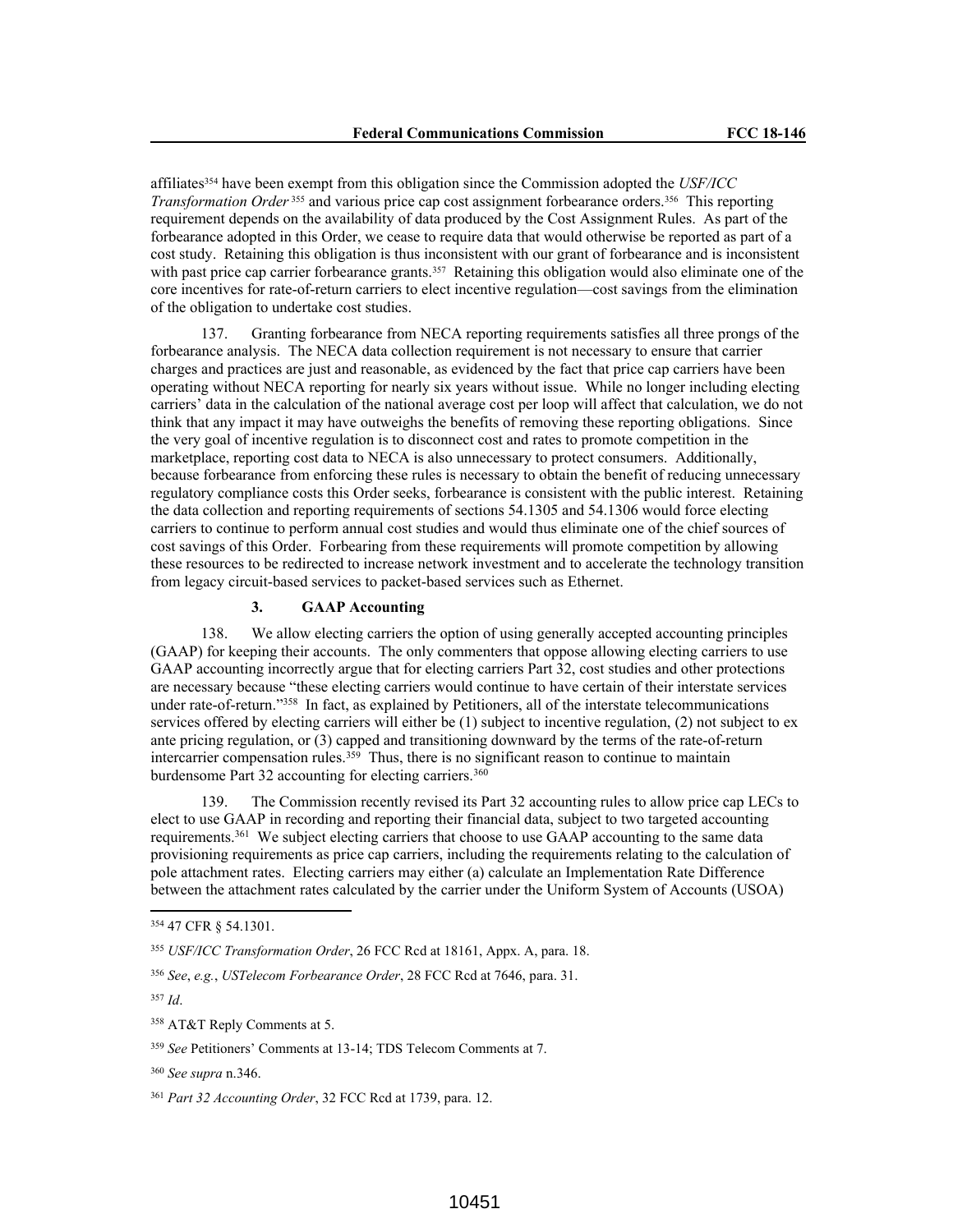affiliates[354] have been exempt from this obligation since the Commission adopted the *USF/ICC Transformation Order*[355] and various price cap cost assignment forbearance orders.[356] This reporting requirement depends on the availability of data produced by the Cost Assignment Rules. As part of the forbearance adopted in this Order, we cease to require data that would otherwise be reported as part of a cost study. Retaining this obligation is thus inconsistent with our grant of forbearance and is inconsistent with past price cap carrier forbearance grants.[357] Retaining this obligation would also eliminate one of the core incentives for rate-of-return carriers to elect incentive regulation—cost savings from the elimination of the obligation to undertake cost studies.

137. Granting forbearance from NECA reporting requirements satisfies all three prongs of the forbearance analysis. The NECA data collection requirement is not necessary to ensure that carrier charges and practices are just and reasonable, as evidenced by the fact that price cap carriers have been operating without NECA reporting for nearly six years without issue. While no longer including electing carriers' data in the calculation of the national average cost per loop will affect that calculation, we do not think that any impact it may have outweighs the benefits of removing these reporting obligations. Since the very goal of incentive regulation is to disconnect cost and rates to promote competition in the marketplace, reporting cost data to NECA is also unnecessary to protect consumers. Additionally, because forbearance from enforcing these rules is necessary to obtain the benefit of reducing unnecessary regulatory compliance costs this Order seeks, forbearance is consistent with the public interest. Retaining the data collection and reporting requirements of sections 54.1305 and 54.1306 would force electing carriers to continue to perform annual cost studies and would thus eliminate one of the chief sources of cost savings of this Order. Forbearing from these requirements will promote competition by allowing these resources to be redirected to increase network investment and to accelerate the technology transition from legacy circuit-based services to packet-based services such as Ethernet.

### 3. GAAP Accounting

138. We allow electing carriers the option of using generally accepted accounting principles (GAAP) for keeping their accounts. The only commenters that oppose allowing electing carriers to use GAAP accounting incorrectly argue that for electing carriers Part 32, cost studies and other protections are necessary because "these electing carriers would continue to have certain of their interstate services under rate-of-return."[358] In fact, as explained by Petitioners, all of the interstate telecommunications services offered by electing carriers will either be (1) subject to incentive regulation, (2) not subject to ex ante pricing regulation, or (3) capped and transitioning downward by the terms of the rate-of-return intercarrier compensation rules.[359] Thus, there is no significant reason to continue to maintain burdensome Part 32 accounting for electing carriers.[360]

139. The Commission recently revised its Part 32 accounting rules to allow price cap LECs to elect to use GAAP in recording and reporting their financial data, subject to two targeted accounting requirements.[361] We subject electing carriers that choose to use GAAP accounting to the same data provisioning requirements as price cap carriers, including the requirements relating to the calculation of pole attachment rates. Electing carriers may either (a) calculate an Implementation Rate Difference between the attachment rates calculated by the carrier under the Uniform System of Accounts (USOA)

---

[354] 47 CFR § 54.1301.

[355] *USF/ICC Transformation Order*, 26 FCC Rcd at 18161, Appx. A, para. 18.

[356] *See*, *e.g.*, *USTelecom Forbearance Order*, 28 FCC Rcd at 7646, para. 31.

[357] *Id*.

[358] AT&T Reply Comments at 5.

[359] *See* Petitioners' Comments at 13-14; TDS Telecom Comments at 7.

[360] *See supra* n.346.

[361] *Part 32 Accounting Order*, 32 FCC Rcd at 1739, para. 12.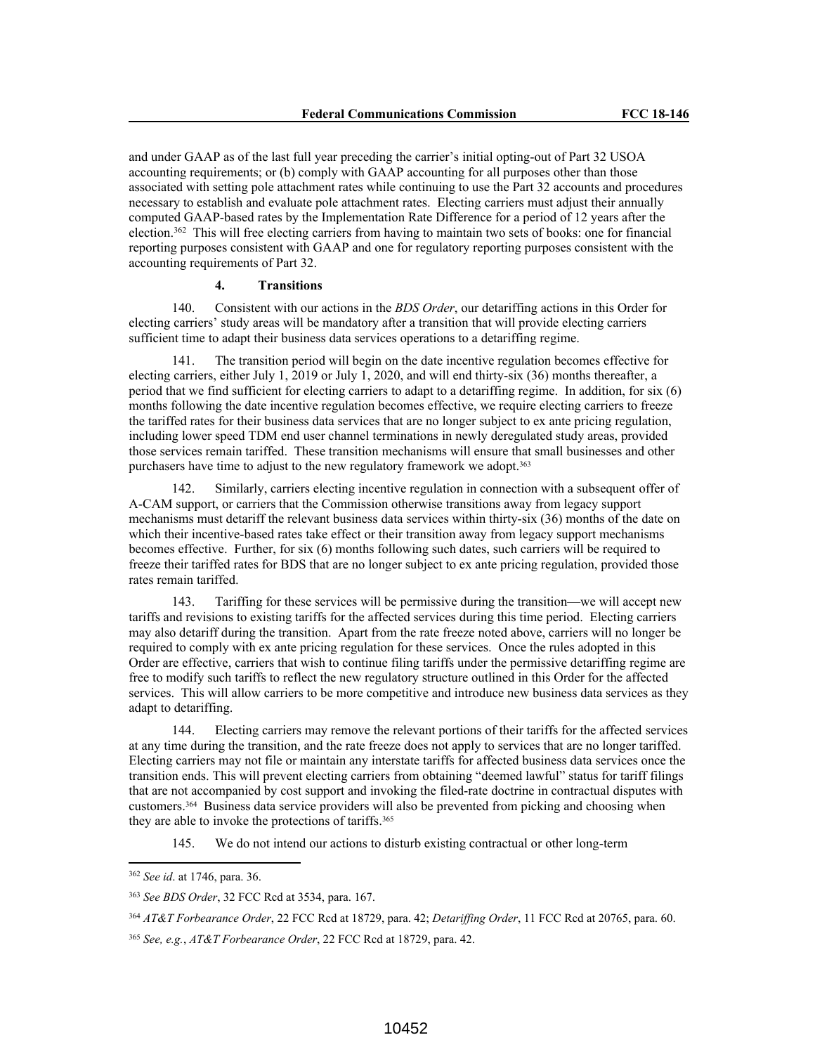and under GAAP as of the last full year preceding the carrier's initial opting-out of Part 32 USOA accounting requirements; or (b) comply with GAAP accounting for all purposes other than those associated with setting pole attachment rates while continuing to use the Part 32 accounts and procedures necessary to establish and evaluate pole attachment rates. Electing carriers must adjust their annually computed GAAP-based rates by the Implementation Rate Difference for a period of 12 years after the election.[362] This will free electing carriers from having to maintain two sets of books: one for financial reporting purposes consistent with GAAP and one for regulatory reporting purposes consistent with the accounting requirements of Part 32.

#### 4. Transitions

140. Consistent with our actions in the *BDS Order*, our detariffing actions in this Order for electing carriers' study areas will be mandatory after a transition that will provide electing carriers sufficient time to adapt their business data services operations to a detariffing regime.

141. The transition period will begin on the date incentive regulation becomes effective for electing carriers, either July 1, 2019 or July 1, 2020, and will end thirty-six (36) months thereafter, a period that we find sufficient for electing carriers to adapt to a detariffing regime. In addition, for six (6) months following the date incentive regulation becomes effective, we require electing carriers to freeze the tariffed rates for their business data services that are no longer subject to ex ante pricing regulation, including lower speed TDM end user channel terminations in newly deregulated study areas, provided those services remain tariffed. These transition mechanisms will ensure that small businesses and other purchasers have time to adjust to the new regulatory framework we adopt.[363]

142. Similarly, carriers electing incentive regulation in connection with a subsequent offer of A-CAM support, or carriers that the Commission otherwise transitions away from legacy support mechanisms must detariff the relevant business data services within thirty-six (36) months of the date on which their incentive-based rates take effect or their transition away from legacy support mechanisms becomes effective. Further, for six (6) months following such dates, such carriers will be required to freeze their tariffed rates for BDS that are no longer subject to ex ante pricing regulation, provided those rates remain tariffed.

143. Tariffing for these services will be permissive during the transition—we will accept new tariffs and revisions to existing tariffs for the affected services during this time period. Electing carriers may also detariff during the transition. Apart from the rate freeze noted above, carriers will no longer be required to comply with ex ante pricing regulation for these services. Once the rules adopted in this Order are effective, carriers that wish to continue filing tariffs under the permissive detariffing regime are free to modify such tariffs to reflect the new regulatory structure outlined in this Order for the affected services. This will allow carriers to be more competitive and introduce new business data services as they adapt to detariffing.

144. Electing carriers may remove the relevant portions of their tariffs for the affected services at any time during the transition, and the rate freeze does not apply to services that are no longer tariffed. Electing carriers may not file or maintain any interstate tariffs for affected business data services once the transition ends. This will prevent electing carriers from obtaining "deemed lawful" status for tariff filings that are not accompanied by cost support and invoking the filed-rate doctrine in contractual disputes with customers.[364] Business data service providers will also be prevented from picking and choosing when they are able to invoke the protections of tariffs.[365]

145. We do not intend our actions to disturb existing contractual or other long-term

---

[362] *See id*. at 1746, para. 36.

[363] *See BDS Order*, 32 FCC Rcd at 3534, para. 167.

[364] *AT&T Forbearance Order*, 22 FCC Rcd at 18729, para. 42; *Detariffing Order*, 11 FCC Rcd at 20765, para. 60.

[365] *See, e.g.*, *AT&T Forbearance Order*, 22 FCC Rcd at 18729, para. 42.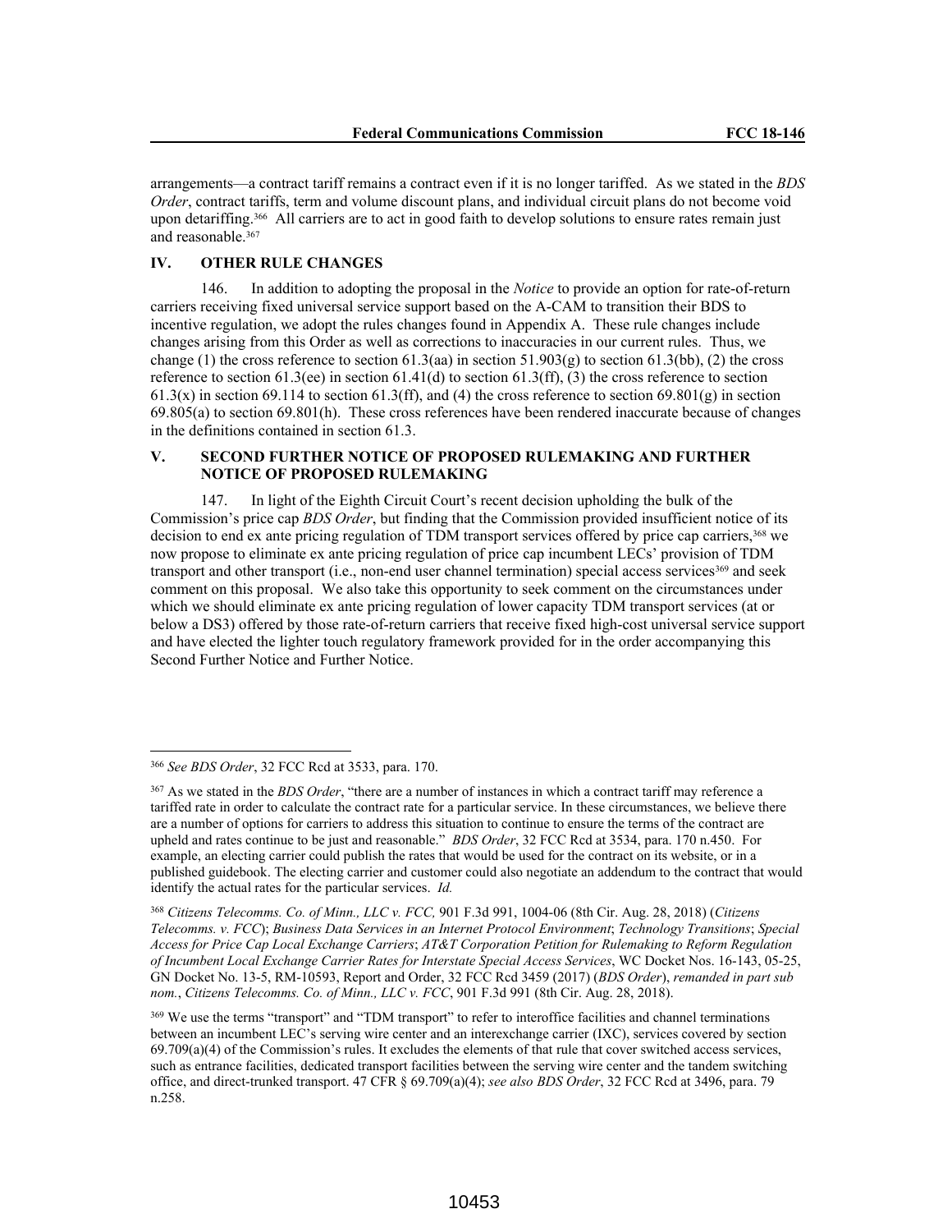arrangements—a contract tariff remains a contract even if it is no longer tariffed. As we stated in the *BDS Order*, contract tariffs, term and volume discount plans, and individual circuit plans do not become void upon detariffing.[366] All carriers are to act in good faith to develop solutions to ensure rates remain just and reasonable.[367]

## IV. OTHER RULE CHANGES

146. In addition to adopting the proposal in the *Notice* to provide an option for rate-of-return carriers receiving fixed universal service support based on the A-CAM to transition their BDS to incentive regulation, we adopt the rules changes found in Appendix A. These rule changes include changes arising from this Order as well as corrections to inaccuracies in our current rules. Thus, we change (1) the cross reference to section 61.3(aa) in section 51.903(g) to section 61.3(bb), (2) the cross reference to section 61.3(ee) in section 61.41(d) to section 61.3(ff), (3) the cross reference to section 61.3(x) in section 69.114 to section 61.3(ff), and (4) the cross reference to section 69.801(g) in section 69.805(a) to section 69.801(h). These cross references have been rendered inaccurate because of changes in the definitions contained in section 61.3.

## V. SECOND FURTHER NOTICE OF PROPOSED RULEMAKING AND FURTHER NOTICE OF PROPOSED RULEMAKING

147. In light of the Eighth Circuit Court's recent decision upholding the bulk of the Commission's price cap *BDS Order*, but finding that the Commission provided insufficient notice of its decision to end ex ante pricing regulation of TDM transport services offered by price cap carriers,[368] we now propose to eliminate ex ante pricing regulation of price cap incumbent LECs' provision of TDM transport and other transport (i.e., non-end user channel termination) special access services[369] and seek comment on this proposal. We also take this opportunity to seek comment on the circumstances under which we should eliminate ex ante pricing regulation of lower capacity TDM transport services (at or below a DS3) offered by those rate-of-return carriers that receive fixed high-cost universal service support and have elected the lighter touch regulatory framework provided for in the order accompanying this Second Further Notice and Further Notice.

---

[366] *See BDS Order*, 32 FCC Rcd at 3533, para. 170.

[367] As we stated in the *BDS Order*, "there are a number of instances in which a contract tariff may reference a tariffed rate in order to calculate the contract rate for a particular service. In these circumstances, we believe there are a number of options for carriers to address this situation to continue to ensure the terms of the contract are upheld and rates continue to be just and reasonable." *BDS Order*, 32 FCC Rcd at 3534, para. 170 n.450. For example, an electing carrier could publish the rates that would be used for the contract on its website, or in a published guidebook. The electing carrier and customer could also negotiate an addendum to the contract that would identify the actual rates for the particular services. *Id.*

[368] *Citizens Telecomms. Co. of Minn., LLC v. FCC,* 901 F.3d 991, 1004-06 (8th Cir. Aug. 28, 2018) (*Citizens Telecomms. v. FCC*); *Business Data Services in an Internet Protocol Environment*; *Technology Transitions*; *Special Access for Price Cap Local Exchange Carriers*; *AT&T Corporation Petition for Rulemaking to Reform Regulation of Incumbent Local Exchange Carrier Rates for Interstate Special Access Services*, WC Docket Nos. 16-143, 05-25, GN Docket No. 13-5, RM-10593, Report and Order, 32 FCC Rcd 3459 (2017) (*BDS Order*), *remanded in part sub nom.*, *Citizens Telecomms. Co. of Minn., LLC v. FCC*, 901 F.3d 991 (8th Cir. Aug. 28, 2018).

[369] We use the terms "transport" and "TDM transport" to refer to interoffice facilities and channel terminations between an incumbent LEC's serving wire center and an interexchange carrier (IXC), services covered by section 69.709(a)(4) of the Commission's rules. It excludes the elements of that rule that cover switched access services, such as entrance facilities, dedicated transport facilities between the serving wire center and the tandem switching office, and direct-trunked transport. 47 CFR § 69.709(a)(4); *see also BDS Order*, 32 FCC Rcd at 3496, para. 79 n.258.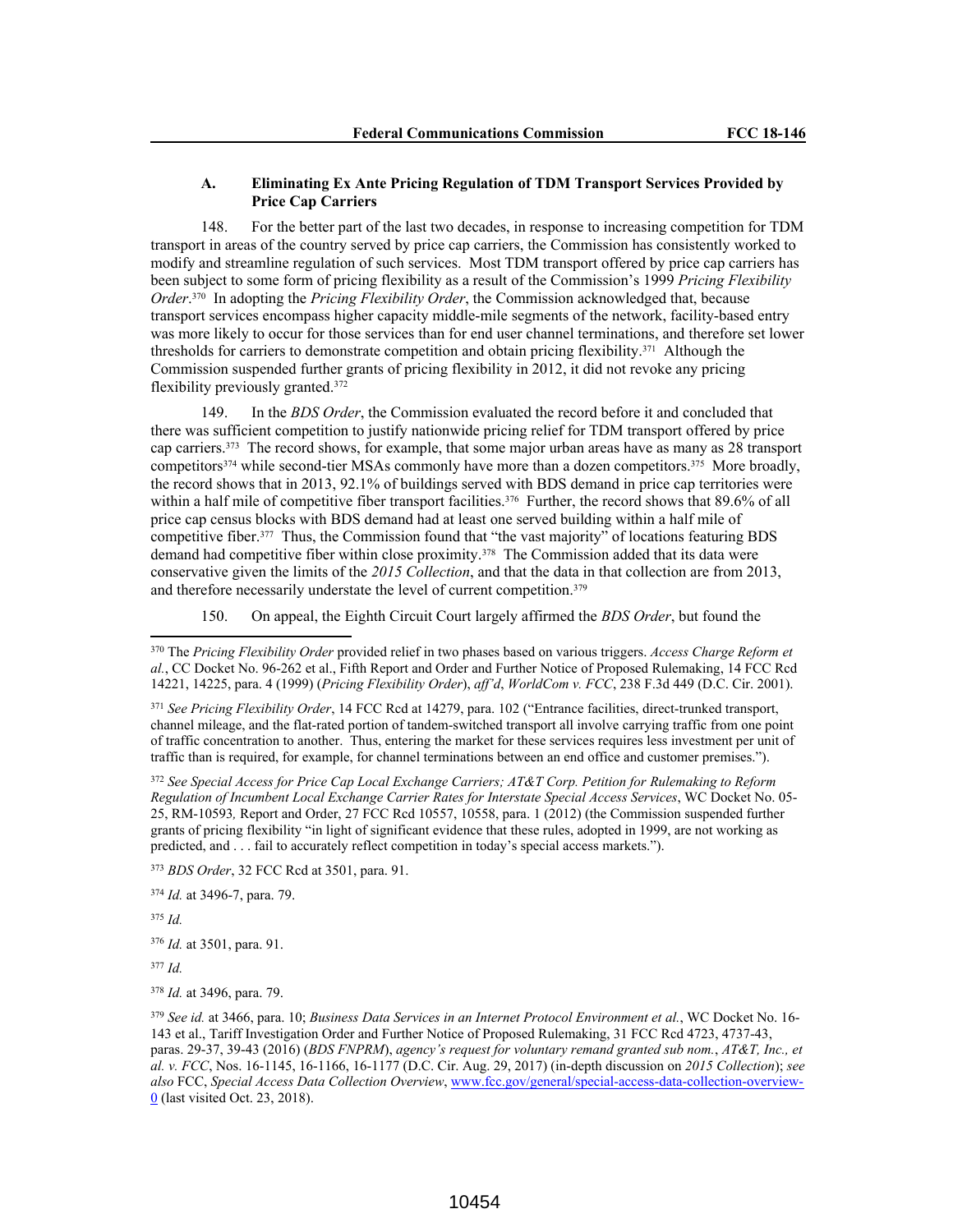### A. Eliminating Ex Ante Pricing Regulation of TDM Transport Services Provided by Price Cap Carriers

148. For the better part of the last two decades, in response to increasing competition for TDM transport in areas of the country served by price cap carriers, the Commission has consistently worked to modify and streamline regulation of such services. Most TDM transport offered by price cap carriers has been subject to some form of pricing flexibility as a result of the Commission's 1999 *Pricing Flexibility Order*.[370] In adopting the *Pricing Flexibility Order*, the Commission acknowledged that, because transport services encompass higher capacity middle-mile segments of the network, facility-based entry was more likely to occur for those services than for end user channel terminations, and therefore set lower thresholds for carriers to demonstrate competition and obtain pricing flexibility.[371] Although the Commission suspended further grants of pricing flexibility in 2012, it did not revoke any pricing flexibility previously granted.[372]

149. In the *BDS Order*, the Commission evaluated the record before it and concluded that there was sufficient competition to justify nationwide pricing relief for TDM transport offered by price cap carriers.[373] The record shows, for example, that some major urban areas have as many as 28 transport competitors[374] while second-tier MSAs commonly have more than a dozen competitors.[375] More broadly, the record shows that in 2013, 92.1% of buildings served with BDS demand in price cap territories were within a half mile of competitive fiber transport facilities.[376] Further, the record shows that 89.6% of all price cap census blocks with BDS demand had at least one served building within a half mile of competitive fiber.[377] Thus, the Commission found that "the vast majority" of locations featuring BDS demand had competitive fiber within close proximity.[378] The Commission added that its data were conservative given the limits of the *2015 Collection*, and that the data in that collection are from 2013, and therefore necessarily understate the level of current competition.[379]

150. On appeal, the Eighth Circuit Court largely affirmed the *BDS Order*, but found the

---

[370] The *Pricing Flexibility Order* provided relief in two phases based on various triggers. *Access Charge Reform et al.*, CC Docket No. 96-262 et al., Fifth Report and Order and Further Notice of Proposed Rulemaking, 14 FCC Rcd 14221, 14225, para. 4 (1999) (*Pricing Flexibility Order*), *aff'd*, *WorldCom v. FCC*, 238 F.3d 449 (D.C. Cir. 2001).

[371] *See Pricing Flexibility Order*, 14 FCC Rcd at 14279, para. 102 ("Entrance facilities, direct-trunked transport, channel mileage, and the flat-rated portion of tandem-switched transport all involve carrying traffic from one point of traffic concentration to another. Thus, entering the market for these services requires less investment per unit of traffic than is required, for example, for channel terminations between an end office and customer premises.").

[372] *See Special Access for Price Cap Local Exchange Carriers; AT&T Corp. Petition for Rulemaking to Reform Regulation of Incumbent Local Exchange Carrier Rates for Interstate Special Access Services*, WC Docket No. 05-25, RM-10593*,* Report and Order, 27 FCC Rcd 10557, 10558, para. 1 (2012) (the Commission suspended further grants of pricing flexibility "in light of significant evidence that these rules, adopted in 1999, are not working as predicted, and . . . fail to accurately reflect competition in today's special access markets.").

[373] *BDS Order*, 32 FCC Rcd at 3501, para. 91.

[374] *Id.* at 3496-7, para. 79.

[375] *Id.*

[376] *Id.* at 3501, para. 91.

[377] *Id.*

[378] *Id.* at 3496, para. 79.

[379] *See id.* at 3466, para. 10; *Business Data Services in an Internet Protocol Environment et al.*, WC Docket No. 16-143 et al., Tariff Investigation Order and Further Notice of Proposed Rulemaking, 31 FCC Rcd 4723, 4737-43, paras. 29-37, 39-43 (2016) (*BDS FNPRM*), *agency's request for voluntary remand granted sub nom.*, *AT&T, Inc., et al. v. FCC*, Nos. 16-1145, 16-1166, 16-1177 (D.C. Cir. Aug. 29, 2017) (in-depth discussion on *2015 Collection*); *see also* FCC, *Special Access Data Collection Overview*, www.fcc.gov/general/special-access-data-collection-overview-0 (last visited Oct. 23, 2018).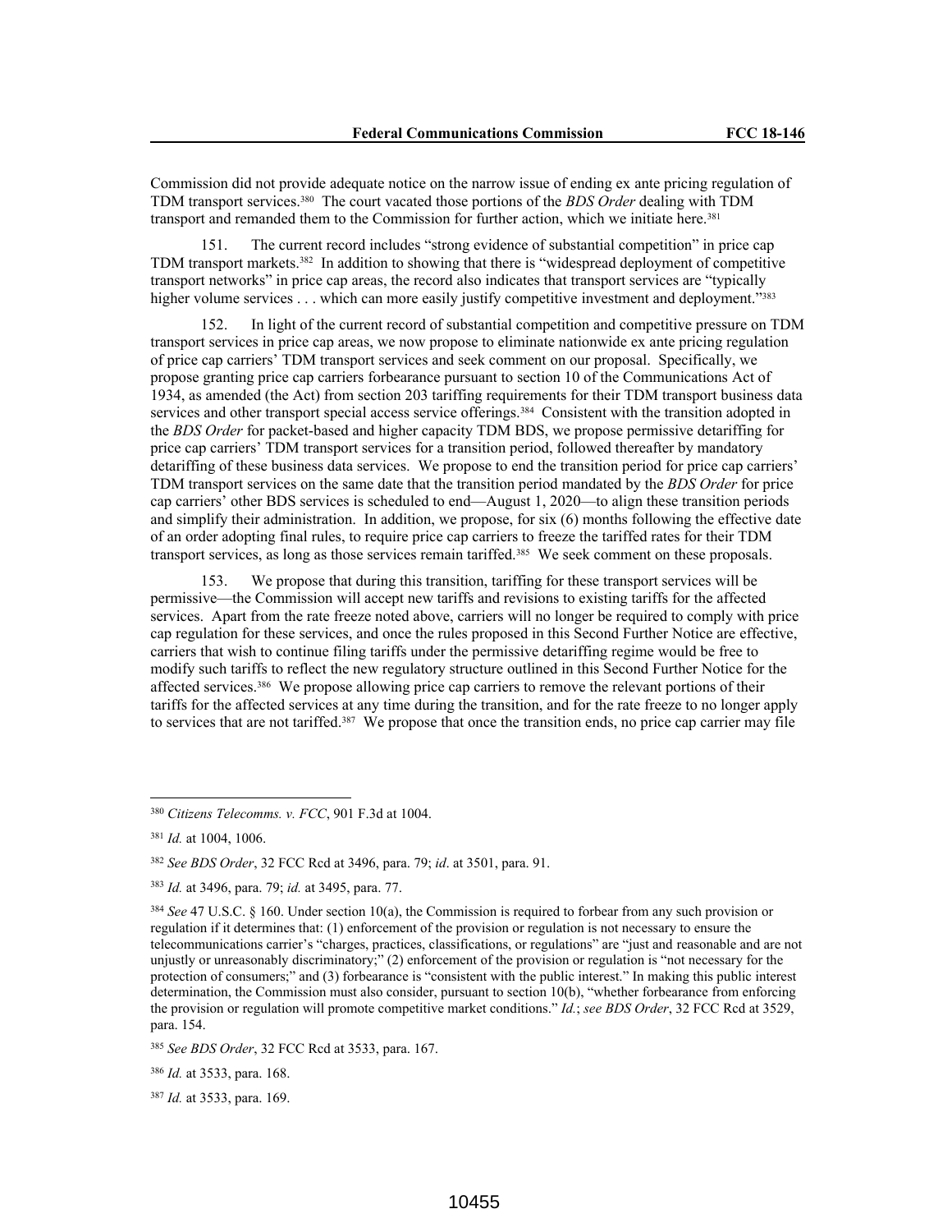Commission did not provide adequate notice on the narrow issue of ending ex ante pricing regulation of TDM transport services.[380] The court vacated those portions of the *BDS Order* dealing with TDM transport and remanded them to the Commission for further action, which we initiate here.[381]

151. The current record includes "strong evidence of substantial competition" in price cap TDM transport markets.[382] In addition to showing that there is "widespread deployment of competitive transport networks" in price cap areas, the record also indicates that transport services are "typically higher volume services . . . which can more easily justify competitive investment and deployment."[383]

152. In light of the current record of substantial competition and competitive pressure on TDM transport services in price cap areas, we now propose to eliminate nationwide ex ante pricing regulation of price cap carriers' TDM transport services and seek comment on our proposal. Specifically, we propose granting price cap carriers forbearance pursuant to section 10 of the Communications Act of 1934, as amended (the Act) from section 203 tariffing requirements for their TDM transport business data services and other transport special access service offerings.[384] Consistent with the transition adopted in the *BDS Order* for packet-based and higher capacity TDM BDS, we propose permissive detariffing for price cap carriers' TDM transport services for a transition period, followed thereafter by mandatory detariffing of these business data services. We propose to end the transition period for price cap carriers' TDM transport services on the same date that the transition period mandated by the *BDS Order* for price cap carriers' other BDS services is scheduled to end—August 1, 2020—to align these transition periods and simplify their administration. In addition, we propose, for six (6) months following the effective date of an order adopting final rules, to require price cap carriers to freeze the tariffed rates for their TDM transport services, as long as those services remain tariffed.[385] We seek comment on these proposals.

153. We propose that during this transition, tariffing for these transport services will be permissive—the Commission will accept new tariffs and revisions to existing tariffs for the affected services. Apart from the rate freeze noted above, carriers will no longer be required to comply with price cap regulation for these services, and once the rules proposed in this Second Further Notice are effective, carriers that wish to continue filing tariffs under the permissive detariffing regime would be free to modify such tariffs to reflect the new regulatory structure outlined in this Second Further Notice for the affected services.[386] We propose allowing price cap carriers to remove the relevant portions of their tariffs for the affected services at any time during the transition, and for the rate freeze to no longer apply to services that are not tariffed.[387] We propose that once the transition ends, no price cap carrier may file

---

[380] *Citizens Telecomms. v. FCC*, 901 F.3d at 1004.

[381] *Id.* at 1004, 1006.

[382] *See BDS Order*, 32 FCC Rcd at 3496, para. 79; *id*. at 3501, para. 91.

[383] *Id.* at 3496, para. 79; *id.* at 3495, para. 77.

[384] *See* 47 U.S.C. § 160. Under section 10(a), the Commission is required to forbear from any such provision or regulation if it determines that: (1) enforcement of the provision or regulation is not necessary to ensure the telecommunications carrier's "charges, practices, classifications, or regulations" are "just and reasonable and are not unjustly or unreasonably discriminatory;" (2) enforcement of the provision or regulation is "not necessary for the protection of consumers;" and (3) forbearance is "consistent with the public interest." In making this public interest determination, the Commission must also consider, pursuant to section 10(b), "whether forbearance from enforcing the provision or regulation will promote competitive market conditions." *Id.*; *see BDS Order*, 32 FCC Rcd at 3529, para. 154.

[385] *See BDS Order*, 32 FCC Rcd at 3533, para. 167.

[386] *Id.* at 3533, para. 168.

[387] *Id.* at 3533, para. 169.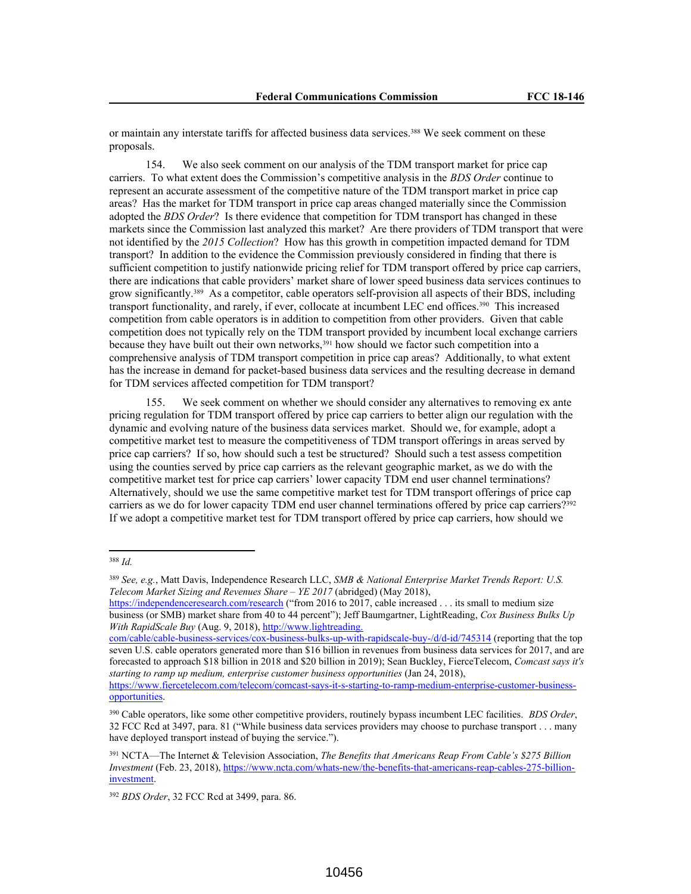or maintain any interstate tariffs for affected business data services.[388] We seek comment on these proposals.

154. We also seek comment on our analysis of the TDM transport market for price cap carriers. To what extent does the Commission's competitive analysis in the *BDS Order* continue to represent an accurate assessment of the competitive nature of the TDM transport market in price cap areas? Has the market for TDM transport in price cap areas changed materially since the Commission adopted the *BDS Order*? Is there evidence that competition for TDM transport has changed in these markets since the Commission last analyzed this market? Are there providers of TDM transport that were not identified by the *2015 Collection*? How has this growth in competition impacted demand for TDM transport? In addition to the evidence the Commission previously considered in finding that there is sufficient competition to justify nationwide pricing relief for TDM transport offered by price cap carriers, there are indications that cable providers' market share of lower speed business data services continues to grow significantly.[389] As a competitor, cable operators self-provision all aspects of their BDS, including transport functionality, and rarely, if ever, collocate at incumbent LEC end offices.[390] This increased competition from cable operators is in addition to competition from other providers. Given that cable competition does not typically rely on the TDM transport provided by incumbent local exchange carriers because they have built out their own networks,[391] how should we factor such competition into a comprehensive analysis of TDM transport competition in price cap areas? Additionally, to what extent has the increase in demand for packet-based business data services and the resulting decrease in demand for TDM services affected competition for TDM transport?

155. We seek comment on whether we should consider any alternatives to removing ex ante pricing regulation for TDM transport offered by price cap carriers to better align our regulation with the dynamic and evolving nature of the business data services market. Should we, for example, adopt a competitive market test to measure the competitiveness of TDM transport offerings in areas served by price cap carriers? If so, how should such a test be structured? Should such a test assess competition using the counties served by price cap carriers as the relevant geographic market, as we do with the competitive market test for price cap carriers' lower capacity TDM end user channel terminations? Alternatively, should we use the same competitive market test for TDM transport offerings of price cap carriers as we do for lower capacity TDM end user channel terminations offered by price cap carriers?[392] If we adopt a competitive market test for TDM transport offered by price cap carriers, how should we

---

[388] *Id.*

[389] *See, e.g.*, Matt Davis, Independence Research LLC, *SMB & National Enterprise Market Trends Report: U.S. Telecom Market Sizing and Revenues Share – YE 2017* (abridged) (May 2018), https://independenceresearch.com/research ("from 2016 to 2017, cable increased . . . its small to medium size business (or SMB) market share from 40 to 44 percent"); Jeff Baumgartner, LightReading, *Cox Business Bulks Up With RapidScale Buy* (Aug. 9, 2018), http://www.lightreading.com/cable/cable-business-services/cox-business-bulks-up-with-rapidscale-buy-/d/d-id/745314 (reporting that the top seven U.S. cable operators generated more than $16 billion in revenues from business data services for 2017, and are forecasted to approach $18 billion in 2018 and $20 billion in 2019); Sean Buckley, FierceTelecom, *Comcast says it's starting to ramp up medium, enterprise customer business opportunities* (Jan 24, 2018), https://www.fiercetelecom.com/telecom/comcast-says-it-s-starting-to-ramp-medium-enterprise-customer-business-opportunities.

[390] Cable operators, like some other competitive providers, routinely bypass incumbent LEC facilities. *BDS Order*, 32 FCC Rcd at 3497, para. 81 ("While business data services providers may choose to purchase transport . . . many have deployed transport instead of buying the service.").

[391] NCTA—The Internet & Television Association, *The Benefits that Americans Reap From Cable's $275 Billion Investment* (Feb. 23, 2018), https://www.ncta.com/whats-new/the-benefits-that-americans-reap-cables-275-billion-investment.

[392] *BDS Order*, 32 FCC Rcd at 3499, para. 86.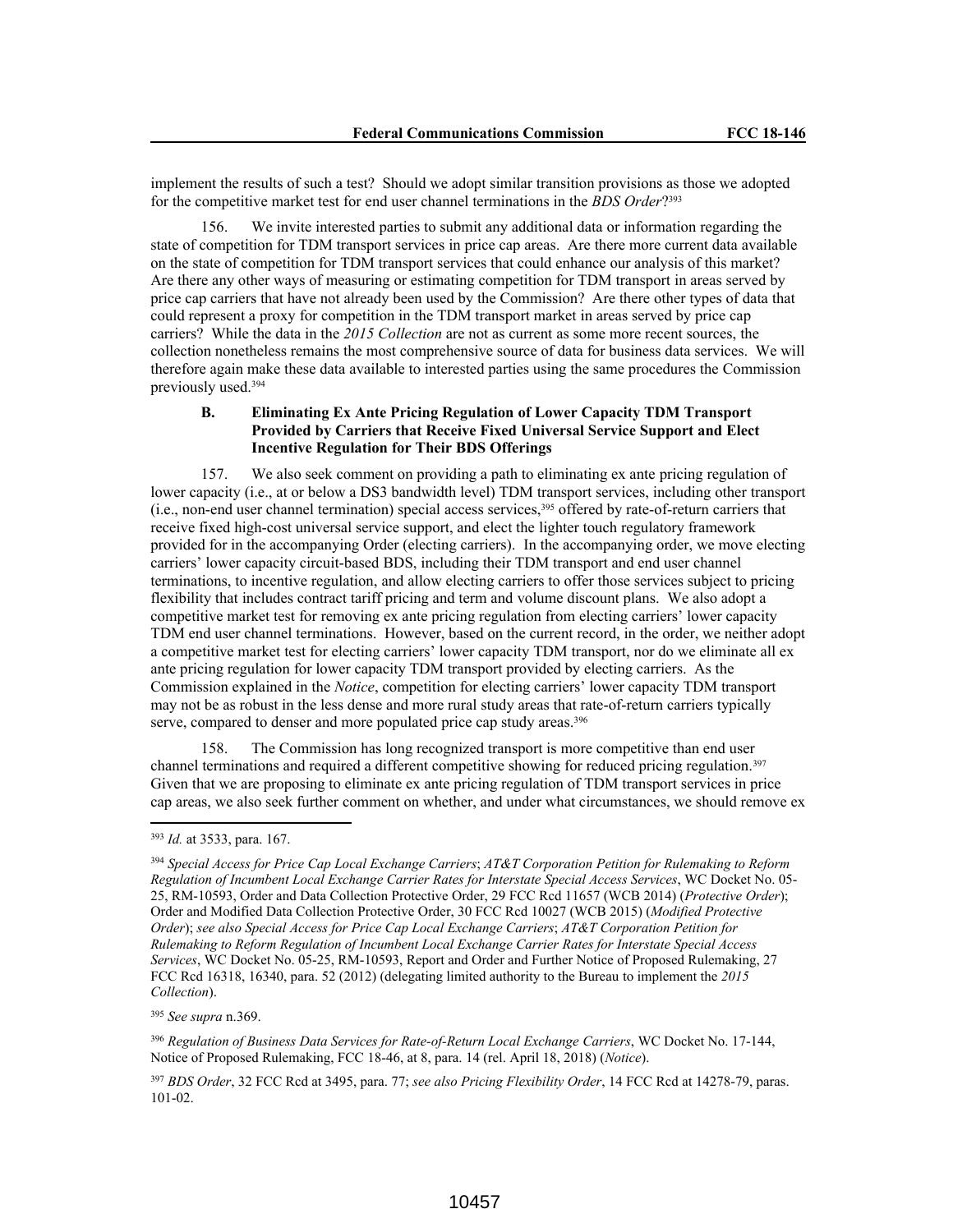implement the results of such a test? Should we adopt similar transition provisions as those we adopted for the competitive market test for end user channel terminations in the *BDS Order*?[393]

156. We invite interested parties to submit any additional data or information regarding the state of competition for TDM transport services in price cap areas. Are there more current data available on the state of competition for TDM transport services that could enhance our analysis of this market? Are there any other ways of measuring or estimating competition for TDM transport in areas served by price cap carriers that have not already been used by the Commission? Are there other types of data that could represent a proxy for competition in the TDM transport market in areas served by price cap carriers? While the data in the *2015 Collection* are not as current as some more recent sources, the collection nonetheless remains the most comprehensive source of data for business data services. We will therefore again make these data available to interested parties using the same procedures the Commission previously used.[394]

### B. Eliminating Ex Ante Pricing Regulation of Lower Capacity TDM Transport Provided by Carriers that Receive Fixed Universal Service Support and Elect Incentive Regulation for Their BDS Offerings

157. We also seek comment on providing a path to eliminating ex ante pricing regulation of lower capacity (i.e., at or below a DS3 bandwidth level) TDM transport services, including other transport (i.e., non-end user channel termination) special access services,[395] offered by rate-of-return carriers that receive fixed high-cost universal service support, and elect the lighter touch regulatory framework provided for in the accompanying Order (electing carriers). In the accompanying order, we move electing carriers' lower capacity circuit-based BDS, including their TDM transport and end user channel terminations, to incentive regulation, and allow electing carriers to offer those services subject to pricing flexibility that includes contract tariff pricing and term and volume discount plans. We also adopt a competitive market test for removing ex ante pricing regulation from electing carriers' lower capacity TDM end user channel terminations. However, based on the current record, in the order, we neither adopt a competitive market test for electing carriers' lower capacity TDM transport, nor do we eliminate all ex ante pricing regulation for lower capacity TDM transport provided by electing carriers. As the Commission explained in the *Notice*, competition for electing carriers' lower capacity TDM transport may not be as robust in the less dense and more rural study areas that rate-of-return carriers typically serve, compared to denser and more populated price cap study areas.[396]

158. The Commission has long recognized transport is more competitive than end user channel terminations and required a different competitive showing for reduced pricing regulation.[397] Given that we are proposing to eliminate ex ante pricing regulation of TDM transport services in price cap areas, we also seek further comment on whether, and under what circumstances, we should remove ex

---

[393] *Id.* at 3533, para. 167.

[394] *Special Access for Price Cap Local Exchange Carriers*; *AT&T Corporation Petition for Rulemaking to Reform Regulation of Incumbent Local Exchange Carrier Rates for Interstate Special Access Services*, WC Docket No. 05-25, RM-10593, Order and Data Collection Protective Order, 29 FCC Rcd 11657 (WCB 2014) (*Protective Order*); Order and Modified Data Collection Protective Order, 30 FCC Rcd 10027 (WCB 2015) (*Modified Protective Order*); *see also Special Access for Price Cap Local Exchange Carriers*; *AT&T Corporation Petition for Rulemaking to Reform Regulation of Incumbent Local Exchange Carrier Rates for Interstate Special Access Services*, WC Docket No. 05-25, RM-10593, Report and Order and Further Notice of Proposed Rulemaking, 27 FCC Rcd 16318, 16340, para. 52 (2012) (delegating limited authority to the Bureau to implement the *2015 Collection*).

[395] *See supra* n.369.

[396] *Regulation of Business Data Services for Rate-of-Return Local Exchange Carriers*, WC Docket No. 17-144, Notice of Proposed Rulemaking, FCC 18-46, at 8, para. 14 (rel. April 18, 2018) (*Notice*).

[397] *BDS Order*, 32 FCC Rcd at 3495, para. 77; *see also Pricing Flexibility Order*, 14 FCC Rcd at 14278-79, paras. 101-02.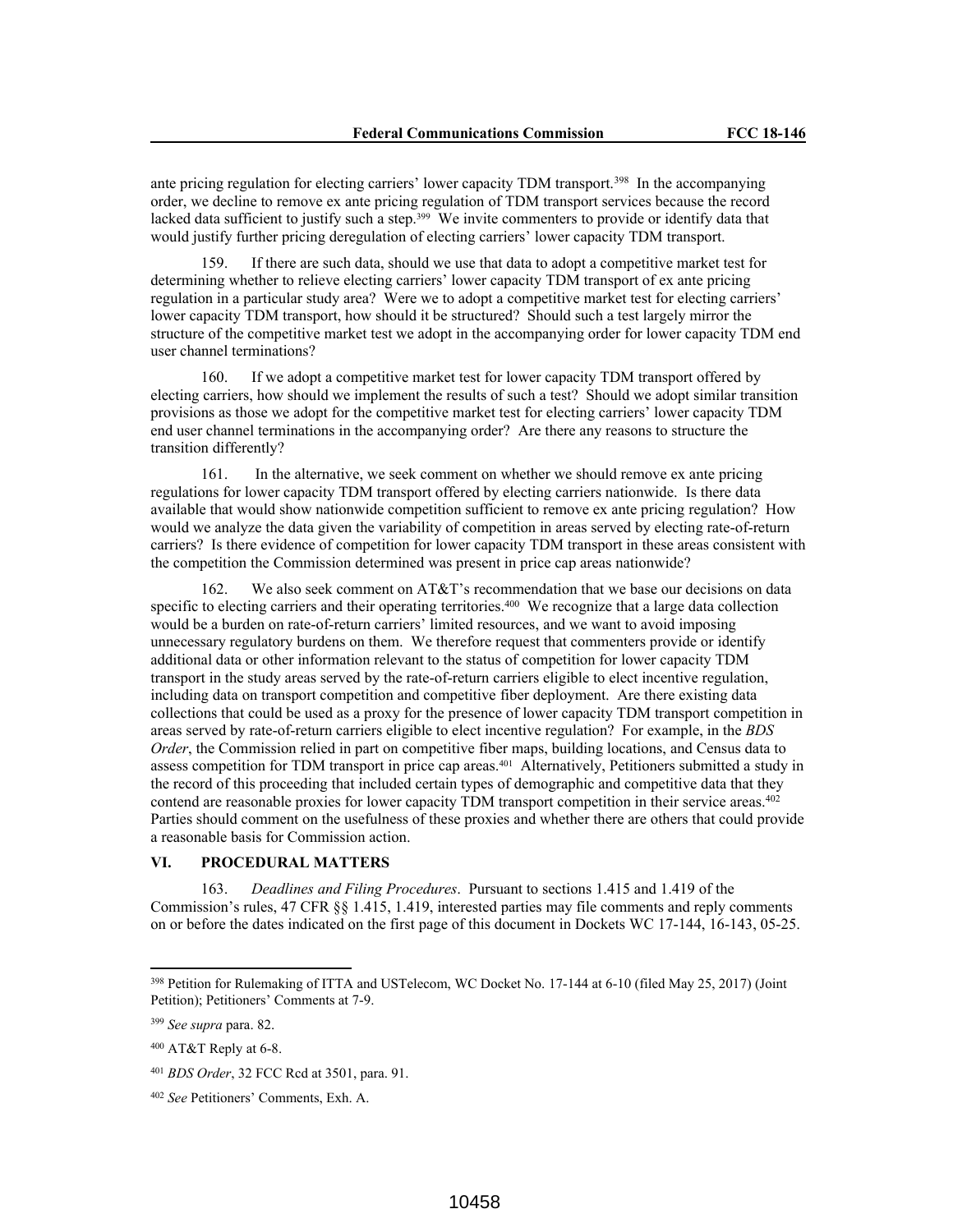ante pricing regulation for electing carriers' lower capacity TDM transport.[398] In the accompanying order, we decline to remove ex ante pricing regulation of TDM transport services because the record lacked data sufficient to justify such a step.[399] We invite commenters to provide or identify data that would justify further pricing deregulation of electing carriers' lower capacity TDM transport.

159. If there are such data, should we use that data to adopt a competitive market test for determining whether to relieve electing carriers' lower capacity TDM transport of ex ante pricing regulation in a particular study area? Were we to adopt a competitive market test for electing carriers' lower capacity TDM transport, how should it be structured? Should such a test largely mirror the structure of the competitive market test we adopt in the accompanying order for lower capacity TDM end user channel terminations?

160. If we adopt a competitive market test for lower capacity TDM transport offered by electing carriers, how should we implement the results of such a test? Should we adopt similar transition provisions as those we adopt for the competitive market test for electing carriers' lower capacity TDM end user channel terminations in the accompanying order? Are there any reasons to structure the transition differently?

161. In the alternative, we seek comment on whether we should remove ex ante pricing regulations for lower capacity TDM transport offered by electing carriers nationwide. Is there data available that would show nationwide competition sufficient to remove ex ante pricing regulation? How would we analyze the data given the variability of competition in areas served by electing rate-of-return carriers? Is there evidence of competition for lower capacity TDM transport in these areas consistent with the competition the Commission determined was present in price cap areas nationwide?

162. We also seek comment on AT&T's recommendation that we base our decisions on data specific to electing carriers and their operating territories.[400] We recognize that a large data collection would be a burden on rate-of-return carriers' limited resources, and we want to avoid imposing unnecessary regulatory burdens on them. We therefore request that commenters provide or identify additional data or other information relevant to the status of competition for lower capacity TDM transport in the study areas served by the rate-of-return carriers eligible to elect incentive regulation, including data on transport competition and competitive fiber deployment. Are there existing data collections that could be used as a proxy for the presence of lower capacity TDM transport competition in areas served by rate-of-return carriers eligible to elect incentive regulation? For example, in the *BDS Order*, the Commission relied in part on competitive fiber maps, building locations, and Census data to assess competition for TDM transport in price cap areas.[401] Alternatively, Petitioners submitted a study in the record of this proceeding that included certain types of demographic and competitive data that they contend are reasonable proxies for lower capacity TDM transport competition in their service areas.[402] Parties should comment on the usefulness of these proxies and whether there are others that could provide a reasonable basis for Commission action.

## VI. PROCEDURAL MATTERS

163. *Deadlines and Filing Procedures*. Pursuant to sections 1.415 and 1.419 of the Commission's rules, 47 CFR §§ 1.415, 1.419, interested parties may file comments and reply comments on or before the dates indicated on the first page of this document in Dockets WC 17-144, 16-143, 05-25.

---

[398] Petition for Rulemaking of ITTA and USTelecom, WC Docket No. 17-144 at 6-10 (filed May 25, 2017) (Joint Petition); Petitioners' Comments at 7-9.

[399] *See supra* para. 82.

[400] AT&T Reply at 6-8.

[401] *BDS Order*, 32 FCC Rcd at 3501, para. 91.

[402] *See* Petitioners' Comments, Exh. A.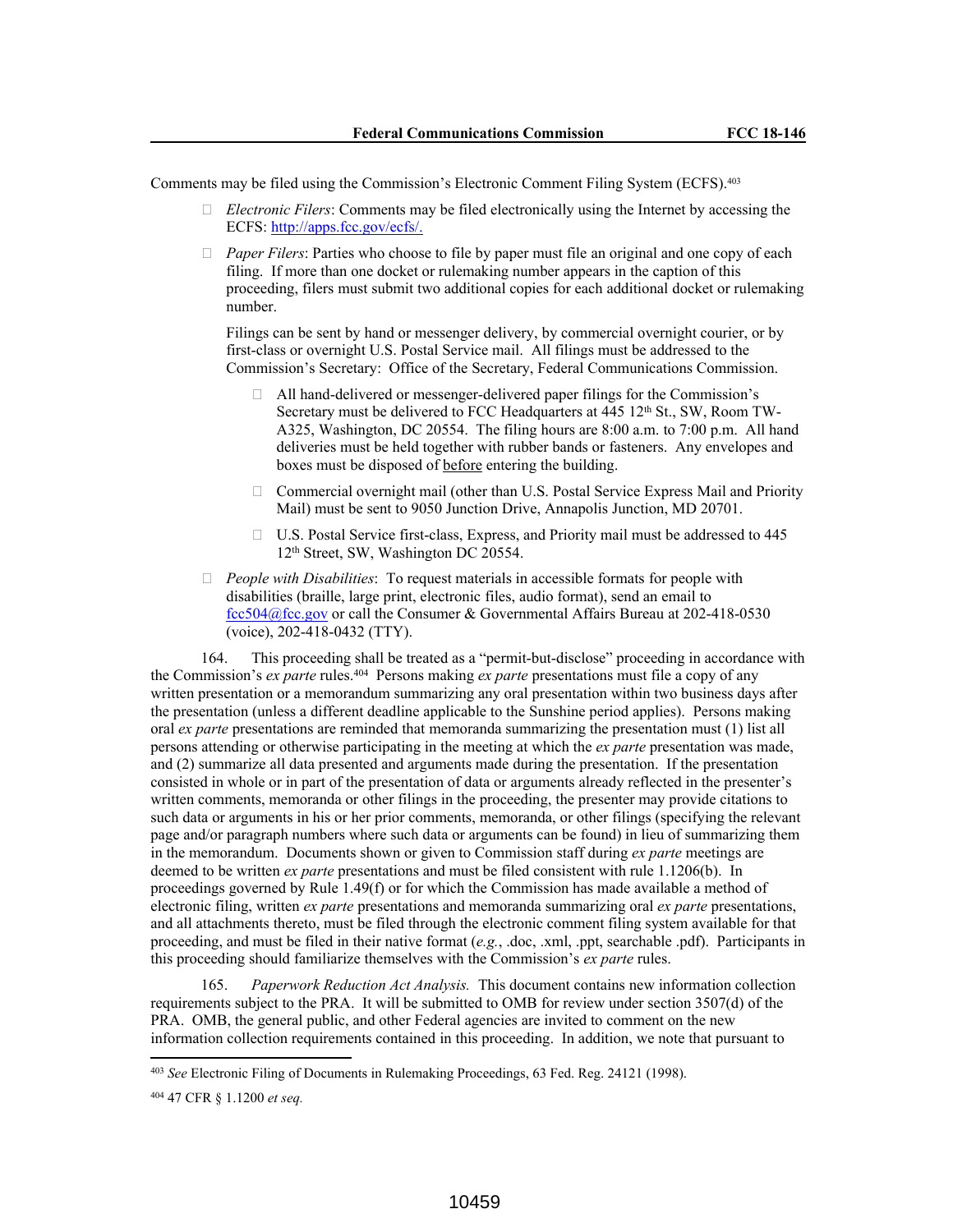Comments may be filed using the Commission's Electronic Comment Filing System (ECFS).[403]

- *Electronic Filers*: Comments may be filed electronically using the Internet by accessing the ECFS: http://apps.fcc.gov/ecfs/.
- *Paper Filers*: Parties who choose to file by paper must file an original and one copy of each filing. If more than one docket or rulemaking number appears in the caption of this proceeding, filers must submit two additional copies for each additional docket or rulemaking number.

  Filings can be sent by hand or messenger delivery, by commercial overnight courier, or by first-class or overnight U.S. Postal Service mail. All filings must be addressed to the Commission's Secretary: Office of the Secretary, Federal Communications Commission.

  - All hand-delivered or messenger-delivered paper filings for the Commission's Secretary must be delivered to FCC Headquarters at 445 12th St., SW, Room TW-A325, Washington, DC 20554. The filing hours are 8:00 a.m. to 7:00 p.m. All hand deliveries must be held together with rubber bands or fasteners. Any envelopes and boxes must be disposed of before entering the building.
  - Commercial overnight mail (other than U.S. Postal Service Express Mail and Priority Mail) must be sent to 9050 Junction Drive, Annapolis Junction, MD 20701.
  - U.S. Postal Service first-class, Express, and Priority mail must be addressed to 445 12th Street, SW, Washington DC 20554.
- *People with Disabilities*: To request materials in accessible formats for people with disabilities (braille, large print, electronic files, audio format), send an email to fcc504@fcc.gov or call the Consumer & Governmental Affairs Bureau at 202-418-0530 (voice), 202-418-0432 (TTY).

164. This proceeding shall be treated as a "permit-but-disclose" proceeding in accordance with the Commission's *ex parte* rules.[404] Persons making *ex parte* presentations must file a copy of any written presentation or a memorandum summarizing any oral presentation within two business days after the presentation (unless a different deadline applicable to the Sunshine period applies). Persons making oral *ex parte* presentations are reminded that memoranda summarizing the presentation must (1) list all persons attending or otherwise participating in the meeting at which the *ex parte* presentation was made, and (2) summarize all data presented and arguments made during the presentation. If the presentation consisted in whole or in part of the presentation of data or arguments already reflected in the presenter's written comments, memoranda or other filings in the proceeding, the presenter may provide citations to such data or arguments in his or her prior comments, memoranda, or other filings (specifying the relevant page and/or paragraph numbers where such data or arguments can be found) in lieu of summarizing them in the memorandum. Documents shown or given to Commission staff during *ex parte* meetings are deemed to be written *ex parte* presentations and must be filed consistent with rule 1.1206(b). In proceedings governed by Rule 1.49(f) or for which the Commission has made available a method of electronic filing, written *ex parte* presentations and memoranda summarizing oral *ex parte* presentations, and all attachments thereto, must be filed through the electronic comment filing system available for that proceeding, and must be filed in their native format (*e.g.*, .doc, .xml, .ppt, searchable .pdf). Participants in this proceeding should familiarize themselves with the Commission's *ex parte* rules.

165. *Paperwork Reduction Act Analysis.* This document contains new information collection requirements subject to the PRA. It will be submitted to OMB for review under section 3507(d) of the PRA. OMB, the general public, and other Federal agencies are invited to comment on the new information collection requirements contained in this proceeding. In addition, we note that pursuant to

---

[403] *See* Electronic Filing of Documents in Rulemaking Proceedings, 63 Fed. Reg. 24121 (1998).

[404] 47 CFR § 1.1200 *et seq.*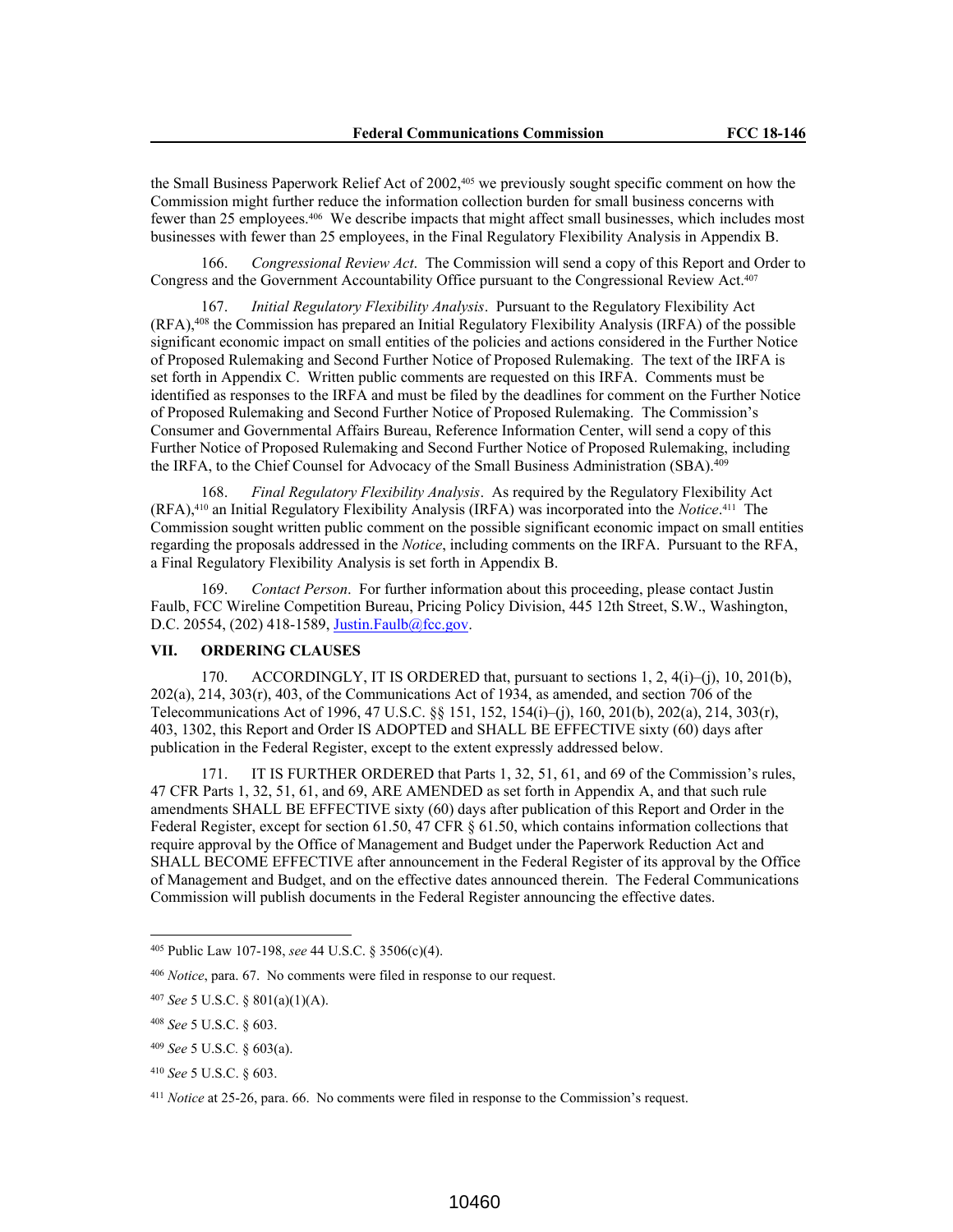the Small Business Paperwork Relief Act of 2002,[405] we previously sought specific comment on how the Commission might further reduce the information collection burden for small business concerns with fewer than 25 employees.[406] We describe impacts that might affect small businesses, which includes most businesses with fewer than 25 employees, in the Final Regulatory Flexibility Analysis in Appendix B.

166. *Congressional Review Act*. The Commission will send a copy of this Report and Order to Congress and the Government Accountability Office pursuant to the Congressional Review Act.[407]

167. *Initial Regulatory Flexibility Analysis*. Pursuant to the Regulatory Flexibility Act (RFA),[408] the Commission has prepared an Initial Regulatory Flexibility Analysis (IRFA) of the possible significant economic impact on small entities of the policies and actions considered in the Further Notice of Proposed Rulemaking and Second Further Notice of Proposed Rulemaking. The text of the IRFA is set forth in Appendix C. Written public comments are requested on this IRFA. Comments must be identified as responses to the IRFA and must be filed by the deadlines for comment on the Further Notice of Proposed Rulemaking and Second Further Notice of Proposed Rulemaking. The Commission's Consumer and Governmental Affairs Bureau, Reference Information Center, will send a copy of this Further Notice of Proposed Rulemaking and Second Further Notice of Proposed Rulemaking, including the IRFA, to the Chief Counsel for Advocacy of the Small Business Administration (SBA).[409]

168. *Final Regulatory Flexibility Analysis*. As required by the Regulatory Flexibility Act (RFA),[410] an Initial Regulatory Flexibility Analysis (IRFA) was incorporated into the *Notice*.[411] The Commission sought written public comment on the possible significant economic impact on small entities regarding the proposals addressed in the *Notice*, including comments on the IRFA. Pursuant to the RFA, a Final Regulatory Flexibility Analysis is set forth in Appendix B.

169. *Contact Person*. For further information about this proceeding, please contact Justin Faulb, FCC Wireline Competition Bureau, Pricing Policy Division, 445 12th Street, S.W., Washington, D.C. 20554, (202) 418-1589, Justin.Faulb@fcc.gov.

## VII. ORDERING CLAUSES

170. ACCORDINGLY, IT IS ORDERED that, pursuant to sections 1, 2, 4(i)–(j), 10, 201(b), 202(a), 214, 303(r), 403, of the Communications Act of 1934, as amended, and section 706 of the Telecommunications Act of 1996, 47 U.S.C. §§ 151, 152, 154(i)–(j), 160, 201(b), 202(a), 214, 303(r), 403, 1302, this Report and Order IS ADOPTED and SHALL BE EFFECTIVE sixty (60) days after publication in the Federal Register, except to the extent expressly addressed below.

171. IT IS FURTHER ORDERED that Parts 1, 32, 51, 61, and 69 of the Commission's rules, 47 CFR Parts 1, 32, 51, 61, and 69, ARE AMENDED as set forth in Appendix A, and that such rule amendments SHALL BE EFFECTIVE sixty (60) days after publication of this Report and Order in the Federal Register, except for section 61.50, 47 CFR § 61.50, which contains information collections that require approval by the Office of Management and Budget under the Paperwork Reduction Act and SHALL BECOME EFFECTIVE after announcement in the Federal Register of its approval by the Office of Management and Budget, and on the effective dates announced therein. The Federal Communications Commission will publish documents in the Federal Register announcing the effective dates.

---

[405] Public Law 107-198, *see* 44 U.S.C. § 3506(c)(4).

[406] *Notice*, para. 67. No comments were filed in response to our request.

[407] *See* 5 U.S.C. § 801(a)(1)(A).

[408] *See* 5 U.S.C. § 603.

[409] *See* 5 U.S.C. § 603(a).

[410] *See* 5 U.S.C. § 603.

[411] *Notice* at 25-26, para. 66. No comments were filed in response to the Commission's request.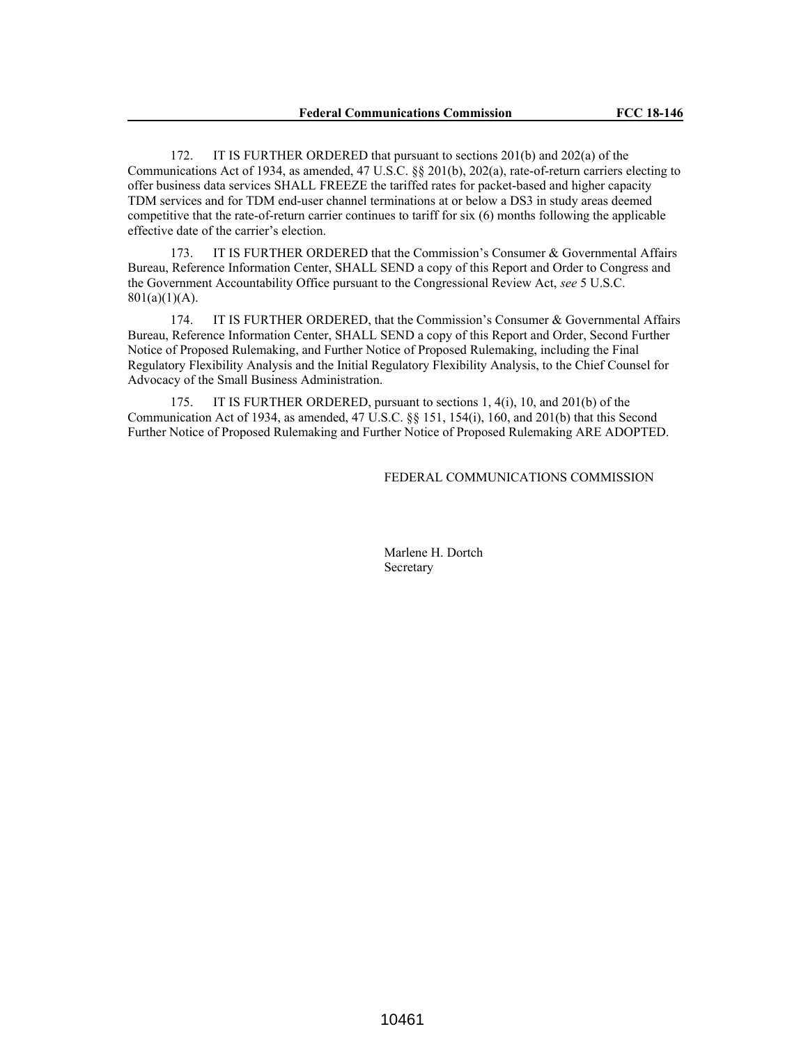172. IT IS FURTHER ORDERED that pursuant to sections 201(b) and 202(a) of the Communications Act of 1934, as amended, 47 U.S.C. §§ 201(b), 202(a), rate-of-return carriers electing to offer business data services SHALL FREEZE the tariffed rates for packet-based and higher capacity TDM services and for TDM end-user channel terminations at or below a DS3 in study areas deemed competitive that the rate-of-return carrier continues to tariff for six (6) months following the applicable effective date of the carrier's election.

173. IT IS FURTHER ORDERED that the Commission's Consumer & Governmental Affairs Bureau, Reference Information Center, SHALL SEND a copy of this Report and Order to Congress and the Government Accountability Office pursuant to the Congressional Review Act, *see* 5 U.S.C. 801(a)(1)(A).

174. IT IS FURTHER ORDERED, that the Commission's Consumer & Governmental Affairs Bureau, Reference Information Center, SHALL SEND a copy of this Report and Order, Second Further Notice of Proposed Rulemaking, and Further Notice of Proposed Rulemaking, including the Final Regulatory Flexibility Analysis and the Initial Regulatory Flexibility Analysis, to the Chief Counsel for Advocacy of the Small Business Administration.

175. IT IS FURTHER ORDERED, pursuant to sections 1, 4(i), 10, and 201(b) of the Communication Act of 1934, as amended, 47 U.S.C. §§ 151, 154(i), 160, and 201(b) that this Second Further Notice of Proposed Rulemaking and Further Notice of Proposed Rulemaking ARE ADOPTED.

FEDERAL COMMUNICATIONS COMMISSION

Marlene H. Dortch
Secretary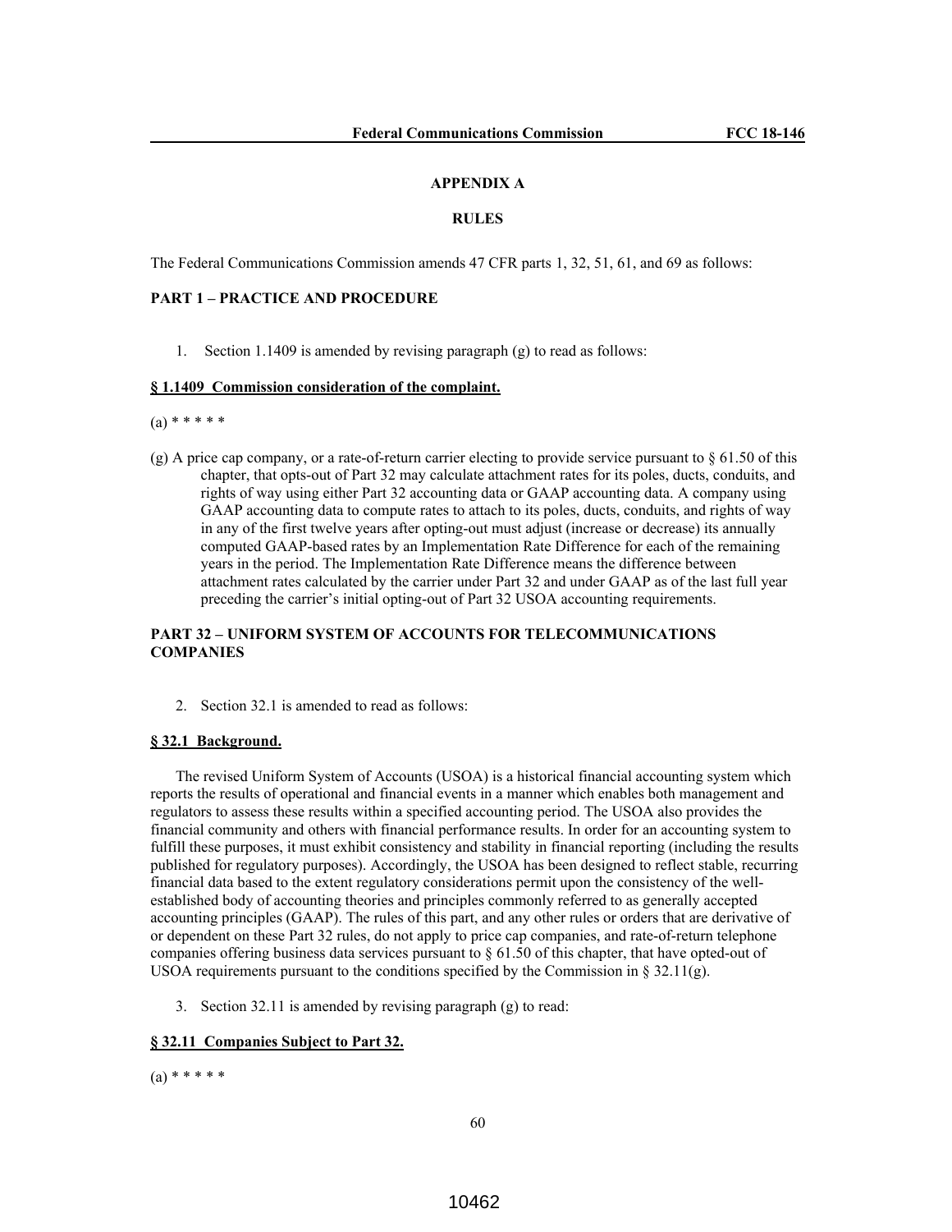## APPENDIX A

## RULES

The Federal Communications Commission amends 47 CFR parts 1, 32, 51, 61, and 69 as follows:

**PART 1 – PRACTICE AND PROCEDURE**

1. Section 1.1409 is amended by revising paragraph (g) to read as follows:

**§ 1.1409 Commission consideration of the complaint.**

(a) * * * * *

(g) A price cap company, or a rate-of-return carrier electing to provide service pursuant to § 61.50 of this chapter, that opts-out of Part 32 may calculate attachment rates for its poles, ducts, conduits, and rights of way using either Part 32 accounting data or GAAP accounting data. A company using GAAP accounting data to compute rates to attach to its poles, ducts, conduits, and rights of way in any of the first twelve years after opting-out must adjust (increase or decrease) its annually computed GAAP-based rates by an Implementation Rate Difference for each of the remaining years in the period. The Implementation Rate Difference means the difference between attachment rates calculated by the carrier under Part 32 and under GAAP as of the last full year preceding the carrier's initial opting-out of Part 32 USOA accounting requirements.

**PART 32 – UNIFORM SYSTEM OF ACCOUNTS FOR TELECOMMUNICATIONS COMPANIES**

2. Section 32.1 is amended to read as follows:

**§ 32.1 Background.**

The revised Uniform System of Accounts (USOA) is a historical financial accounting system which reports the results of operational and financial events in a manner which enables both management and regulators to assess these results within a specified accounting period. The USOA also provides the financial community and others with financial performance results. In order for an accounting system to fulfill these purposes, it must exhibit consistency and stability in financial reporting (including the results published for regulatory purposes). Accordingly, the USOA has been designed to reflect stable, recurring financial data based to the extent regulatory considerations permit upon the consistency of the well-established body of accounting theories and principles commonly referred to as generally accepted accounting principles (GAAP). The rules of this part, and any other rules or orders that are derivative of or dependent on these Part 32 rules, do not apply to price cap companies, and rate-of-return telephone companies offering business data services pursuant to § 61.50 of this chapter, that have opted-out of USOA requirements pursuant to the conditions specified by the Commission in § 32.11(g).

3. Section 32.11 is amended by revising paragraph (g) to read:

**§ 32.11 Companies Subject to Part 32.**

(a) * * * * *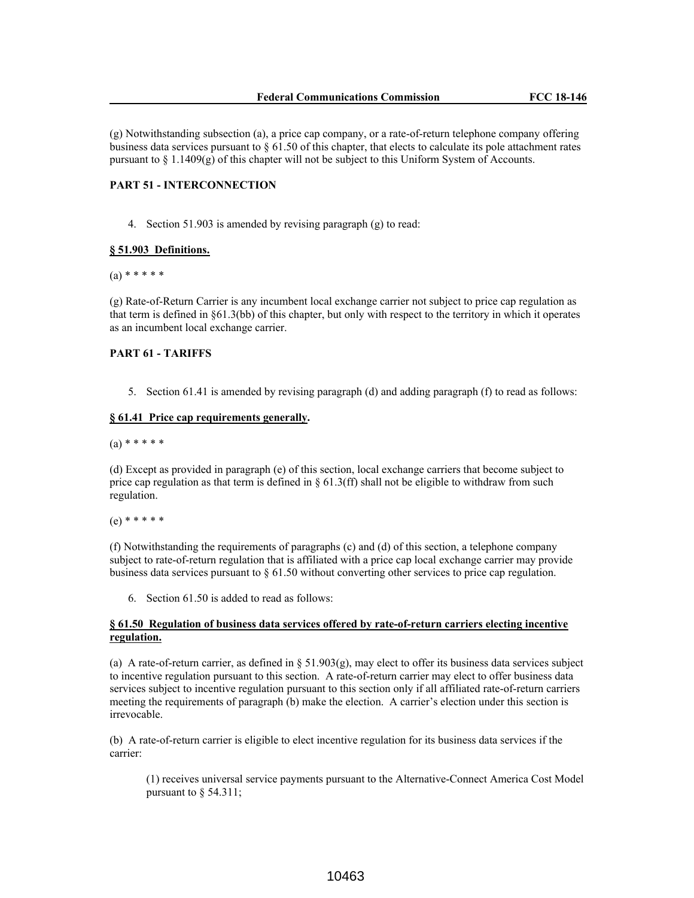(g) Notwithstanding subsection (a), a price cap company, or a rate-of-return telephone company offering business data services pursuant to § 61.50 of this chapter, that elects to calculate its pole attachment rates pursuant to § 1.1409(g) of this chapter will not be subject to this Uniform System of Accounts.

**PART 51 - INTERCONNECTION**

4. Section 51.903 is amended by revising paragraph (g) to read:

**§ 51.903 Definitions.**

(a) * * * * *

(g) Rate-of-Return Carrier is any incumbent local exchange carrier not subject to price cap regulation as that term is defined in §61.3(bb) of this chapter, but only with respect to the territory in which it operates as an incumbent local exchange carrier.

**PART 61 - TARIFFS**

5. Section 61.41 is amended by revising paragraph (d) and adding paragraph (f) to read as follows:

**§ 61.41 Price cap requirements generally.**

(a) * * * * *

(d) Except as provided in paragraph (e) of this section, local exchange carriers that become subject to price cap regulation as that term is defined in § 61.3(ff) shall not be eligible to withdraw from such regulation.

(e) * * * * *

(f) Notwithstanding the requirements of paragraphs (c) and (d) of this section, a telephone company subject to rate-of-return regulation that is affiliated with a price cap local exchange carrier may provide business data services pursuant to § 61.50 without converting other services to price cap regulation.

6. Section 61.50 is added to read as follows:

**§ 61.50 Regulation of business data services offered by rate-of-return carriers electing incentive regulation.**

(a) A rate-of-return carrier, as defined in § 51.903(g), may elect to offer its business data services subject to incentive regulation pursuant to this section. A rate-of-return carrier may elect to offer business data services subject to incentive regulation pursuant to this section only if all affiliated rate-of-return carriers meeting the requirements of paragraph (b) make the election. A carrier's election under this section is irrevocable.

(b) A rate-of-return carrier is eligible to elect incentive regulation for its business data services if the carrier:

(1) receives universal service payments pursuant to the Alternative-Connect America Cost Model pursuant to § 54.311;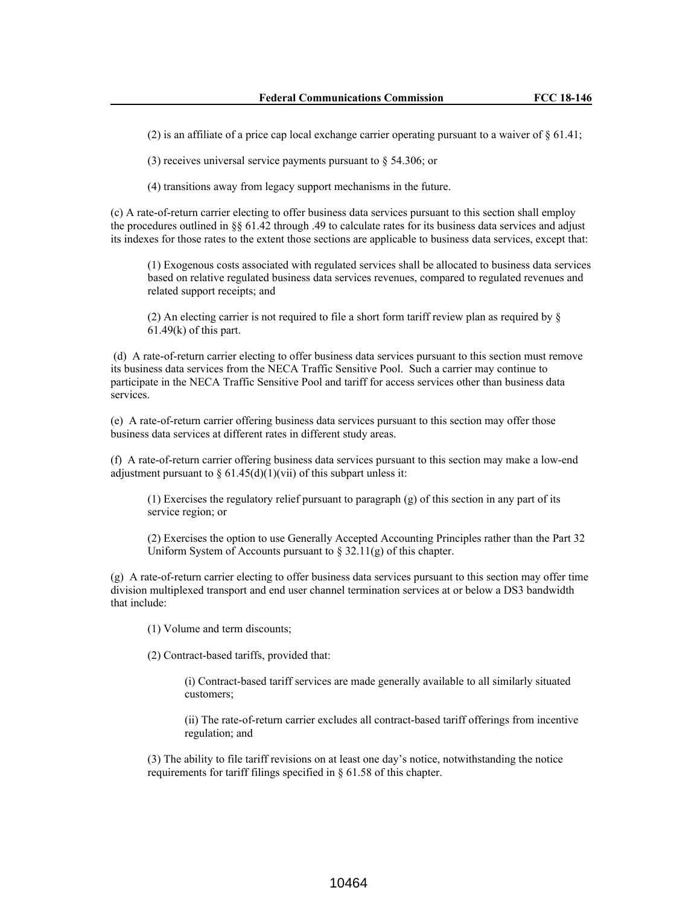(2) is an affiliate of a price cap local exchange carrier operating pursuant to a waiver of § 61.41;

(3) receives universal service payments pursuant to § 54.306; or

(4) transitions away from legacy support mechanisms in the future.

(c) A rate-of-return carrier electing to offer business data services pursuant to this section shall employ the procedures outlined in §§ 61.42 through .49 to calculate rates for its business data services and adjust its indexes for those rates to the extent those sections are applicable to business data services, except that:

(1) Exogenous costs associated with regulated services shall be allocated to business data services based on relative regulated business data services revenues, compared to regulated revenues and related support receipts; and

(2) An electing carrier is not required to file a short form tariff review plan as required by § 61.49(k) of this part.

(d) A rate-of-return carrier electing to offer business data services pursuant to this section must remove its business data services from the NECA Traffic Sensitive Pool. Such a carrier may continue to participate in the NECA Traffic Sensitive Pool and tariff for access services other than business data services.

(e) A rate-of-return carrier offering business data services pursuant to this section may offer those business data services at different rates in different study areas.

(f) A rate-of-return carrier offering business data services pursuant to this section may make a low-end adjustment pursuant to § 61.45(d)(1)(vii) of this subpart unless it:

(1) Exercises the regulatory relief pursuant to paragraph (g) of this section in any part of its service region; or

(2) Exercises the option to use Generally Accepted Accounting Principles rather than the Part 32 Uniform System of Accounts pursuant to § 32.11(g) of this chapter.

(g) A rate-of-return carrier electing to offer business data services pursuant to this section may offer time division multiplexed transport and end user channel termination services at or below a DS3 bandwidth that include:

(1) Volume and term discounts;

(2) Contract-based tariffs, provided that:

(i) Contract-based tariff services are made generally available to all similarly situated customers;

(ii) The rate-of-return carrier excludes all contract-based tariff offerings from incentive regulation; and

(3) The ability to file tariff revisions on at least one day's notice, notwithstanding the notice requirements for tariff filings specified in § 61.58 of this chapter.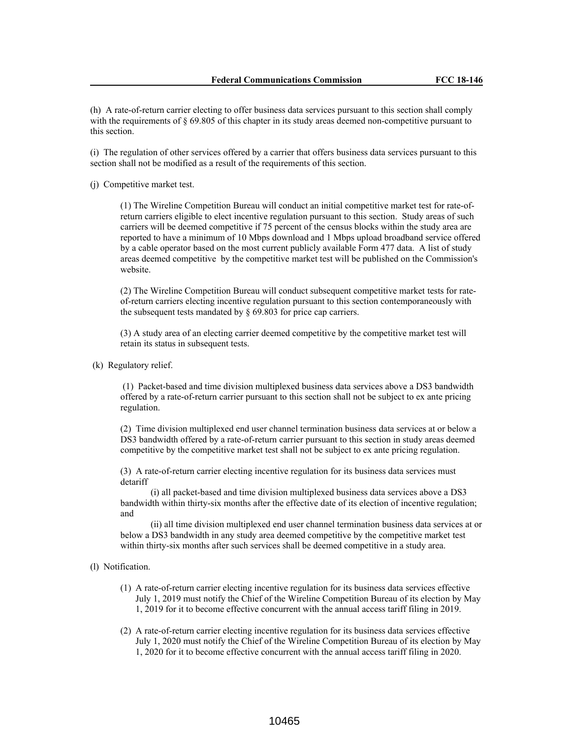(h) A rate-of-return carrier electing to offer business data services pursuant to this section shall comply with the requirements of § 69.805 of this chapter in its study areas deemed non-competitive pursuant to this section.

(i) The regulation of other services offered by a carrier that offers business data services pursuant to this section shall not be modified as a result of the requirements of this section.

(j) Competitive market test.

> (1) The Wireline Competition Bureau will conduct an initial competitive market test for rate-of-return carriers eligible to elect incentive regulation pursuant to this section. Study areas of such carriers will be deemed competitive if 75 percent of the census blocks within the study area are reported to have a minimum of 10 Mbps download and 1 Mbps upload broadband service offered by a cable operator based on the most current publicly available Form 477 data. A list of study areas deemed competitive by the competitive market test will be published on the Commission's website.
>
> (2) The Wireline Competition Bureau will conduct subsequent competitive market tests for rate-of-return carriers electing incentive regulation pursuant to this section contemporaneously with the subsequent tests mandated by § 69.803 for price cap carriers.
>
> (3) A study area of an electing carrier deemed competitive by the competitive market test will retain its status in subsequent tests.

(k) Regulatory relief.

> (1) Packet-based and time division multiplexed business data services above a DS3 bandwidth offered by a rate-of-return carrier pursuant to this section shall not be subject to ex ante pricing regulation.
>
> (2) Time division multiplexed end user channel termination business data services at or below a DS3 bandwidth offered by a rate-of-return carrier pursuant to this section in study areas deemed competitive by the competitive market test shall not be subject to ex ante pricing regulation.
>
> (3) A rate-of-return carrier electing incentive regulation for its business data services must detariff
>
> > (i) all packet-based and time division multiplexed business data services above a DS3 bandwidth within thirty-six months after the effective date of its election of incentive regulation; and
> >
> > (ii) all time division multiplexed end user channel termination business data services at or below a DS3 bandwidth in any study area deemed competitive by the competitive market test within thirty-six months after such services shall be deemed competitive in a study area.

(l) Notification.

> (1) A rate-of-return carrier electing incentive regulation for its business data services effective July 1, 2019 must notify the Chief of the Wireline Competition Bureau of its election by May 1, 2019 for it to become effective concurrent with the annual access tariff filing in 2019.
>
> (2) A rate-of-return carrier electing incentive regulation for its business data services effective July 1, 2020 must notify the Chief of the Wireline Competition Bureau of its election by May 1, 2020 for it to become effective concurrent with the annual access tariff filing in 2020.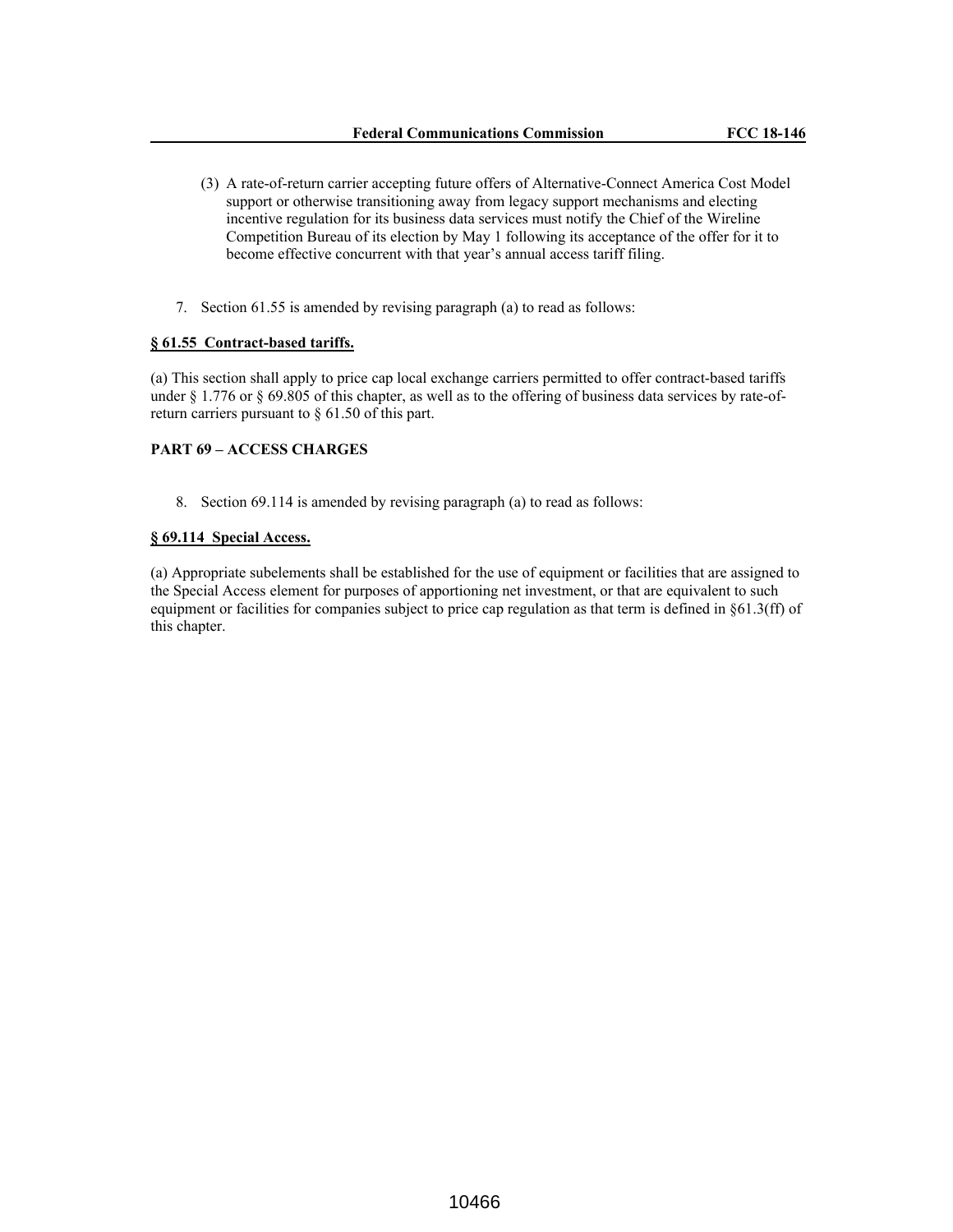(3) A rate-of-return carrier accepting future offers of Alternative-Connect America Cost Model support or otherwise transitioning away from legacy support mechanisms and electing incentive regulation for its business data services must notify the Chief of the Wireline Competition Bureau of its election by May 1 following its acceptance of the offer for it to become effective concurrent with that year's annual access tariff filing.

7. Section 61.55 is amended by revising paragraph (a) to read as follows:

**§ 61.55 Contract-based tariffs.**

(a) This section shall apply to price cap local exchange carriers permitted to offer contract-based tariffs under § 1.776 or § 69.805 of this chapter, as well as to the offering of business data services by rate-of-return carriers pursuant to § 61.50 of this part.

**PART 69 – ACCESS CHARGES**

8. Section 69.114 is amended by revising paragraph (a) to read as follows:

**§ 69.114 Special Access.**

(a) Appropriate subelements shall be established for the use of equipment or facilities that are assigned to the Special Access element for purposes of apportioning net investment, or that are equivalent to such equipment or facilities for companies subject to price cap regulation as that term is defined in §61.3(ff) of this chapter.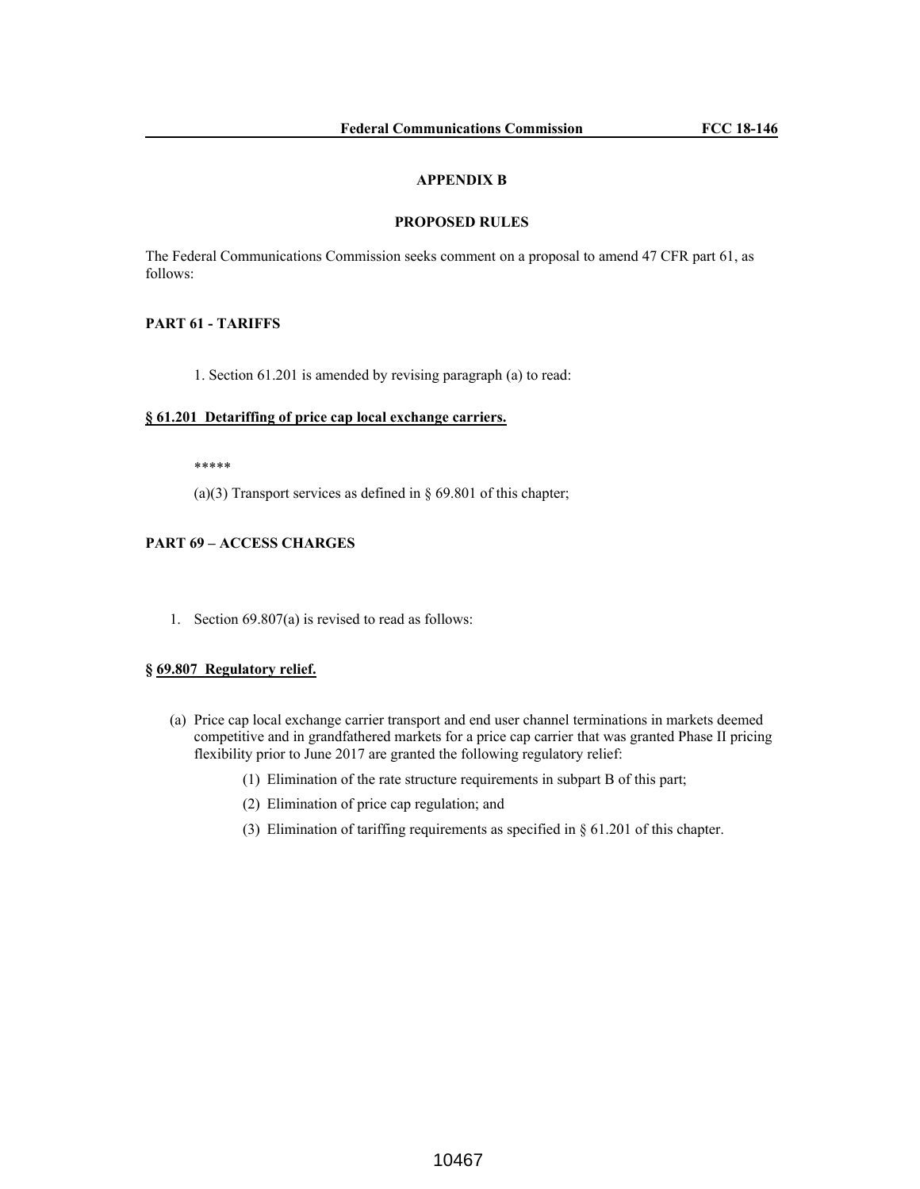## APPENDIX B

## PROPOSED RULES

The Federal Communications Commission seeks comment on a proposal to amend 47 CFR part 61, as follows:

### PART 61 - TARIFFS

1. Section 61.201 is amended by revising paragraph (a) to read:

**§ 61.201 Detariffing of price cap local exchange carriers.**

*****

(a)(3) Transport services as defined in § 69.801 of this chapter;

### PART 69 – ACCESS CHARGES

1. Section 69.807(a) is revised to read as follows:

**§ 69.807 Regulatory relief.**

(a) Price cap local exchange carrier transport and end user channel terminations in markets deemed competitive and in grandfathered markets for a price cap carrier that was granted Phase II pricing flexibility prior to June 2017 are granted the following regulatory relief:

(1) Elimination of the rate structure requirements in subpart B of this part;

(2) Elimination of price cap regulation; and

(3) Elimination of tariffing requirements as specified in § 61.201 of this chapter.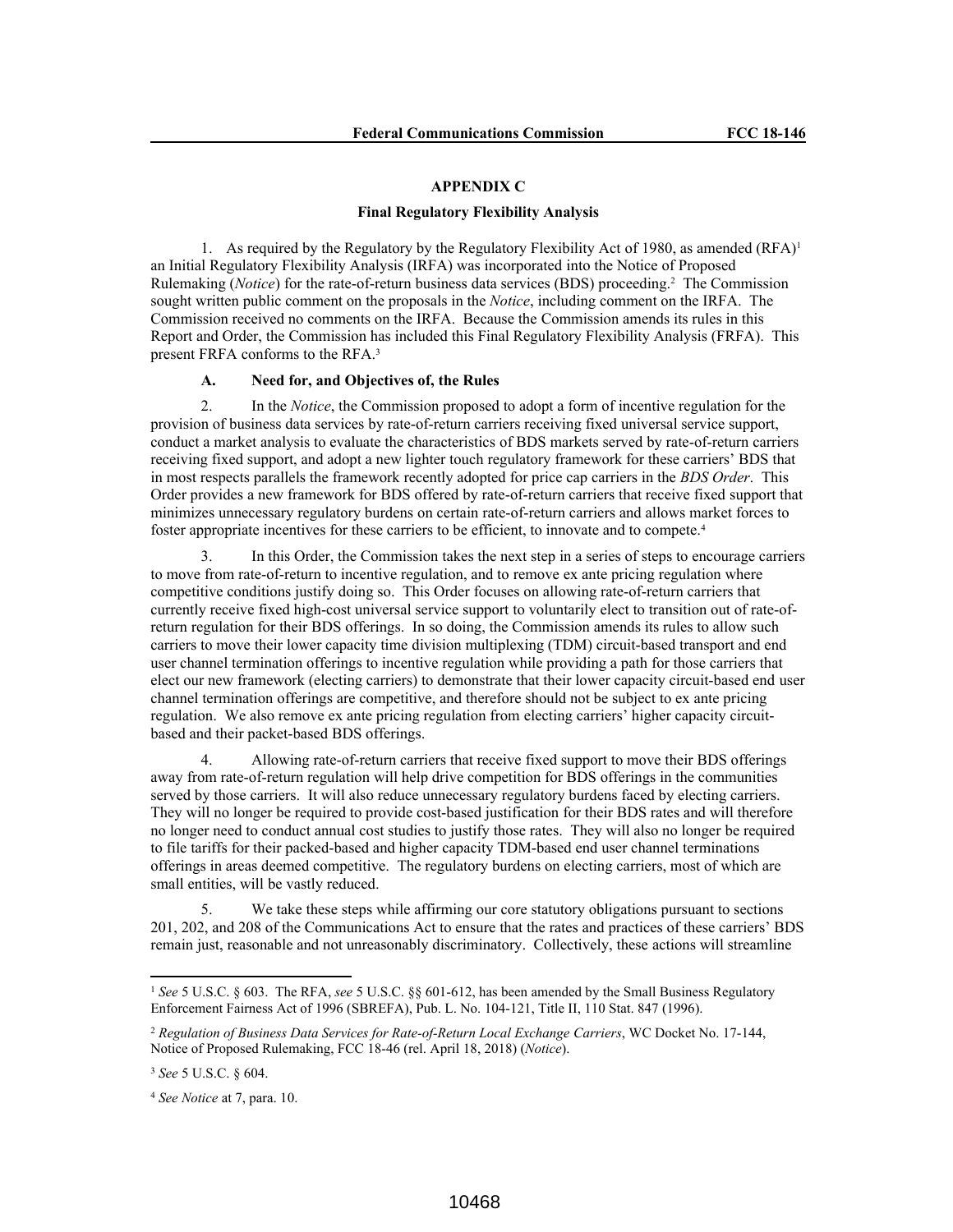## APPENDIX C

### Final Regulatory Flexibility Analysis

1. As required by the Regulatory by the Regulatory Flexibility Act of 1980, as amended (RFA)[1] an Initial Regulatory Flexibility Analysis (IRFA) was incorporated into the Notice of Proposed Rulemaking (*Notice*) for the rate-of-return business data services (BDS) proceeding.[2] The Commission sought written public comment on the proposals in the *Notice*, including comment on the IRFA. The Commission received no comments on the IRFA. Because the Commission amends its rules in this Report and Order, the Commission has included this Final Regulatory Flexibility Analysis (FRFA). This present FRFA conforms to the RFA.[3]

#### A. Need for, and Objectives of, the Rules

2. In the *Notice*, the Commission proposed to adopt a form of incentive regulation for the provision of business data services by rate-of-return carriers receiving fixed universal service support, conduct a market analysis to evaluate the characteristics of BDS markets served by rate-of-return carriers receiving fixed support, and adopt a new lighter touch regulatory framework for these carriers' BDS that in most respects parallels the framework recently adopted for price cap carriers in the *BDS Order*. This Order provides a new framework for BDS offered by rate-of-return carriers that receive fixed support that minimizes unnecessary regulatory burdens on certain rate-of-return carriers and allows market forces to foster appropriate incentives for these carriers to be efficient, to innovate and to compete.[4]

3. In this Order, the Commission takes the next step in a series of steps to encourage carriers to move from rate-of-return to incentive regulation, and to remove ex ante pricing regulation where competitive conditions justify doing so. This Order focuses on allowing rate-of-return carriers that currently receive fixed high-cost universal service support to voluntarily elect to transition out of rate-of-return regulation for their BDS offerings. In so doing, the Commission amends its rules to allow such carriers to move their lower capacity time division multiplexing (TDM) circuit-based transport and end user channel termination offerings to incentive regulation while providing a path for those carriers that elect our new framework (electing carriers) to demonstrate that their lower capacity circuit-based end user channel termination offerings are competitive, and therefore should not be subject to ex ante pricing regulation. We also remove ex ante pricing regulation from electing carriers' higher capacity circuit-based and their packet-based BDS offerings.

4. Allowing rate-of-return carriers that receive fixed support to move their BDS offerings away from rate-of-return regulation will help drive competition for BDS offerings in the communities served by those carriers. It will also reduce unnecessary regulatory burdens faced by electing carriers. They will no longer be required to provide cost-based justification for their BDS rates and will therefore no longer need to conduct annual cost studies to justify those rates. They will also no longer be required to file tariffs for their packed-based and higher capacity TDM-based end user channel terminations offerings in areas deemed competitive. The regulatory burdens on electing carriers, most of which are small entities, will be vastly reduced.

5. We take these steps while affirming our core statutory obligations pursuant to sections 201, 202, and 208 of the Communications Act to ensure that the rates and practices of these carriers' BDS remain just, reasonable and not unreasonably discriminatory. Collectively, these actions will streamline

---

[1] *See* 5 U.S.C. § 603. The RFA, *see* 5 U.S.C. §§ 601-612, has been amended by the Small Business Regulatory Enforcement Fairness Act of 1996 (SBREFA), Pub. L. No. 104-121, Title II, 110 Stat. 847 (1996).

[2] *Regulation of Business Data Services for Rate-of-Return Local Exchange Carriers*, WC Docket No. 17-144, Notice of Proposed Rulemaking, FCC 18-46 (rel. April 18, 2018) (*Notice*).

[3] *See* 5 U.S.C. § 604.

[4] *See Notice* at 7, para. 10.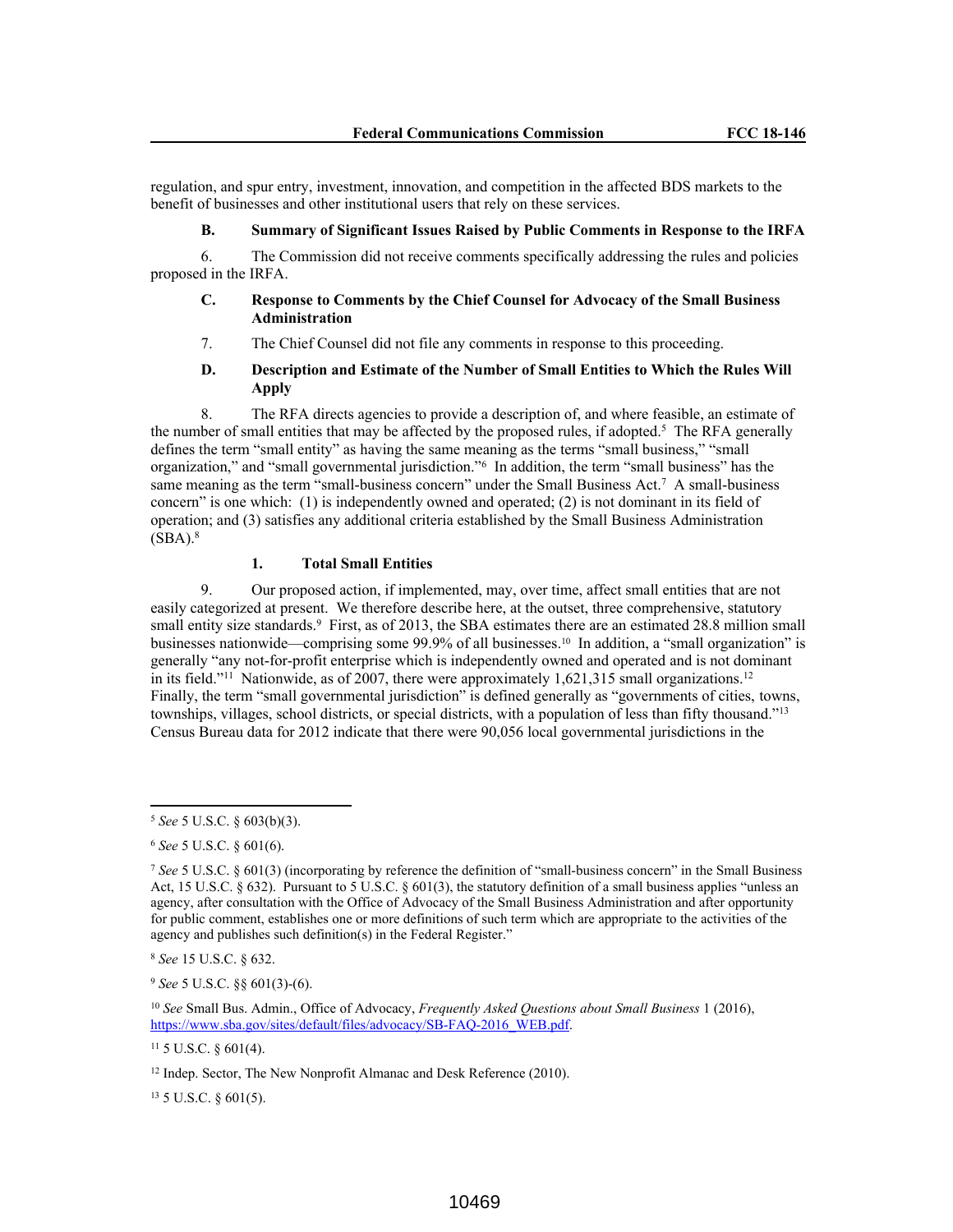regulation, and spur entry, investment, innovation, and competition in the affected BDS markets to the benefit of businesses and other institutional users that rely on these services.

### B. Summary of Significant Issues Raised by Public Comments in Response to the IRFA

6. The Commission did not receive comments specifically addressing the rules and policies proposed in the IRFA.

### C. Response to Comments by the Chief Counsel for Advocacy of the Small Business Administration

7. The Chief Counsel did not file any comments in response to this proceeding.

### D. Description and Estimate of the Number of Small Entities to Which the Rules Will Apply

8. The RFA directs agencies to provide a description of, and where feasible, an estimate of the number of small entities that may be affected by the proposed rules, if adopted.[5] The RFA generally defines the term "small entity" as having the same meaning as the terms "small business," "small organization," and "small governmental jurisdiction."[6] In addition, the term "small business" has the same meaning as the term "small-business concern" under the Small Business Act.[7] A small-business concern" is one which: (1) is independently owned and operated; (2) is not dominant in its field of operation; and (3) satisfies any additional criteria established by the Small Business Administration (SBA).[8]

#### 1. Total Small Entities

9. Our proposed action, if implemented, may, over time, affect small entities that are not easily categorized at present. We therefore describe here, at the outset, three comprehensive, statutory small entity size standards.[9] First, as of 2013, the SBA estimates there are an estimated 28.8 million small businesses nationwide—comprising some 99.9% of all businesses.[10] In addition, a "small organization" is generally "any not-for-profit enterprise which is independently owned and operated and is not dominant in its field."[11] Nationwide, as of 2007, there were approximately 1,621,315 small organizations.[12] Finally, the term "small governmental jurisdiction" is defined generally as "governments of cities, towns, townships, villages, school districts, or special districts, with a population of less than fifty thousand."[13] Census Bureau data for 2012 indicate that there were 90,056 local governmental jurisdictions in the

---

[5] *See* 5 U.S.C. § 603(b)(3).

[6] *See* 5 U.S.C. § 601(6).

[7] *See* 5 U.S.C. § 601(3) (incorporating by reference the definition of "small-business concern" in the Small Business Act, 15 U.S.C. § 632). Pursuant to 5 U.S.C. § 601(3), the statutory definition of a small business applies "unless an agency, after consultation with the Office of Advocacy of the Small Business Administration and after opportunity for public comment, establishes one or more definitions of such term which are appropriate to the activities of the agency and publishes such definition(s) in the Federal Register."

[8] *See* 15 U.S.C. § 632.

[9] *See* 5 U.S.C. §§ 601(3)-(6).

[10] *See* Small Bus. Admin., Office of Advocacy, *Frequently Asked Questions about Small Business* 1 (2016), https://www.sba.gov/sites/default/files/advocacy/SB-FAQ-2016_WEB.pdf.

[11] 5 U.S.C. § 601(4).

[12] Indep. Sector, The New Nonprofit Almanac and Desk Reference (2010).

[13] 5 U.S.C. § 601(5).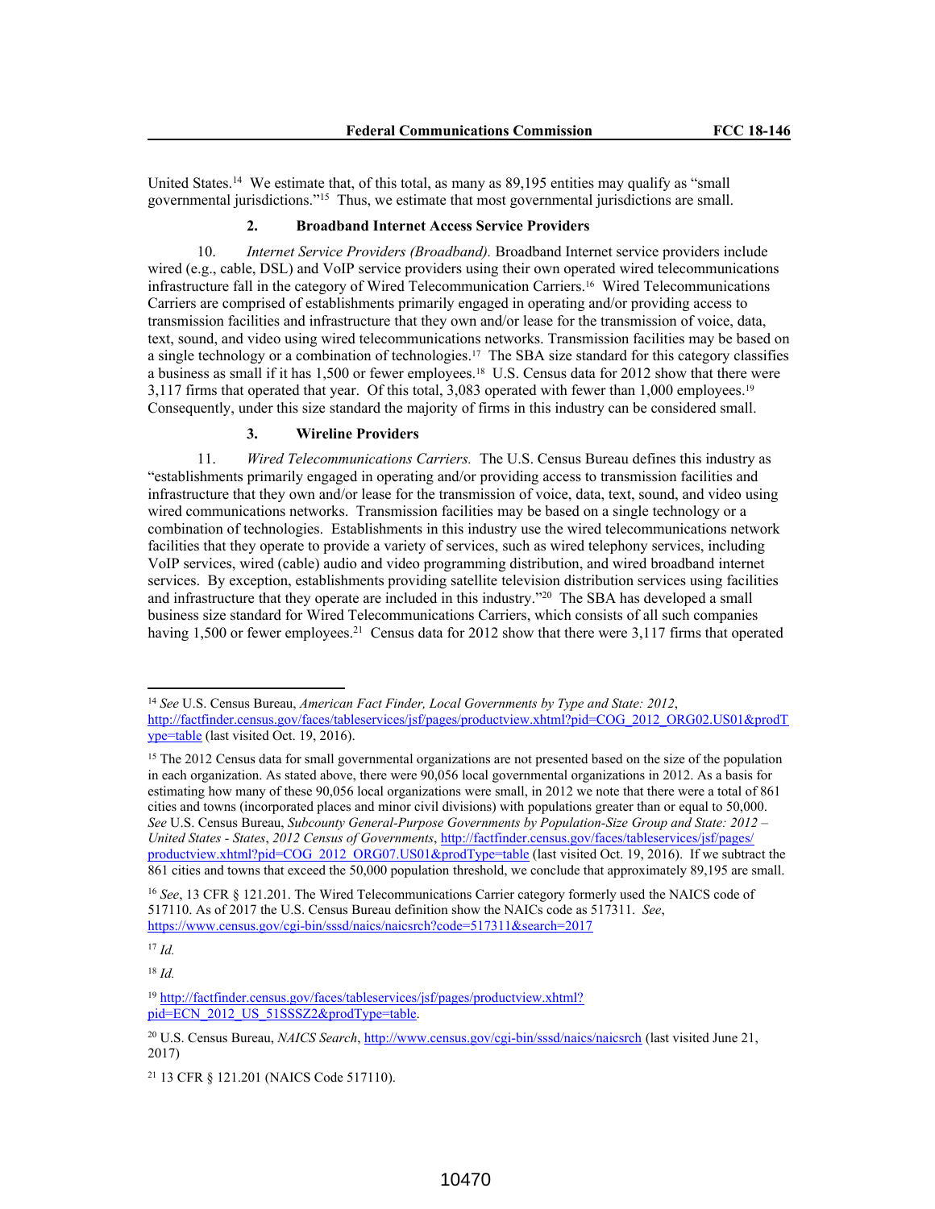United States.[14] We estimate that, of this total, as many as 89,195 entities may qualify as "small governmental jurisdictions."[15] Thus, we estimate that most governmental jurisdictions are small.

### 2. Broadband Internet Access Service Providers

10. *Internet Service Providers (Broadband).* Broadband Internet service providers include wired (e.g., cable, DSL) and VoIP service providers using their own operated wired telecommunications infrastructure fall in the category of Wired Telecommunication Carriers.[16] Wired Telecommunications Carriers are comprised of establishments primarily engaged in operating and/or providing access to transmission facilities and infrastructure that they own and/or lease for the transmission of voice, data, text, sound, and video using wired telecommunications networks. Transmission facilities may be based on a single technology or a combination of technologies.[17] The SBA size standard for this category classifies a business as small if it has 1,500 or fewer employees.[18] U.S. Census data for 2012 show that there were 3,117 firms that operated that year. Of this total, 3,083 operated with fewer than 1,000 employees.[19] Consequently, under this size standard the majority of firms in this industry can be considered small.

### 3. Wireline Providers

11. *Wired Telecommunications Carriers.* The U.S. Census Bureau defines this industry as "establishments primarily engaged in operating and/or providing access to transmission facilities and infrastructure that they own and/or lease for the transmission of voice, data, text, sound, and video using wired communications networks. Transmission facilities may be based on a single technology or a combination of technologies. Establishments in this industry use the wired telecommunications network facilities that they operate to provide a variety of services, such as wired telephony services, including VoIP services, wired (cable) audio and video programming distribution, and wired broadband internet services. By exception, establishments providing satellite television distribution services using facilities and infrastructure that they operate are included in this industry."[20] The SBA has developed a small business size standard for Wired Telecommunications Carriers, which consists of all such companies having 1,500 or fewer employees.[21] Census data for 2012 show that there were 3,117 firms that operated

---

[14] *See* U.S. Census Bureau, *American Fact Finder, Local Governments by Type and State: 2012*, http://factfinder.census.gov/faces/tableservices/jsf/pages/productview.xhtml?pid=COG_2012_ORG02.US01&prodType=table (last visited Oct. 19, 2016).

[15] The 2012 Census data for small governmental organizations are not presented based on the size of the population in each organization. As stated above, there were 90,056 local governmental organizations in 2012. As a basis for estimating how many of these 90,056 local organizations were small, in 2012 we note that there were a total of 861 cities and towns (incorporated places and minor civil divisions) with populations greater than or equal to 50,000. *See* U.S. Census Bureau, *Subcounty General-Purpose Governments by Population-Size Group and State: 2012 – United States - States*, *2012 Census of Governments*, http://factfinder.census.gov/faces/tableservices/jsf/pages/productview.xhtml?pid=COG_2012_ORG07.US01&prodType=table (last visited Oct. 19, 2016). If we subtract the 861 cities and towns that exceed the 50,000 population threshold, we conclude that approximately 89,195 are small.

[16] *See*, 13 CFR § 121.201. The Wired Telecommunications Carrier category formerly used the NAICS code of 517110. As of 2017 the U.S. Census Bureau definition show the NAICs code as 517311. *See*, https://www.census.gov/cgi-bin/sssd/naics/naicsrch?code=517311&search=2017

[17] *Id.*

[18] *Id.*

[19] http://factfinder.census.gov/faces/tableservices/jsf/pages/productview.xhtml?pid=ECN_2012_US_51SSSZ2&prodType=table.

[20] U.S. Census Bureau, *NAICS Search*, http://www.census.gov/cgi-bin/sssd/naics/naicsrch (last visited June 21, 2017)

[21] 13 CFR § 121.201 (NAICS Code 517110).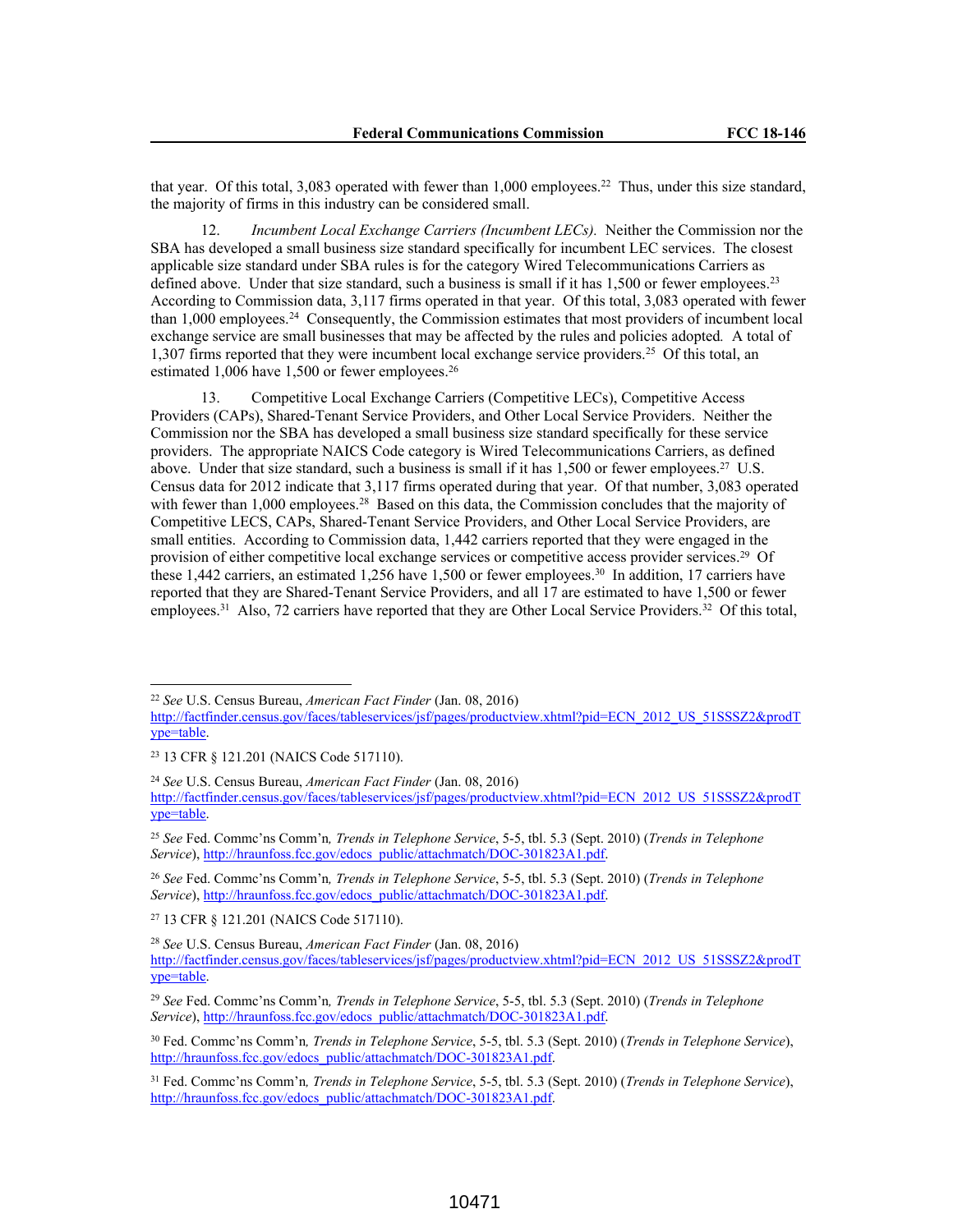that year. Of this total, 3,083 operated with fewer than 1,000 employees.[22] Thus, under this size standard, the majority of firms in this industry can be considered small.

12. *Incumbent Local Exchange Carriers (Incumbent LECs).* Neither the Commission nor the SBA has developed a small business size standard specifically for incumbent LEC services. The closest applicable size standard under SBA rules is for the category Wired Telecommunications Carriers as defined above. Under that size standard, such a business is small if it has 1,500 or fewer employees.[23] According to Commission data, 3,117 firms operated in that year. Of this total, 3,083 operated with fewer than 1,000 employees.[24] Consequently, the Commission estimates that most providers of incumbent local exchange service are small businesses that may be affected by the rules and policies adopted. A total of 1,307 firms reported that they were incumbent local exchange service providers.[25] Of this total, an estimated 1,006 have 1,500 or fewer employees.[26]

13. Competitive Local Exchange Carriers (Competitive LECs), Competitive Access Providers (CAPs), Shared-Tenant Service Providers, and Other Local Service Providers. Neither the Commission nor the SBA has developed a small business size standard specifically for these service providers. The appropriate NAICS Code category is Wired Telecommunications Carriers, as defined above. Under that size standard, such a business is small if it has 1,500 or fewer employees.[27] U.S. Census data for 2012 indicate that 3,117 firms operated during that year. Of that number, 3,083 operated with fewer than 1,000 employees.[28] Based on this data, the Commission concludes that the majority of Competitive LECS, CAPs, Shared-Tenant Service Providers, and Other Local Service Providers, are small entities. According to Commission data, 1,442 carriers reported that they were engaged in the provision of either competitive local exchange services or competitive access provider services.[29] Of these 1,442 carriers, an estimated 1,256 have 1,500 or fewer employees.[30] In addition, 17 carriers have reported that they are Shared-Tenant Service Providers, and all 17 are estimated to have 1,500 or fewer employees.[31] Also, 72 carriers have reported that they are Other Local Service Providers.[32] Of this total,

---

[22] *See* U.S. Census Bureau, *American Fact Finder* (Jan. 08, 2016) http://factfinder.census.gov/faces/tableservices/jsf/pages/productview.xhtml?pid=ECN_2012_US_51SSSZ2&prodType=table.

[23] 13 CFR § 121.201 (NAICS Code 517110).

[24] *See* U.S. Census Bureau, *American Fact Finder* (Jan. 08, 2016) http://factfinder.census.gov/faces/tableservices/jsf/pages/productview.xhtml?pid=ECN_2012_US_51SSSZ2&prodType=table.

[25] *See* Fed. Commc'ns Comm'n*, Trends in Telephone Service*, 5-5, tbl. 5.3 (Sept. 2010) (*Trends in Telephone Service*), http://hraunfoss.fcc.gov/edocs_public/attachmatch/DOC-301823A1.pdf.

[26] *See* Fed. Commc'ns Comm'n*, Trends in Telephone Service*, 5-5, tbl. 5.3 (Sept. 2010) (*Trends in Telephone Service*), http://hraunfoss.fcc.gov/edocs_public/attachmatch/DOC-301823A1.pdf.

[27] 13 CFR § 121.201 (NAICS Code 517110).

[28] *See* U.S. Census Bureau, *American Fact Finder* (Jan. 08, 2016) http://factfinder.census.gov/faces/tableservices/jsf/pages/productview.xhtml?pid=ECN_2012_US_51SSSZ2&prodType=table.

[29] *See* Fed. Commc'ns Comm'n*, Trends in Telephone Service*, 5-5, tbl. 5.3 (Sept. 2010) (*Trends in Telephone Service*), http://hraunfoss.fcc.gov/edocs_public/attachmatch/DOC-301823A1.pdf.

[30] Fed. Commc'ns Comm'n*, Trends in Telephone Service*, 5-5, tbl. 5.3 (Sept. 2010) (*Trends in Telephone Service*), http://hraunfoss.fcc.gov/edocs_public/attachmatch/DOC-301823A1.pdf.

[31] Fed. Commc'ns Comm'n*, Trends in Telephone Service*, 5-5, tbl. 5.3 (Sept. 2010) (*Trends in Telephone Service*), http://hraunfoss.fcc.gov/edocs_public/attachmatch/DOC-301823A1.pdf.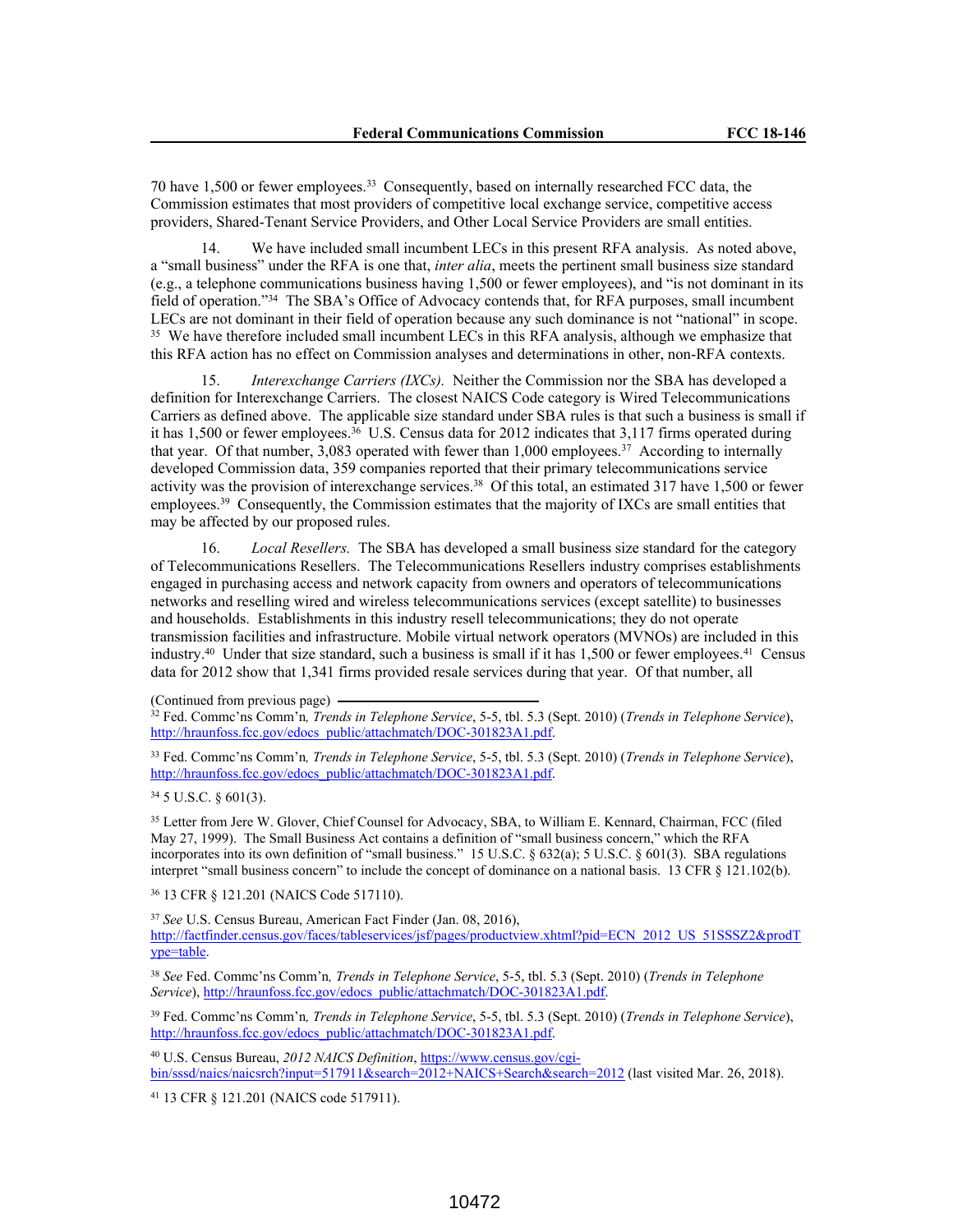70 have 1,500 or fewer employees.[33] Consequently, based on internally researched FCC data, the Commission estimates that most providers of competitive local exchange service, competitive access providers, Shared-Tenant Service Providers, and Other Local Service Providers are small entities.

14. We have included small incumbent LECs in this present RFA analysis. As noted above, a "small business" under the RFA is one that, *inter alia*, meets the pertinent small business size standard (e.g., a telephone communications business having 1,500 or fewer employees), and "is not dominant in its field of operation."[34] The SBA's Office of Advocacy contends that, for RFA purposes, small incumbent LECs are not dominant in their field of operation because any such dominance is not "national" in scope.[35] We have therefore included small incumbent LECs in this RFA analysis, although we emphasize that this RFA action has no effect on Commission analyses and determinations in other, non-RFA contexts.

15. *Interexchange Carriers (IXCs).* Neither the Commission nor the SBA has developed a definition for Interexchange Carriers. The closest NAICS Code category is Wired Telecommunications Carriers as defined above. The applicable size standard under SBA rules is that such a business is small if it has 1,500 or fewer employees.[36] U.S. Census data for 2012 indicates that 3,117 firms operated during that year. Of that number, 3,083 operated with fewer than 1,000 employees.[37] According to internally developed Commission data, 359 companies reported that their primary telecommunications service activity was the provision of interexchange services.[38] Of this total, an estimated 317 have 1,500 or fewer employees.[39] Consequently, the Commission estimates that the majority of IXCs are small entities that may be affected by our proposed rules.

16. *Local Resellers.* The SBA has developed a small business size standard for the category of Telecommunications Resellers. The Telecommunications Resellers industry comprises establishments engaged in purchasing access and network capacity from owners and operators of telecommunications networks and reselling wired and wireless telecommunications services (except satellite) to businesses and households. Establishments in this industry resell telecommunications; they do not operate transmission facilities and infrastructure. Mobile virtual network operators (MVNOs) are included in this industry.[40] Under that size standard, such a business is small if it has 1,500 or fewer employees.[41] Census data for 2012 show that 1,341 firms provided resale services during that year. Of that number, all

(Continued from previous page)

[32] Fed. Commc'ns Comm'n*, Trends in Telephone Service*, 5-5, tbl. 5.3 (Sept. 2010) (*Trends in Telephone Service*), http://hraunfoss.fcc.gov/edocs_public/attachmatch/DOC-301823A1.pdf.

[33] Fed. Commc'ns Comm'n*, Trends in Telephone Service*, 5-5, tbl. 5.3 (Sept. 2010) (*Trends in Telephone Service*), http://hraunfoss.fcc.gov/edocs_public/attachmatch/DOC-301823A1.pdf.

[34] 5 U.S.C. § 601(3).

[35] Letter from Jere W. Glover, Chief Counsel for Advocacy, SBA, to William E. Kennard, Chairman, FCC (filed May 27, 1999). The Small Business Act contains a definition of "small business concern," which the RFA incorporates into its own definition of "small business." 15 U.S.C. § 632(a); 5 U.S.C. § 601(3). SBA regulations interpret "small business concern" to include the concept of dominance on a national basis. 13 CFR § 121.102(b).

[36] 13 CFR § 121.201 (NAICS Code 517110).

[37] *See* U.S. Census Bureau, American Fact Finder (Jan. 08, 2016), http://factfinder.census.gov/faces/tableservices/jsf/pages/productview.xhtml?pid=ECN_2012_US_51SSSZ2&prodType=table.

[38] *See* Fed. Commc'ns Comm'n*, Trends in Telephone Service*, 5-5, tbl. 5.3 (Sept. 2010) (*Trends in Telephone Service*), http://hraunfoss.fcc.gov/edocs_public/attachmatch/DOC-301823A1.pdf.

[39] Fed. Commc'ns Comm'n*, Trends in Telephone Service*, 5-5, tbl. 5.3 (Sept. 2010) (*Trends in Telephone Service*), http://hraunfoss.fcc.gov/edocs_public/attachmatch/DOC-301823A1.pdf.

[40] U.S. Census Bureau, *2012 NAICS Definition*, https://www.census.gov/cgi-bin/sssd/naics/naicsrch?input=517911&search=2012+NAICS+Search&search=2012 (last visited Mar. 26, 2018).

[41] 13 CFR § 121.201 (NAICS code 517911).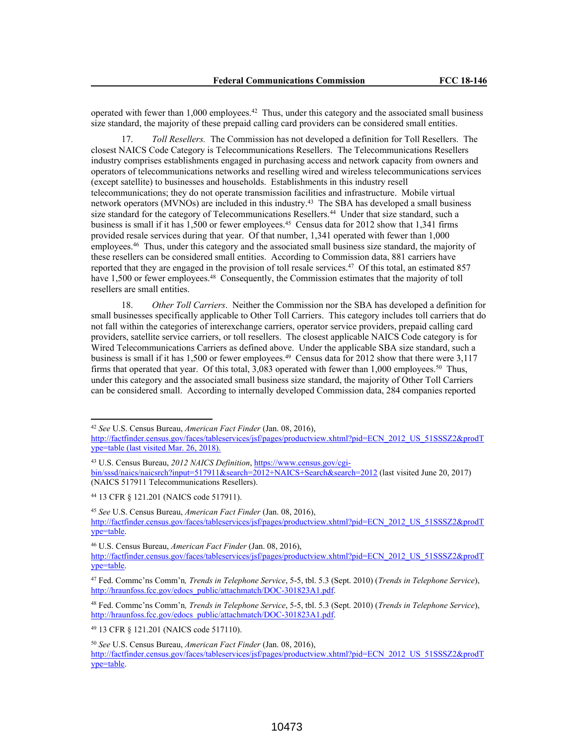operated with fewer than 1,000 employees.[42] Thus, under this category and the associated small business size standard, the majority of these prepaid calling card providers can be considered small entities.

17. *Toll Resellers.* The Commission has not developed a definition for Toll Resellers. The closest NAICS Code Category is Telecommunications Resellers. The Telecommunications Resellers industry comprises establishments engaged in purchasing access and network capacity from owners and operators of telecommunications networks and reselling wired and wireless telecommunications services (except satellite) to businesses and households. Establishments in this industry resell telecommunications; they do not operate transmission facilities and infrastructure. Mobile virtual network operators (MVNOs) are included in this industry.[43] The SBA has developed a small business size standard for the category of Telecommunications Resellers.[44] Under that size standard, such a business is small if it has 1,500 or fewer employees.[45] Census data for 2012 show that 1,341 firms provided resale services during that year. Of that number, 1,341 operated with fewer than 1,000 employees.[46] Thus, under this category and the associated small business size standard, the majority of these resellers can be considered small entities. According to Commission data, 881 carriers have reported that they are engaged in the provision of toll resale services.[47] Of this total, an estimated 857 have 1,500 or fewer employees.[48] Consequently, the Commission estimates that the majority of toll resellers are small entities.

18. *Other Toll Carriers*. Neither the Commission nor the SBA has developed a definition for small businesses specifically applicable to Other Toll Carriers. This category includes toll carriers that do not fall within the categories of interexchange carriers, operator service providers, prepaid calling card providers, satellite service carriers, or toll resellers. The closest applicable NAICS Code category is for Wired Telecommunications Carriers as defined above. Under the applicable SBA size standard, such a business is small if it has 1,500 or fewer employees.[49] Census data for 2012 show that there were 3,117 firms that operated that year. Of this total, 3,083 operated with fewer than 1,000 employees.[50] Thus, under this category and the associated small business size standard, the majority of Other Toll Carriers can be considered small. According to internally developed Commission data, 284 companies reported

---

[42] *See* U.S. Census Bureau, *American Fact Finder* (Jan. 08, 2016), http://factfinder.census.gov/faces/tableservices/jsf/pages/productview.xhtml?pid=ECN_2012_US_51SSSZ2&prodType=table (last visited Mar. 26, 2018).

[43] U.S. Census Bureau, *2012 NAICS Definition*, https://www.census.gov/cgi-bin/sssd/naics/naicsrch?input=517911&search=2012+NAICS+Search&search=2012 (last visited June 20, 2017) (NAICS 517911 Telecommunications Resellers).

[44] 13 CFR § 121.201 (NAICS code 517911).

[45] *See* U.S. Census Bureau, *American Fact Finder* (Jan. 08, 2016), http://factfinder.census.gov/faces/tableservices/jsf/pages/productview.xhtml?pid=ECN_2012_US_51SSSZ2&prodType=table.

[46] U.S. Census Bureau, *American Fact Finder* (Jan. 08, 2016), http://factfinder.census.gov/faces/tableservices/jsf/pages/productview.xhtml?pid=ECN_2012_US_51SSSZ2&prodType=table.

[47] Fed. Commc'ns Comm'n, *Trends in Telephone Service*, 5-5, tbl. 5.3 (Sept. 2010) (*Trends in Telephone Service*), http://hraunfoss.fcc.gov/edocs_public/attachmatch/DOC-301823A1.pdf.

[48] Fed. Commc'ns Comm'n, *Trends in Telephone Service*, 5-5, tbl. 5.3 (Sept. 2010) (*Trends in Telephone Service*), http://hraunfoss.fcc.gov/edocs_public/attachmatch/DOC-301823A1.pdf.

[49] 13 CFR § 121.201 (NAICS code 517110).

[50] *See* U.S. Census Bureau, *American Fact Finder* (Jan. 08, 2016), http://factfinder.census.gov/faces/tableservices/jsf/pages/productview.xhtml?pid=ECN_2012_US_51SSSZ2&prodType=table.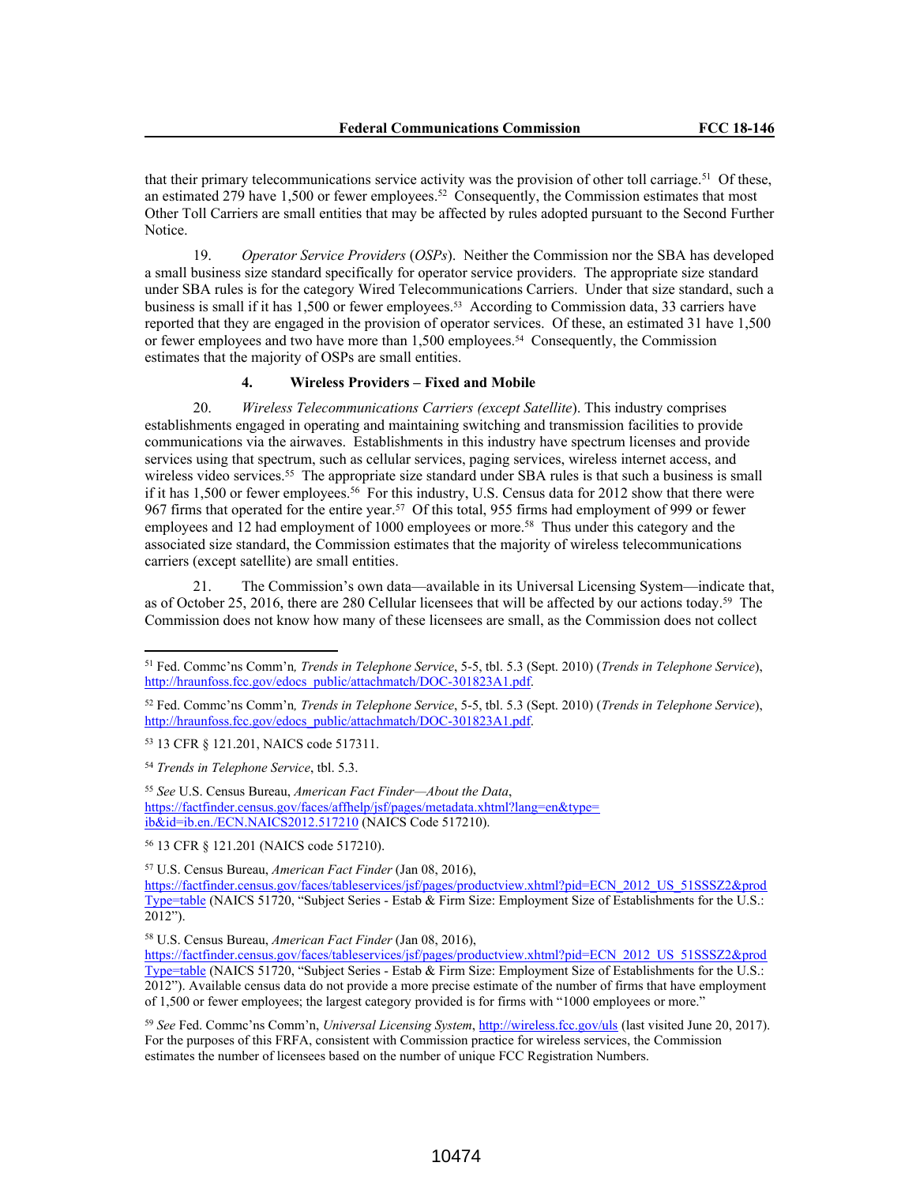that their primary telecommunications service activity was the provision of other toll carriage.[51] Of these, an estimated 279 have 1,500 or fewer employees.[52] Consequently, the Commission estimates that most Other Toll Carriers are small entities that may be affected by rules adopted pursuant to the Second Further Notice.

19. *Operator Service Providers* (*OSPs*). Neither the Commission nor the SBA has developed a small business size standard specifically for operator service providers. The appropriate size standard under SBA rules is for the category Wired Telecommunications Carriers. Under that size standard, such a business is small if it has 1,500 or fewer employees.[53] According to Commission data, 33 carriers have reported that they are engaged in the provision of operator services. Of these, an estimated 31 have 1,500 or fewer employees and two have more than 1,500 employees.[54] Consequently, the Commission estimates that the majority of OSPs are small entities.

#### 4. Wireless Providers – Fixed and Mobile

20. *Wireless Telecommunications Carriers (except Satellite)*. This industry comprises establishments engaged in operating and maintaining switching and transmission facilities to provide communications via the airwaves. Establishments in this industry have spectrum licenses and provide services using that spectrum, such as cellular services, paging services, wireless internet access, and wireless video services.[55] The appropriate size standard under SBA rules is that such a business is small if it has 1,500 or fewer employees.[56] For this industry, U.S. Census data for 2012 show that there were 967 firms that operated for the entire year.[57] Of this total, 955 firms had employment of 999 or fewer employees and 12 had employment of 1000 employees or more.[58] Thus under this category and the associated size standard, the Commission estimates that the majority of wireless telecommunications carriers (except satellite) are small entities.

21. The Commission's own data—available in its Universal Licensing System—indicate that, as of October 25, 2016, there are 280 Cellular licensees that will be affected by our actions today.[59] The Commission does not know how many of these licensees are small, as the Commission does not collect

---

[51] Fed. Commc'ns Comm'n*, Trends in Telephone Service*, 5-5, tbl. 5.3 (Sept. 2010) (*Trends in Telephone Service*), http://hraunfoss.fcc.gov/edocs_public/attachmatch/DOC-301823A1.pdf.

[52] Fed. Commc'ns Comm'n*, Trends in Telephone Service*, 5-5, tbl. 5.3 (Sept. 2010) (*Trends in Telephone Service*), http://hraunfoss.fcc.gov/edocs_public/attachmatch/DOC-301823A1.pdf.

[53] 13 CFR § 121.201, NAICS code 517311.

[54] *Trends in Telephone Service*, tbl. 5.3.

[55] *See* U.S. Census Bureau, *American Fact Finder—About the Data*, https://factfinder.census.gov/faces/affhelp/jsf/pages/metadata.xhtml?lang=en&type=ib&id=ib.en./ECN.NAICS2012.517210 (NAICS Code 517210).

[56] 13 CFR § 121.201 (NAICS code 517210).

[57] U.S. Census Bureau, *American Fact Finder* (Jan 08, 2016), https://factfinder.census.gov/faces/tableservices/jsf/pages/productview.xhtml?pid=ECN_2012_US_51SSSZ2&prodType=table (NAICS 51720, "Subject Series - Estab & Firm Size: Employment Size of Establishments for the U.S.: 2012").

[58] U.S. Census Bureau, *American Fact Finder* (Jan 08, 2016), https://factfinder.census.gov/faces/tableservices/jsf/pages/productview.xhtml?pid=ECN_2012_US_51SSSZ2&prodType=table (NAICS 51720, "Subject Series - Estab & Firm Size: Employment Size of Establishments for the U.S.: 2012"). Available census data do not provide a more precise estimate of the number of firms that have employment of 1,500 or fewer employees; the largest category provided is for firms with "1000 employees or more."

[59] *See* Fed. Commc'ns Comm'n, *Universal Licensing System*, http://wireless.fcc.gov/uls (last visited June 20, 2017). For the purposes of this FRFA, consistent with Commission practice for wireless services, the Commission estimates the number of licensees based on the number of unique FCC Registration Numbers.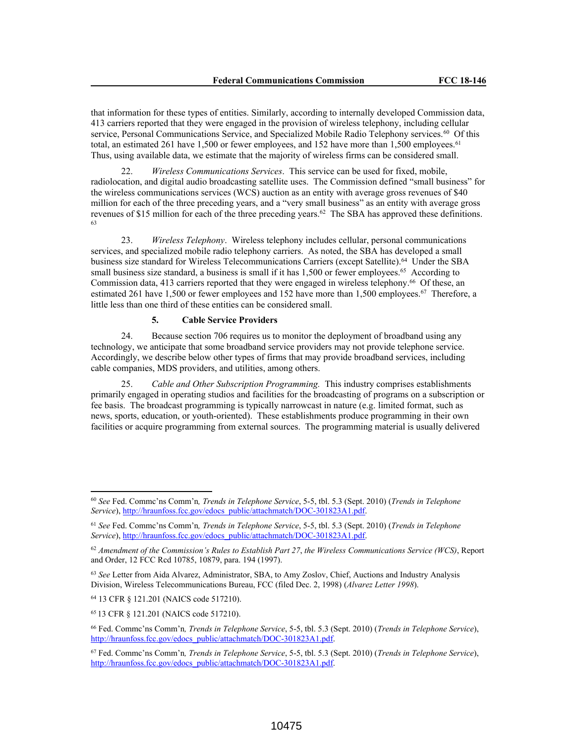that information for these types of entities. Similarly, according to internally developed Commission data, 413 carriers reported that they were engaged in the provision of wireless telephony, including cellular service, Personal Communications Service, and Specialized Mobile Radio Telephony services.[60] Of this total, an estimated 261 have 1,500 or fewer employees, and 152 have more than 1,500 employees.[61] Thus, using available data, we estimate that the majority of wireless firms can be considered small.

22. *Wireless Communications Services*. This service can be used for fixed, mobile, radiolocation, and digital audio broadcasting satellite uses. The Commission defined "small business" for the wireless communications services (WCS) auction as an entity with average gross revenues of $40 million for each of the three preceding years, and a "very small business" as an entity with average gross revenues of $15 million for each of the three preceding years.[62] The SBA has approved these definitions.[63]

23. *Wireless Telephony*. Wireless telephony includes cellular, personal communications services, and specialized mobile radio telephony carriers. As noted, the SBA has developed a small business size standard for Wireless Telecommunications Carriers (except Satellite).[64] Under the SBA small business size standard, a business is small if it has 1,500 or fewer employees.[65] According to Commission data, 413 carriers reported that they were engaged in wireless telephony.[66] Of these, an estimated 261 have 1,500 or fewer employees and 152 have more than 1,500 employees.[67] Therefore, a little less than one third of these entities can be considered small.

### 5. Cable Service Providers

24. Because section 706 requires us to monitor the deployment of broadband using any technology, we anticipate that some broadband service providers may not provide telephone service. Accordingly, we describe below other types of firms that may provide broadband services, including cable companies, MDS providers, and utilities, among others.

25. *Cable and Other Subscription Programming.* This industry comprises establishments primarily engaged in operating studios and facilities for the broadcasting of programs on a subscription or fee basis. The broadcast programming is typically narrowcast in nature (e.g. limited format, such as news, sports, education, or youth-oriented). These establishments produce programming in their own facilities or acquire programming from external sources. The programming material is usually delivered

---

[60] *See* Fed. Commc'ns Comm'n*, Trends in Telephone Service*, 5-5, tbl. 5.3 (Sept. 2010) (*Trends in Telephone Service*), http://hraunfoss.fcc.gov/edocs_public/attachmatch/DOC-301823A1.pdf.

[61] *See* Fed. Commc'ns Comm'n*, Trends in Telephone Service*, 5-5, tbl. 5.3 (Sept. 2010) (*Trends in Telephone Service*), http://hraunfoss.fcc.gov/edocs_public/attachmatch/DOC-301823A1.pdf.

[62] *Amendment of the Commission's Rules to Establish Part 27*, *the Wireless Communications Service (WCS)*, Report and Order, 12 FCC Rcd 10785, 10879, para. 194 (1997).

[63] *See* Letter from Aida Alvarez, Administrator, SBA, to Amy Zoslov, Chief, Auctions and Industry Analysis Division, Wireless Telecommunications Bureau, FCC (filed Dec. 2, 1998) (*Alvarez Letter 1998*).

[64] 13 CFR § 121.201 (NAICS code 517210).

[65] 13 CFR § 121.201 (NAICS code 517210).

[66] Fed. Commc'ns Comm'n*, Trends in Telephone Service*, 5-5, tbl. 5.3 (Sept. 2010) (*Trends in Telephone Service*), http://hraunfoss.fcc.gov/edocs_public/attachmatch/DOC-301823A1.pdf.

[67] Fed. Commc'ns Comm'n*, Trends in Telephone Service*, 5-5, tbl. 5.3 (Sept. 2010) (*Trends in Telephone Service*), http://hraunfoss.fcc.gov/edocs_public/attachmatch/DOC-301823A1.pdf.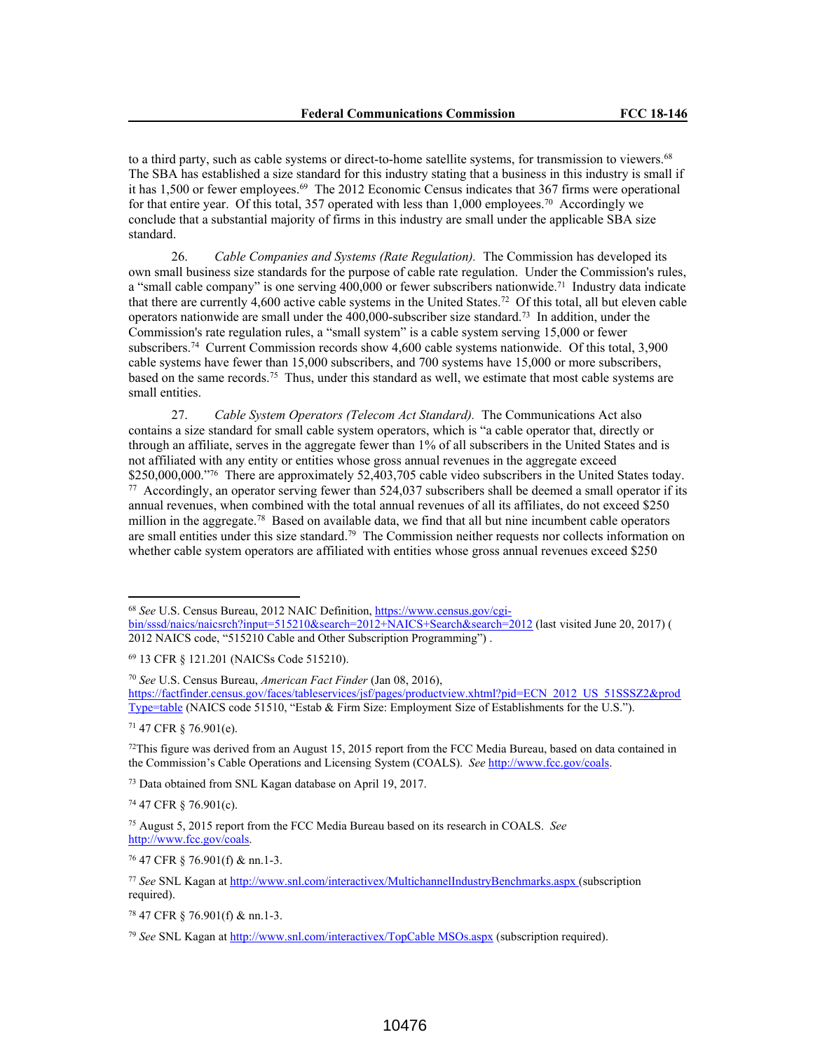to a third party, such as cable systems or direct-to-home satellite systems, for transmission to viewers.[68] The SBA has established a size standard for this industry stating that a business in this industry is small if it has 1,500 or fewer employees.[69] The 2012 Economic Census indicates that 367 firms were operational for that entire year. Of this total, 357 operated with less than 1,000 employees.[70] Accordingly we conclude that a substantial majority of firms in this industry are small under the applicable SBA size standard.

26. *Cable Companies and Systems (Rate Regulation).* The Commission has developed its own small business size standards for the purpose of cable rate regulation. Under the Commission's rules, a "small cable company" is one serving 400,000 or fewer subscribers nationwide.[71] Industry data indicate that there are currently 4,600 active cable systems in the United States.[72] Of this total, all but eleven cable operators nationwide are small under the 400,000-subscriber size standard.[73] In addition, under the Commission's rate regulation rules, a "small system" is a cable system serving 15,000 or fewer subscribers.[74] Current Commission records show 4,600 cable systems nationwide. Of this total, 3,900 cable systems have fewer than 15,000 subscribers, and 700 systems have 15,000 or more subscribers, based on the same records.[75] Thus, under this standard as well, we estimate that most cable systems are small entities.

27. *Cable System Operators (Telecom Act Standard).* The Communications Act also contains a size standard for small cable system operators, which is "a cable operator that, directly or through an affiliate, serves in the aggregate fewer than 1% of all subscribers in the United States and is not affiliated with any entity or entities whose gross annual revenues in the aggregate exceed $250,000,000."[76] There are approximately 52,403,705 cable video subscribers in the United States today.[77] Accordingly, an operator serving fewer than 524,037 subscribers shall be deemed a small operator if its annual revenues, when combined with the total annual revenues of all its affiliates, do not exceed $250 million in the aggregate.[78] Based on available data, we find that all but nine incumbent cable operators are small entities under this size standard.[79] The Commission neither requests nor collects information on whether cable system operators are affiliated with entities whose gross annual revenues exceed $250

---

[68] *See* U.S. Census Bureau, 2012 NAIC Definition, https://www.census.gov/cgi-bin/sssd/naics/naicsrch?input=515210&search=2012+NAICS+Search&search=2012 (last visited June 20, 2017) ( 2012 NAICS code, "515210 Cable and Other Subscription Programming") .

[69] 13 CFR § 121.201 (NAICSs Code 515210).

[70] *See* U.S. Census Bureau, *American Fact Finder* (Jan 08, 2016), https://factfinder.census.gov/faces/tableservices/jsf/pages/productview.xhtml?pid=ECN_2012_US_51SSSZ2&prodType=table (NAICS code 51510, "Estab & Firm Size: Employment Size of Establishments for the U.S.").

[71] 47 CFR § 76.901(e).

[72] This figure was derived from an August 15, 2015 report from the FCC Media Bureau, based on data contained in the Commission's Cable Operations and Licensing System (COALS). *See* http://www.fcc.gov/coals.

[73] Data obtained from SNL Kagan database on April 19, 2017.

[74] 47 CFR § 76.901(c).

[75] August 5, 2015 report from the FCC Media Bureau based on its research in COALS. *See* http://www.fcc.gov/coals.

[76] 47 CFR § 76.901(f) & nn.1-3.

[77] *See* SNL Kagan at http://www.snl.com/interactivex/MultichannelIndustryBenchmarks.aspx (subscription required).

[78] 47 CFR § 76.901(f) & nn.1-3.

[79] *See* SNL Kagan at http://www.snl.com/interactivex/TopCable MSOs.aspx (subscription required).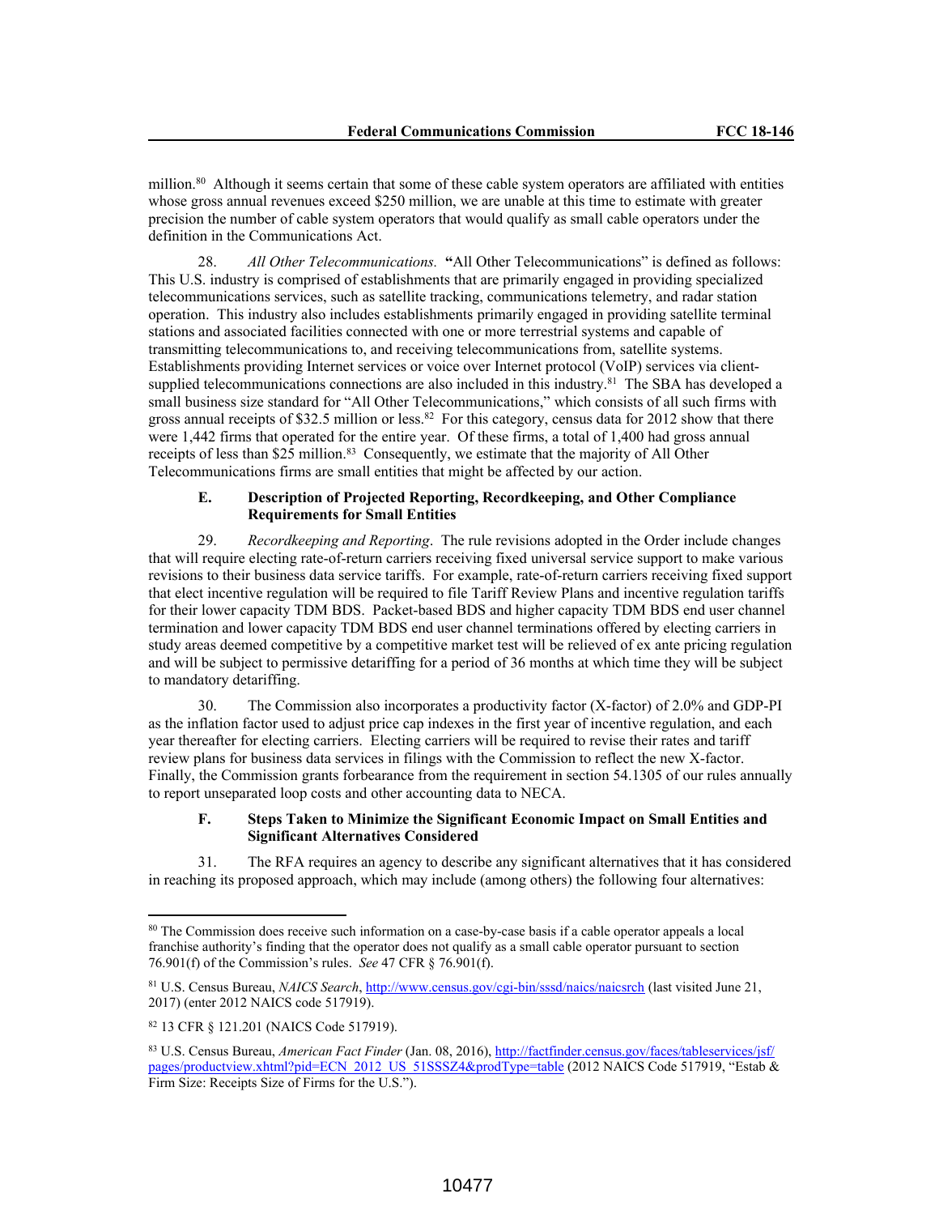million.[80] Although it seems certain that some of these cable system operators are affiliated with entities whose gross annual revenues exceed $250 million, we are unable at this time to estimate with greater precision the number of cable system operators that would qualify as small cable operators under the definition in the Communications Act.

28. *All Other Telecommunications.* **"**All Other Telecommunications" is defined as follows: This U.S. industry is comprised of establishments that are primarily engaged in providing specialized telecommunications services, such as satellite tracking, communications telemetry, and radar station operation. This industry also includes establishments primarily engaged in providing satellite terminal stations and associated facilities connected with one or more terrestrial systems and capable of transmitting telecommunications to, and receiving telecommunications from, satellite systems. Establishments providing Internet services or voice over Internet protocol (VoIP) services via client-supplied telecommunications connections are also included in this industry.[81] The SBA has developed a small business size standard for "All Other Telecommunications," which consists of all such firms with gross annual receipts of $32.5 million or less.[82] For this category, census data for 2012 show that there were 1,442 firms that operated for the entire year. Of these firms, a total of 1,400 had gross annual receipts of less than $25 million.[83] Consequently, we estimate that the majority of All Other Telecommunications firms are small entities that might be affected by our action.

### E. Description of Projected Reporting, Recordkeeping, and Other Compliance Requirements for Small Entities

29. *Recordkeeping and Reporting*. The rule revisions adopted in the Order include changes that will require electing rate-of-return carriers receiving fixed universal service support to make various revisions to their business data service tariffs. For example, rate-of-return carriers receiving fixed support that elect incentive regulation will be required to file Tariff Review Plans and incentive regulation tariffs for their lower capacity TDM BDS. Packet-based BDS and higher capacity TDM BDS end user channel termination and lower capacity TDM BDS end user channel terminations offered by electing carriers in study areas deemed competitive by a competitive market test will be relieved of ex ante pricing regulation and will be subject to permissive detariffing for a period of 36 months at which time they will be subject to mandatory detariffing.

30. The Commission also incorporates a productivity factor (X-factor) of 2.0% and GDP-PI as the inflation factor used to adjust price cap indexes in the first year of incentive regulation, and each year thereafter for electing carriers. Electing carriers will be required to revise their rates and tariff review plans for business data services in filings with the Commission to reflect the new X-factor. Finally, the Commission grants forbearance from the requirement in section 54.1305 of our rules annually to report unseparated loop costs and other accounting data to NECA.

### F. Steps Taken to Minimize the Significant Economic Impact on Small Entities and Significant Alternatives Considered

31. The RFA requires an agency to describe any significant alternatives that it has considered in reaching its proposed approach, which may include (among others) the following four alternatives:

---

[80] The Commission does receive such information on a case-by-case basis if a cable operator appeals a local franchise authority's finding that the operator does not qualify as a small cable operator pursuant to section 76.901(f) of the Commission's rules. *See* 47 CFR § 76.901(f).

[81] U.S. Census Bureau, *NAICS Search*, http://www.census.gov/cgi-bin/sssd/naics/naicsrch (last visited June 21, 2017) (enter 2012 NAICS code 517919).

[82] 13 CFR § 121.201 (NAICS Code 517919).

[83] U.S. Census Bureau, *American Fact Finder* (Jan. 08, 2016), http://factfinder.census.gov/faces/tableservices/jsf/pages/productview.xhtml?pid=ECN_2012_US_51SSSZ4&prodType=table (2012 NAICS Code 517919, "Estab & Firm Size: Receipts Size of Firms for the U.S.").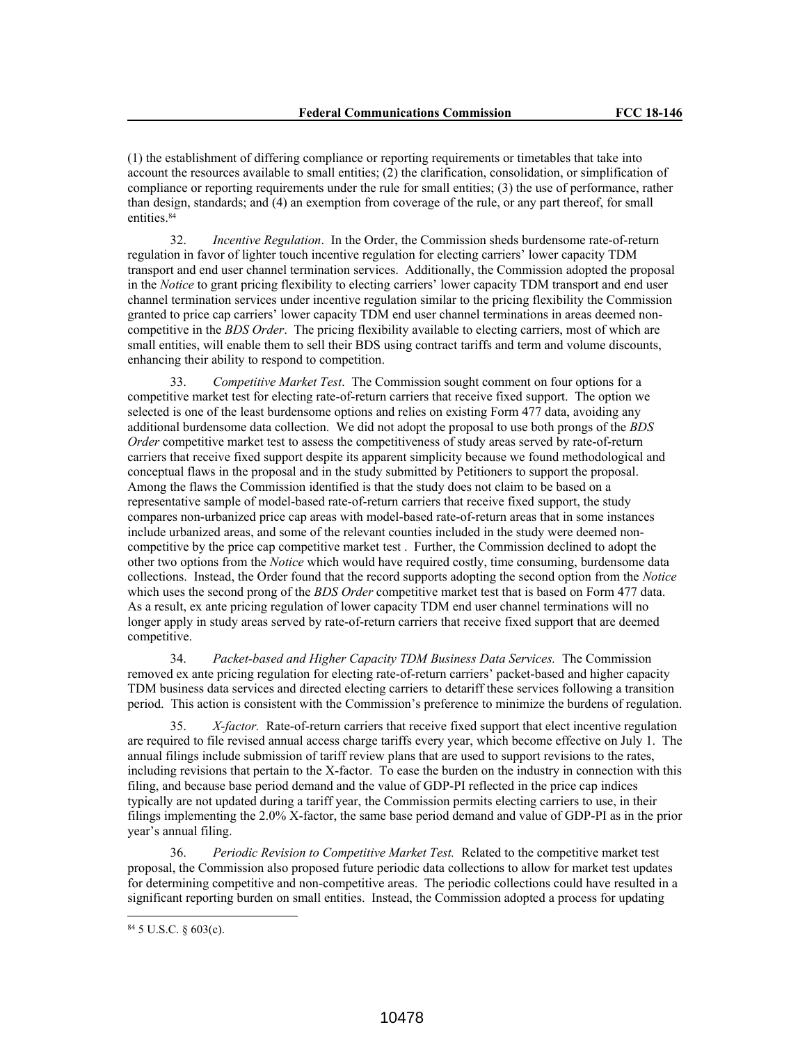(1) the establishment of differing compliance or reporting requirements or timetables that take into account the resources available to small entities; (2) the clarification, consolidation, or simplification of compliance or reporting requirements under the rule for small entities; (3) the use of performance, rather than design, standards; and (4) an exemption from coverage of the rule, or any part thereof, for small entities.[84]

32. *Incentive Regulation*. In the Order, the Commission sheds burdensome rate-of-return regulation in favor of lighter touch incentive regulation for electing carriers' lower capacity TDM transport and end user channel termination services. Additionally, the Commission adopted the proposal in the *Notice* to grant pricing flexibility to electing carriers' lower capacity TDM transport and end user channel termination services under incentive regulation similar to the pricing flexibility the Commission granted to price cap carriers' lower capacity TDM end user channel terminations in areas deemed non-competitive in the *BDS Order*. The pricing flexibility available to electing carriers, most of which are small entities, will enable them to sell their BDS using contract tariffs and term and volume discounts, enhancing their ability to respond to competition.

33. *Competitive Market Test*. The Commission sought comment on four options for a competitive market test for electing rate-of-return carriers that receive fixed support. The option we selected is one of the least burdensome options and relies on existing Form 477 data, avoiding any additional burdensome data collection. We did not adopt the proposal to use both prongs of the *BDS Order* competitive market test to assess the competitiveness of study areas served by rate-of-return carriers that receive fixed support despite its apparent simplicity because we found methodological and conceptual flaws in the proposal and in the study submitted by Petitioners to support the proposal. Among the flaws the Commission identified is that the study does not claim to be based on a representative sample of model-based rate-of-return carriers that receive fixed support, the study compares non-urbanized price cap areas with model-based rate-of-return areas that in some instances include urbanized areas, and some of the relevant counties included in the study were deemed non-competitive by the price cap competitive market test . Further, the Commission declined to adopt the other two options from the *Notice* which would have required costly, time consuming, burdensome data collections. Instead, the Order found that the record supports adopting the second option from the *Notice* which uses the second prong of the *BDS Order* competitive market test that is based on Form 477 data. As a result, ex ante pricing regulation of lower capacity TDM end user channel terminations will no longer apply in study areas served by rate-of-return carriers that receive fixed support that are deemed competitive.

34. *Packet-based and Higher Capacity TDM Business Data Services.* The Commission removed ex ante pricing regulation for electing rate-of-return carriers' packet-based and higher capacity TDM business data services and directed electing carriers to detariff these services following a transition period. This action is consistent with the Commission's preference to minimize the burdens of regulation.

35. *X-factor.* Rate-of-return carriers that receive fixed support that elect incentive regulation are required to file revised annual access charge tariffs every year, which become effective on July 1. The annual filings include submission of tariff review plans that are used to support revisions to the rates, including revisions that pertain to the X-factor. To ease the burden on the industry in connection with this filing, and because base period demand and the value of GDP-PI reflected in the price cap indices typically are not updated during a tariff year, the Commission permits electing carriers to use, in their filings implementing the 2.0% X-factor, the same base period demand and value of GDP-PI as in the prior year's annual filing.

36. *Periodic Revision to Competitive Market Test.* Related to the competitive market test proposal, the Commission also proposed future periodic data collections to allow for market test updates for determining competitive and non-competitive areas. The periodic collections could have resulted in a significant reporting burden on small entities. Instead, the Commission adopted a process for updating

[84] 5 U.S.C. § 603(c).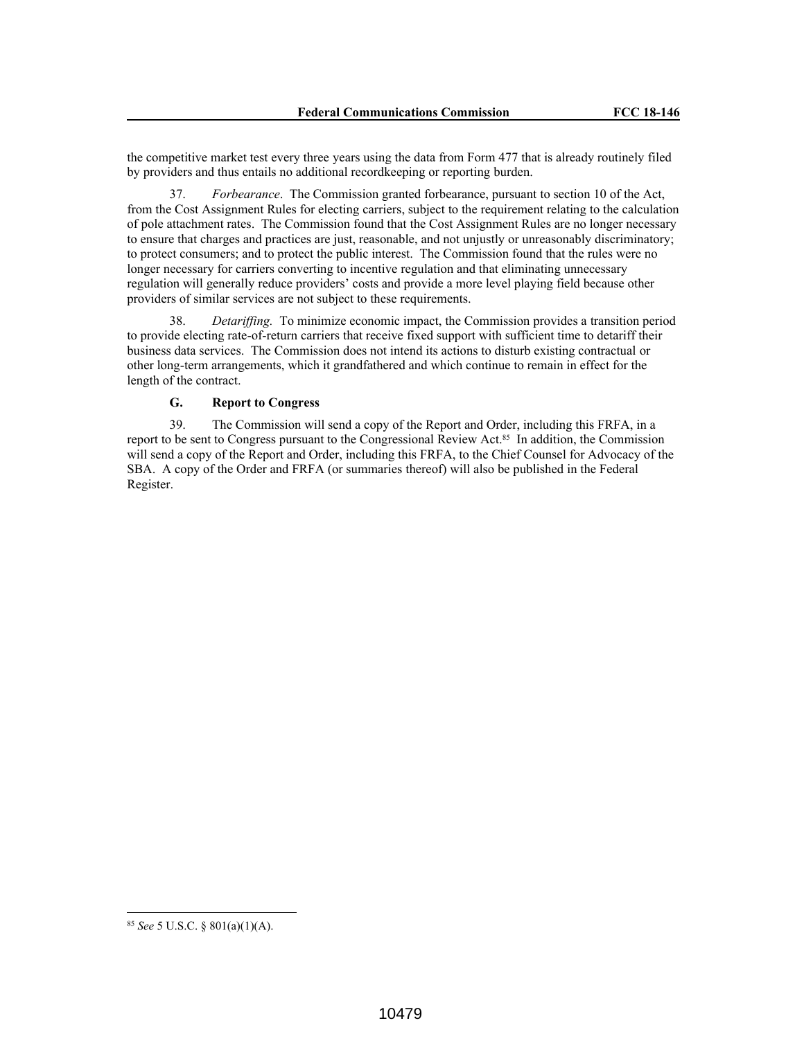the competitive market test every three years using the data from Form 477 that is already routinely filed by providers and thus entails no additional recordkeeping or reporting burden.

37. *Forbearance*. The Commission granted forbearance, pursuant to section 10 of the Act, from the Cost Assignment Rules for electing carriers, subject to the requirement relating to the calculation of pole attachment rates. The Commission found that the Cost Assignment Rules are no longer necessary to ensure that charges and practices are just, reasonable, and not unjustly or unreasonably discriminatory; to protect consumers; and to protect the public interest. The Commission found that the rules were no longer necessary for carriers converting to incentive regulation and that eliminating unnecessary regulation will generally reduce providers' costs and provide a more level playing field because other providers of similar services are not subject to these requirements.

38. *Detariffing.* To minimize economic impact, the Commission provides a transition period to provide electing rate-of-return carriers that receive fixed support with sufficient time to detariff their business data services. The Commission does not intend its actions to disturb existing contractual or other long-term arrangements, which it grandfathered and which continue to remain in effect for the length of the contract.

### G. Report to Congress

39. The Commission will send a copy of the Report and Order, including this FRFA, in a report to be sent to Congress pursuant to the Congressional Review Act.[85] In addition, the Commission will send a copy of the Report and Order, including this FRFA, to the Chief Counsel for Advocacy of the SBA. A copy of the Order and FRFA (or summaries thereof) will also be published in the Federal Register.

---

[85] *See* 5 U.S.C. § 801(a)(1)(A).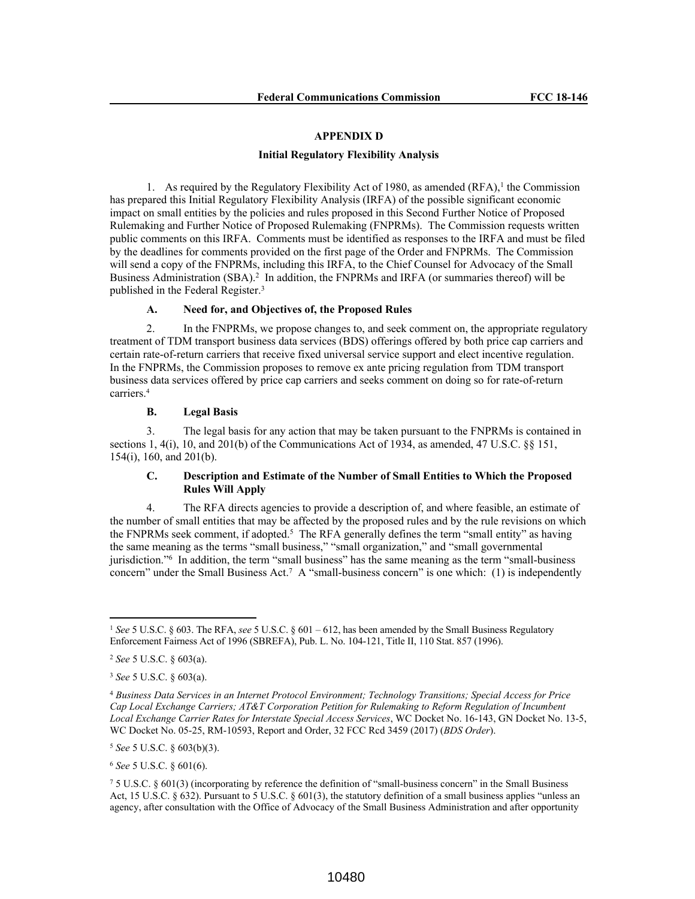## APPENDIX D

### Initial Regulatory Flexibility Analysis

1. As required by the Regulatory Flexibility Act of 1980, as amended (RFA),[1] the Commission has prepared this Initial Regulatory Flexibility Analysis (IRFA) of the possible significant economic impact on small entities by the policies and rules proposed in this Second Further Notice of Proposed Rulemaking and Further Notice of Proposed Rulemaking (FNPRMs). The Commission requests written public comments on this IRFA. Comments must be identified as responses to the IRFA and must be filed by the deadlines for comments provided on the first page of the Order and FNPRMs. The Commission will send a copy of the FNPRMs, including this IRFA, to the Chief Counsel for Advocacy of the Small Business Administration (SBA).[2] In addition, the FNPRMs and IRFA (or summaries thereof) will be published in the Federal Register.[3]

#### A. Need for, and Objectives of, the Proposed Rules

2. In the FNPRMs, we propose changes to, and seek comment on, the appropriate regulatory treatment of TDM transport business data services (BDS) offerings offered by both price cap carriers and certain rate-of-return carriers that receive fixed universal service support and elect incentive regulation. In the FNPRMs, the Commission proposes to remove ex ante pricing regulation from TDM transport business data services offered by price cap carriers and seeks comment on doing so for rate-of-return carriers.[4]

#### B. Legal Basis

3. The legal basis for any action that may be taken pursuant to the FNPRMs is contained in sections 1, 4(i), 10, and 201(b) of the Communications Act of 1934, as amended, 47 U.S.C. §§ 151, 154(i), 160, and 201(b).

#### C. Description and Estimate of the Number of Small Entities to Which the Proposed Rules Will Apply

4. The RFA directs agencies to provide a description of, and where feasible, an estimate of the number of small entities that may be affected by the proposed rules and by the rule revisions on which the FNPRMs seek comment, if adopted.[5] The RFA generally defines the term "small entity" as having the same meaning as the terms "small business," "small organization," and "small governmental jurisdiction."[6] In addition, the term "small business" has the same meaning as the term "small-business concern" under the Small Business Act.[7] A "small-business concern" is one which: (1) is independently

---

[1] *See* 5 U.S.C. § 603. The RFA, *see* 5 U.S.C. § 601 – 612, has been amended by the Small Business Regulatory Enforcement Fairness Act of 1996 (SBREFA), Pub. L. No. 104-121, Title II, 110 Stat. 857 (1996).

[2] *See* 5 U.S.C. § 603(a).

[3] *See* 5 U.S.C. § 603(a).

[4] *Business Data Services in an Internet Protocol Environment; Technology Transitions; Special Access for Price Cap Local Exchange Carriers; AT&T Corporation Petition for Rulemaking to Reform Regulation of Incumbent Local Exchange Carrier Rates for Interstate Special Access Services*, WC Docket No. 16-143, GN Docket No. 13-5, WC Docket No. 05-25, RM-10593, Report and Order, 32 FCC Rcd 3459 (2017) (*BDS Order*).

[5] *See* 5 U.S.C. § 603(b)(3).

[6] *See* 5 U.S.C. § 601(6).

[7] 5 U.S.C. § 601(3) (incorporating by reference the definition of "small-business concern" in the Small Business Act, 15 U.S.C. § 632). Pursuant to 5 U.S.C. § 601(3), the statutory definition of a small business applies "unless an agency, after consultation with the Office of Advocacy of the Small Business Administration and after opportunity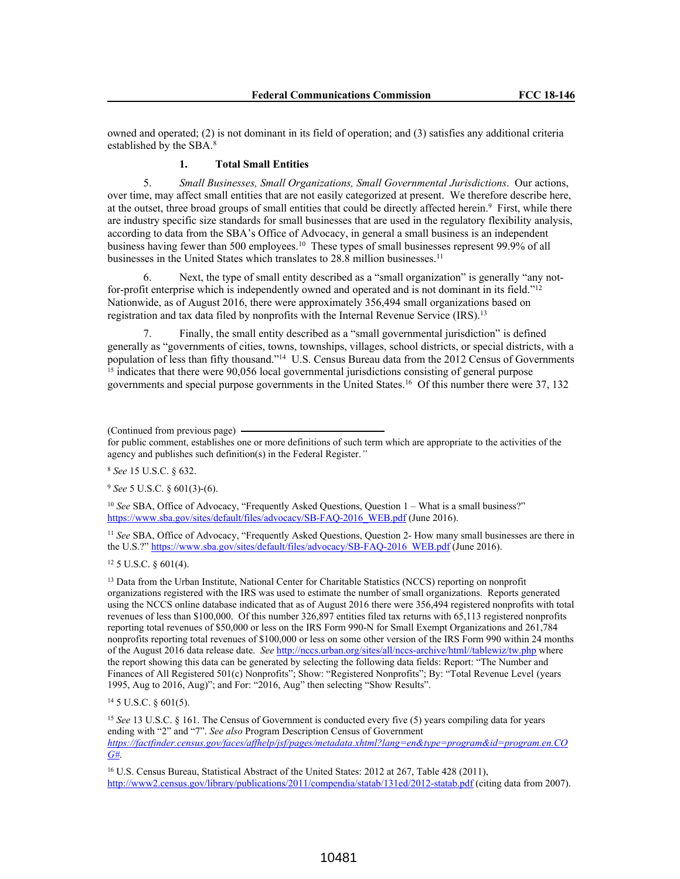owned and operated; (2) is not dominant in its field of operation; and (3) satisfies any additional criteria established by the SBA.[8]

### 1. Total Small Entities

5. *Small Businesses, Small Organizations, Small Governmental Jurisdictions*. Our actions, over time, may affect small entities that are not easily categorized at present. We therefore describe here, at the outset, three broad groups of small entities that could be directly affected herein.[9] First, while there are industry specific size standards for small businesses that are used in the regulatory flexibility analysis, according to data from the SBA's Office of Advocacy, in general a small business is an independent business having fewer than 500 employees.[10] These types of small businesses represent 99.9% of all businesses in the United States which translates to 28.8 million businesses.[11]

6. Next, the type of small entity described as a "small organization" is generally "any not-for-profit enterprise which is independently owned and operated and is not dominant in its field."[12] Nationwide, as of August 2016, there were approximately 356,494 small organizations based on registration and tax data filed by nonprofits with the Internal Revenue Service (IRS).[13]

7. Finally, the small entity described as a "small governmental jurisdiction" is defined generally as "governments of cities, towns, townships, villages, school districts, or special districts, with a population of less than fifty thousand."[14] U.S. Census Bureau data from the 2012 Census of Governments [15] indicates that there were 90,056 local governmental jurisdictions consisting of general purpose governments and special purpose governments in the United States.[16] Of this number there were 37, 132

---

(Continued from previous page)

for public comment, establishes one or more definitions of such term which are appropriate to the activities of the agency and publishes such definition(s) in the Federal Register.*"*

[8] *See* 15 U.S.C. § 632.

[9] *See* 5 U.S.C. § 601(3)-(6).

[10] *See* SBA, Office of Advocacy, "Frequently Asked Questions, Question 1 – What is a small business?" https://www.sba.gov/sites/default/files/advocacy/SB-FAQ-2016_WEB.pdf (June 2016).

[11] *See* SBA, Office of Advocacy, "Frequently Asked Questions, Question 2- How many small businesses are there in the U.S.?" https://www.sba.gov/sites/default/files/advocacy/SB-FAQ-2016_WEB.pdf (June 2016).

[12] 5 U.S.C. § 601(4).

[13] Data from the Urban Institute, National Center for Charitable Statistics (NCCS) reporting on nonprofit organizations registered with the IRS was used to estimate the number of small organizations. Reports generated using the NCCS online database indicated that as of August 2016 there were 356,494 registered nonprofits with total revenues of less than $100,000. Of this number 326,897 entities filed tax returns with 65,113 registered nonprofits reporting total revenues of $50,000 or less on the IRS Form 990-N for Small Exempt Organizations and 261,784 nonprofits reporting total revenues of $100,000 or less on some other version of the IRS Form 990 within 24 months of the August 2016 data release date. *See* http://nccs.urban.org/sites/all/nccs-archive/html//tablewiz/tw.php where the report showing this data can be generated by selecting the following data fields: Report: "The Number and Finances of All Registered 501(c) Nonprofits"; Show: "Registered Nonprofits"; By: "Total Revenue Level (years 1995, Aug to 2016, Aug)"; and For: "2016, Aug" then selecting "Show Results".

[14] 5 U.S.C. § 601(5).

[15] *See* 13 U.S.C. § 161. The Census of Government is conducted every five (5) years compiling data for years ending with "2" and "7". *See also* Program Description Census of Government *https://factfinder.census.gov/faces/affhelp/jsf/pages/metadata.xhtml?lang=en&type=program&id=program.en.COG#*.

[16] U.S. Census Bureau, Statistical Abstract of the United States: 2012 at 267, Table 428 (2011), http://www2.census.gov/library/publications/2011/compendia/statab/131ed/2012-statab.pdf (citing data from 2007).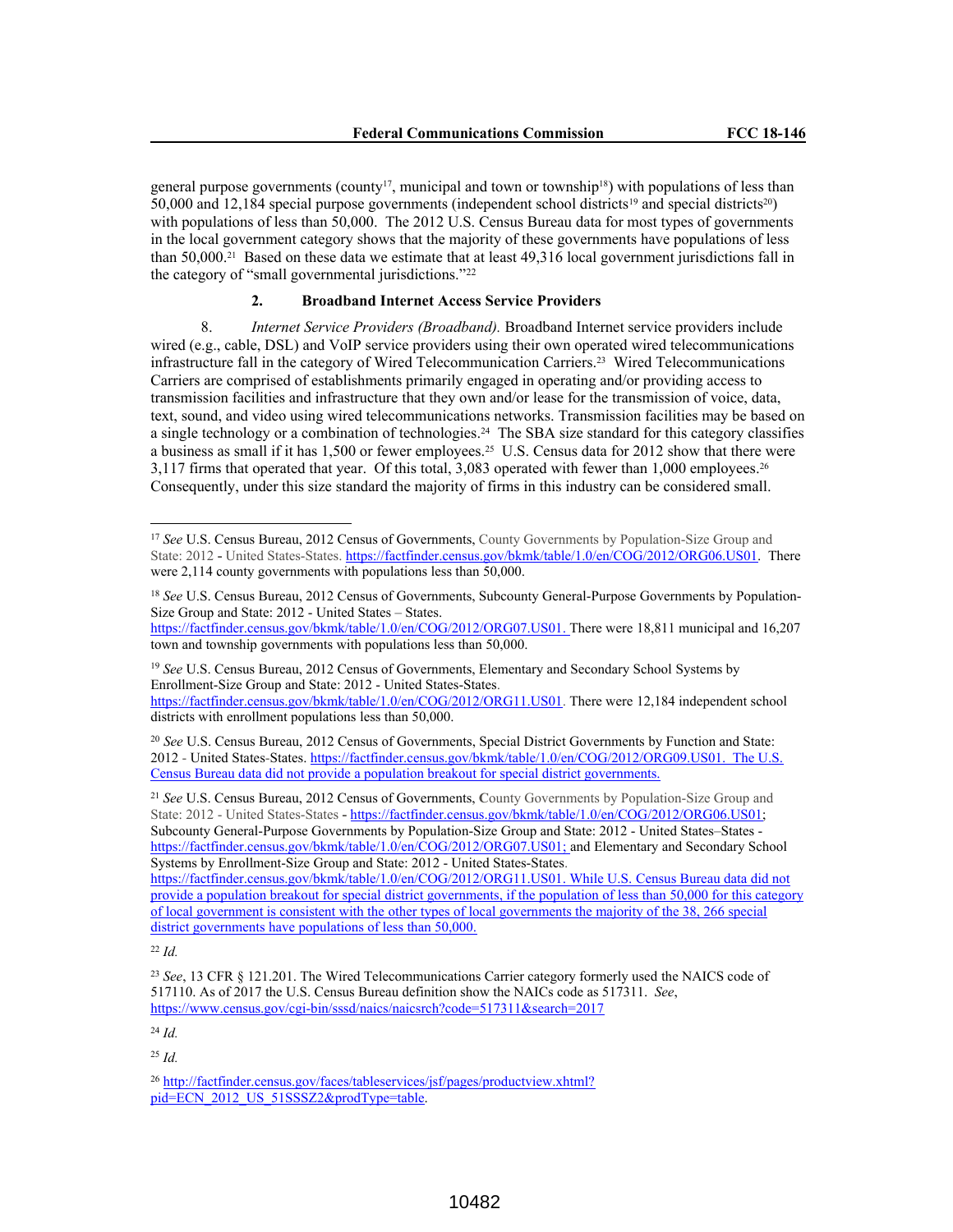general purpose governments (county[17], municipal and town or township[18]) with populations of less than 50,000 and 12,184 special purpose governments (independent school districts[19] and special districts[20]) with populations of less than 50,000. The 2012 U.S. Census Bureau data for most types of governments in the local government category shows that the majority of these governments have populations of less than 50,000.[21] Based on these data we estimate that at least 49,316 local government jurisdictions fall in the category of "small governmental jurisdictions."[22]

### 2. Broadband Internet Access Service Providers

8. *Internet Service Providers (Broadband).* Broadband Internet service providers include wired (e.g., cable, DSL) and VoIP service providers using their own operated wired telecommunications infrastructure fall in the category of Wired Telecommunication Carriers.[23] Wired Telecommunications Carriers are comprised of establishments primarily engaged in operating and/or providing access to transmission facilities and infrastructure that they own and/or lease for the transmission of voice, data, text, sound, and video using wired telecommunications networks. Transmission facilities may be based on a single technology or a combination of technologies.[24] The SBA size standard for this category classifies a business as small if it has 1,500 or fewer employees.[25] U.S. Census data for 2012 show that there were 3,117 firms that operated that year. Of this total, 3,083 operated with fewer than 1,000 employees.[26] Consequently, under this size standard the majority of firms in this industry can be considered small.

---

[17] *See* U.S. Census Bureau, 2012 Census of Governments, County Governments by Population-Size Group and State: 2012 - United States-States. https://factfinder.census.gov/bkmk/table/1.0/en/COG/2012/ORG06.US01. There were 2,114 county governments with populations less than 50,000.

[18] *See* U.S. Census Bureau, 2012 Census of Governments, Subcounty General-Purpose Governments by Population-Size Group and State: 2012 - United States – States. https://factfinder.census.gov/bkmk/table/1.0/en/COG/2012/ORG07.US01. There were 18,811 municipal and 16,207 town and township governments with populations less than 50,000.

[19] *See* U.S. Census Bureau, 2012 Census of Governments, Elementary and Secondary School Systems by Enrollment-Size Group and State: 2012 - United States-States. https://factfinder.census.gov/bkmk/table/1.0/en/COG/2012/ORG11.US01. There were 12,184 independent school districts with enrollment populations less than 50,000.

[20] *See* U.S. Census Bureau, 2012 Census of Governments, Special District Governments by Function and State: 2012 - United States-States. https://factfinder.census.gov/bkmk/table/1.0/en/COG/2012/ORG09.US01. The U.S. Census Bureau data did not provide a population breakout for special district governments.

[21] *See* U.S. Census Bureau, 2012 Census of Governments, County Governments by Population-Size Group and State: 2012 - United States-States - https://factfinder.census.gov/bkmk/table/1.0/en/COG/2012/ORG06.US01; Subcounty General-Purpose Governments by Population-Size Group and State: 2012 - United States–States - https://factfinder.census.gov/bkmk/table/1.0/en/COG/2012/ORG07.US01; and Elementary and Secondary School Systems by Enrollment-Size Group and State: 2012 - United States-States. https://factfinder.census.gov/bkmk/table/1.0/en/COG/2012/ORG11.US01. While U.S. Census Bureau data did not provide a population breakout for special district governments, if the population of less than 50,000 for this category of local government is consistent with the other types of local governments the majority of the 38, 266 special district governments have populations of less than 50,000.

[22] *Id.*

[23] *See*, 13 CFR § 121.201. The Wired Telecommunications Carrier category formerly used the NAICS code of 517110. As of 2017 the U.S. Census Bureau definition show the NAICs code as 517311. *See*, https://www.census.gov/cgi-bin/sssd/naics/naicsrch?code=517311&search=2017

[24] *Id.*

[25] *Id.*

[26] http://factfinder.census.gov/faces/tableservices/jsf/pages/productview.xhtml?pid=ECN_2012_US_51SSSZ2&prodType=table.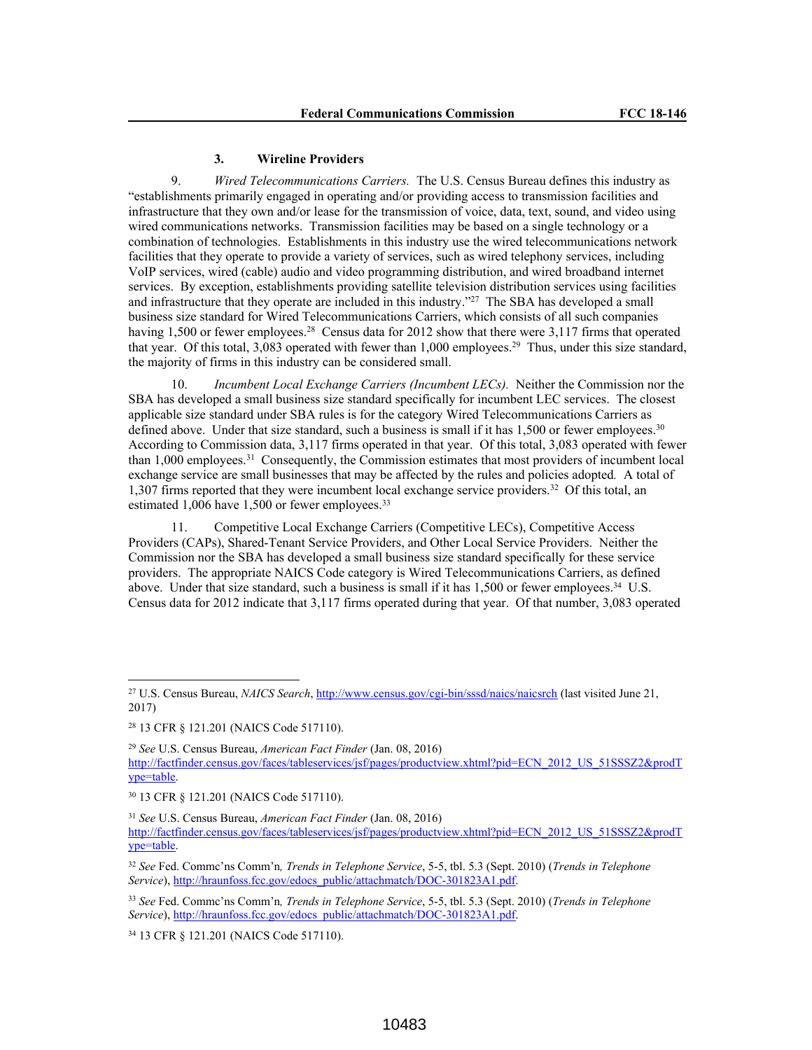### 3. Wireline Providers

9. *Wired Telecommunications Carriers.* The U.S. Census Bureau defines this industry as "establishments primarily engaged in operating and/or providing access to transmission facilities and infrastructure that they own and/or lease for the transmission of voice, data, text, sound, and video using wired communications networks. Transmission facilities may be based on a single technology or a combination of technologies. Establishments in this industry use the wired telecommunications network facilities that they operate to provide a variety of services, such as wired telephony services, including VoIP services, wired (cable) audio and video programming distribution, and wired broadband internet services. By exception, establishments providing satellite television distribution services using facilities and infrastructure that they operate are included in this industry."[27] The SBA has developed a small business size standard for Wired Telecommunications Carriers, which consists of all such companies having 1,500 or fewer employees.[28] Census data for 2012 show that there were 3,117 firms that operated that year. Of this total, 3,083 operated with fewer than 1,000 employees.[29] Thus, under this size standard, the majority of firms in this industry can be considered small.

10. *Incumbent Local Exchange Carriers (Incumbent LECs).* Neither the Commission nor the SBA has developed a small business size standard specifically for incumbent LEC services. The closest applicable size standard under SBA rules is for the category Wired Telecommunications Carriers as defined above. Under that size standard, such a business is small if it has 1,500 or fewer employees.[30] According to Commission data, 3,117 firms operated in that year. Of this total, 3,083 operated with fewer than 1,000 employees.[31] Consequently, the Commission estimates that most providers of incumbent local exchange service are small businesses that may be affected by the rules and policies adopted. A total of 1,307 firms reported that they were incumbent local exchange service providers.[32] Of this total, an estimated 1,006 have 1,500 or fewer employees.[33]

11. Competitive Local Exchange Carriers (Competitive LECs), Competitive Access Providers (CAPs), Shared-Tenant Service Providers, and Other Local Service Providers. Neither the Commission nor the SBA has developed a small business size standard specifically for these service providers. The appropriate NAICS Code category is Wired Telecommunications Carriers, as defined above. Under that size standard, such a business is small if it has 1,500 or fewer employees.[34] U.S. Census data for 2012 indicate that 3,117 firms operated during that year. Of that number, 3,083 operated

---

[27] U.S. Census Bureau, *NAICS Search*, http://www.census.gov/cgi-bin/sssd/naics/naicsrch (last visited June 21, 2017)

[28] 13 CFR § 121.201 (NAICS Code 517110).

[29] *See* U.S. Census Bureau, *American Fact Finder* (Jan. 08, 2016) http://factfinder.census.gov/faces/tableservices/jsf/pages/productview.xhtml?pid=ECN_2012_US_51SSSZ2&prodType=table.

[30] 13 CFR § 121.201 (NAICS Code 517110).

[31] *See* U.S. Census Bureau, *American Fact Finder* (Jan. 08, 2016) http://factfinder.census.gov/faces/tableservices/jsf/pages/productview.xhtml?pid=ECN_2012_US_51SSSZ2&prodType=table.

[32] *See* Fed. Commc'ns Comm'n*, Trends in Telephone Service*, 5-5, tbl. 5.3 (Sept. 2010) (*Trends in Telephone Service*), http://hraunfoss.fcc.gov/edocs_public/attachmatch/DOC-301823A1.pdf.

[33] *See* Fed. Commc'ns Comm'n*, Trends in Telephone Service*, 5-5, tbl. 5.3 (Sept. 2010) (*Trends in Telephone Service*), http://hraunfoss.fcc.gov/edocs_public/attachmatch/DOC-301823A1.pdf.

[34] 13 CFR § 121.201 (NAICS Code 517110).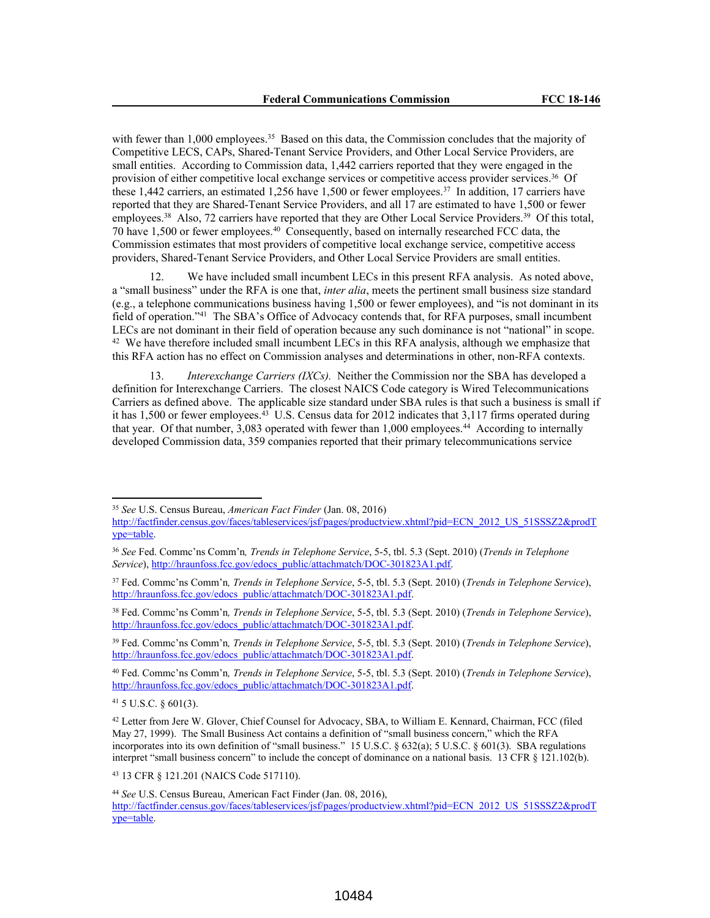with fewer than 1,000 employees.[35] Based on this data, the Commission concludes that the majority of Competitive LECS, CAPs, Shared-Tenant Service Providers, and Other Local Service Providers, are small entities. According to Commission data, 1,442 carriers reported that they were engaged in the provision of either competitive local exchange services or competitive access provider services.[36] Of these 1,442 carriers, an estimated 1,256 have 1,500 or fewer employees.[37] In addition, 17 carriers have reported that they are Shared-Tenant Service Providers, and all 17 are estimated to have 1,500 or fewer employees.[38] Also, 72 carriers have reported that they are Other Local Service Providers.[39] Of this total, 70 have 1,500 or fewer employees.[40] Consequently, based on internally researched FCC data, the Commission estimates that most providers of competitive local exchange service, competitive access providers, Shared-Tenant Service Providers, and Other Local Service Providers are small entities.

12. We have included small incumbent LECs in this present RFA analysis. As noted above, a "small business" under the RFA is one that, *inter alia*, meets the pertinent small business size standard (e.g., a telephone communications business having 1,500 or fewer employees), and "is not dominant in its field of operation."[41] The SBA's Office of Advocacy contends that, for RFA purposes, small incumbent LECs are not dominant in their field of operation because any such dominance is not "national" in scope.[42] We have therefore included small incumbent LECs in this RFA analysis, although we emphasize that this RFA action has no effect on Commission analyses and determinations in other, non-RFA contexts.

13. *Interexchange Carriers (IXCs).* Neither the Commission nor the SBA has developed a definition for Interexchange Carriers. The closest NAICS Code category is Wired Telecommunications Carriers as defined above. The applicable size standard under SBA rules is that such a business is small if it has 1,500 or fewer employees.[43] U.S. Census data for 2012 indicates that 3,117 firms operated during that year. Of that number, 3,083 operated with fewer than 1,000 employees.[44] According to internally developed Commission data, 359 companies reported that their primary telecommunications service

---

[35] *See* U.S. Census Bureau, *American Fact Finder* (Jan. 08, 2016) http://factfinder.census.gov/faces/tableservices/jsf/pages/productview.xhtml?pid=ECN_2012_US_51SSSZ2&prodType=table.

[36] *See* Fed. Commc'ns Comm'n*, Trends in Telephone Service*, 5-5, tbl. 5.3 (Sept. 2010) (*Trends in Telephone Service*), http://hraunfoss.fcc.gov/edocs_public/attachmatch/DOC-301823A1.pdf.

[37] Fed. Commc'ns Comm'n*, Trends in Telephone Service*, 5-5, tbl. 5.3 (Sept. 2010) (*Trends in Telephone Service*), http://hraunfoss.fcc.gov/edocs_public/attachmatch/DOC-301823A1.pdf.

[38] Fed. Commc'ns Comm'n*, Trends in Telephone Service*, 5-5, tbl. 5.3 (Sept. 2010) (*Trends in Telephone Service*), http://hraunfoss.fcc.gov/edocs_public/attachmatch/DOC-301823A1.pdf.

[39] Fed. Commc'ns Comm'n*, Trends in Telephone Service*, 5-5, tbl. 5.3 (Sept. 2010) (*Trends in Telephone Service*), http://hraunfoss.fcc.gov/edocs_public/attachmatch/DOC-301823A1.pdf.

[40] Fed. Commc'ns Comm'n*, Trends in Telephone Service*, 5-5, tbl. 5.3 (Sept. 2010) (*Trends in Telephone Service*), http://hraunfoss.fcc.gov/edocs_public/attachmatch/DOC-301823A1.pdf.

[41] 5 U.S.C. § 601(3).

[42] Letter from Jere W. Glover, Chief Counsel for Advocacy, SBA, to William E. Kennard, Chairman, FCC (filed May 27, 1999). The Small Business Act contains a definition of "small business concern," which the RFA incorporates into its own definition of "small business." 15 U.S.C. § 632(a); 5 U.S.C. § 601(3). SBA regulations interpret "small business concern" to include the concept of dominance on a national basis. 13 CFR § 121.102(b).

[43] 13 CFR § 121.201 (NAICS Code 517110).

[44] *See* U.S. Census Bureau, American Fact Finder (Jan. 08, 2016), http://factfinder.census.gov/faces/tableservices/jsf/pages/productview.xhtml?pid=ECN_2012_US_51SSSZ2&prodType=table.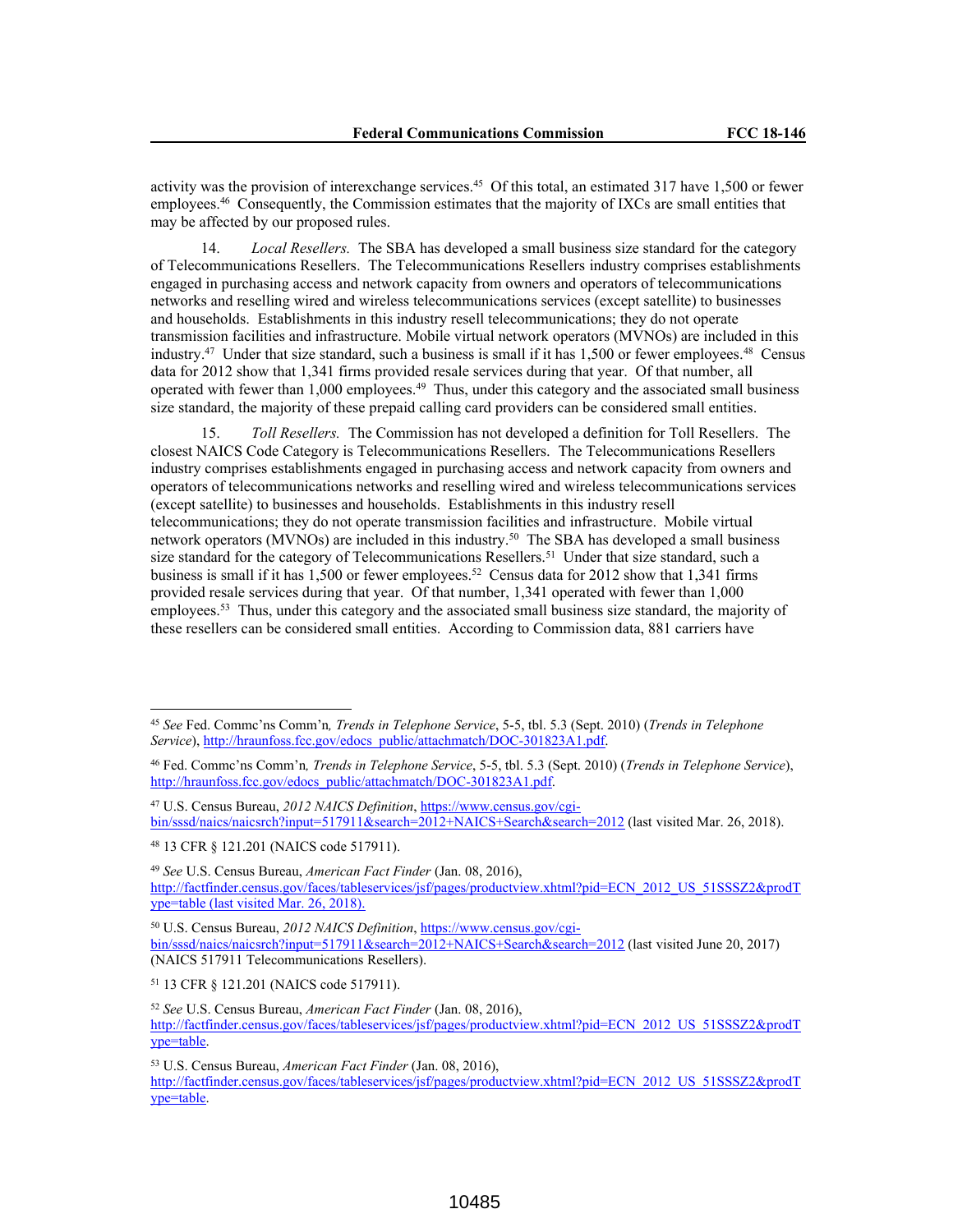activity was the provision of interexchange services.[45] Of this total, an estimated 317 have 1,500 or fewer employees.[46] Consequently, the Commission estimates that the majority of IXCs are small entities that may be affected by our proposed rules.

14. *Local Resellers.* The SBA has developed a small business size standard for the category of Telecommunications Resellers. The Telecommunications Resellers industry comprises establishments engaged in purchasing access and network capacity from owners and operators of telecommunications networks and reselling wired and wireless telecommunications services (except satellite) to businesses and households. Establishments in this industry resell telecommunications; they do not operate transmission facilities and infrastructure. Mobile virtual network operators (MVNOs) are included in this industry.[47] Under that size standard, such a business is small if it has 1,500 or fewer employees.[48] Census data for 2012 show that 1,341 firms provided resale services during that year. Of that number, all operated with fewer than 1,000 employees.[49] Thus, under this category and the associated small business size standard, the majority of these prepaid calling card providers can be considered small entities.

15. *Toll Resellers.* The Commission has not developed a definition for Toll Resellers. The closest NAICS Code Category is Telecommunications Resellers. The Telecommunications Resellers industry comprises establishments engaged in purchasing access and network capacity from owners and operators of telecommunications networks and reselling wired and wireless telecommunications services (except satellite) to businesses and households. Establishments in this industry resell telecommunications; they do not operate transmission facilities and infrastructure. Mobile virtual network operators (MVNOs) are included in this industry.[50] The SBA has developed a small business size standard for the category of Telecommunications Resellers.[51] Under that size standard, such a business is small if it has 1,500 or fewer employees.[52] Census data for 2012 show that 1,341 firms provided resale services during that year. Of that number, 1,341 operated with fewer than 1,000 employees.[53] Thus, under this category and the associated small business size standard, the majority of these resellers can be considered small entities. According to Commission data, 881 carriers have

---

[45] *See* Fed. Commc'ns Comm'n*, Trends in Telephone Service*, 5-5, tbl. 5.3 (Sept. 2010) (*Trends in Telephone Service*), http://hraunfoss.fcc.gov/edocs_public/attachmatch/DOC-301823A1.pdf.

[46] Fed. Commc'ns Comm'n*, Trends in Telephone Service*, 5-5, tbl. 5.3 (Sept. 2010) (*Trends in Telephone Service*), http://hraunfoss.fcc.gov/edocs_public/attachmatch/DOC-301823A1.pdf.

[47] U.S. Census Bureau, *2012 NAICS Definition*, https://www.census.gov/cgi-bin/sssd/naics/naicsrch?input=517911&search=2012+NAICS+Search&search=2012 (last visited Mar. 26, 2018).

[48] 13 CFR § 121.201 (NAICS code 517911).

[49] *See* U.S. Census Bureau, *American Fact Finder* (Jan. 08, 2016), http://factfinder.census.gov/faces/tableservices/jsf/pages/productview.xhtml?pid=ECN_2012_US_51SSSZ2&prodType=table (last visited Mar. 26, 2018).

[50] U.S. Census Bureau, *2012 NAICS Definition*, https://www.census.gov/cgi-bin/sssd/naics/naicsrch?input=517911&search=2012+NAICS+Search&search=2012 (last visited June 20, 2017) (NAICS 517911 Telecommunications Resellers).

[51] 13 CFR § 121.201 (NAICS code 517911).

[52] *See* U.S. Census Bureau, *American Fact Finder* (Jan. 08, 2016), http://factfinder.census.gov/faces/tableservices/jsf/pages/productview.xhtml?pid=ECN_2012_US_51SSSZ2&prodType=table.

[53] U.S. Census Bureau, *American Fact Finder* (Jan. 08, 2016), http://factfinder.census.gov/faces/tableservices/jsf/pages/productview.xhtml?pid=ECN_2012_US_51SSSZ2&prodType=table.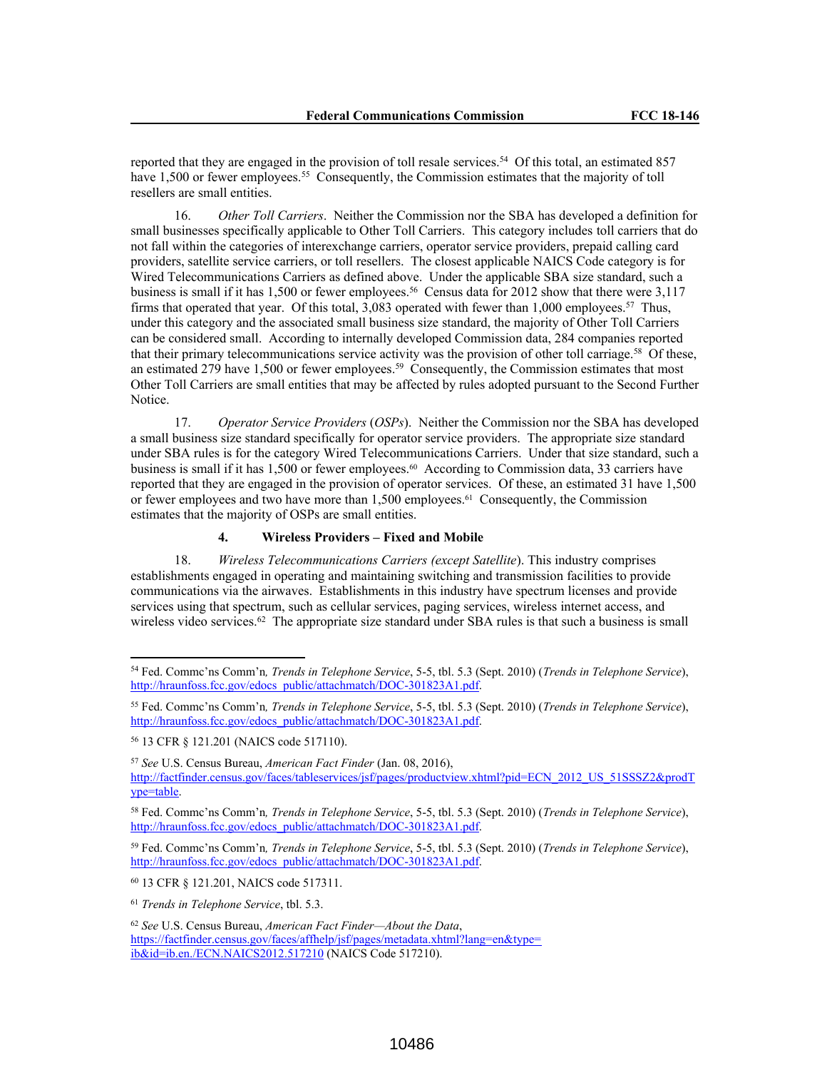reported that they are engaged in the provision of toll resale services.[54] Of this total, an estimated 857 have 1,500 or fewer employees.[55] Consequently, the Commission estimates that the majority of toll resellers are small entities.

16. *Other Toll Carriers*. Neither the Commission nor the SBA has developed a definition for small businesses specifically applicable to Other Toll Carriers. This category includes toll carriers that do not fall within the categories of interexchange carriers, operator service providers, prepaid calling card providers, satellite service carriers, or toll resellers. The closest applicable NAICS Code category is for Wired Telecommunications Carriers as defined above. Under the applicable SBA size standard, such a business is small if it has 1,500 or fewer employees.[56] Census data for 2012 show that there were 3,117 firms that operated that year. Of this total, 3,083 operated with fewer than 1,000 employees.[57] Thus, under this category and the associated small business size standard, the majority of Other Toll Carriers can be considered small. According to internally developed Commission data, 284 companies reported that their primary telecommunications service activity was the provision of other toll carriage.[58] Of these, an estimated 279 have 1,500 or fewer employees.[59] Consequently, the Commission estimates that most Other Toll Carriers are small entities that may be affected by rules adopted pursuant to the Second Further Notice.

17. *Operator Service Providers* (*OSPs*). Neither the Commission nor the SBA has developed a small business size standard specifically for operator service providers. The appropriate size standard under SBA rules is for the category Wired Telecommunications Carriers. Under that size standard, such a business is small if it has 1,500 or fewer employees.[60] According to Commission data, 33 carriers have reported that they are engaged in the provision of operator services. Of these, an estimated 31 have 1,500 or fewer employees and two have more than 1,500 employees.[61] Consequently, the Commission estimates that the majority of OSPs are small entities.

#### 4. Wireless Providers – Fixed and Mobile

18. *Wireless Telecommunications Carriers (except Satellite)*. This industry comprises establishments engaged in operating and maintaining switching and transmission facilities to provide communications via the airwaves. Establishments in this industry have spectrum licenses and provide services using that spectrum, such as cellular services, paging services, wireless internet access, and wireless video services.[62] The appropriate size standard under SBA rules is that such a business is small

---

[54] Fed. Commc'ns Comm'n*, Trends in Telephone Service*, 5-5, tbl. 5.3 (Sept. 2010) (*Trends in Telephone Service*), http://hraunfoss.fcc.gov/edocs_public/attachmatch/DOC-301823A1.pdf.

[55] Fed. Commc'ns Comm'n*, Trends in Telephone Service*, 5-5, tbl. 5.3 (Sept. 2010) (*Trends in Telephone Service*), http://hraunfoss.fcc.gov/edocs_public/attachmatch/DOC-301823A1.pdf.

[56] 13 CFR § 121.201 (NAICS code 517110).

[57] *See* U.S. Census Bureau, *American Fact Finder* (Jan. 08, 2016), http://factfinder.census.gov/faces/tableservices/jsf/pages/productview.xhtml?pid=ECN_2012_US_51SSSZ2&prodType=table.

[58] Fed. Commc'ns Comm'n*, Trends in Telephone Service*, 5-5, tbl. 5.3 (Sept. 2010) (*Trends in Telephone Service*), http://hraunfoss.fcc.gov/edocs_public/attachmatch/DOC-301823A1.pdf.

[59] Fed. Commc'ns Comm'n*, Trends in Telephone Service*, 5-5, tbl. 5.3 (Sept. 2010) (*Trends in Telephone Service*), http://hraunfoss.fcc.gov/edocs_public/attachmatch/DOC-301823A1.pdf.

[60] 13 CFR § 121.201, NAICS code 517311.

[61] *Trends in Telephone Service*, tbl. 5.3.

[62] *See* U.S. Census Bureau, *American Fact Finder—About the Data*, https://factfinder.census.gov/faces/affhelp/jsf/pages/metadata.xhtml?lang=en&type=ib&id=ib.en./ECN.NAICS2012.517210 (NAICS Code 517210).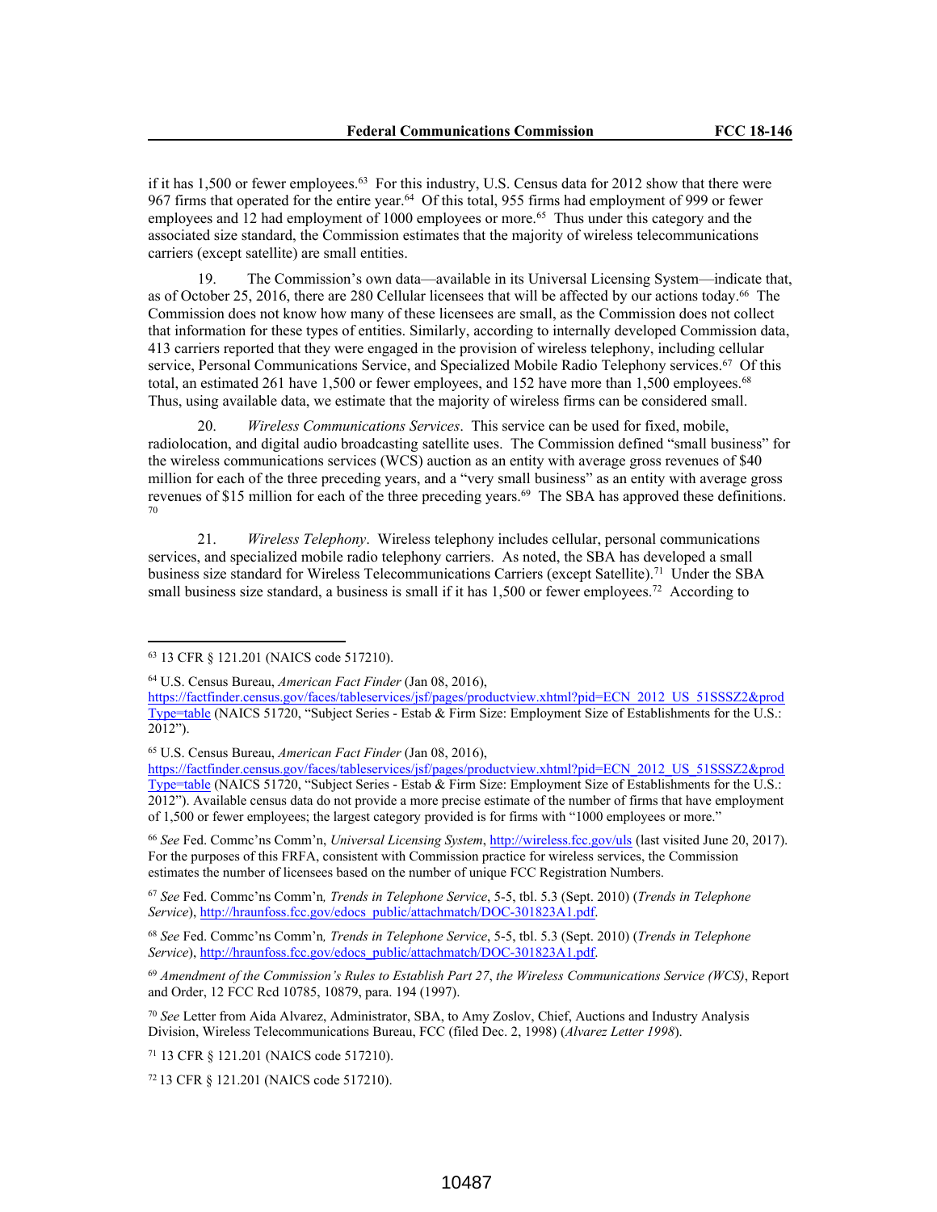if it has 1,500 or fewer employees.[63] For this industry, U.S. Census data for 2012 show that there were 967 firms that operated for the entire year.[64] Of this total, 955 firms had employment of 999 or fewer employees and 12 had employment of 1000 employees or more.[65] Thus under this category and the associated size standard, the Commission estimates that the majority of wireless telecommunications carriers (except satellite) are small entities.

19. The Commission's own data—available in its Universal Licensing System—indicate that, as of October 25, 2016, there are 280 Cellular licensees that will be affected by our actions today.[66] The Commission does not know how many of these licensees are small, as the Commission does not collect that information for these types of entities. Similarly, according to internally developed Commission data, 413 carriers reported that they were engaged in the provision of wireless telephony, including cellular service, Personal Communications Service, and Specialized Mobile Radio Telephony services.[67] Of this total, an estimated 261 have 1,500 or fewer employees, and 152 have more than 1,500 employees.[68] Thus, using available data, we estimate that the majority of wireless firms can be considered small.

20. *Wireless Communications Services*. This service can be used for fixed, mobile, radiolocation, and digital audio broadcasting satellite uses. The Commission defined "small business" for the wireless communications services (WCS) auction as an entity with average gross revenues of $40 million for each of the three preceding years, and a "very small business" as an entity with average gross revenues of $15 million for each of the three preceding years.[69] The SBA has approved these definitions.[70]

21. *Wireless Telephony*. Wireless telephony includes cellular, personal communications services, and specialized mobile radio telephony carriers. As noted, the SBA has developed a small business size standard for Wireless Telecommunications Carriers (except Satellite).[71] Under the SBA small business size standard, a business is small if it has 1,500 or fewer employees.[72] According to

---

[63] 13 CFR § 121.201 (NAICS code 517210).

[64] U.S. Census Bureau, *American Fact Finder* (Jan 08, 2016), https://factfinder.census.gov/faces/tableservices/jsf/pages/productview.xhtml?pid=ECN_2012_US_51SSSZ2&prodType=table (NAICS 51720, "Subject Series - Estab & Firm Size: Employment Size of Establishments for the U.S.: 2012").

[65] U.S. Census Bureau, *American Fact Finder* (Jan 08, 2016), https://factfinder.census.gov/faces/tableservices/jsf/pages/productview.xhtml?pid=ECN_2012_US_51SSSZ2&prodType=table (NAICS 51720, "Subject Series - Estab & Firm Size: Employment Size of Establishments for the U.S.: 2012"). Available census data do not provide a more precise estimate of the number of firms that have employment of 1,500 or fewer employees; the largest category provided is for firms with "1000 employees or more."

[66] *See* Fed. Commc'ns Comm'n, *Universal Licensing System*, http://wireless.fcc.gov/uls (last visited June 20, 2017). For the purposes of this FRFA, consistent with Commission practice for wireless services, the Commission estimates the number of licensees based on the number of unique FCC Registration Numbers.

[67] *See* Fed. Commc'ns Comm'n*, Trends in Telephone Service*, 5-5, tbl. 5.3 (Sept. 2010) (*Trends in Telephone Service*), http://hraunfoss.fcc.gov/edocs_public/attachmatch/DOC-301823A1.pdf.

[68] *See* Fed. Commc'ns Comm'n*, Trends in Telephone Service*, 5-5, tbl. 5.3 (Sept. 2010) (*Trends in Telephone Service*), http://hraunfoss.fcc.gov/edocs_public/attachmatch/DOC-301823A1.pdf.

[69] *Amendment of the Commission's Rules to Establish Part 27*, *the Wireless Communications Service (WCS)*, Report and Order, 12 FCC Rcd 10785, 10879, para. 194 (1997).

[70] *See* Letter from Aida Alvarez, Administrator, SBA, to Amy Zoslov, Chief, Auctions and Industry Analysis Division, Wireless Telecommunications Bureau, FCC (filed Dec. 2, 1998) (*Alvarez Letter 1998*).

[71] 13 CFR § 121.201 (NAICS code 517210).

[72] 13 CFR § 121.201 (NAICS code 517210).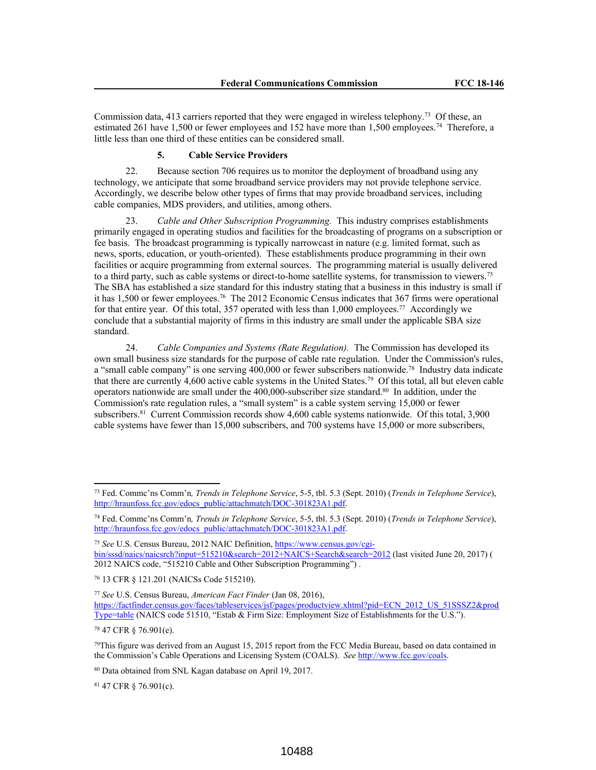Commission data, 413 carriers reported that they were engaged in wireless telephony.[73] Of these, an estimated 261 have 1,500 or fewer employees and 152 have more than 1,500 employees.[74] Therefore, a little less than one third of these entities can be considered small.

### 5. Cable Service Providers

22. Because section 706 requires us to monitor the deployment of broadband using any technology, we anticipate that some broadband service providers may not provide telephone service. Accordingly, we describe below other types of firms that may provide broadband services, including cable companies, MDS providers, and utilities, among others.

23. *Cable and Other Subscription Programming.* This industry comprises establishments primarily engaged in operating studios and facilities for the broadcasting of programs on a subscription or fee basis. The broadcast programming is typically narrowcast in nature (e.g. limited format, such as news, sports, education, or youth-oriented). These establishments produce programming in their own facilities or acquire programming from external sources. The programming material is usually delivered to a third party, such as cable systems or direct-to-home satellite systems, for transmission to viewers.[75] The SBA has established a size standard for this industry stating that a business in this industry is small if it has 1,500 or fewer employees.[76] The 2012 Economic Census indicates that 367 firms were operational for that entire year. Of this total, 357 operated with less than 1,000 employees.[77] Accordingly we conclude that a substantial majority of firms in this industry are small under the applicable SBA size standard.

24. *Cable Companies and Systems (Rate Regulation).* The Commission has developed its own small business size standards for the purpose of cable rate regulation. Under the Commission's rules, a "small cable company" is one serving 400,000 or fewer subscribers nationwide.[78] Industry data indicate that there are currently 4,600 active cable systems in the United States.[79] Of this total, all but eleven cable operators nationwide are small under the 400,000-subscriber size standard.[80] In addition, under the Commission's rate regulation rules, a "small system" is a cable system serving 15,000 or fewer subscribers.[81] Current Commission records show 4,600 cable systems nationwide. Of this total, 3,900 cable systems have fewer than 15,000 subscribers, and 700 systems have 15,000 or more subscribers,

---

[73] Fed. Commc'ns Comm'n*, Trends in Telephone Service*, 5-5, tbl. 5.3 (Sept. 2010) (*Trends in Telephone Service*), http://hraunfoss.fcc.gov/edocs_public/attachmatch/DOC-301823A1.pdf.

[74] Fed. Commc'ns Comm'n*, Trends in Telephone Service*, 5-5, tbl. 5.3 (Sept. 2010) (*Trends in Telephone Service*), http://hraunfoss.fcc.gov/edocs_public/attachmatch/DOC-301823A1.pdf.

[75] *See* U.S. Census Bureau, 2012 NAIC Definition, https://www.census.gov/cgi-bin/sssd/naics/naicsrch?input=515210&search=2012+NAICS+Search&search=2012 (last visited June 20, 2017) ( 2012 NAICS code, "515210 Cable and Other Subscription Programming") .

[76] 13 CFR § 121.201 (NAICSs Code 515210).

[77] *See* U.S. Census Bureau, *American Fact Finder* (Jan 08, 2016), https://factfinder.census.gov/faces/tableservices/jsf/pages/productview.xhtml?pid=ECN_2012_US_51SSSZ2&prodType=table (NAICS code 51510, "Estab & Firm Size: Employment Size of Establishments for the U.S.").

[78] 47 CFR § 76.901(e).

[79] This figure was derived from an August 15, 2015 report from the FCC Media Bureau, based on data contained in the Commission's Cable Operations and Licensing System (COALS). *See* http://www.fcc.gov/coals.

[80] Data obtained from SNL Kagan database on April 19, 2017.

[81] 47 CFR § 76.901(c).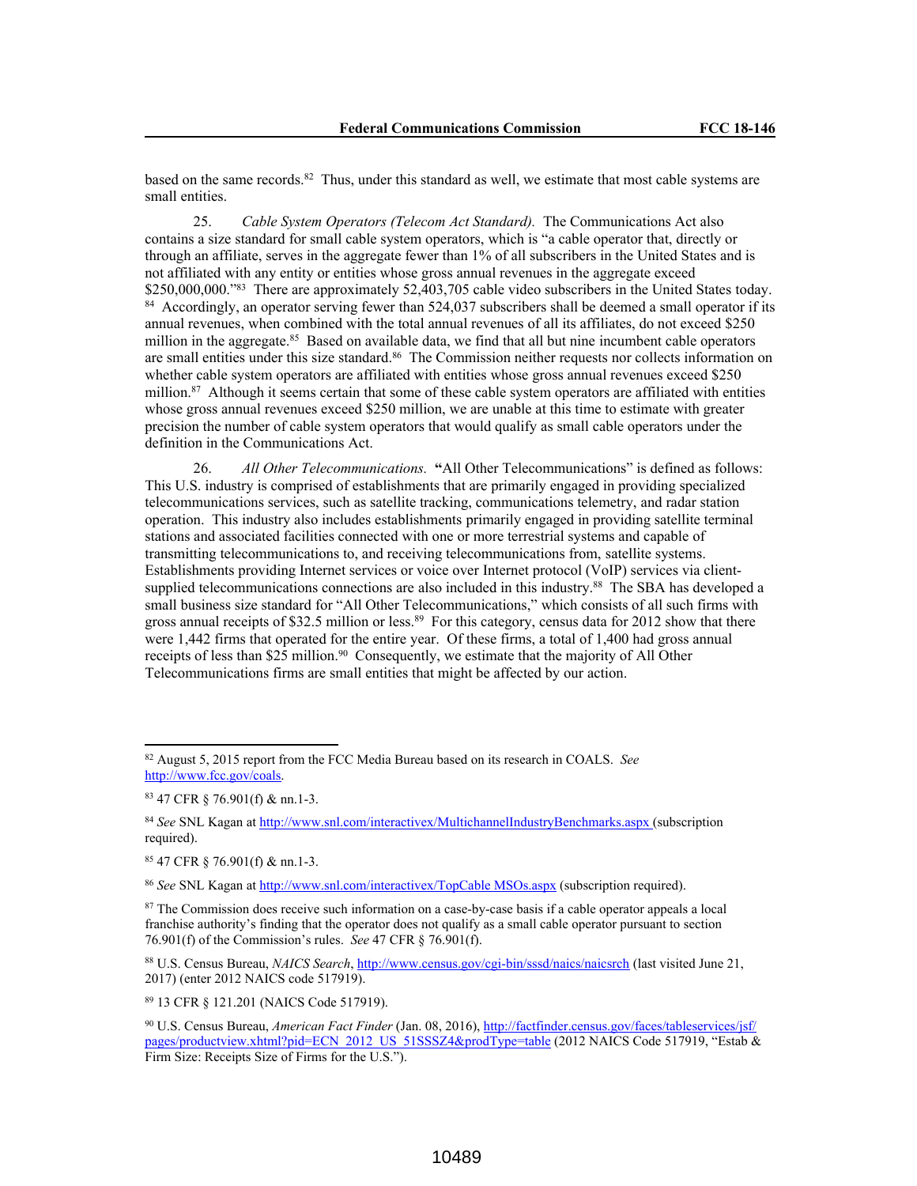based on the same records.[82] Thus, under this standard as well, we estimate that most cable systems are small entities.

25. *Cable System Operators (Telecom Act Standard).* The Communications Act also contains a size standard for small cable system operators, which is "a cable operator that, directly or through an affiliate, serves in the aggregate fewer than 1% of all subscribers in the United States and is not affiliated with any entity or entities whose gross annual revenues in the aggregate exceed $250,000,000."[83] There are approximately 52,403,705 cable video subscribers in the United States today.[84] Accordingly, an operator serving fewer than 524,037 subscribers shall be deemed a small operator if its annual revenues, when combined with the total annual revenues of all its affiliates, do not exceed $250 million in the aggregate.[85] Based on available data, we find that all but nine incumbent cable operators are small entities under this size standard.[86] The Commission neither requests nor collects information on whether cable system operators are affiliated with entities whose gross annual revenues exceed $250 million.[87] Although it seems certain that some of these cable system operators are affiliated with entities whose gross annual revenues exceed $250 million, we are unable at this time to estimate with greater precision the number of cable system operators that would qualify as small cable operators under the definition in the Communications Act.

26. *All Other Telecommunications.* **"**All Other Telecommunications" is defined as follows: This U.S. industry is comprised of establishments that are primarily engaged in providing specialized telecommunications services, such as satellite tracking, communications telemetry, and radar station operation. This industry also includes establishments primarily engaged in providing satellite terminal stations and associated facilities connected with one or more terrestrial systems and capable of transmitting telecommunications to, and receiving telecommunications from, satellite systems. Establishments providing Internet services or voice over Internet protocol (VoIP) services via client-supplied telecommunications connections are also included in this industry.[88] The SBA has developed a small business size standard for "All Other Telecommunications," which consists of all such firms with gross annual receipts of $32.5 million or less.[89] For this category, census data for 2012 show that there were 1,442 firms that operated for the entire year. Of these firms, a total of 1,400 had gross annual receipts of less than $25 million.[90] Consequently, we estimate that the majority of All Other Telecommunications firms are small entities that might be affected by our action.

---

[82] August 5, 2015 report from the FCC Media Bureau based on its research in COALS. *See* http://www.fcc.gov/coals.

[83] 47 CFR § 76.901(f) & nn.1-3.

[84] *See* SNL Kagan at http://www.snl.com/interactivex/MultichannelIndustryBenchmarks.aspx (subscription required).

[85] 47 CFR § 76.901(f) & nn.1-3.

[86] *See* SNL Kagan at http://www.snl.com/interactivex/TopCable MSOs.aspx (subscription required).

[87] The Commission does receive such information on a case-by-case basis if a cable operator appeals a local franchise authority's finding that the operator does not qualify as a small cable operator pursuant to section 76.901(f) of the Commission's rules. *See* 47 CFR § 76.901(f).

[88] U.S. Census Bureau, *NAICS Search*, http://www.census.gov/cgi-bin/sssd/naics/naicsrch (last visited June 21, 2017) (enter 2012 NAICS code 517919).

[89] 13 CFR § 121.201 (NAICS Code 517919).

[90] U.S. Census Bureau, *American Fact Finder* (Jan. 08, 2016), http://factfinder.census.gov/faces/tableservices/jsf/pages/productview.xhtml?pid=ECN_2012_US_51SSSZ4&prodType=table (2012 NAICS Code 517919, "Estab & Firm Size: Receipts Size of Firms for the U.S.").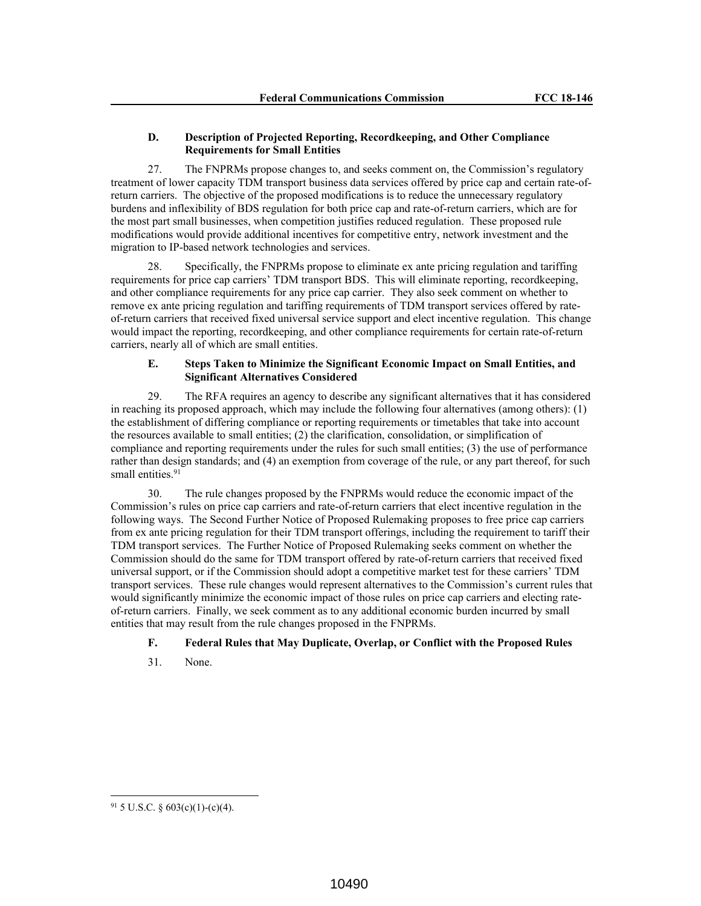### D. Description of Projected Reporting, Recordkeeping, and Other Compliance Requirements for Small Entities

27. The FNPRMs propose changes to, and seeks comment on, the Commission's regulatory treatment of lower capacity TDM transport business data services offered by price cap and certain rate-of-return carriers. The objective of the proposed modifications is to reduce the unnecessary regulatory burdens and inflexibility of BDS regulation for both price cap and rate-of-return carriers, which are for the most part small businesses, when competition justifies reduced regulation. These proposed rule modifications would provide additional incentives for competitive entry, network investment and the migration to IP-based network technologies and services.

28. Specifically, the FNPRMs propose to eliminate ex ante pricing regulation and tariffing requirements for price cap carriers' TDM transport BDS. This will eliminate reporting, recordkeeping, and other compliance requirements for any price cap carrier. They also seek comment on whether to remove ex ante pricing regulation and tariffing requirements of TDM transport services offered by rate-of-return carriers that received fixed universal service support and elect incentive regulation. This change would impact the reporting, recordkeeping, and other compliance requirements for certain rate-of-return carriers, nearly all of which are small entities.

### E. Steps Taken to Minimize the Significant Economic Impact on Small Entities, and Significant Alternatives Considered

29. The RFA requires an agency to describe any significant alternatives that it has considered in reaching its proposed approach, which may include the following four alternatives (among others): (1) the establishment of differing compliance or reporting requirements or timetables that take into account the resources available to small entities; (2) the clarification, consolidation, or simplification of compliance and reporting requirements under the rules for such small entities; (3) the use of performance rather than design standards; and (4) an exemption from coverage of the rule, or any part thereof, for such small entities.[91]

30. The rule changes proposed by the FNPRMs would reduce the economic impact of the Commission's rules on price cap carriers and rate-of-return carriers that elect incentive regulation in the following ways. The Second Further Notice of Proposed Rulemaking proposes to free price cap carriers from ex ante pricing regulation for their TDM transport offerings, including the requirement to tariff their TDM transport services. The Further Notice of Proposed Rulemaking seeks comment on whether the Commission should do the same for TDM transport offered by rate-of-return carriers that received fixed universal support, or if the Commission should adopt a competitive market test for these carriers' TDM transport services. These rule changes would represent alternatives to the Commission's current rules that would significantly minimize the economic impact of those rules on price cap carriers and electing rate-of-return carriers. Finally, we seek comment as to any additional economic burden incurred by small entities that may result from the rule changes proposed in the FNPRMs.

### F. Federal Rules that May Duplicate, Overlap, or Conflict with the Proposed Rules

31. None.

---

[91] 5 U.S.C. § 603(c)(1)-(c)(4).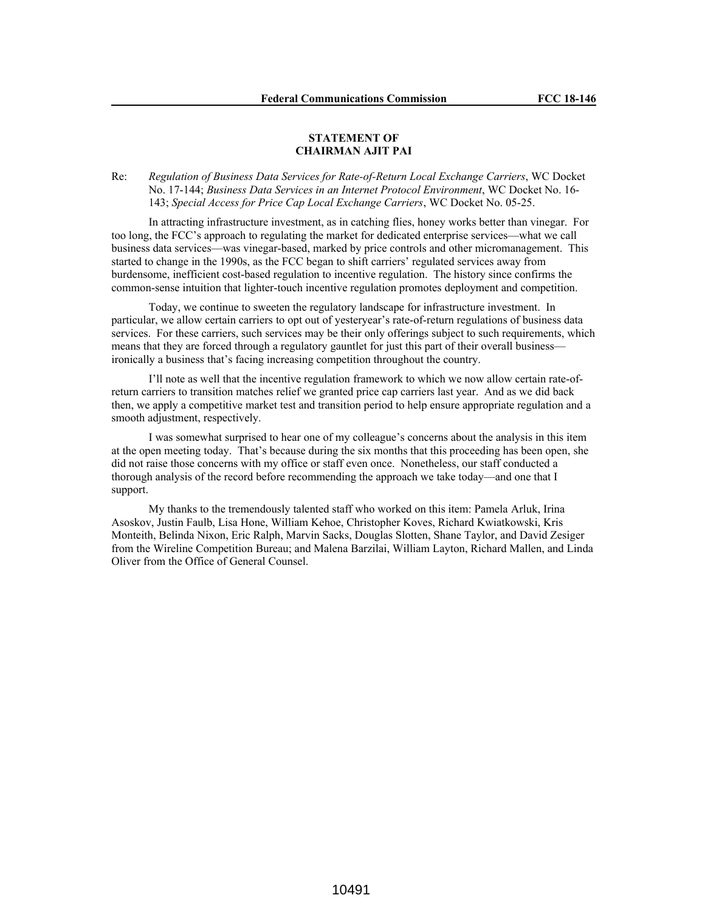**STATEMENT OF**
**CHAIRMAN AJIT PAI**

Re: *Regulation of Business Data Services for Rate-of-Return Local Exchange Carriers*, WC Docket No. 17-144; *Business Data Services in an Internet Protocol Environment*, WC Docket No. 16-143; *Special Access for Price Cap Local Exchange Carriers*, WC Docket No. 05-25.

In attracting infrastructure investment, as in catching flies, honey works better than vinegar. For too long, the FCC's approach to regulating the market for dedicated enterprise services—what we call business data services—was vinegar-based, marked by price controls and other micromanagement. This started to change in the 1990s, as the FCC began to shift carriers' regulated services away from burdensome, inefficient cost-based regulation to incentive regulation. The history since confirms the common-sense intuition that lighter-touch incentive regulation promotes deployment and competition.

Today, we continue to sweeten the regulatory landscape for infrastructure investment. In particular, we allow certain carriers to opt out of yesteryear's rate-of-return regulations of business data services. For these carriers, such services may be their only offerings subject to such requirements, which means that they are forced through a regulatory gauntlet for just this part of their overall business—ironically a business that's facing increasing competition throughout the country.

I'll note as well that the incentive regulation framework to which we now allow certain rate-of-return carriers to transition matches relief we granted price cap carriers last year. And as we did back then, we apply a competitive market test and transition period to help ensure appropriate regulation and a smooth adjustment, respectively.

I was somewhat surprised to hear one of my colleague's concerns about the analysis in this item at the open meeting today. That's because during the six months that this proceeding has been open, she did not raise those concerns with my office or staff even once. Nonetheless, our staff conducted a thorough analysis of the record before recommending the approach we take today—and one that I support.

My thanks to the tremendously talented staff who worked on this item: Pamela Arluk, Irina Asoskov, Justin Faulb, Lisa Hone, William Kehoe, Christopher Koves, Richard Kwiatkowski, Kris Monteith, Belinda Nixon, Eric Ralph, Marvin Sacks, Douglas Slotten, Shane Taylor, and David Zesiger from the Wireline Competition Bureau; and Malena Barzilai, William Layton, Richard Mallen, and Linda Oliver from the Office of General Counsel.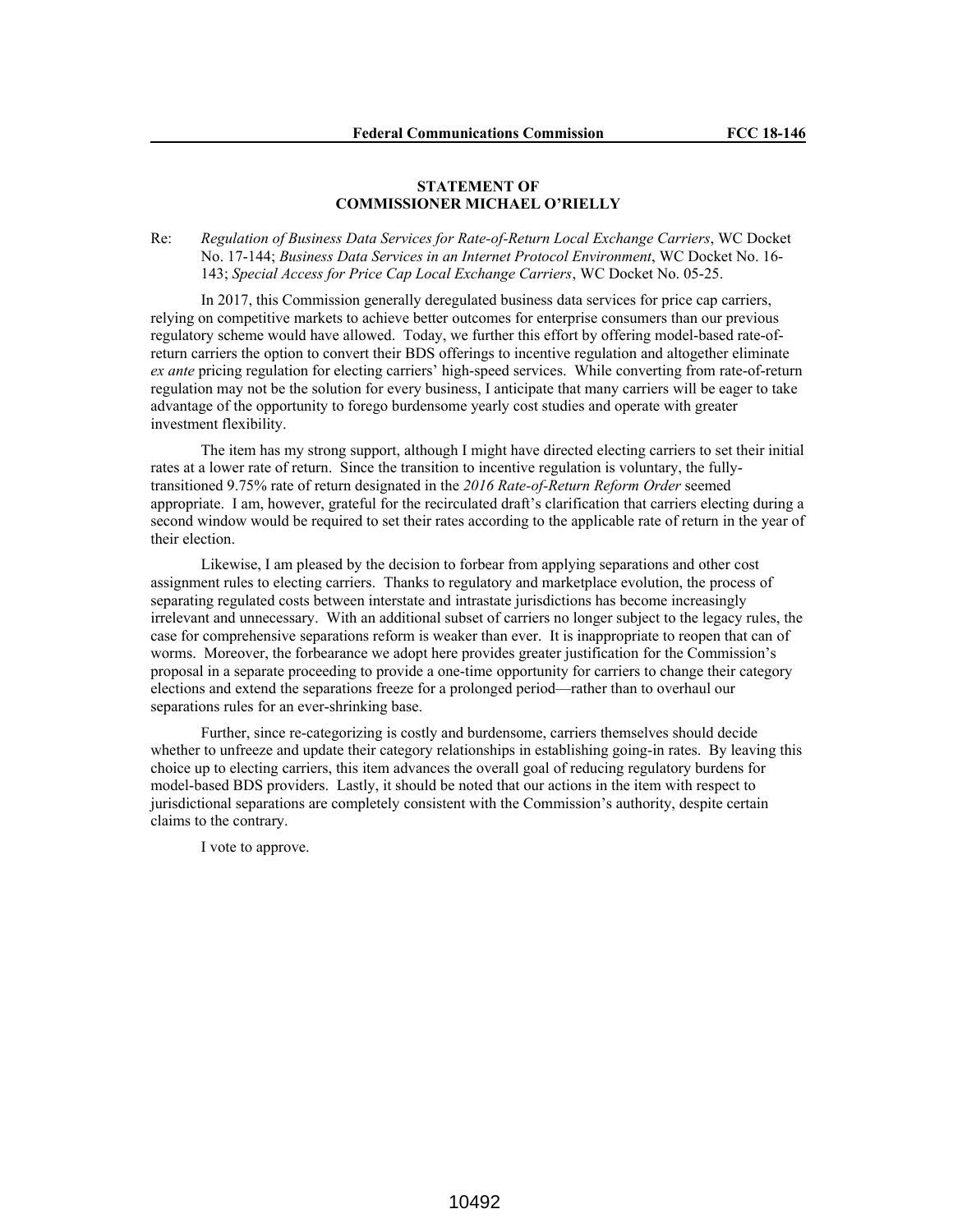**STATEMENT OF**
**COMMISSIONER MICHAEL O'RIELLY**

Re: *Regulation of Business Data Services for Rate-of-Return Local Exchange Carriers*, WC Docket No. 17-144; *Business Data Services in an Internet Protocol Environment*, WC Docket No. 16-143; *Special Access for Price Cap Local Exchange Carriers*, WC Docket No. 05-25.

In 2017, this Commission generally deregulated business data services for price cap carriers, relying on competitive markets to achieve better outcomes for enterprise consumers than our previous regulatory scheme would have allowed. Today, we further this effort by offering model-based rate-of-return carriers the option to convert their BDS offerings to incentive regulation and altogether eliminate *ex ante* pricing regulation for electing carriers' high-speed services. While converting from rate-of-return regulation may not be the solution for every business, I anticipate that many carriers will be eager to take advantage of the opportunity to forego burdensome yearly cost studies and operate with greater investment flexibility.

The item has my strong support, although I might have directed electing carriers to set their initial rates at a lower rate of return. Since the transition to incentive regulation is voluntary, the fully-transitioned 9.75% rate of return designated in the *2016 Rate-of-Return Reform Order* seemed appropriate. I am, however, grateful for the recirculated draft's clarification that carriers electing during a second window would be required to set their rates according to the applicable rate of return in the year of their election.

Likewise, I am pleased by the decision to forbear from applying separations and other cost assignment rules to electing carriers. Thanks to regulatory and marketplace evolution, the process of separating regulated costs between interstate and intrastate jurisdictions has become increasingly irrelevant and unnecessary. With an additional subset of carriers no longer subject to the legacy rules, the case for comprehensive separations reform is weaker than ever. It is inappropriate to reopen that can of worms. Moreover, the forbearance we adopt here provides greater justification for the Commission's proposal in a separate proceeding to provide a one-time opportunity for carriers to change their category elections and extend the separations freeze for a prolonged period—rather than to overhaul our separations rules for an ever-shrinking base.

Further, since re-categorizing is costly and burdensome, carriers themselves should decide whether to unfreeze and update their category relationships in establishing going-in rates. By leaving this choice up to electing carriers, this item advances the overall goal of reducing regulatory burdens for model-based BDS providers. Lastly, it should be noted that our actions in the item with respect to jurisdictional separations are completely consistent with the Commission's authority, despite certain claims to the contrary.

I vote to approve.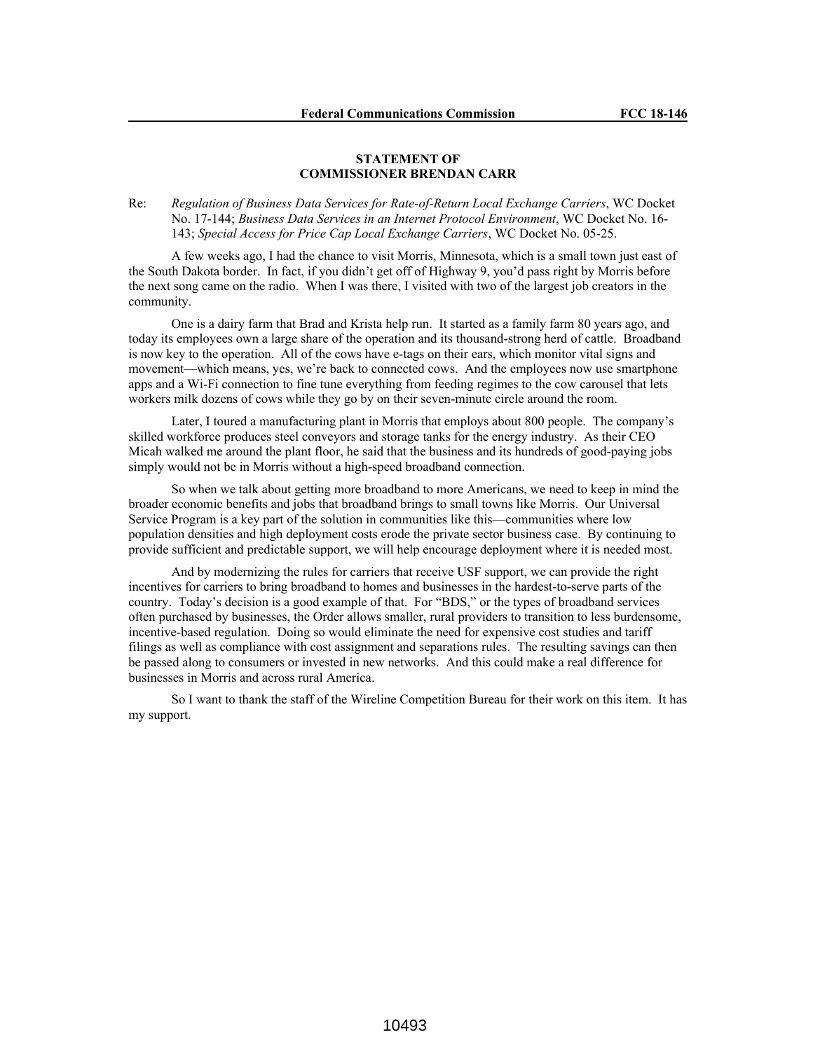**STATEMENT OF**
**COMMISSIONER BRENDAN CARR**

Re: *Regulation of Business Data Services for Rate-of-Return Local Exchange Carriers*, WC Docket No. 17-144; *Business Data Services in an Internet Protocol Environment*, WC Docket No. 16-143; *Special Access for Price Cap Local Exchange Carriers*, WC Docket No. 05-25.

A few weeks ago, I had the chance to visit Morris, Minnesota, which is a small town just east of the South Dakota border. In fact, if you didn't get off of Highway 9, you'd pass right by Morris before the next song came on the radio. When I was there, I visited with two of the largest job creators in the community.

One is a dairy farm that Brad and Krista help run. It started as a family farm 80 years ago, and today its employees own a large share of the operation and its thousand-strong herd of cattle. Broadband is now key to the operation. All of the cows have e-tags on their ears, which monitor vital signs and movement—which means, yes, we're back to connected cows. And the employees now use smartphone apps and a Wi-Fi connection to fine tune everything from feeding regimes to the cow carousel that lets workers milk dozens of cows while they go by on their seven-minute circle around the room.

Later, I toured a manufacturing plant in Morris that employs about 800 people. The company's skilled workforce produces steel conveyors and storage tanks for the energy industry. As their CEO Micah walked me around the plant floor, he said that the business and its hundreds of good-paying jobs simply would not be in Morris without a high-speed broadband connection.

So when we talk about getting more broadband to more Americans, we need to keep in mind the broader economic benefits and jobs that broadband brings to small towns like Morris. Our Universal Service Program is a key part of the solution in communities like this—communities where low population densities and high deployment costs erode the private sector business case. By continuing to provide sufficient and predictable support, we will help encourage deployment where it is needed most.

And by modernizing the rules for carriers that receive USF support, we can provide the right incentives for carriers to bring broadband to homes and businesses in the hardest-to-serve parts of the country. Today's decision is a good example of that. For "BDS," or the types of broadband services often purchased by businesses, the Order allows smaller, rural providers to transition to less burdensome, incentive-based regulation. Doing so would eliminate the need for expensive cost studies and tariff filings as well as compliance with cost assignment and separations rules. The resulting savings can then be passed along to consumers or invested in new networks. And this could make a real difference for businesses in Morris and across rural America.

So I want to thank the staff of the Wireline Competition Bureau for their work on this item. It has my support.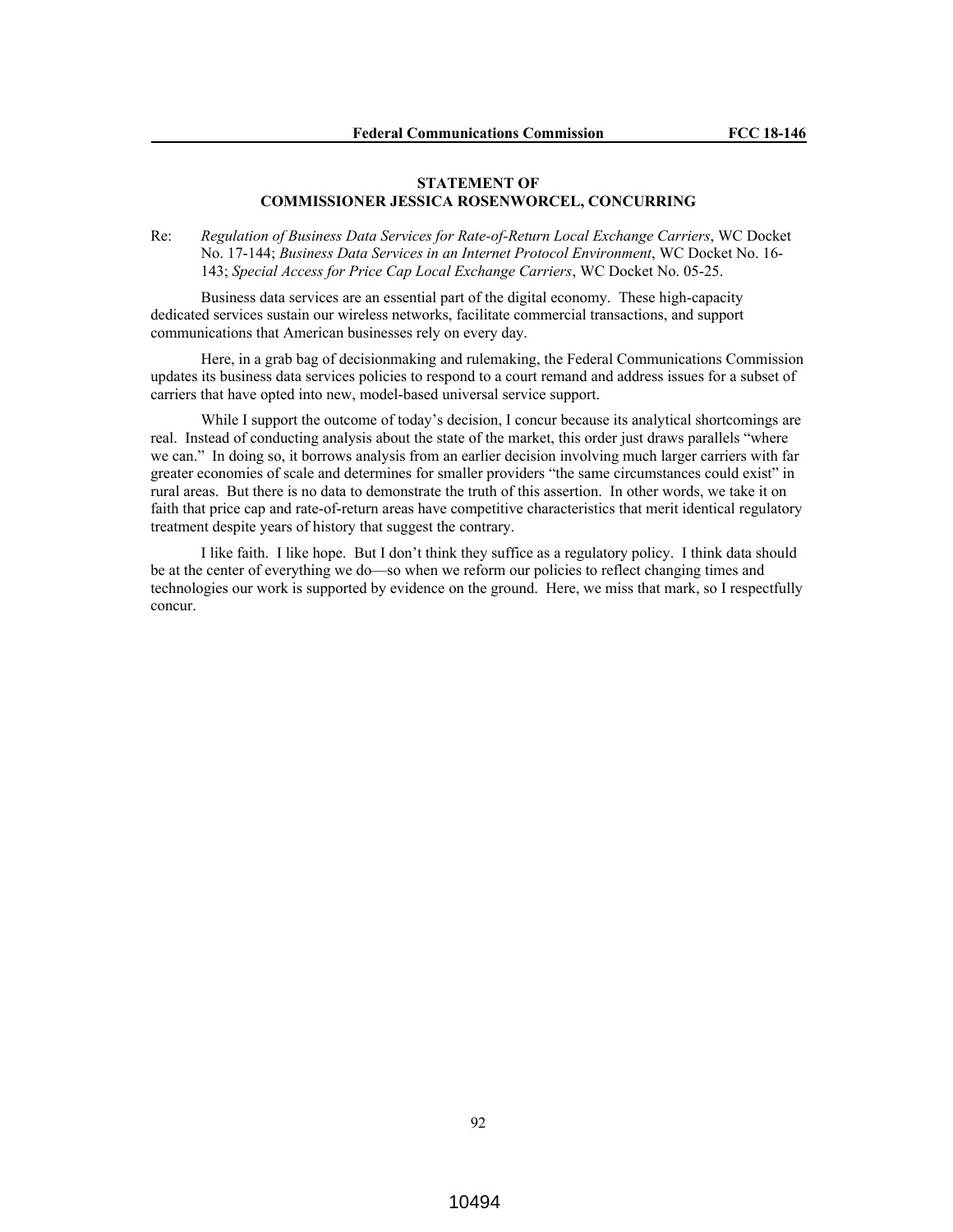**STATEMENT OF**
**COMMISSIONER JESSICA ROSENWORCEL, CONCURRING**

Re: *Regulation of Business Data Services for Rate-of-Return Local Exchange Carriers*, WC Docket No. 17-144; *Business Data Services in an Internet Protocol Environment*, WC Docket No. 16-143; *Special Access for Price Cap Local Exchange Carriers*, WC Docket No. 05-25.

Business data services are an essential part of the digital economy. These high-capacity dedicated services sustain our wireless networks, facilitate commercial transactions, and support communications that American businesses rely on every day.

Here, in a grab bag of decisionmaking and rulemaking, the Federal Communications Commission updates its business data services policies to respond to a court remand and address issues for a subset of carriers that have opted into new, model-based universal service support.

While I support the outcome of today's decision, I concur because its analytical shortcomings are real. Instead of conducting analysis about the state of the market, this order just draws parallels "where we can." In doing so, it borrows analysis from an earlier decision involving much larger carriers with far greater economies of scale and determines for smaller providers "the same circumstances could exist" in rural areas. But there is no data to demonstrate the truth of this assertion. In other words, we take it on faith that price cap and rate-of-return areas have competitive characteristics that merit identical regulatory treatment despite years of history that suggest the contrary.

I like faith. I like hope. But I don't think they suffice as a regulatory policy. I think data should be at the center of everything we do—so when we reform our policies to reflect changing times and technologies our work is supported by evidence on the ground. Here, we miss that mark, so I respectfully concur.